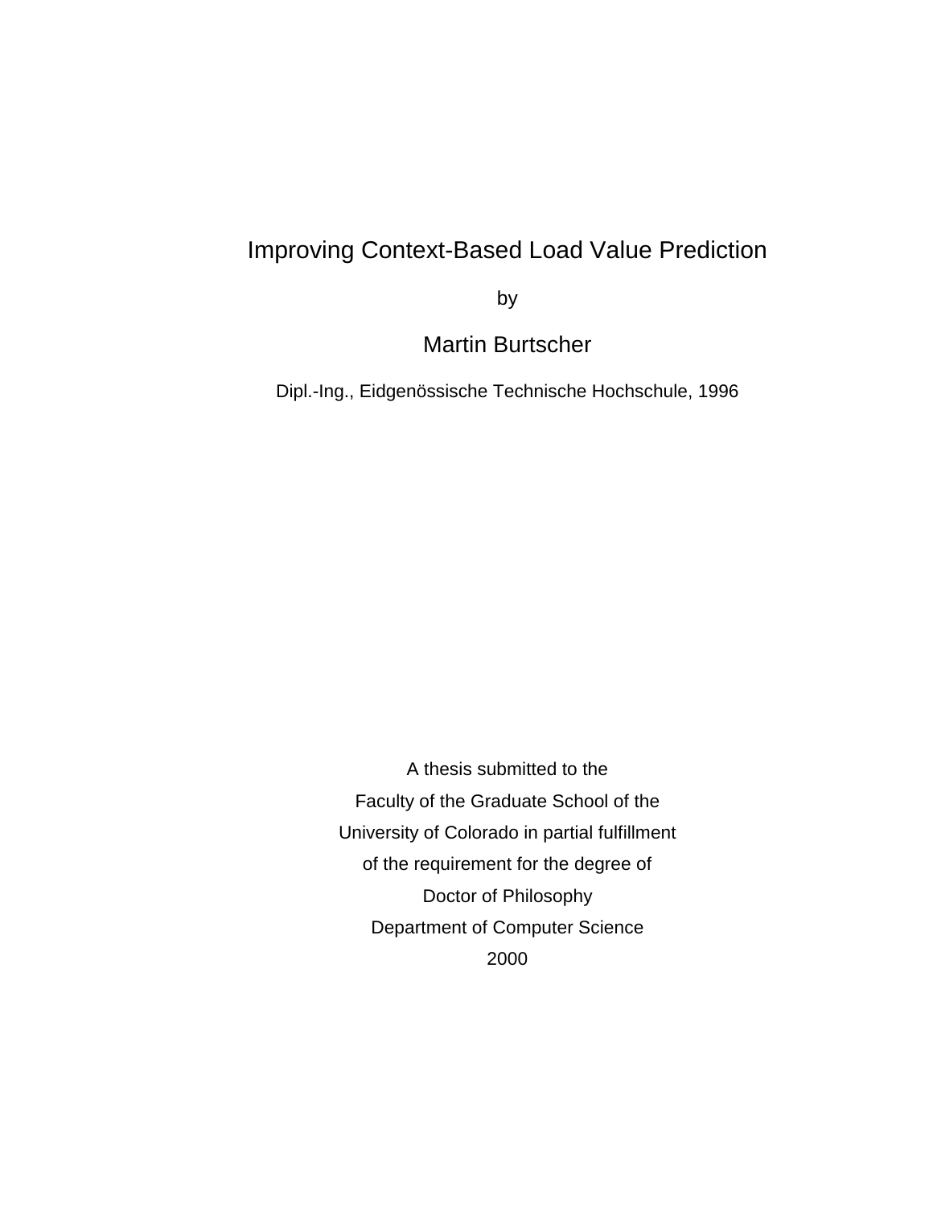# Improving Context-Based Load Value Prediction

by

## Martin Burtscher

Dipl.-Ing., Eidgenössische Technische Hochschule, 1996

A thesis submitted to the

Faculty of the Graduate School of the

University of Colorado in partial fulfillment

of the requirement for the degree of

Doctor of Philosophy

Department of Computer Science

2000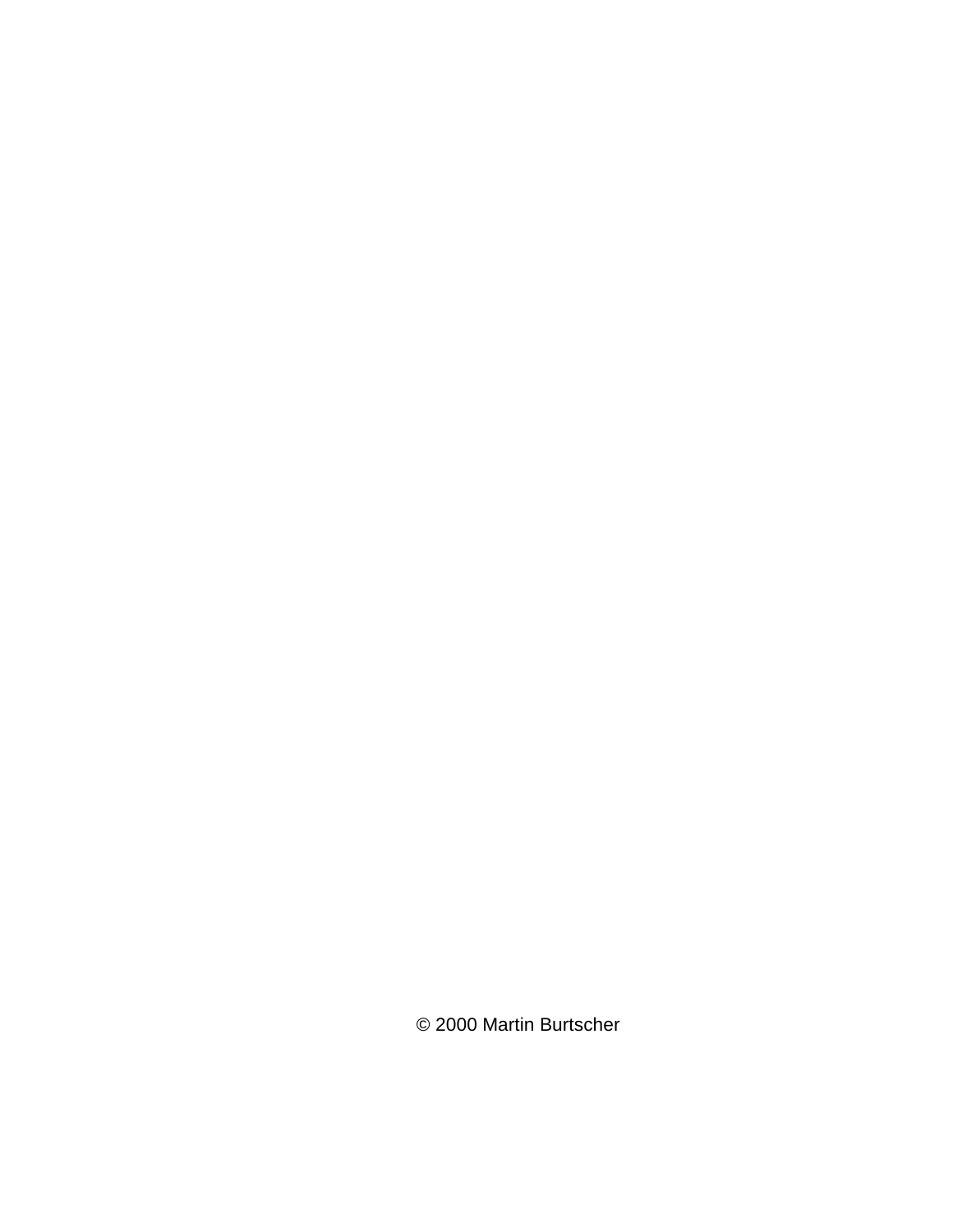© 2000 Martin Burtscher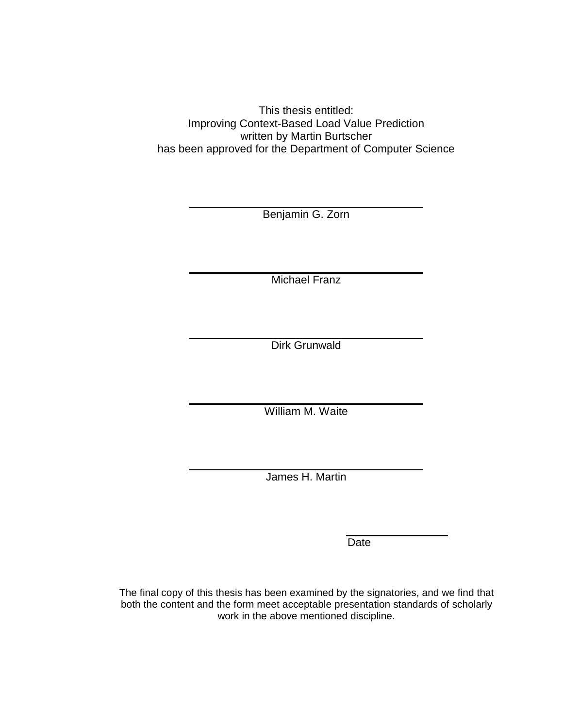This thesis entitled:
Improving Context-Based Load Value Prediction
written by Martin Burtscher
has been approved for the Department of Computer Science

Benjamin G. Zorn

Michael Franz

Dirk Grunwald

William M. Waite

James H. Martin

Date

The final copy of this thesis has been examined by the signatories, and we find that both the content and the form meet acceptable presentation standards of scholarly work in the above mentioned discipline.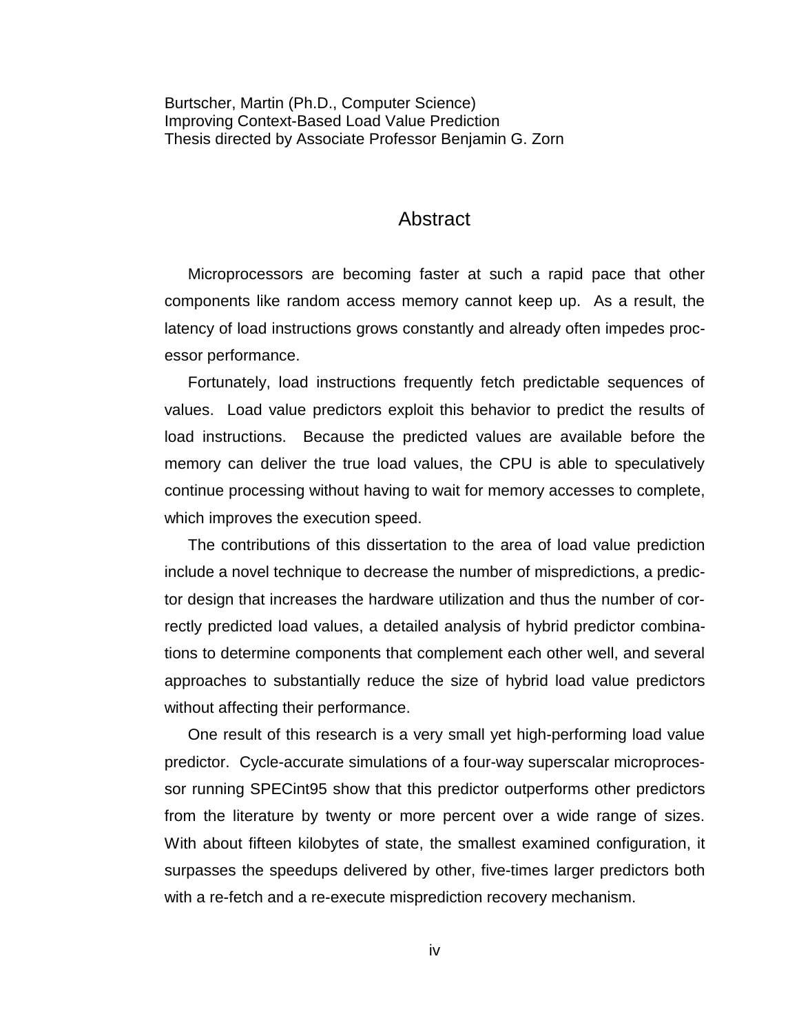Burtscher, Martin (Ph.D., Computer Science)
Improving Context-Based Load Value Prediction
Thesis directed by Associate Professor Benjamin G. Zorn

# Abstract

Microprocessors are becoming faster at such a rapid pace that other components like random access memory cannot keep up. As a result, the latency of load instructions grows constantly and already often impedes processor performance.

Fortunately, load instructions frequently fetch predictable sequences of values. Load value predictors exploit this behavior to predict the results of load instructions. Because the predicted values are available before the memory can deliver the true load values, the CPU is able to speculatively continue processing without having to wait for memory accesses to complete, which improves the execution speed.

The contributions of this dissertation to the area of load value prediction include a novel technique to decrease the number of mispredictions, a predictor design that increases the hardware utilization and thus the number of correctly predicted load values, a detailed analysis of hybrid predictor combinations to determine components that complement each other well, and several approaches to substantially reduce the size of hybrid load value predictors without affecting their performance.

One result of this research is a very small yet high-performing load value predictor. Cycle-accurate simulations of a four-way superscalar microprocessor running SPECint95 show that this predictor outperforms other predictors from the literature by twenty or more percent over a wide range of sizes. With about fifteen kilobytes of state, the smallest examined configuration, it surpasses the speedups delivered by other, five-times larger predictors both with a re-fetch and a re-execute misprediction recovery mechanism.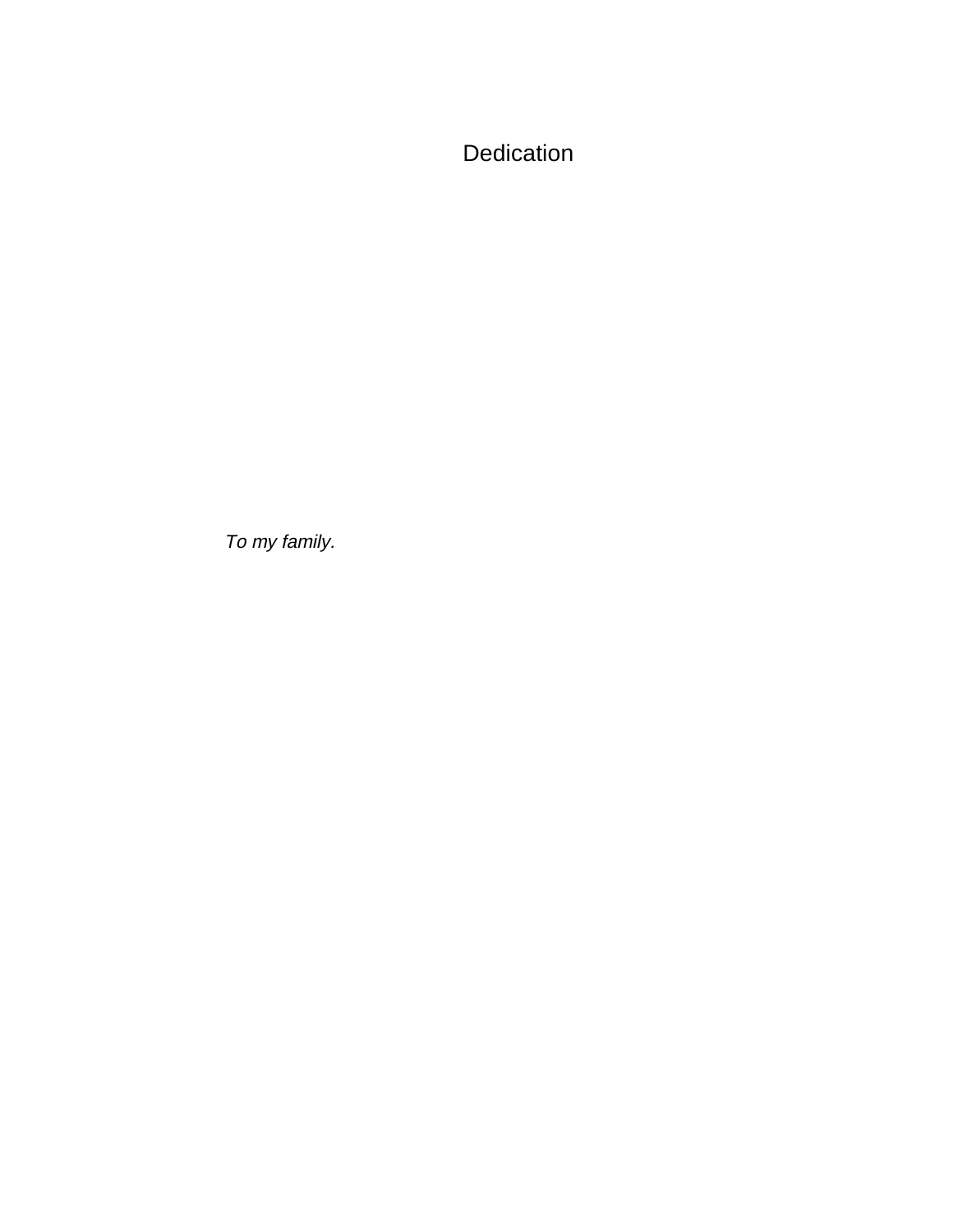# Dedication

*To my family.*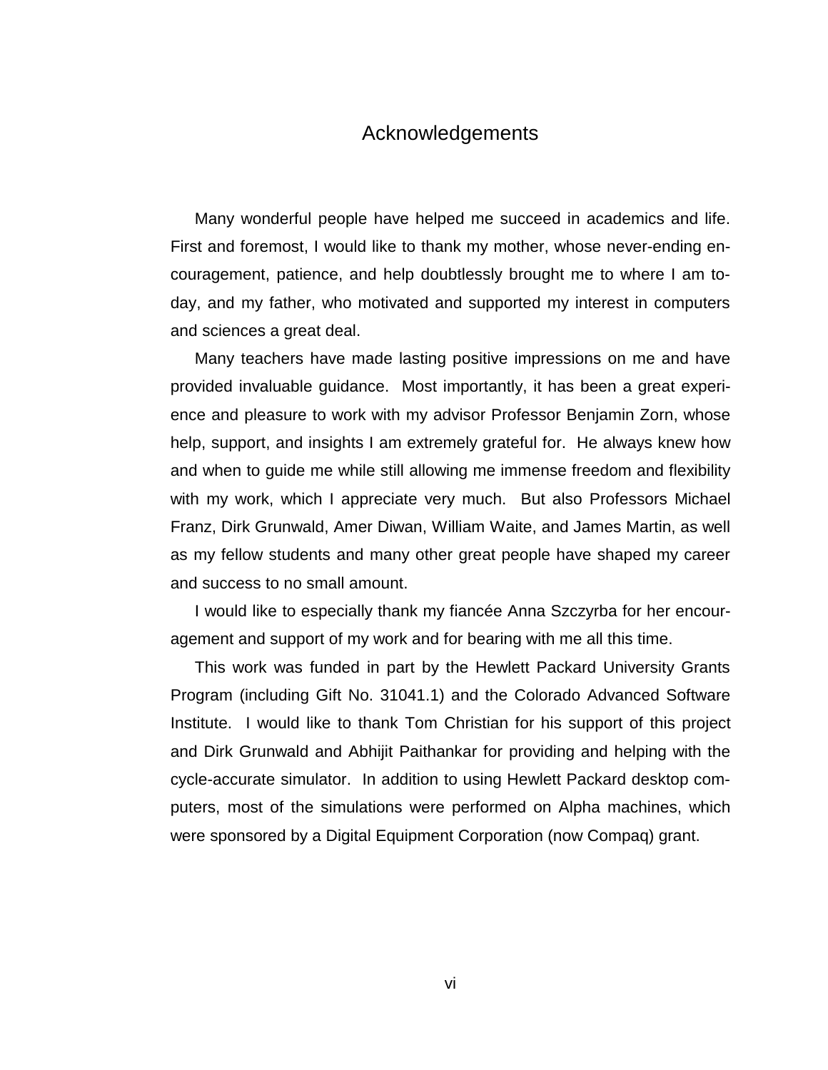# Acknowledgements

Many wonderful people have helped me succeed in academics and life. First and foremost, I would like to thank my mother, whose never-ending encouragement, patience, and help doubtlessly brought me to where I am today, and my father, who motivated and supported my interest in computers and sciences a great deal.

Many teachers have made lasting positive impressions on me and have provided invaluable guidance. Most importantly, it has been a great experience and pleasure to work with my advisor Professor Benjamin Zorn, whose help, support, and insights I am extremely grateful for. He always knew how and when to guide me while still allowing me immense freedom and flexibility with my work, which I appreciate very much. But also Professors Michael Franz, Dirk Grunwald, Amer Diwan, William Waite, and James Martin, as well as my fellow students and many other great people have shaped my career and success to no small amount.

I would like to especially thank my fiancée Anna Szczyrba for her encouragement and support of my work and for bearing with me all this time.

This work was funded in part by the Hewlett Packard University Grants Program (including Gift No. 31041.1) and the Colorado Advanced Software Institute. I would like to thank Tom Christian for his support of this project and Dirk Grunwald and Abhijit Paithankar for providing and helping with the cycle-accurate simulator. In addition to using Hewlett Packard desktop computers, most of the simulations were performed on Alpha machines, which were sponsored by a Digital Equipment Corporation (now Compaq) grant.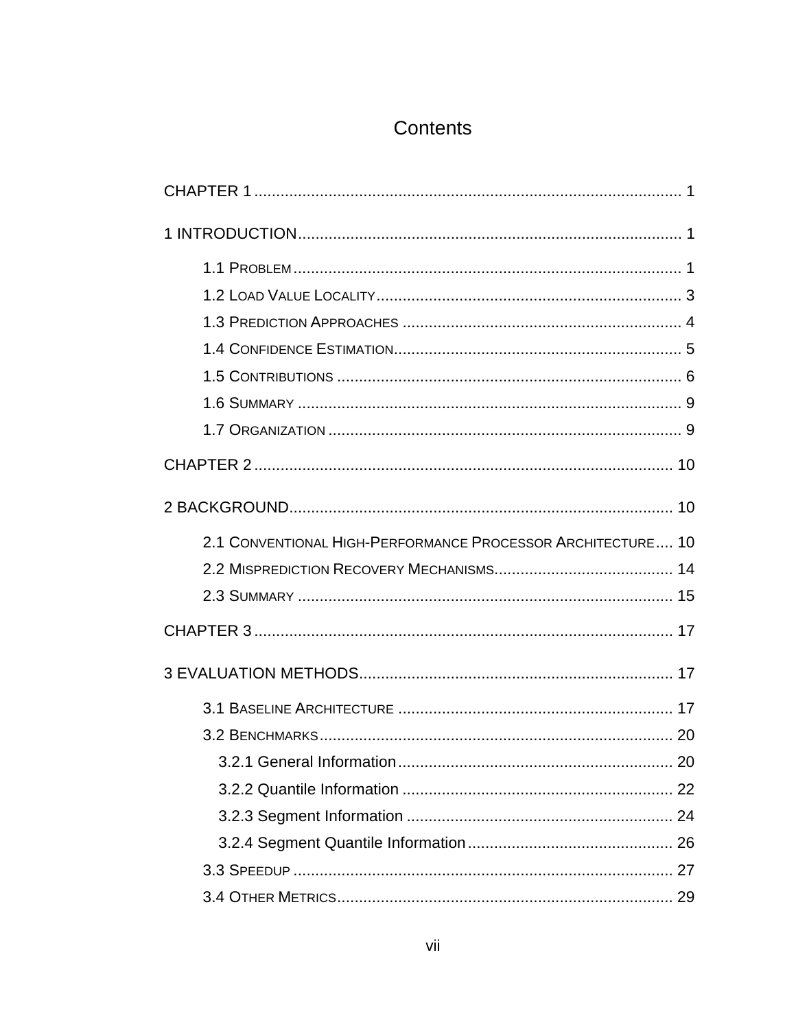# Contents

CHAPTER 1 ................................................................................................ 1

1 INTRODUCTION...................................................................................... 1

- 1.1 PROBLEM ........................................................................................ 1
- 1.2 LOAD VALUE LOCALITY..................................................................... 3
- 1.3 PREDICTION APPROACHES ............................................................... 4
- 1.4 CONFIDENCE ESTIMATION................................................................. 5
- 1.5 CONTRIBUTIONS ............................................................................. 6
- 1.6 SUMMARY ....................................................................................... 9
- 1.7 ORGANIZATION ................................................................................ 9

CHAPTER 2 ............................................................................................... 10

2 BACKGROUND....................................................................................... 10

- 2.1 CONVENTIONAL HIGH-PERFORMANCE PROCESSOR ARCHITECTURE.... 10
- 2.2 MISPREDICTION RECOVERY MECHANISMS......................................... 14
- 2.3 SUMMARY ..................................................................................... 15

CHAPTER 3 ............................................................................................... 17

3 EVALUATION METHODS....................................................................... 17

- 3.1 BASELINE ARCHITECTURE .............................................................. 17
- 3.2 BENCHMARKS................................................................................ 20
  - 3.2.1 General Information.............................................................. 20
  - 3.2.2 Quantile Information ............................................................. 22
  - 3.2.3 Segment Information ............................................................ 24
  - 3.2.4 Segment Quantile Information.............................................. 26
- 3.3 SPEEDUP ...................................................................................... 27
- 3.4 OTHER METRICS............................................................................ 29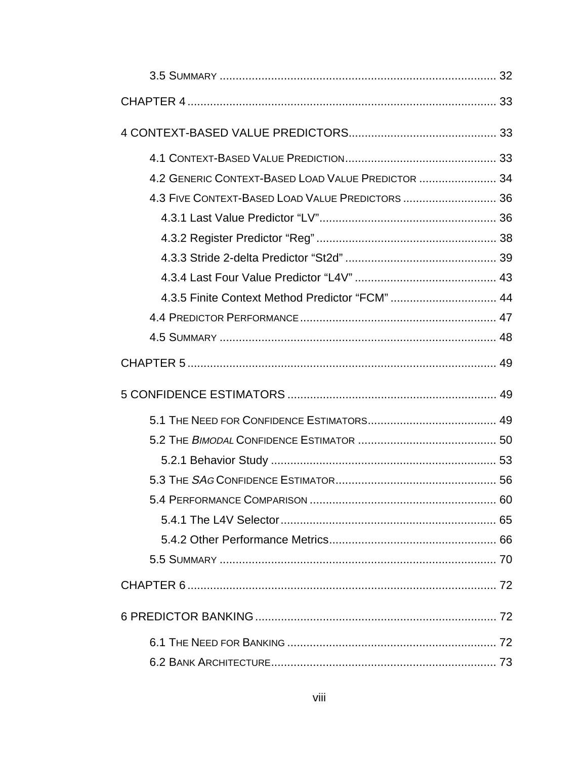3.5 Summary ..................................................................................... 32

CHAPTER 4 .............................................................................................. 33

4 CONTEXT-BASED VALUE PREDICTORS............................................ 33

4.1 Context-Based Value Prediction.............................................. 33

4.2 Generic Context-Based Load Value Predictor ........................ 34

4.3 Five Context-Based Load Value Predictors ............................ 36

4.3.1 Last Value Predictor “LV”...................................................... 36

4.3.2 Register Predictor “Reg” ....................................................... 38

4.3.3 Stride 2-delta Predictor “St2d” .............................................. 39

4.3.4 Last Four Value Predictor “L4V” ........................................... 43

4.3.5 Finite Context Method Predictor “FCM” ................................ 44

4.4 Predictor Performance............................................................ 47

4.5 Summary ..................................................................................... 48

CHAPTER 5 .............................................................................................. 49

5 CONFIDENCE ESTIMATORS ................................................................ 49

5.1 The Need for Confidence Estimators........................................ 49

5.2 The *Bimodal* Confidence Estimator .......................................... 50

5.2.1 Behavior Study ..................................................................... 53

5.3 The *SAg* Confidence Estimator................................................. 56

5.4 Performance Comparison .......................................................... 60

5.4.1 The L4V Selector.................................................................. 65

5.4.2 Other Performance Metrics................................................... 66

5.5 Summary ..................................................................................... 70

CHAPTER 6 .............................................................................................. 72

6 PREDICTOR BANKING .......................................................................... 72

6.1 The Need for Banking ................................................................ 72

6.2 Bank Architecture...................................................................... 73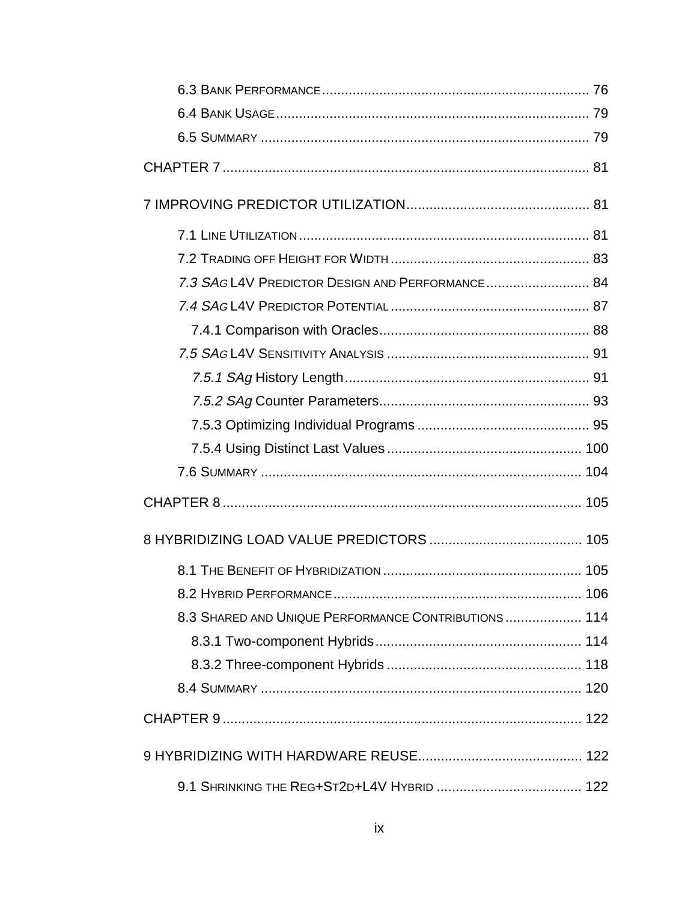6.3 BANK PERFORMANCE ..................................................................... 76

6.4 BANK USAGE ................................................................................. 79

6.5 SUMMARY ..................................................................................... 79

CHAPTER 7 ............................................................................................. 81

7 IMPROVING PREDICTOR UTILIZATION ............................................... 81

7.1 LINE UTILIZATION ........................................................................... 81

7.2 TRADING OFF HEIGHT FOR WIDTH .................................................... 83

*7.3 SAG* L4V PREDICTOR DESIGN AND PERFORMANCE ........................... 84

*7.4 SAG* L4V PREDICTOR POTENTIAL .................................................... 87

7.4.1 Comparison with Oracles ....................................................... 88

*7.5 SAG* L4V SENSITIVITY ANALYSIS ..................................................... 91

*7.5.1 SAg* History Length ............................................................... 91

*7.5.2 SAg* Counter Parameters ...................................................... 93

7.5.3 Optimizing Individual Programs ............................................. 95

7.5.4 Using Distinct Last Values ................................................... 100

7.6 SUMMARY ................................................................................... 104

CHAPTER 8 ........................................................................................... 105

8 HYBRIDIZING LOAD VALUE PREDICTORS ........................................ 105

8.1 THE BENEFIT OF HYBRIDIZATION .................................................... 105

8.2 HYBRID PERFORMANCE ................................................................. 106

8.3 SHARED AND UNIQUE PERFORMANCE CONTRIBUTIONS .................... 114

8.3.1 Two-component Hybrids ...................................................... 114

8.3.2 Three-component Hybrids ................................................... 118

8.4 SUMMARY ................................................................................... 120

CHAPTER 9 ........................................................................................... 122

9 HYBRIDIZING WITH HARDWARE REUSE ........................................... 122

9.1 SHRINKING THE REG+ST2D+L4V HYBRID ...................................... 122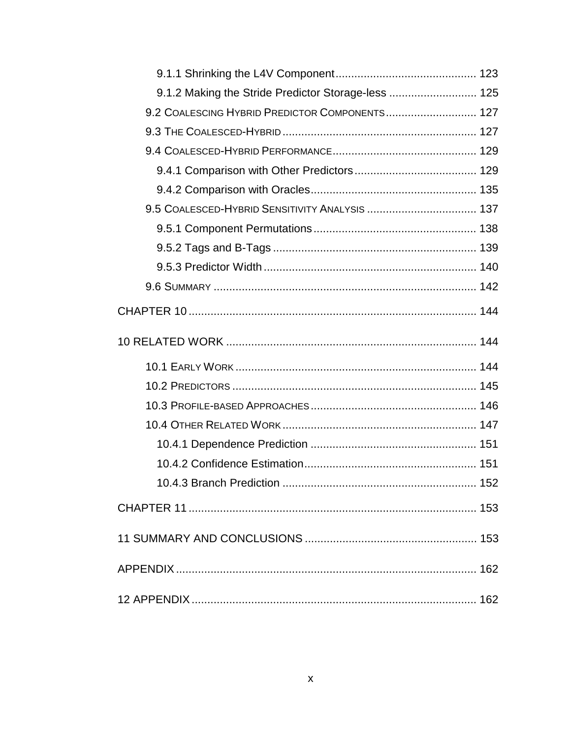9.1.1 Shrinking the L4V Component ............................................ 123

9.1.2 Making the Stride Predictor Storage-less ............................ 125

9.2 COALESCING HYBRID PREDICTOR COMPONENTS ............................ 127

9.3 THE COALESCED-HYBRID ............................................................ 127

9.4 COALESCED-HYBRID PERFORMANCE ............................................ 129

9.4.1 Comparison with Other Predictors ....................................... 129

9.4.2 Comparison with Oracles ..................................................... 135

9.5 COALESCED-HYBRID SENSITIVITY ANALYSIS .................................. 137

9.5.1 Component Permutations .................................................... 138

9.5.2 Tags and B-Tags ................................................................. 139

9.5.3 Predictor Width .................................................................... 140

9.6 SUMMARY .................................................................................... 142

CHAPTER 10 ........................................................................................... 144

10 RELATED WORK ................................................................................ 144

10.1 EARLY WORK ............................................................................. 144

10.2 PREDICTORS .............................................................................. 145

10.3 PROFILE-BASED APPROACHES ..................................................... 146

10.4 OTHER RELATED WORK .............................................................. 147

10.4.1 Dependence Prediction ..................................................... 151

10.4.2 Confidence Estimation ....................................................... 151

10.4.3 Branch Prediction .............................................................. 152

CHAPTER 11 ........................................................................................... 153

11 SUMMARY AND CONCLUSIONS ....................................................... 153

APPENDIX ............................................................................................... 162

12 APPENDIX .......................................................................................... 162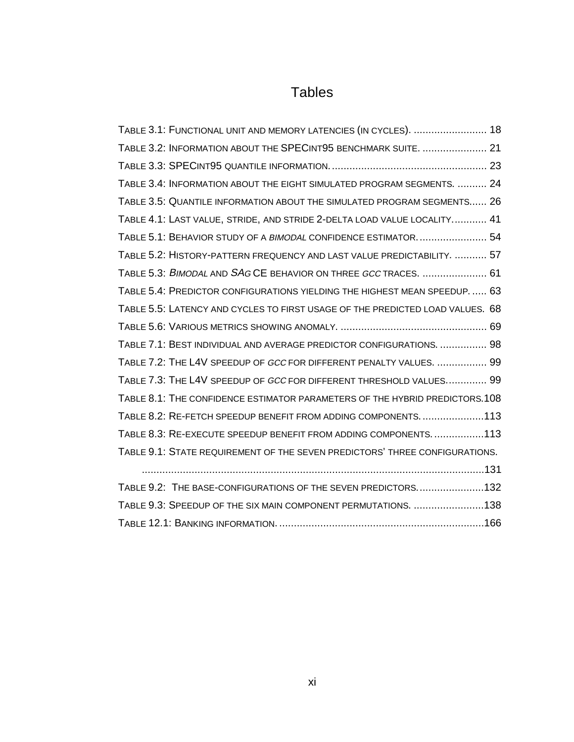# Tables

TABLE 3.1: FUNCTIONAL UNIT AND MEMORY LATENCIES (IN CYCLES). ......................... 18

TABLE 3.2: INFORMATION ABOUT THE SPECINT95 BENCHMARK SUITE. ...................... 21

TABLE 3.3: SPECINT95 QUANTILE INFORMATION. .................................................... 23

TABLE 3.4: INFORMATION ABOUT THE EIGHT SIMULATED PROGRAM SEGMENTS. .......... 24

TABLE 3.5: QUANTILE INFORMATION ABOUT THE SIMULATED PROGRAM SEGMENTS...... 26

TABLE 4.1: LAST VALUE, STRIDE, AND STRIDE 2-DELTA LOAD VALUE LOCALITY............ 41

TABLE 5.1: BEHAVIOR STUDY OF A *BIMODAL* CONFIDENCE ESTIMATOR. ....................... 54

TABLE 5.2: HISTORY-PATTERN FREQUENCY AND LAST VALUE PREDICTABILITY. ........... 57

TABLE 5.3: *BIMODAL* AND *SAG* CE BEHAVIOR ON THREE *GCC* TRACES. ...................... 61

TABLE 5.4: PREDICTOR CONFIGURATIONS YIELDING THE HIGHEST MEAN SPEEDUP. ..... 63

TABLE 5.5: LATENCY AND CYCLES TO FIRST USAGE OF THE PREDICTED LOAD VALUES. 68

TABLE 5.6: VARIOUS METRICS SHOWING ANOMALY. .................................................. 69

TABLE 7.1: BEST INDIVIDUAL AND AVERAGE PREDICTOR CONFIGURATIONS. ................ 98

TABLE 7.2: THE L4V SPEEDUP OF *GCC* FOR DIFFERENT PENALTY VALUES. ................. 99

TABLE 7.3: THE L4V SPEEDUP OF *GCC* FOR DIFFERENT THRESHOLD VALUES............. 99

TABLE 8.1: THE CONFIDENCE ESTIMATOR PARAMETERS OF THE HYBRID PREDICTORS.108

TABLE 8.2: RE-FETCH SPEEDUP BENEFIT FROM ADDING COMPONENTS. .....................113

TABLE 8.3: RE-EXECUTE SPEEDUP BENEFIT FROM ADDING COMPONENTS. .................113

TABLE 9.1: STATE REQUIREMENT OF THE SEVEN PREDICTORS' THREE CONFIGURATIONS. ....................................................................................................................131

TABLE 9.2: THE BASE-CONFIGURATIONS OF THE SEVEN PREDICTORS. ......................132

TABLE 9.3: SPEEDUP OF THE SIX MAIN COMPONENT PERMUTATIONS. ........................138

TABLE 12.1: BANKING INFORMATION. .....................................................................166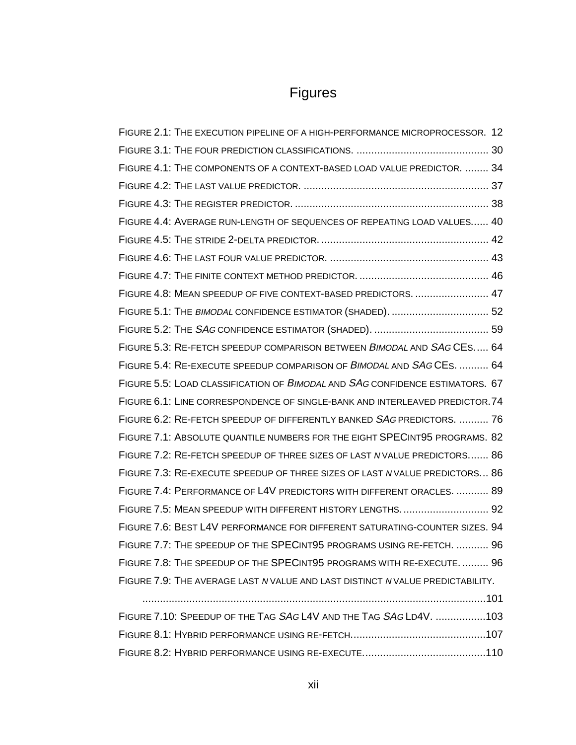# Figures

FIGURE 2.1: THE EXECUTION PIPELINE OF A HIGH-PERFORMANCE MICROPROCESSOR. 12

FIGURE 3.1: THE FOUR PREDICTION CLASSIFICATIONS. ............................................ 30

FIGURE 4.1: THE COMPONENTS OF A CONTEXT-BASED LOAD VALUE PREDICTOR. ........ 34

FIGURE 4.2: THE LAST VALUE PREDICTOR. ............................................................. 37

FIGURE 4.3: THE REGISTER PREDICTOR. ................................................................. 38

FIGURE 4.4: AVERAGE RUN-LENGTH OF SEQUENCES OF REPEATING LOAD VALUES...... 40

FIGURE 4.5: THE STRIDE 2-DELTA PREDICTOR. ........................................................ 42

FIGURE 4.6: THE LAST FOUR VALUE PREDICTOR. ..................................................... 43

FIGURE 4.7: THE FINITE CONTEXT METHOD PREDICTOR. ........................................... 46

FIGURE 4.8: MEAN SPEEDUP OF FIVE CONTEXT-BASED PREDICTORS. ......................... 47

FIGURE 5.1: THE *BIMODAL* CONFIDENCE ESTIMATOR (SHADED). ................................. 52

FIGURE 5.2: THE *SAG* CONFIDENCE ESTIMATOR (SHADED). ....................................... 59

FIGURE 5.3: RE-FETCH SPEEDUP COMPARISON BETWEEN *BIMODAL* AND *SAG* CES..... 64

FIGURE 5.4: RE-EXECUTE SPEEDUP COMPARISON OF *BIMODAL* AND *SAG* CES. .......... 64

FIGURE 5.5: LOAD CLASSIFICATION OF *BIMODAL* AND *SAG* CONFIDENCE ESTIMATORS. 67

FIGURE 6.1: LINE CORRESPONDENCE OF SINGLE-BANK AND INTERLEAVED PREDICTOR. 74

FIGURE 6.2: RE-FETCH SPEEDUP OF DIFFERENTLY BANKED *SAG* PREDICTORS. .......... 76

FIGURE 7.1: ABSOLUTE QUANTILE NUMBERS FOR THE EIGHT SPECINT95 PROGRAMS. 82

FIGURE 7.2: RE-FETCH SPEEDUP OF THREE SIZES OF LAST *N* VALUE PREDICTORS....... 86

FIGURE 7.3: RE-EXECUTE SPEEDUP OF THREE SIZES OF LAST *N* VALUE PREDICTORS... 86

FIGURE 7.4: PERFORMANCE OF L4V PREDICTORS WITH DIFFERENT ORACLES. ........... 89

FIGURE 7.5: MEAN SPEEDUP WITH DIFFERENT HISTORY LENGTHS. ............................. 92

FIGURE 7.6: BEST L4V PERFORMANCE FOR DIFFERENT SATURATING-COUNTER SIZES. 94

FIGURE 7.7: THE SPEEDUP OF THE SPECINT95 PROGRAMS USING RE-FETCH. ........... 96

FIGURE 7.8: THE SPEEDUP OF THE SPECINT95 PROGRAMS WITH RE-EXECUTE. ......... 96

FIGURE 7.9: THE AVERAGE LAST *N* VALUE AND LAST DISTINCT *N* VALUE PREDICTABILITY. ....................................................................................................................101

FIGURE 7.10: SPEEDUP OF THE TAG *SAG* L4V AND THE TAG *SAG* LD4V. .................103

FIGURE 8.1: HYBRID PERFORMANCE USING RE-FETCH..............................................107

FIGURE 8.2: HYBRID PERFORMANCE USING RE-EXECUTE..........................................110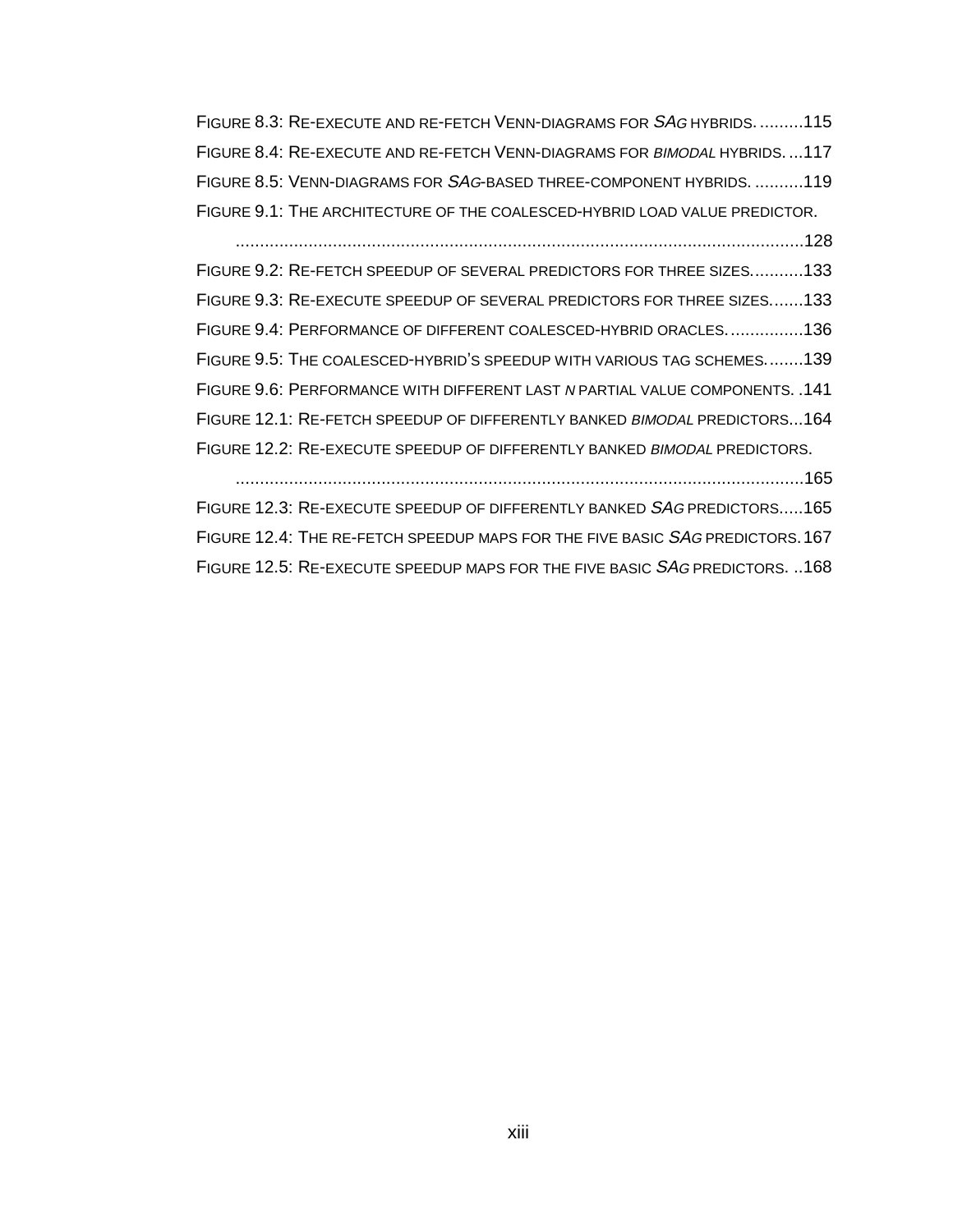Figure 8.3: Re-execute and re-fetch Venn-diagrams for *SAg* hybrids. .........115

Figure 8.4: Re-execute and re-fetch Venn-diagrams for *bimodal* hybrids. ...117

Figure 8.5: Venn-diagrams for *SAg*-based three-component hybrids. ..........119

Figure 9.1: The architecture of the coalesced-hybrid load value predictor. .....................................................................................................................128

Figure 9.2: Re-fetch speedup of several predictors for three sizes...........133

Figure 9.3: Re-execute speedup of several predictors for three sizes.......133

Figure 9.4: Performance of different coalesced-hybrid oracles. ...............136

Figure 9.5: The coalesced-hybrid's speedup with various tag schemes........139

Figure 9.6: Performance with different last *n* partial value components. .141

Figure 12.1: Re-fetch speedup of differently banked *bimodal* predictors...164

Figure 12.2: Re-execute speedup of differently banked *bimodal* predictors. .....................................................................................................................165

Figure 12.3: Re-execute speedup of differently banked *SAg* predictors.....165

Figure 12.4: The re-fetch speedup maps for the five basic *SAg* predictors. 167

Figure 12.5: Re-execute speedup maps for the five basic *SAg* predictors. ..168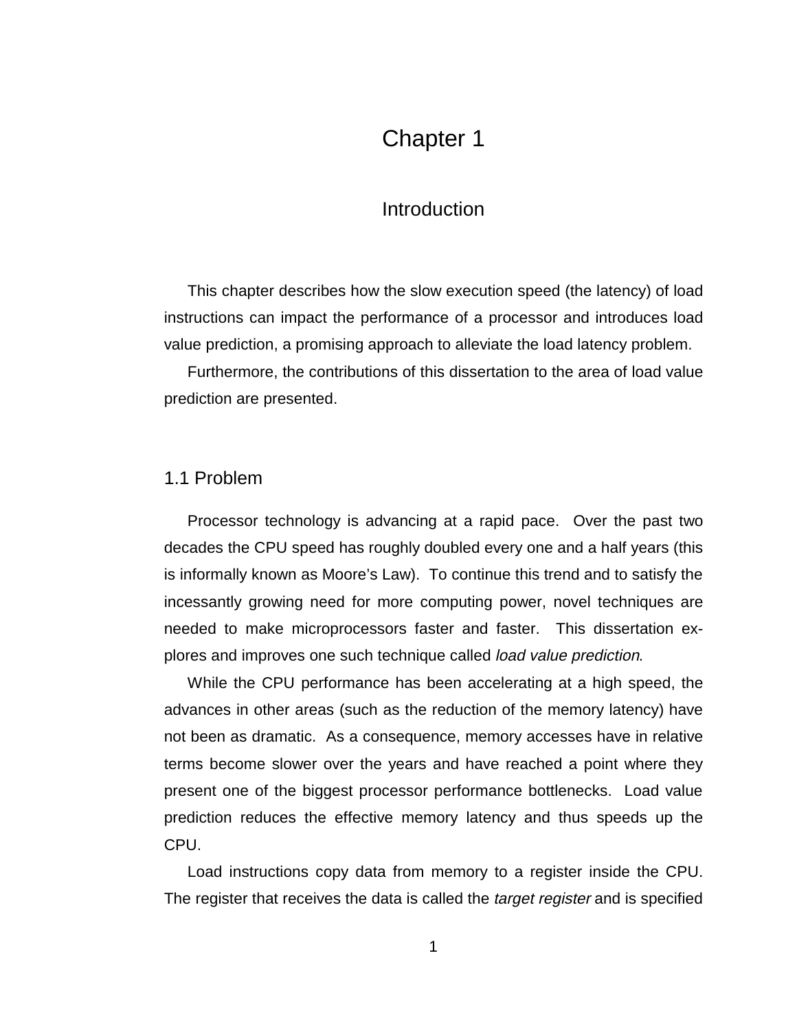# Chapter 1

## Introduction

This chapter describes how the slow execution speed (the latency) of load instructions can impact the performance of a processor and introduces load value prediction, a promising approach to alleviate the load latency problem.

Furthermore, the contributions of this dissertation to the area of load value prediction are presented.

### 1.1 Problem

Processor technology is advancing at a rapid pace. Over the past two decades the CPU speed has roughly doubled every one and a half years (this is informally known as Moore's Law). To continue this trend and to satisfy the incessantly growing need for more computing power, novel techniques are needed to make microprocessors faster and faster. This dissertation explores and improves one such technique called *load value prediction*.

While the CPU performance has been accelerating at a high speed, the advances in other areas (such as the reduction of the memory latency) have not been as dramatic. As a consequence, memory accesses have in relative terms become slower over the years and have reached a point where they present one of the biggest processor performance bottlenecks. Load value prediction reduces the effective memory latency and thus speeds up the CPU.

Load instructions copy data from memory to a register inside the CPU. The register that receives the data is called the *target register* and is specified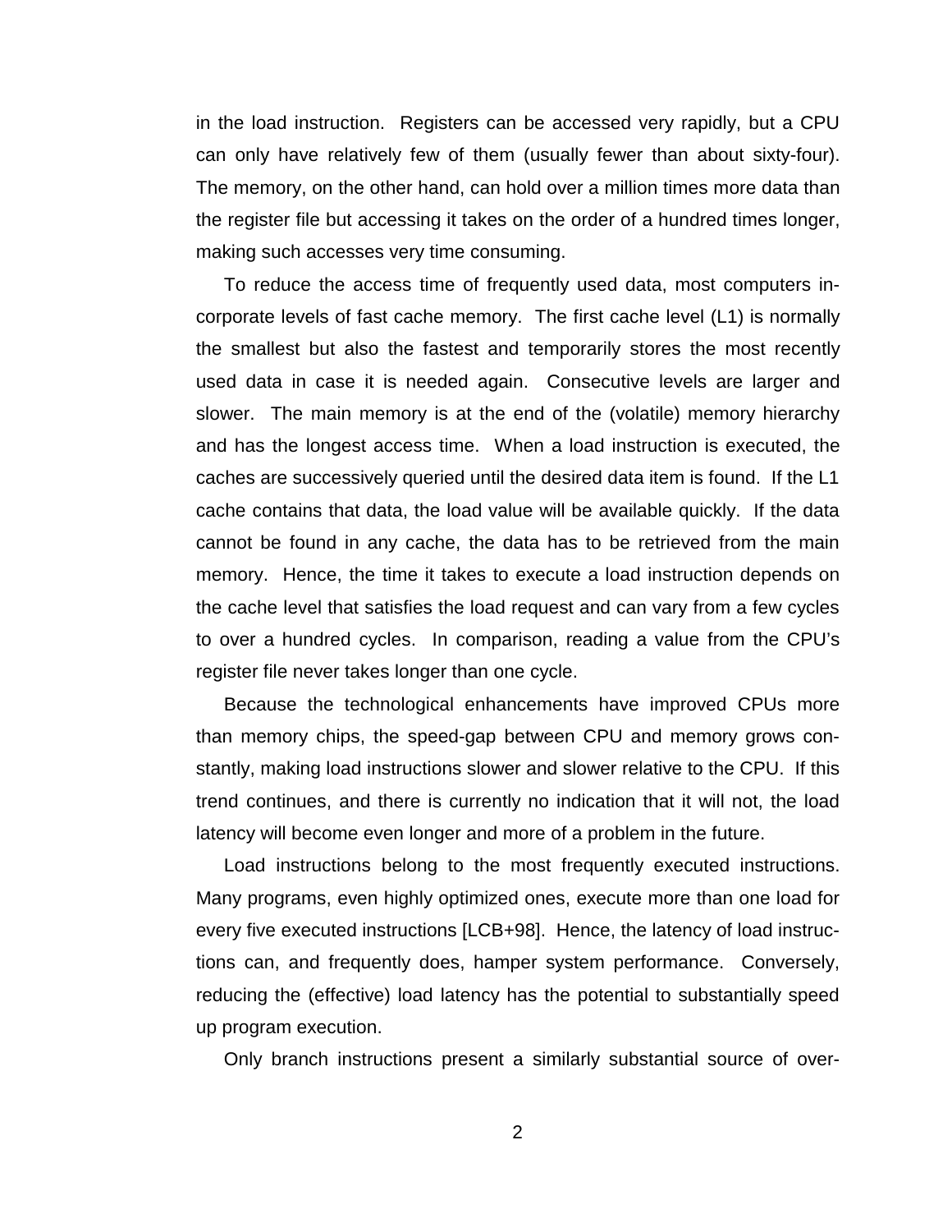in the load instruction. Registers can be accessed very rapidly, but a CPU can only have relatively few of them (usually fewer than about sixty-four). The memory, on the other hand, can hold over a million times more data than the register file but accessing it takes on the order of a hundred times longer, making such accesses very time consuming.

To reduce the access time of frequently used data, most computers incorporate levels of fast cache memory. The first cache level (L1) is normally the smallest but also the fastest and temporarily stores the most recently used data in case it is needed again. Consecutive levels are larger and slower. The main memory is at the end of the (volatile) memory hierarchy and has the longest access time. When a load instruction is executed, the caches are successively queried until the desired data item is found. If the L1 cache contains that data, the load value will be available quickly. If the data cannot be found in any cache, the data has to be retrieved from the main memory. Hence, the time it takes to execute a load instruction depends on the cache level that satisfies the load request and can vary from a few cycles to over a hundred cycles. In comparison, reading a value from the CPU's register file never takes longer than one cycle.

Because the technological enhancements have improved CPUs more than memory chips, the speed-gap between CPU and memory grows constantly, making load instructions slower and slower relative to the CPU. If this trend continues, and there is currently no indication that it will not, the load latency will become even longer and more of a problem in the future.

Load instructions belong to the most frequently executed instructions. Many programs, even highly optimized ones, execute more than one load for every five executed instructions [LCB+98]. Hence, the latency of load instructions can, and frequently does, hamper system performance. Conversely, reducing the (effective) load latency has the potential to substantially speed up program execution.

Only branch instructions present a similarly substantial source of over-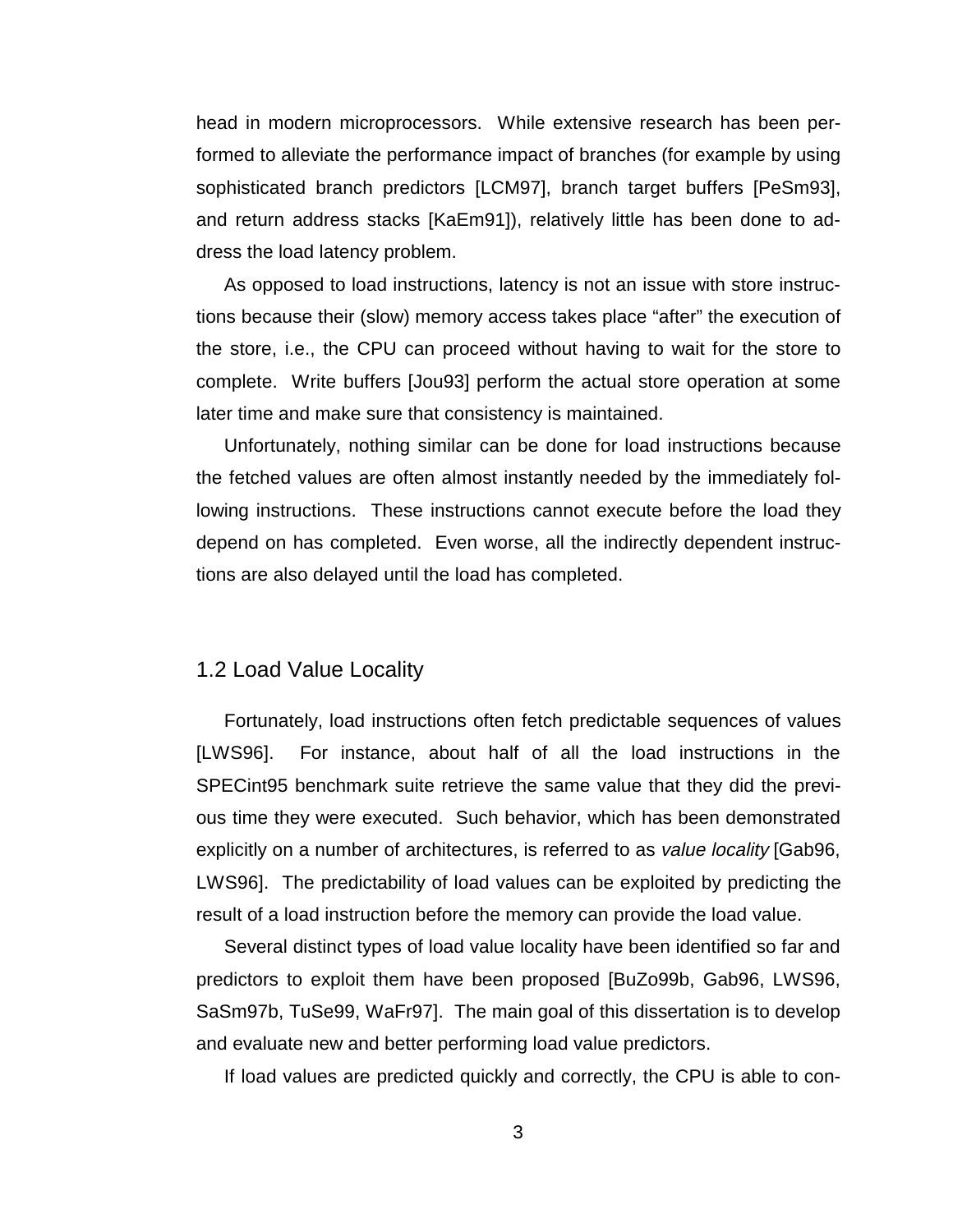head in modern microprocessors. While extensive research has been performed to alleviate the performance impact of branches (for example by using sophisticated branch predictors [LCM97], branch target buffers [PeSm93], and return address stacks [KaEm91]), relatively little has been done to address the load latency problem.

As opposed to load instructions, latency is not an issue with store instructions because their (slow) memory access takes place "after" the execution of the store, i.e., the CPU can proceed without having to wait for the store to complete. Write buffers [Jou93] perform the actual store operation at some later time and make sure that consistency is maintained.

Unfortunately, nothing similar can be done for load instructions because the fetched values are often almost instantly needed by the immediately following instructions. These instructions cannot execute before the load they depend on has completed. Even worse, all the indirectly dependent instructions are also delayed until the load has completed.

## 1.2 Load Value Locality

Fortunately, load instructions often fetch predictable sequences of values [LWS96]. For instance, about half of all the load instructions in the SPECint95 benchmark suite retrieve the same value that they did the previous time they were executed. Such behavior, which has been demonstrated explicitly on a number of architectures, is referred to as *value locality* [Gab96, LWS96]. The predictability of load values can be exploited by predicting the result of a load instruction before the memory can provide the load value.

Several distinct types of load value locality have been identified so far and predictors to exploit them have been proposed [BuZo99b, Gab96, LWS96, SaSm97b, TuSe99, WaFr97]. The main goal of this dissertation is to develop and evaluate new and better performing load value predictors.

If load values are predicted quickly and correctly, the CPU is able to con-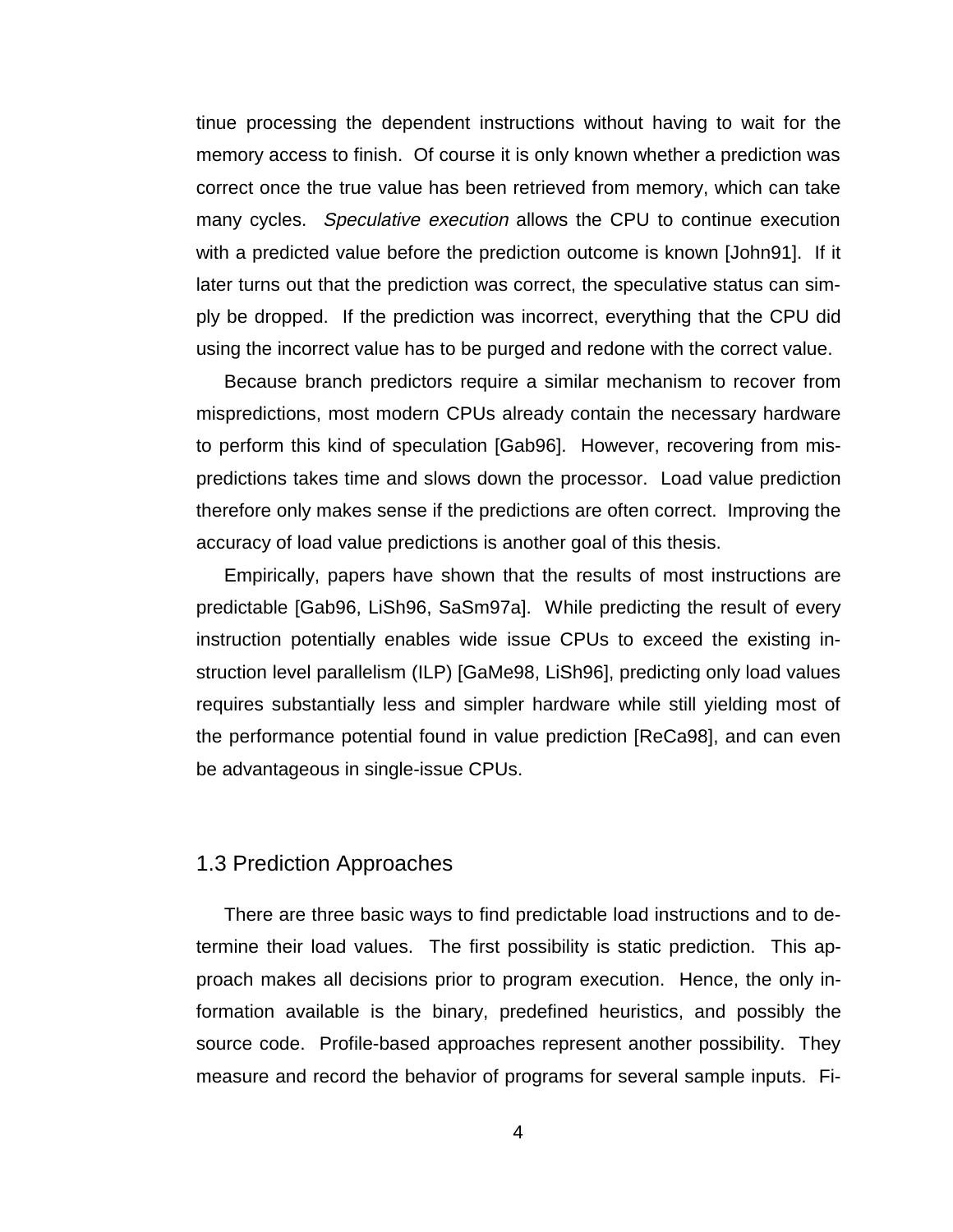tinue processing the dependent instructions without having to wait for the memory access to finish. Of course it is only known whether a prediction was correct once the true value has been retrieved from memory, which can take many cycles. *Speculative execution* allows the CPU to continue execution with a predicted value before the prediction outcome is known [John91]. If it later turns out that the prediction was correct, the speculative status can simply be dropped. If the prediction was incorrect, everything that the CPU did using the incorrect value has to be purged and redone with the correct value.

Because branch predictors require a similar mechanism to recover from mispredictions, most modern CPUs already contain the necessary hardware to perform this kind of speculation [Gab96]. However, recovering from mispredictions takes time and slows down the processor. Load value prediction therefore only makes sense if the predictions are often correct. Improving the accuracy of load value predictions is another goal of this thesis.

Empirically, papers have shown that the results of most instructions are predictable [Gab96, LiSh96, SaSm97a]. While predicting the result of every instruction potentially enables wide issue CPUs to exceed the existing instruction level parallelism (ILP) [GaMe98, LiSh96], predicting only load values requires substantially less and simpler hardware while still yielding most of the performance potential found in value prediction [ReCa98], and can even be advantageous in single-issue CPUs.

## 1.3 Prediction Approaches

There are three basic ways to find predictable load instructions and to determine their load values. The first possibility is static prediction. This approach makes all decisions prior to program execution. Hence, the only information available is the binary, predefined heuristics, and possibly the source code. Profile-based approaches represent another possibility. They measure and record the behavior of programs for several sample inputs. Fi-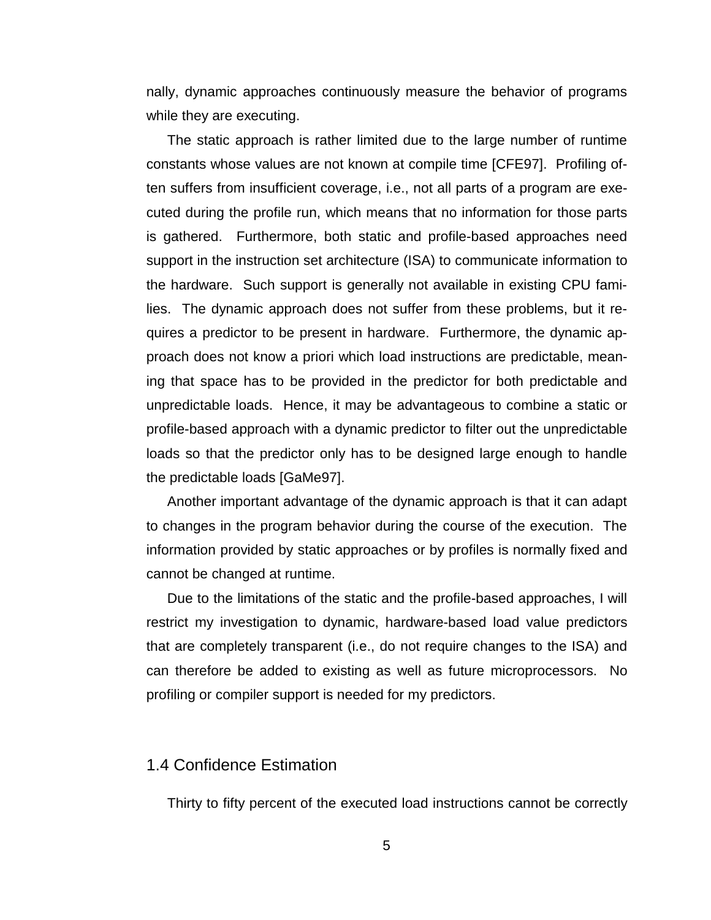nally, dynamic approaches continuously measure the behavior of programs while they are executing.

The static approach is rather limited due to the large number of runtime constants whose values are not known at compile time [CFE97]. Profiling often suffers from insufficient coverage, i.e., not all parts of a program are executed during the profile run, which means that no information for those parts is gathered. Furthermore, both static and profile-based approaches need support in the instruction set architecture (ISA) to communicate information to the hardware. Such support is generally not available in existing CPU families. The dynamic approach does not suffer from these problems, but it requires a predictor to be present in hardware. Furthermore, the dynamic approach does not know a priori which load instructions are predictable, meaning that space has to be provided in the predictor for both predictable and unpredictable loads. Hence, it may be advantageous to combine a static or profile-based approach with a dynamic predictor to filter out the unpredictable loads so that the predictor only has to be designed large enough to handle the predictable loads [GaMe97].

Another important advantage of the dynamic approach is that it can adapt to changes in the program behavior during the course of the execution. The information provided by static approaches or by profiles is normally fixed and cannot be changed at runtime.

Due to the limitations of the static and the profile-based approaches, I will restrict my investigation to dynamic, hardware-based load value predictors that are completely transparent (i.e., do not require changes to the ISA) and can therefore be added to existing as well as future microprocessors. No profiling or compiler support is needed for my predictors.

## 1.4 Confidence Estimation

Thirty to fifty percent of the executed load instructions cannot be correctly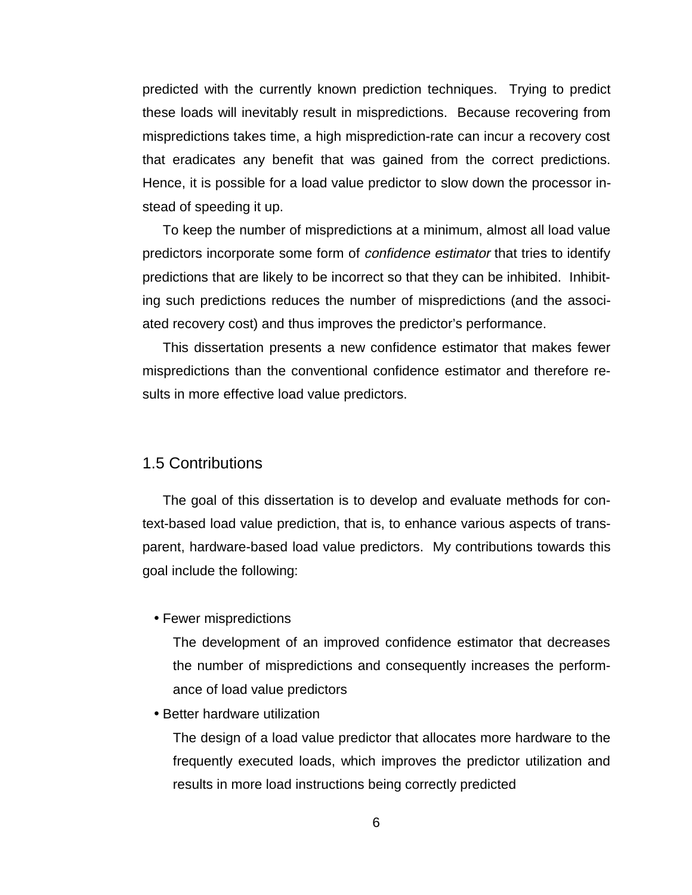predicted with the currently known prediction techniques. Trying to predict these loads will inevitably result in mispredictions. Because recovering from mispredictions takes time, a high misprediction-rate can incur a recovery cost that eradicates any benefit that was gained from the correct predictions. Hence, it is possible for a load value predictor to slow down the processor instead of speeding it up.

To keep the number of mispredictions at a minimum, almost all load value predictors incorporate some form of *confidence estimator* that tries to identify predictions that are likely to be incorrect so that they can be inhibited. Inhibiting such predictions reduces the number of mispredictions (and the associated recovery cost) and thus improves the predictor's performance.

This dissertation presents a new confidence estimator that makes fewer mispredictions than the conventional confidence estimator and therefore results in more effective load value predictors.

## 1.5 Contributions

The goal of this dissertation is to develop and evaluate methods for context-based load value prediction, that is, to enhance various aspects of transparent, hardware-based load value predictors. My contributions towards this goal include the following:

- Fewer mispredictions

  The development of an improved confidence estimator that decreases the number of mispredictions and consequently increases the performance of load value predictors

- Better hardware utilization

  The design of a load value predictor that allocates more hardware to the frequently executed loads, which improves the predictor utilization and results in more load instructions being correctly predicted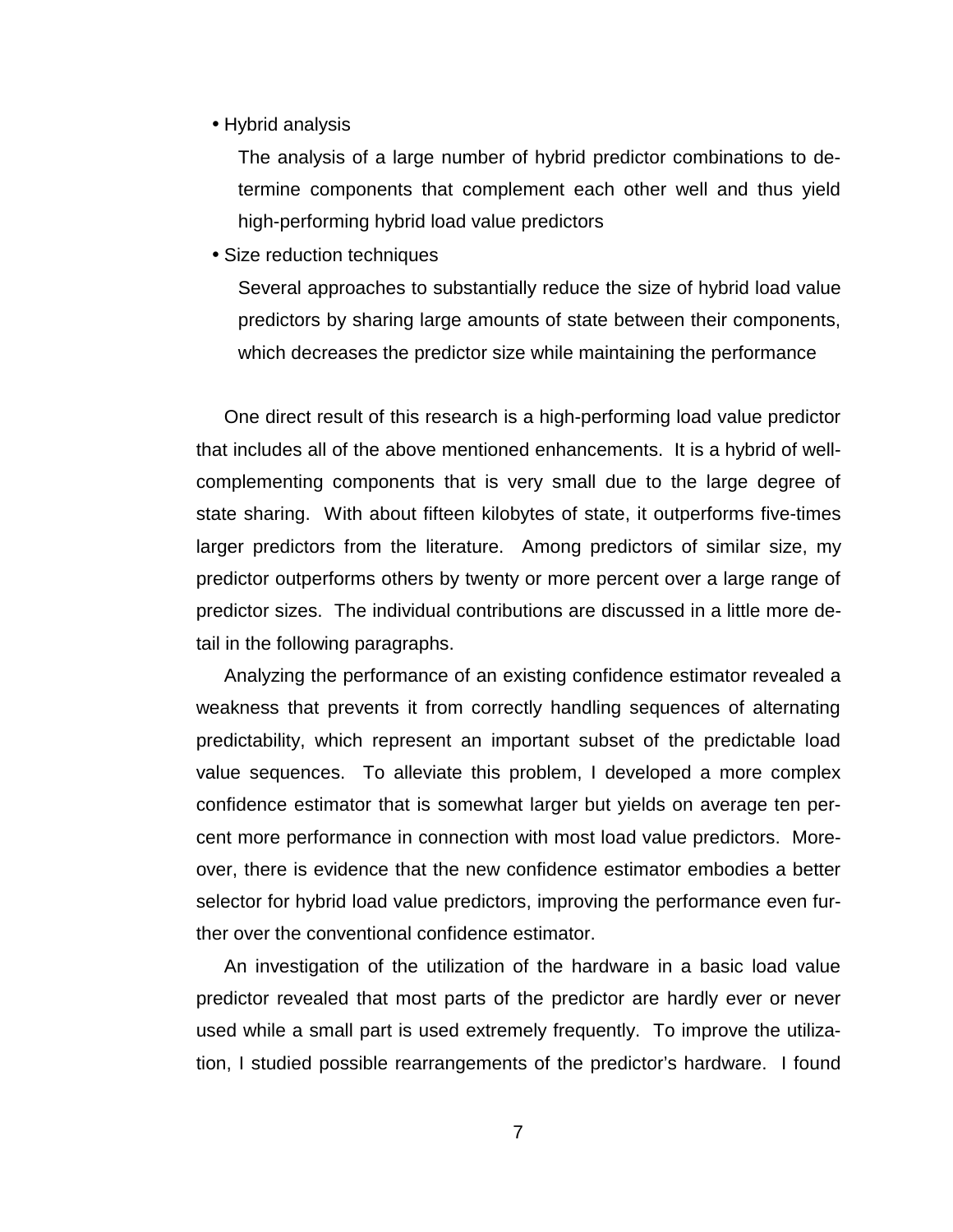- Hybrid analysis

  The analysis of a large number of hybrid predictor combinations to determine components that complement each other well and thus yield high-performing hybrid load value predictors

- Size reduction techniques

  Several approaches to substantially reduce the size of hybrid load value predictors by sharing large amounts of state between their components, which decreases the predictor size while maintaining the performance

One direct result of this research is a high-performing load value predictor that includes all of the above mentioned enhancements. It is a hybrid of well-complementing components that is very small due to the large degree of state sharing. With about fifteen kilobytes of state, it outperforms five-times larger predictors from the literature. Among predictors of similar size, my predictor outperforms others by twenty or more percent over a large range of predictor sizes. The individual contributions are discussed in a little more detail in the following paragraphs.

Analyzing the performance of an existing confidence estimator revealed a weakness that prevents it from correctly handling sequences of alternating predictability, which represent an important subset of the predictable load value sequences. To alleviate this problem, I developed a more complex confidence estimator that is somewhat larger but yields on average ten percent more performance in connection with most load value predictors. Moreover, there is evidence that the new confidence estimator embodies a better selector for hybrid load value predictors, improving the performance even further over the conventional confidence estimator.

An investigation of the utilization of the hardware in a basic load value predictor revealed that most parts of the predictor are hardly ever or never used while a small part is used extremely frequently. To improve the utilization, I studied possible rearrangements of the predictor's hardware. I found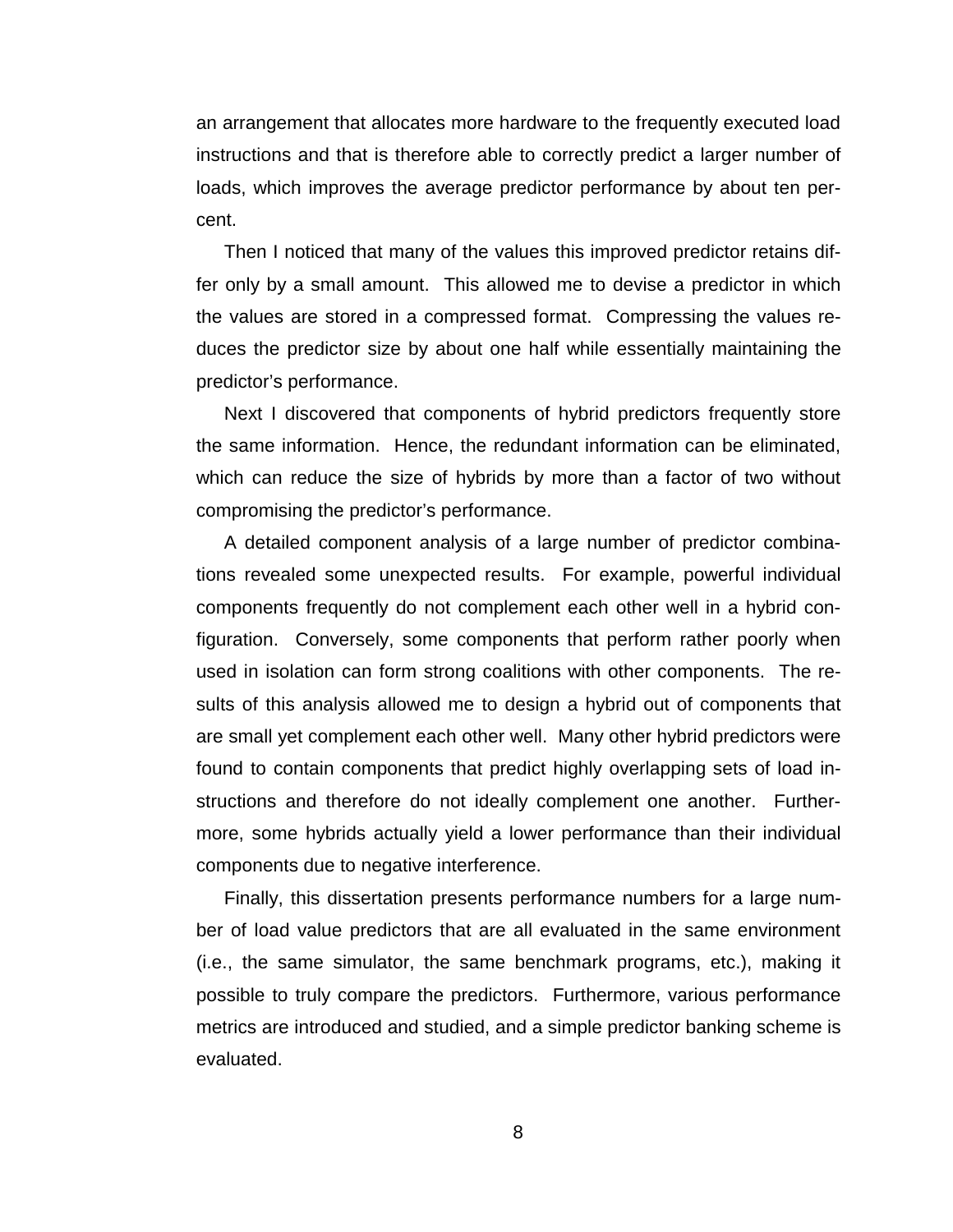an arrangement that allocates more hardware to the frequently executed load instructions and that is therefore able to correctly predict a larger number of loads, which improves the average predictor performance by about ten percent.

Then I noticed that many of the values this improved predictor retains differ only by a small amount. This allowed me to devise a predictor in which the values are stored in a compressed format. Compressing the values reduces the predictor size by about one half while essentially maintaining the predictor's performance.

Next I discovered that components of hybrid predictors frequently store the same information. Hence, the redundant information can be eliminated, which can reduce the size of hybrids by more than a factor of two without compromising the predictor's performance.

A detailed component analysis of a large number of predictor combinations revealed some unexpected results. For example, powerful individual components frequently do not complement each other well in a hybrid configuration. Conversely, some components that perform rather poorly when used in isolation can form strong coalitions with other components. The results of this analysis allowed me to design a hybrid out of components that are small yet complement each other well. Many other hybrid predictors were found to contain components that predict highly overlapping sets of load instructions and therefore do not ideally complement one another. Furthermore, some hybrids actually yield a lower performance than their individual components due to negative interference.

Finally, this dissertation presents performance numbers for a large number of load value predictors that are all evaluated in the same environment (i.e., the same simulator, the same benchmark programs, etc.), making it possible to truly compare the predictors. Furthermore, various performance metrics are introduced and studied, and a simple predictor banking scheme is evaluated.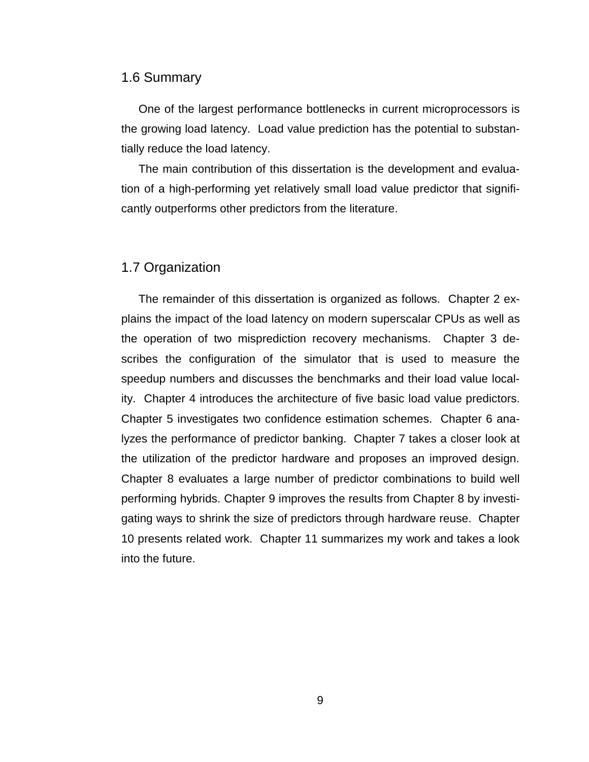## 1.6 Summary

One of the largest performance bottlenecks in current microprocessors is the growing load latency. Load value prediction has the potential to substantially reduce the load latency.

The main contribution of this dissertation is the development and evaluation of a high-performing yet relatively small load value predictor that significantly outperforms other predictors from the literature.

## 1.7 Organization

The remainder of this dissertation is organized as follows. Chapter 2 explains the impact of the load latency on modern superscalar CPUs as well as the operation of two misprediction recovery mechanisms. Chapter 3 describes the configuration of the simulator that is used to measure the speedup numbers and discusses the benchmarks and their load value locality. Chapter 4 introduces the architecture of five basic load value predictors. Chapter 5 investigates two confidence estimation schemes. Chapter 6 analyzes the performance of predictor banking. Chapter 7 takes a closer look at the utilization of the predictor hardware and proposes an improved design. Chapter 8 evaluates a large number of predictor combinations to build well performing hybrids. Chapter 9 improves the results from Chapter 8 by investigating ways to shrink the size of predictors through hardware reuse. Chapter 10 presents related work. Chapter 11 summarizes my work and takes a look into the future.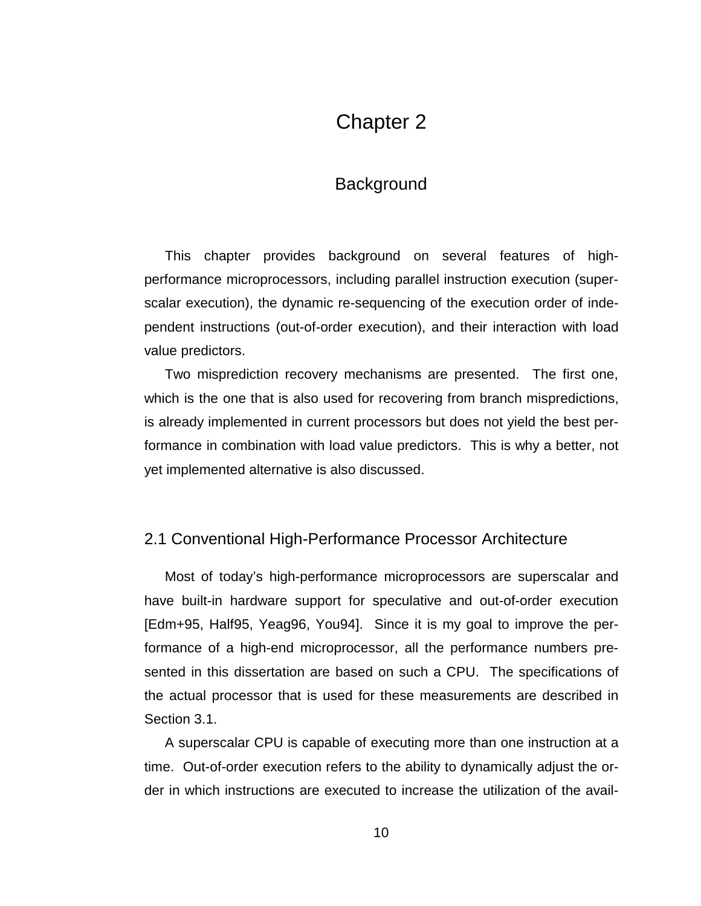# Chapter 2

## Background

This chapter provides background on several features of high-performance microprocessors, including parallel instruction execution (superscalar execution), the dynamic re-sequencing of the execution order of independent instructions (out-of-order execution), and their interaction with load value predictors.

Two misprediction recovery mechanisms are presented. The first one, which is the one that is also used for recovering from branch mispredictions, is already implemented in current processors but does not yield the best performance in combination with load value predictors. This is why a better, not yet implemented alternative is also discussed.

### 2.1 Conventional High-Performance Processor Architecture

Most of today's high-performance microprocessors are superscalar and have built-in hardware support for speculative and out-of-order execution [Edm+95, Half95, Yeag96, You94]. Since it is my goal to improve the performance of a high-end microprocessor, all the performance numbers presented in this dissertation are based on such a CPU. The specifications of the actual processor that is used for these measurements are described in Section 3.1.

A superscalar CPU is capable of executing more than one instruction at a time. Out-of-order execution refers to the ability to dynamically adjust the order in which instructions are executed to increase the utilization of the avail-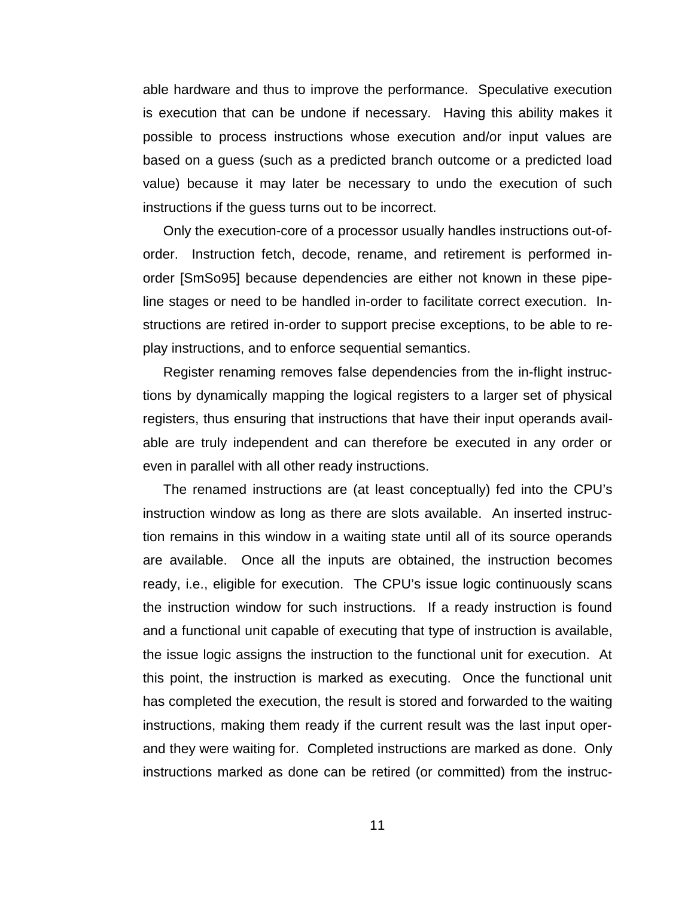able hardware and thus to improve the performance. Speculative execution is execution that can be undone if necessary. Having this ability makes it possible to process instructions whose execution and/or input values are based on a guess (such as a predicted branch outcome or a predicted load value) because it may later be necessary to undo the execution of such instructions if the guess turns out to be incorrect.

Only the execution-core of a processor usually handles instructions out-of-order. Instruction fetch, decode, rename, and retirement is performed in-order [SmSo95] because dependencies are either not known in these pipeline stages or need to be handled in-order to facilitate correct execution. Instructions are retired in-order to support precise exceptions, to be able to replay instructions, and to enforce sequential semantics.

Register renaming removes false dependencies from the in-flight instructions by dynamically mapping the logical registers to a larger set of physical registers, thus ensuring that instructions that have their input operands available are truly independent and can therefore be executed in any order or even in parallel with all other ready instructions.

The renamed instructions are (at least conceptually) fed into the CPU's instruction window as long as there are slots available. An inserted instruction remains in this window in a waiting state until all of its source operands are available. Once all the inputs are obtained, the instruction becomes ready, i.e., eligible for execution. The CPU's issue logic continuously scans the instruction window for such instructions. If a ready instruction is found and a functional unit capable of executing that type of instruction is available, the issue logic assigns the instruction to the functional unit for execution. At this point, the instruction is marked as executing. Once the functional unit has completed the execution, the result is stored and forwarded to the waiting instructions, making them ready if the current result was the last input operand they were waiting for. Completed instructions are marked as done. Only instructions marked as done can be retired (or committed) from the instruc-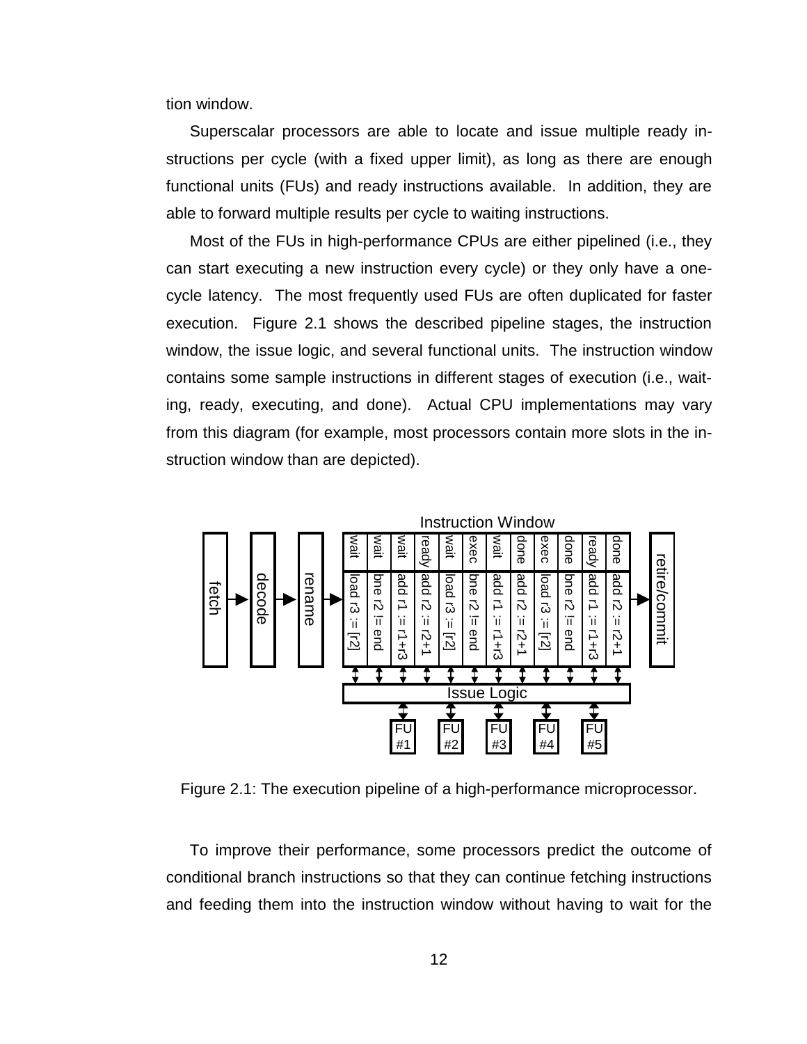tion window.

Superscalar processors are able to locate and issue multiple ready instructions per cycle (with a fixed upper limit), as long as there are enough functional units (FUs) and ready instructions available. In addition, they are able to forward multiple results per cycle to waiting instructions.

Most of the FUs in high-performance CPUs are either pipelined (i.e., they can start executing a new instruction every cycle) or they only have a one-cycle latency. The most frequently used FUs are often duplicated for faster execution. Figure 2.1 shows the described pipeline stages, the instruction window, the issue logic, and several functional units. The instruction window contains some sample instructions in different stages of execution (i.e., waiting, ready, executing, and done). Actual CPU implementations may vary from this diagram (for example, most processors contain more slots in the instruction window than are depicted).

Figure 2.1: The execution pipeline of a high-performance microprocessor.

To improve their performance, some processors predict the outcome of conditional branch instructions so that they can continue fetching instructions and feeding them into the instruction window without having to wait for the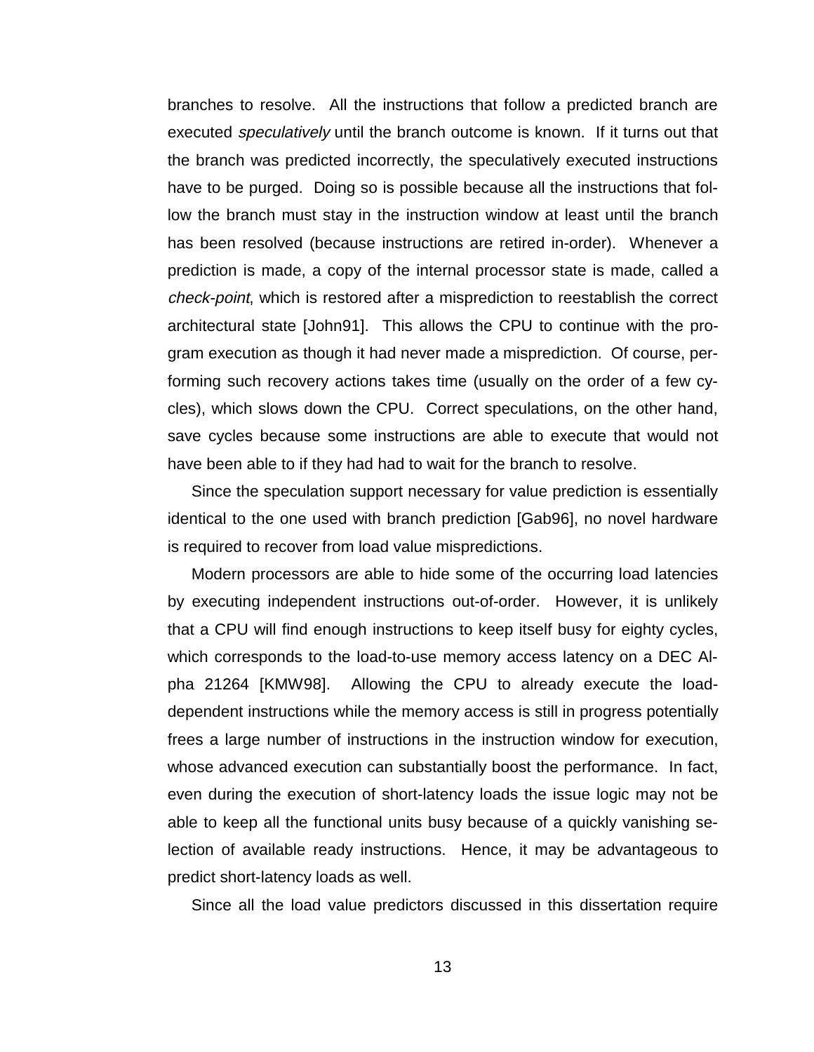branches to resolve. All the instructions that follow a predicted branch are executed *speculatively* until the branch outcome is known. If it turns out that the branch was predicted incorrectly, the speculatively executed instructions have to be purged. Doing so is possible because all the instructions that follow the branch must stay in the instruction window at least until the branch has been resolved (because instructions are retired in-order). Whenever a prediction is made, a copy of the internal processor state is made, called a *check-point*, which is restored after a misprediction to reestablish the correct architectural state [John91]. This allows the CPU to continue with the program execution as though it had never made a misprediction. Of course, performing such recovery actions takes time (usually on the order of a few cycles), which slows down the CPU. Correct speculations, on the other hand, save cycles because some instructions are able to execute that would not have been able to if they had had to wait for the branch to resolve.

Since the speculation support necessary for value prediction is essentially identical to the one used with branch prediction [Gab96], no novel hardware is required to recover from load value mispredictions.

Modern processors are able to hide some of the occurring load latencies by executing independent instructions out-of-order. However, it is unlikely that a CPU will find enough instructions to keep itself busy for eighty cycles, which corresponds to the load-to-use memory access latency on a DEC Alpha 21264 [KMW98]. Allowing the CPU to already execute the load-dependent instructions while the memory access is still in progress potentially frees a large number of instructions in the instruction window for execution, whose advanced execution can substantially boost the performance. In fact, even during the execution of short-latency loads the issue logic may not be able to keep all the functional units busy because of a quickly vanishing selection of available ready instructions. Hence, it may be advantageous to predict short-latency loads as well.

Since all the load value predictors discussed in this dissertation require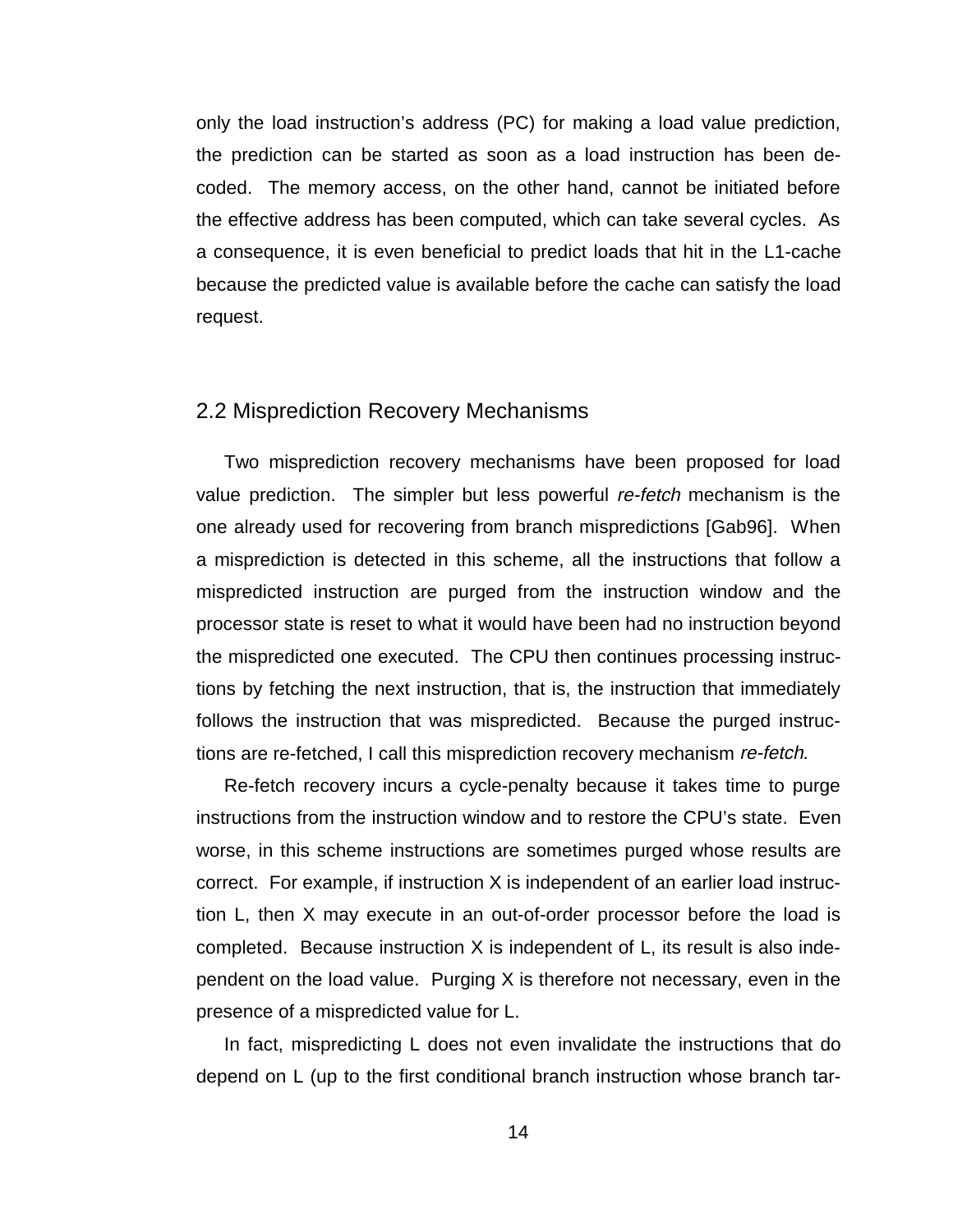only the load instruction's address (PC) for making a load value prediction, the prediction can be started as soon as a load instruction has been decoded. The memory access, on the other hand, cannot be initiated before the effective address has been computed, which can take several cycles. As a consequence, it is even beneficial to predict loads that hit in the L1-cache because the predicted value is available before the cache can satisfy the load request.

## 2.2 Misprediction Recovery Mechanisms

Two misprediction recovery mechanisms have been proposed for load value prediction. The simpler but less powerful *re-fetch* mechanism is the one already used for recovering from branch mispredictions [Gab96]. When a misprediction is detected in this scheme, all the instructions that follow a mispredicted instruction are purged from the instruction window and the processor state is reset to what it would have been had no instruction beyond the mispredicted one executed. The CPU then continues processing instructions by fetching the next instruction, that is, the instruction that immediately follows the instruction that was mispredicted. Because the purged instructions are re-fetched, I call this misprediction recovery mechanism *re-fetch*.

Re-fetch recovery incurs a cycle-penalty because it takes time to purge instructions from the instruction window and to restore the CPU's state. Even worse, in this scheme instructions are sometimes purged whose results are correct. For example, if instruction X is independent of an earlier load instruction L, then X may execute in an out-of-order processor before the load is completed. Because instruction X is independent of L, its result is also independent on the load value. Purging X is therefore not necessary, even in the presence of a mispredicted value for L.

In fact, mispredicting L does not even invalidate the instructions that do depend on L (up to the first conditional branch instruction whose branch tar-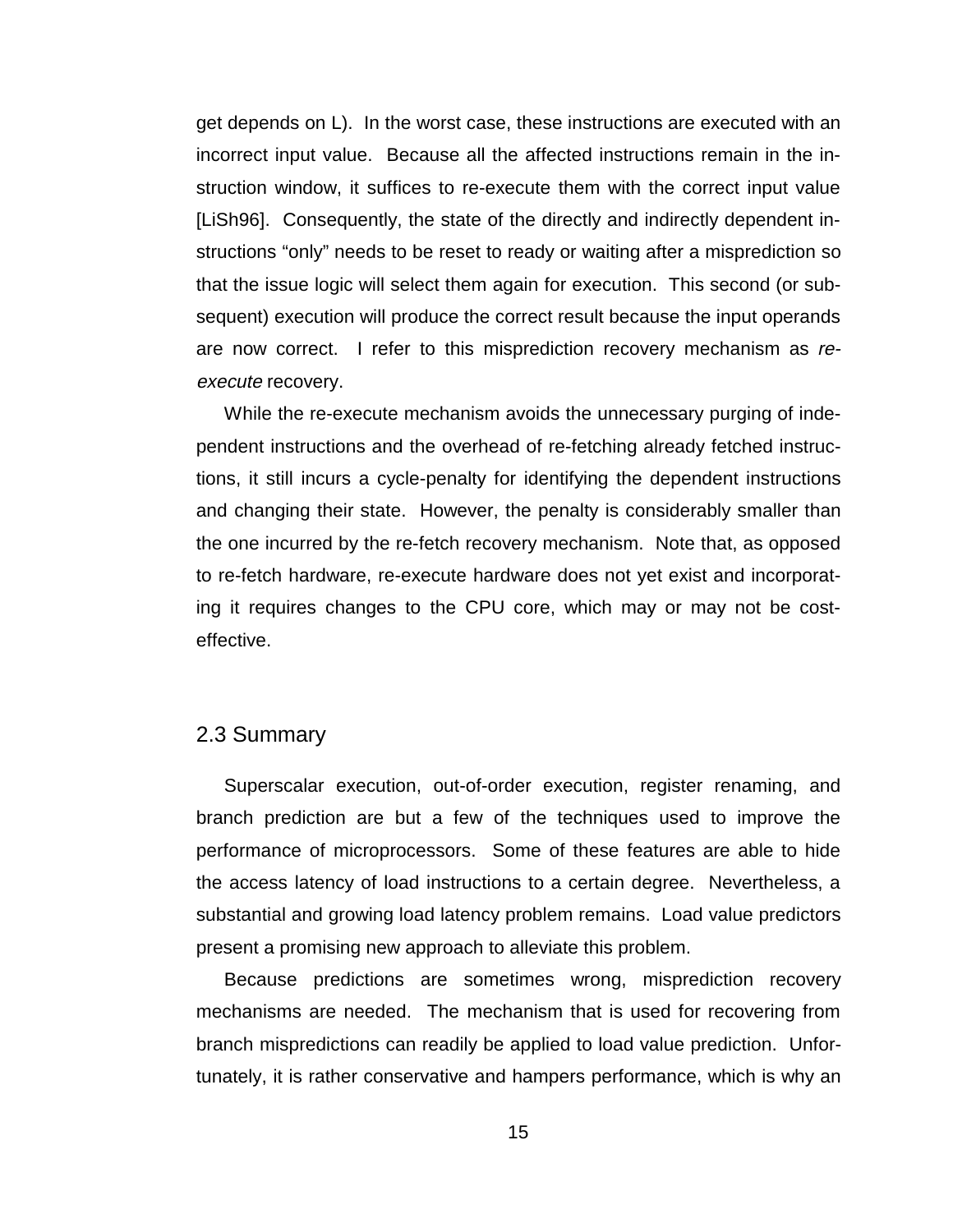get depends on L). In the worst case, these instructions are executed with an incorrect input value. Because all the affected instructions remain in the instruction window, it suffices to re-execute them with the correct input value [LiSh96]. Consequently, the state of the directly and indirectly dependent instructions "only" needs to be reset to ready or waiting after a misprediction so that the issue logic will select them again for execution. This second (or subsequent) execution will produce the correct result because the input operands are now correct. I refer to this misprediction recovery mechanism as *re-execute* recovery.

While the re-execute mechanism avoids the unnecessary purging of independent instructions and the overhead of re-fetching already fetched instructions, it still incurs a cycle-penalty for identifying the dependent instructions and changing their state. However, the penalty is considerably smaller than the one incurred by the re-fetch recovery mechanism. Note that, as opposed to re-fetch hardware, re-execute hardware does not yet exist and incorporating it requires changes to the CPU core, which may or may not be cost-effective.

## 2.3 Summary

Superscalar execution, out-of-order execution, register renaming, and branch prediction are but a few of the techniques used to improve the performance of microprocessors. Some of these features are able to hide the access latency of load instructions to a certain degree. Nevertheless, a substantial and growing load latency problem remains. Load value predictors present a promising new approach to alleviate this problem.

Because predictions are sometimes wrong, misprediction recovery mechanisms are needed. The mechanism that is used for recovering from branch mispredictions can readily be applied to load value prediction. Unfortunately, it is rather conservative and hampers performance, which is why an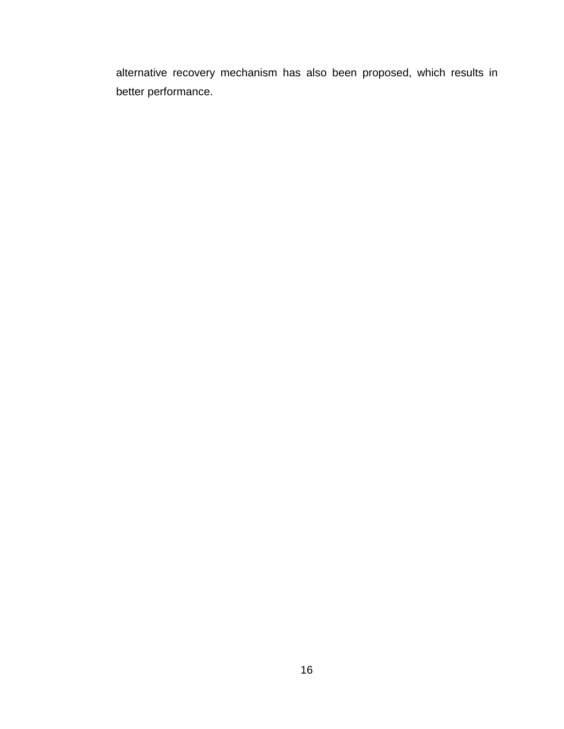alternative recovery mechanism has also been proposed, which results in better performance.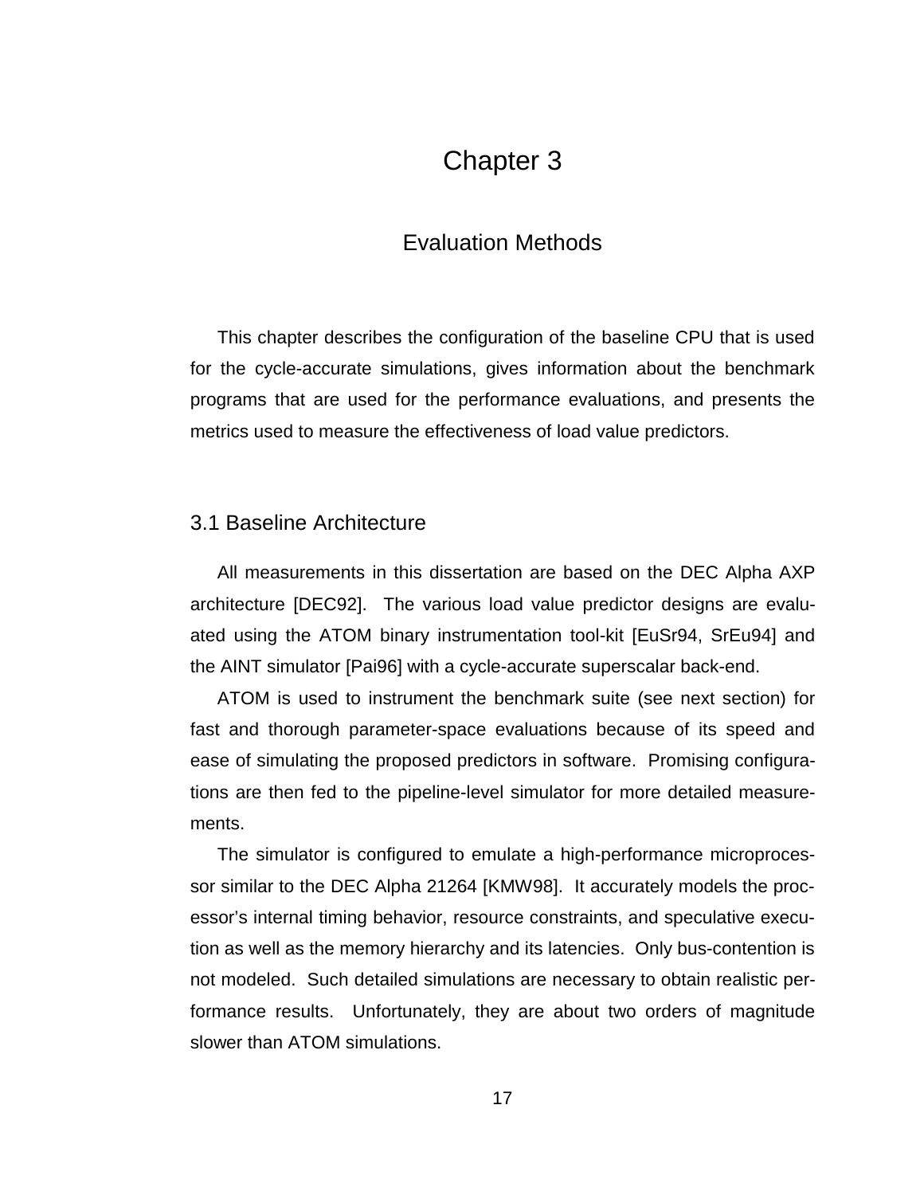# Chapter 3

## Evaluation Methods

This chapter describes the configuration of the baseline CPU that is used for the cycle-accurate simulations, gives information about the benchmark programs that are used for the performance evaluations, and presents the metrics used to measure the effectiveness of load value predictors.

### 3.1 Baseline Architecture

All measurements in this dissertation are based on the DEC Alpha AXP architecture [DEC92]. The various load value predictor designs are evaluated using the ATOM binary instrumentation tool-kit [EuSr94, SrEu94] and the AINT simulator [Pai96] with a cycle-accurate superscalar back-end.

ATOM is used to instrument the benchmark suite (see next section) for fast and thorough parameter-space evaluations because of its speed and ease of simulating the proposed predictors in software. Promising configurations are then fed to the pipeline-level simulator for more detailed measurements.

The simulator is configured to emulate a high-performance microprocessor similar to the DEC Alpha 21264 [KMW98]. It accurately models the processor's internal timing behavior, resource constraints, and speculative execution as well as the memory hierarchy and its latencies. Only bus-contention is not modeled. Such detailed simulations are necessary to obtain realistic performance results. Unfortunately, they are about two orders of magnitude slower than ATOM simulations.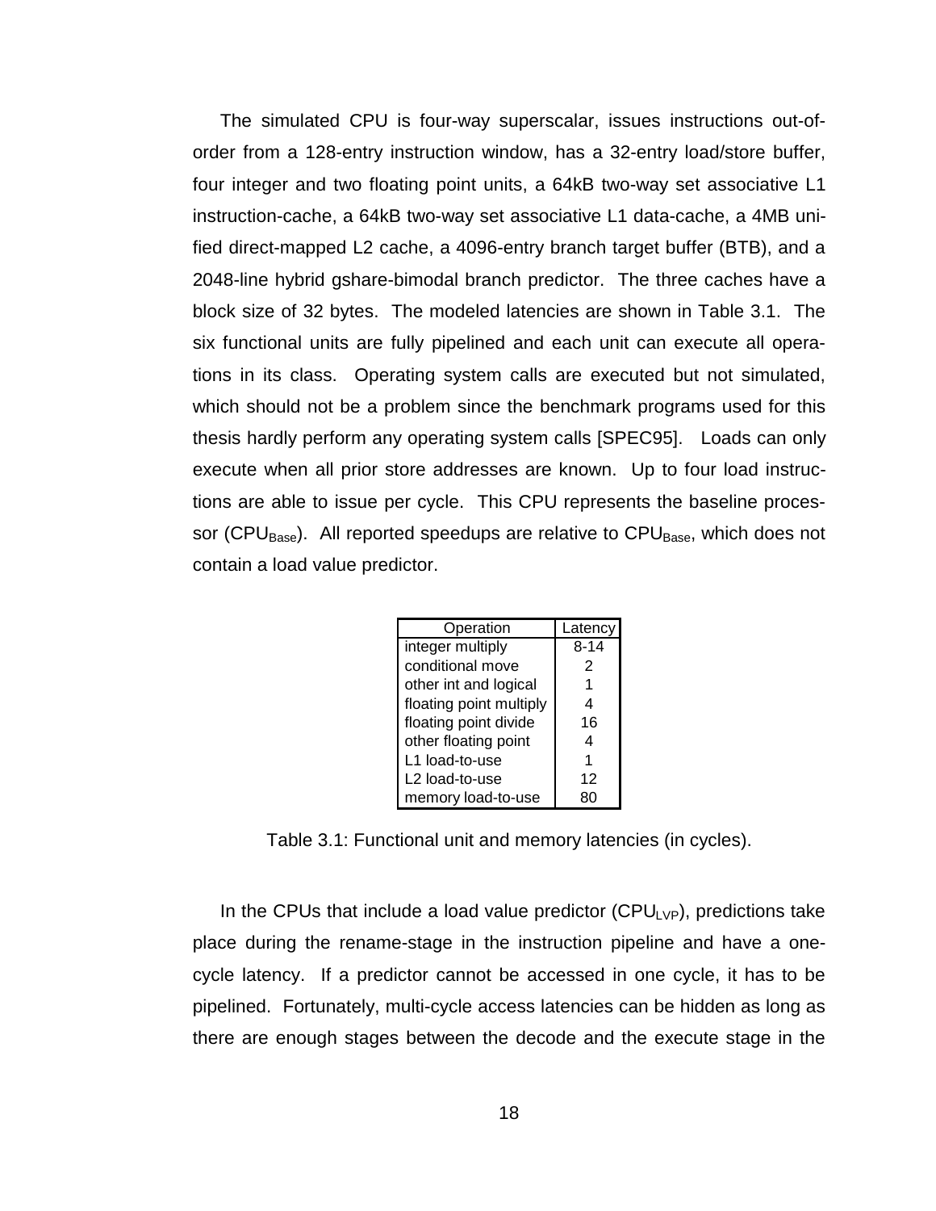The simulated CPU is four-way superscalar, issues instructions out-of-order from a 128-entry instruction window, has a 32-entry load/store buffer, four integer and two floating point units, a 64kB two-way set associative L1 instruction-cache, a 64kB two-way set associative L1 data-cache, a 4MB unified direct-mapped L2 cache, a 4096-entry branch target buffer (BTB), and a 2048-line hybrid gshare-bimodal branch predictor. The three caches have a block size of 32 bytes. The modeled latencies are shown in Table 3.1. The six functional units are fully pipelined and each unit can execute all operations in its class. Operating system calls are executed but not simulated, which should not be a problem since the benchmark programs used for this thesis hardly perform any operating system calls [SPEC95]. Loads can only execute when all prior store addresses are known. Up to four load instructions are able to issue per cycle. This CPU represents the baseline processor ($CPU_{Base}$). All reported speedups are relative to $CPU_{Base}$, which does not contain a load value predictor.

| Operation | Latency |
|---|---|
| integer multiply | 8-14 |
| conditional move | 2 |
| other int and logical | 1 |
| floating point multiply | 4 |
| floating point divide | 16 |
| other floating point | 4 |
| L1 load-to-use | 1 |
| L2 load-to-use | 12 |
| memory load-to-use | 80 |

Table 3.1: Functional unit and memory latencies (in cycles).

In the CPUs that include a load value predictor ($CPU_{LVP}$), predictions take place during the rename-stage in the instruction pipeline and have a one-cycle latency. If a predictor cannot be accessed in one cycle, it has to be pipelined. Fortunately, multi-cycle access latencies can be hidden as long as there are enough stages between the decode and the execute stage in the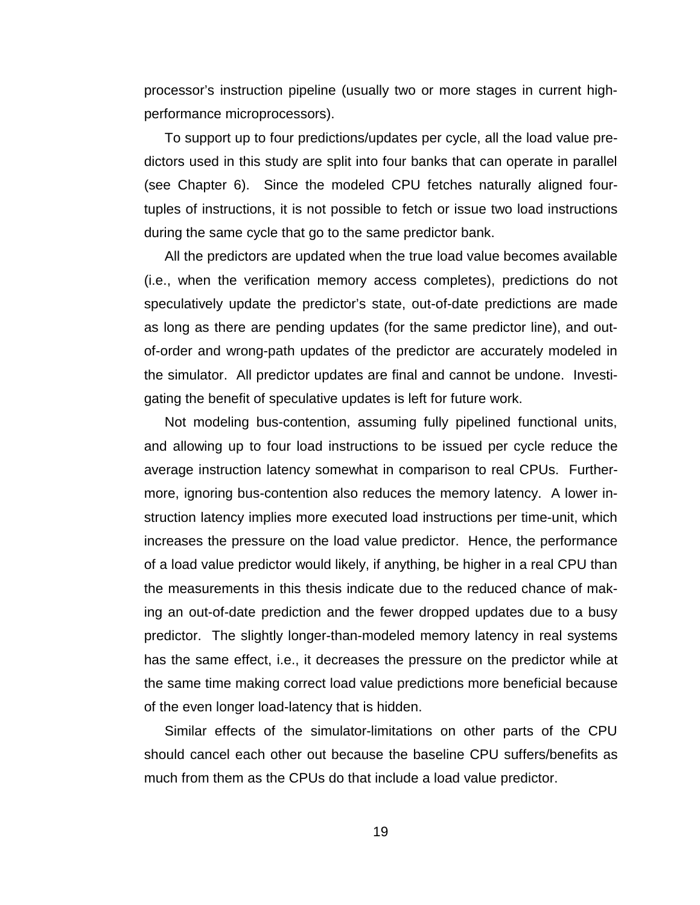processor's instruction pipeline (usually two or more stages in current high-performance microprocessors).

To support up to four predictions/updates per cycle, all the load value predictors used in this study are split into four banks that can operate in parallel (see Chapter 6). Since the modeled CPU fetches naturally aligned four-tuples of instructions, it is not possible to fetch or issue two load instructions during the same cycle that go to the same predictor bank.

All the predictors are updated when the true load value becomes available (i.e., when the verification memory access completes), predictions do not speculatively update the predictor's state, out-of-date predictions are made as long as there are pending updates (for the same predictor line), and out-of-order and wrong-path updates of the predictor are accurately modeled in the simulator. All predictor updates are final and cannot be undone. Investigating the benefit of speculative updates is left for future work.

Not modeling bus-contention, assuming fully pipelined functional units, and allowing up to four load instructions to be issued per cycle reduce the average instruction latency somewhat in comparison to real CPUs. Furthermore, ignoring bus-contention also reduces the memory latency. A lower instruction latency implies more executed load instructions per time-unit, which increases the pressure on the load value predictor. Hence, the performance of a load value predictor would likely, if anything, be higher in a real CPU than the measurements in this thesis indicate due to the reduced chance of making an out-of-date prediction and the fewer dropped updates due to a busy predictor. The slightly longer-than-modeled memory latency in real systems has the same effect, i.e., it decreases the pressure on the predictor while at the same time making correct load value predictions more beneficial because of the even longer load-latency that is hidden.

Similar effects of the simulator-limitations on other parts of the CPU should cancel each other out because the baseline CPU suffers/benefits as much from them as the CPUs do that include a load value predictor.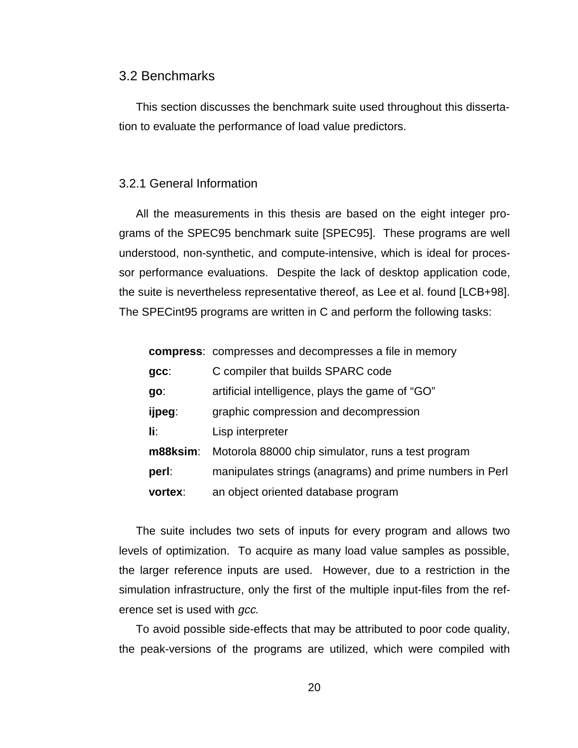## 3.2 Benchmarks

This section discusses the benchmark suite used throughout this dissertation to evaluate the performance of load value predictors.

### 3.2.1 General Information

All the measurements in this thesis are based on the eight integer programs of the SPEC95 benchmark suite [SPEC95]. These programs are well understood, non-synthetic, and compute-intensive, which is ideal for processor performance evaluations. Despite the lack of desktop application code, the suite is nevertheless representative thereof, as Lee et al. found [LCB+98]. The SPECint95 programs are written in C and perform the following tasks:

| | |
|---|---|
| **compress**: | compresses and decompresses a file in memory |
| **gcc**: | C compiler that builds SPARC code |
| **go**: | artificial intelligence, plays the game of “GO” |
| **ijpeg**: | graphic compression and decompression |
| **li**: | Lisp interpreter |
| **m88ksim**: | Motorola 88000 chip simulator, runs a test program |
| **perl**: | manipulates strings (anagrams) and prime numbers in Perl |
| **vortex**: | an object oriented database program |

The suite includes two sets of inputs for every program and allows two levels of optimization. To acquire as many load value samples as possible, the larger reference inputs are used. However, due to a restriction in the simulation infrastructure, only the first of the multiple input-files from the reference set is used with *gcc*.

To avoid possible side-effects that may be attributed to poor code quality, the peak-versions of the programs are utilized, which were compiled with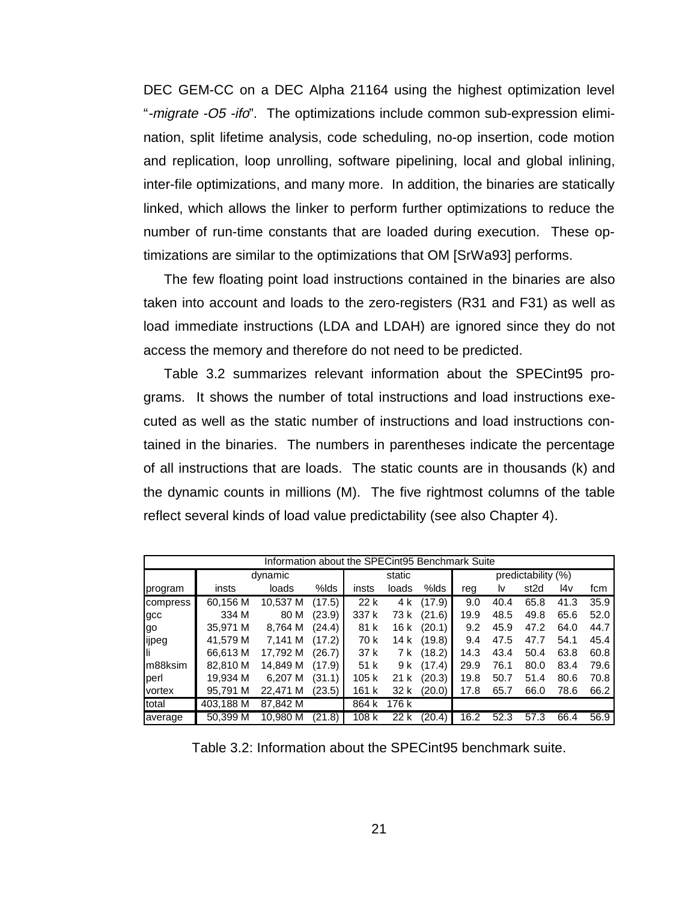DEC GEM-CC on a DEC Alpha 21164 using the highest optimization level "*-migrate -O5 -ifo*". The optimizations include common sub-expression elimination, split lifetime analysis, code scheduling, no-op insertion, code motion and replication, loop unrolling, software pipelining, local and global inlining, inter-file optimizations, and many more. In addition, the binaries are statically linked, which allows the linker to perform further optimizations to reduce the number of run-time constants that are loaded during execution. These optimizations are similar to the optimizations that OM [SrWa93] performs.

The few floating point load instructions contained in the binaries are also taken into account and loads to the zero-registers (R31 and F31) as well as load immediate instructions (LDA and LDAH) are ignored since they do not access the memory and therefore do not need to be predicted.

Table 3.2 summarizes relevant information about the SPECint95 programs. It shows the number of total instructions and load instructions executed as well as the static number of instructions and load instructions contained in the binaries. The numbers in parentheses indicate the percentage of all instructions that are loads. The static counts are in thousands (k) and the dynamic counts in millions (M). The five rightmost columns of the table reflect several kinds of load value predictability (see also Chapter 4).

| Information about the SPECint95 Benchmark Suite | | | | | | | | | | | |
|---|---|---|---|---|---|---|---|---|---|---|---|
| | dynamic | | | static | | | predictability (%) | | | | |
| program | insts | loads | %lds | insts | loads | %lds | reg | lv | st2d | l4v | fcm |
| compress | 60,156 M | 10,537 M | (17.5) | 22 k | 4 k | (17.9) | 9.0 | 40.4 | 65.8 | 41.3 | 35.9 |
| gcc | 334 M | 80 M | (23.9) | 337 k | 73 k | (21.6) | 19.9 | 48.5 | 49.8 | 65.6 | 52.0 |
| go | 35,971 M | 8,764 M | (24.4) | 81 k | 16 k | (20.1) | 9.2 | 45.9 | 47.2 | 64.0 | 44.7 |
| ijpeg | 41,579 M | 7,141 M | (17.2) | 70 k | 14 k | (19.8) | 9.4 | 47.5 | 47.7 | 54.1 | 45.4 |
| li | 66,613 M | 17,792 M | (26.7) | 37 k | 7 k | (18.2) | 14.3 | 43.4 | 50.4 | 63.8 | 60.8 |
| m88ksim | 82,810 M | 14,849 M | (17.9) | 51 k | 9 k | (17.4) | 29.9 | 76.1 | 80.0 | 83.4 | 79.6 |
| perl | 19,934 M | 6,207 M | (31.1) | 105 k | 21 k | (20.3) | 19.8 | 50.7 | 51.4 | 80.6 | 70.8 |
| vortex | 95,791 M | 22,471 M | (23.5) | 161 k | 32 k | (20.0) | 17.8 | 65.7 | 66.0 | 78.6 | 66.2 |
| total | 403,188 M | 87,842 M | | 864 k | 176 k | | | | | | |
| average | 50,399 M | 10,980 M | (21.8) | 108 k | 22 k | (20.4) | 16.2 | 52.3 | 57.3 | 66.4 | 56.9 |

Table 3.2: Information about the SPECint95 benchmark suite.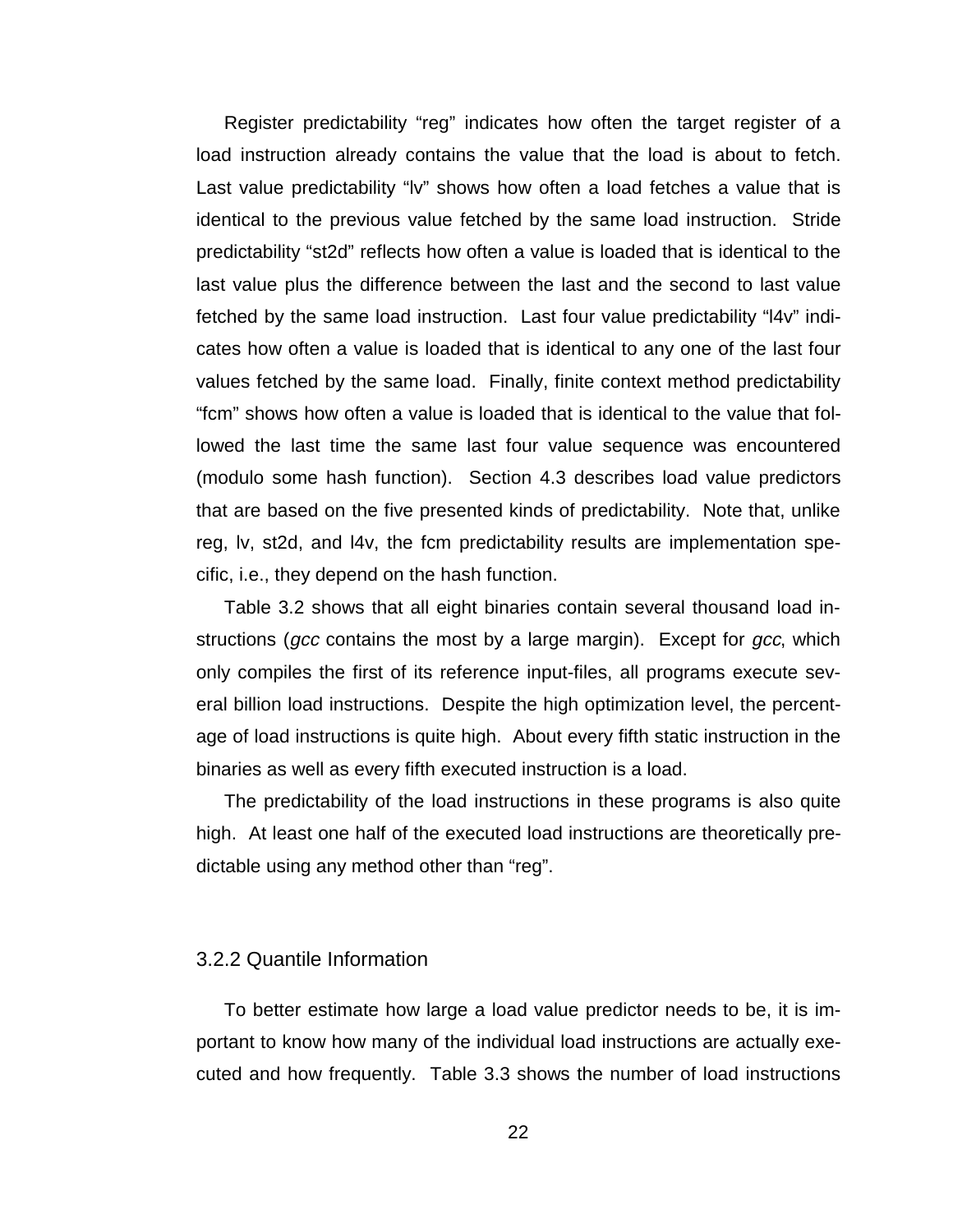Register predictability “reg” indicates how often the target register of a load instruction already contains the value that the load is about to fetch. Last value predictability “lv” shows how often a load fetches a value that is identical to the previous value fetched by the same load instruction. Stride predictability “st2d” reflects how often a value is loaded that is identical to the last value plus the difference between the last and the second to last value fetched by the same load instruction. Last four value predictability “l4v” indicates how often a value is loaded that is identical to any one of the last four values fetched by the same load. Finally, finite context method predictability “fcm” shows how often a value is loaded that is identical to the value that followed the last time the same last four value sequence was encountered (modulo some hash function). Section 4.3 describes load value predictors that are based on the five presented kinds of predictability. Note that, unlike reg, lv, st2d, and l4v, the fcm predictability results are implementation specific, i.e., they depend on the hash function.

Table 3.2 shows that all eight binaries contain several thousand load instructions (*gcc* contains the most by a large margin). Except for *gcc*, which only compiles the first of its reference input-files, all programs execute several billion load instructions. Despite the high optimization level, the percentage of load instructions is quite high. About every fifth static instruction in the binaries as well as every fifth executed instruction is a load.

The predictability of the load instructions in these programs is also quite high. At least one half of the executed load instructions are theoretically predictable using any method other than “reg”.

### 3.2.2 Quantile Information

To better estimate how large a load value predictor needs to be, it is important to know how many of the individual load instructions are actually executed and how frequently. Table 3.3 shows the number of load instructions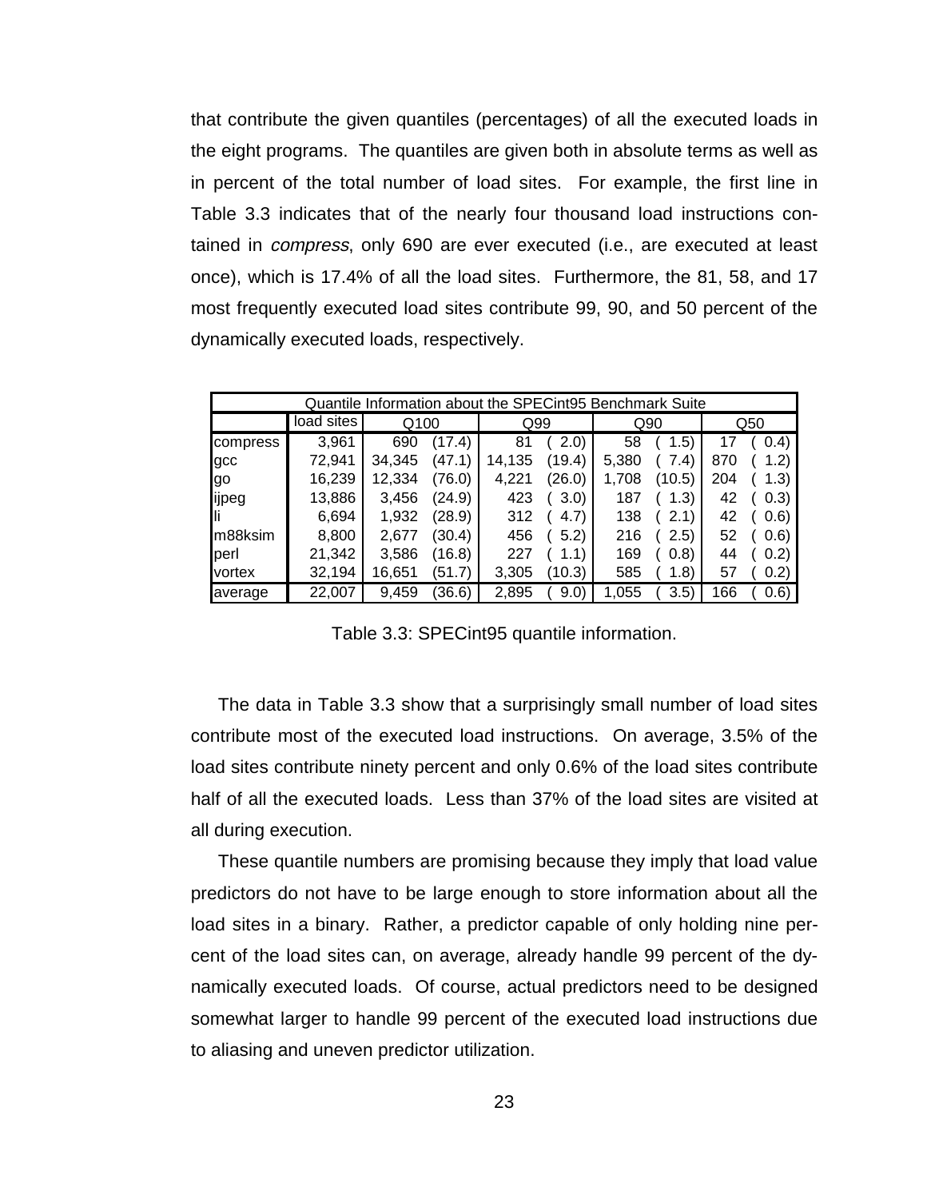that contribute the given quantiles (percentages) of all the executed loads in the eight programs. The quantiles are given both in absolute terms as well as in percent of the total number of load sites. For example, the first line in Table 3.3 indicates that of the nearly four thousand load instructions contained in *compress*, only 690 are ever executed (i.e., are executed at least once), which is 17.4% of all the load sites. Furthermore, the 81, 58, and 17 most frequently executed load sites contribute 99, 90, and 50 percent of the dynamically executed loads, respectively.

| Quantile Information about the SPECint95 Benchmark Suite | | | | | | | | | |
|---|---|---|---|---|---|---|---|---|---|
| | load sites | Q100 | | Q99 | | Q90 | | Q50 | |
| compress | 3,961 | 690 | (17.4) | 81 | ( 2.0) | 58 | ( 1.5) | 17 | ( 0.4) |
| gcc | 72,941 | 34,345 | (47.1) | 14,135 | (19.4) | 5,380 | ( 7.4) | 870 | ( 1.2) |
| go | 16,239 | 12,334 | (76.0) | 4,221 | (26.0) | 1,708 | (10.5) | 204 | ( 1.3) |
| ijpeg | 13,886 | 3,456 | (24.9) | 423 | ( 3.0) | 187 | ( 1.3) | 42 | ( 0.3) |
| li | 6,694 | 1,932 | (28.9) | 312 | ( 4.7) | 138 | ( 2.1) | 42 | ( 0.6) |
| m88ksim | 8,800 | 2,677 | (30.4) | 456 | ( 5.2) | 216 | ( 2.5) | 52 | ( 0.6) |
| perl | 21,342 | 3,586 | (16.8) | 227 | ( 1.1) | 169 | ( 0.8) | 44 | ( 0.2) |
| vortex | 32,194 | 16,651 | (51.7) | 3,305 | (10.3) | 585 | ( 1.8) | 57 | ( 0.2) |
| average | 22,007 | 9,459 | (36.6) | 2,895 | ( 9.0) | 1,055 | ( 3.5) | 166 | ( 0.6) |

Table 3.3: SPECint95 quantile information.

The data in Table 3.3 show that a surprisingly small number of load sites contribute most of the executed load instructions. On average, 3.5% of the load sites contribute ninety percent and only 0.6% of the load sites contribute half of all the executed loads. Less than 37% of the load sites are visited at all during execution.

These quantile numbers are promising because they imply that load value predictors do not have to be large enough to store information about all the load sites in a binary. Rather, a predictor capable of only holding nine percent of the load sites can, on average, already handle 99 percent of the dynamically executed loads. Of course, actual predictors need to be designed somewhat larger to handle 99 percent of the executed load instructions due to aliasing and uneven predictor utilization.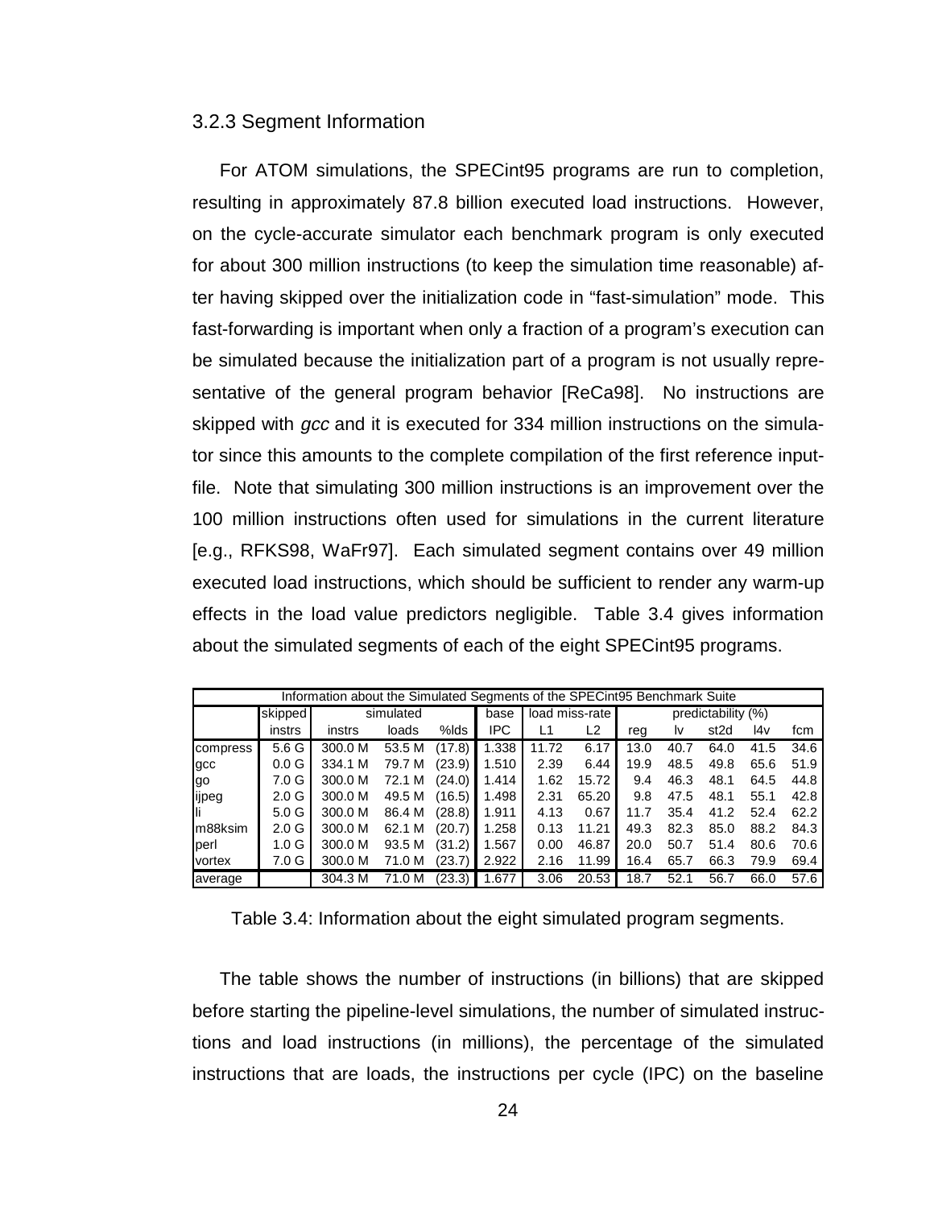### 3.2.3 Segment Information

For ATOM simulations, the SPECint95 programs are run to completion, resulting in approximately 87.8 billion executed load instructions. However, on the cycle-accurate simulator each benchmark program is only executed for about 300 million instructions (to keep the simulation time reasonable) after having skipped over the initialization code in “fast-simulation” mode. This fast-forwarding is important when only a fraction of a program’s execution can be simulated because the initialization part of a program is not usually representative of the general program behavior [ReCa98]. No instructions are skipped with *gcc* and it is executed for 334 million instructions on the simulator since this amounts to the complete compilation of the first reference input-file. Note that simulating 300 million instructions is an improvement over the 100 million instructions often used for simulations in the current literature [e.g., RFKS98, WaFr97]. Each simulated segment contains over 49 million executed load instructions, which should be sufficient to render any warm-up effects in the load value predictors negligible. Table 3.4 gives information about the simulated segments of each of the eight SPECint95 programs.

| Information about the Simulated Segments of the SPECint95 Benchmark Suite | | | | | | | | | | | | | |
|---|---|---|---|---|---|---|---|---|---|---|---|---|---|
| | skipped | simulated | | | base | load miss-rate | | predictability (%) | | | | | |
| | instrs | instrs | loads | %lds | IPC | L1 | L2 | reg | lv | st2d | l4v | fcm |
| compress | 5.6 G | 300.0 M | 53.5 M | (17.8) | 1.338 | 11.72 | 6.17 | 13.0 | 40.7 | 64.0 | 41.5 | 34.6 |
| gcc | 0.0 G | 334.1 M | 79.7 M | (23.9) | 1.510 | 2.39 | 6.44 | 19.9 | 48.5 | 49.8 | 65.6 | 51.9 |
| go | 7.0 G | 300.0 M | 72.1 M | (24.0) | 1.414 | 1.62 | 15.72 | 9.4 | 46.3 | 48.1 | 64.5 | 44.8 |
| ijpeg | 2.0 G | 300.0 M | 49.5 M | (16.5) | 1.498 | 2.31 | 65.20 | 9.8 | 47.5 | 48.1 | 55.1 | 42.8 |
| li | 5.0 G | 300.0 M | 86.4 M | (28.8) | 1.911 | 4.13 | 0.67 | 11.7 | 35.4 | 41.2 | 52.4 | 62.2 |
| m88ksim | 2.0 G | 300.0 M | 62.1 M | (20.7) | 1.258 | 0.13 | 11.21 | 49.3 | 82.3 | 85.0 | 88.2 | 84.3 |
| perl | 1.0 G | 300.0 M | 93.5 M | (31.2) | 1.567 | 0.00 | 46.87 | 20.0 | 50.7 | 51.4 | 80.6 | 70.6 |
| vortex | 7.0 G | 300.0 M | 71.0 M | (23.7) | 2.922 | 2.16 | 11.99 | 16.4 | 65.7 | 66.3 | 79.9 | 69.4 |
| average | | 304.3 M | 71.0 M | (23.3) | 1.677 | 3.06 | 20.53 | 18.7 | 52.1 | 56.7 | 66.0 | 57.6 |

Table 3.4: Information about the eight simulated program segments.

The table shows the number of instructions (in billions) that are skipped before starting the pipeline-level simulations, the number of simulated instructions and load instructions (in millions), the percentage of the simulated instructions that are loads, the instructions per cycle (IPC) on the baseline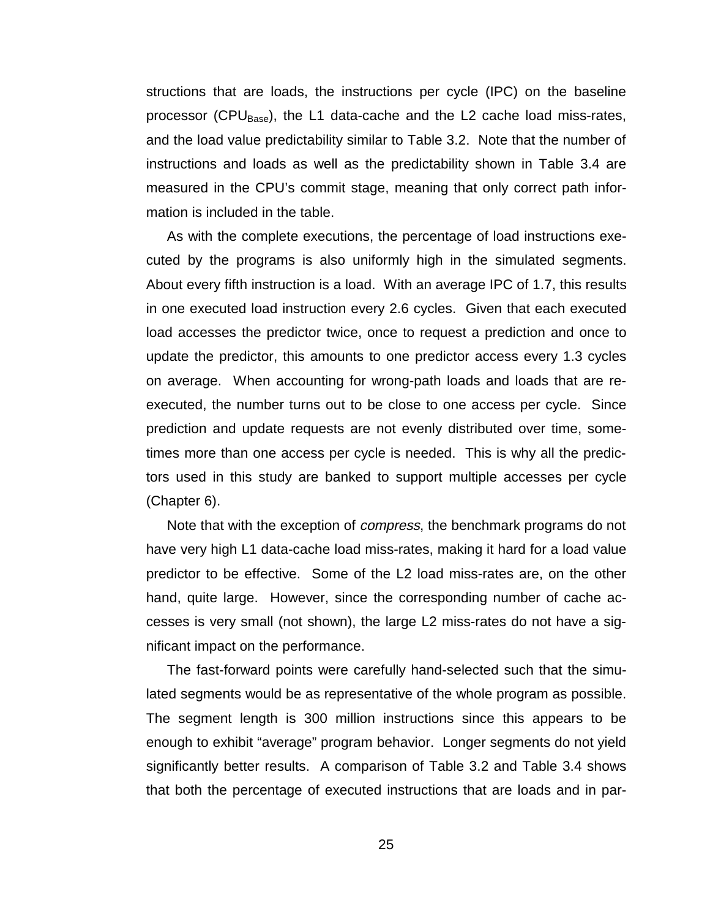structions that are loads, the instructions per cycle (IPC) on the baseline processor ($CPU_{Base}$), the L1 data-cache and the L2 cache load miss-rates, and the load value predictability similar to Table 3.2. Note that the number of instructions and loads as well as the predictability shown in Table 3.4 are measured in the CPU's commit stage, meaning that only correct path information is included in the table.

As with the complete executions, the percentage of load instructions executed by the programs is also uniformly high in the simulated segments. About every fifth instruction is a load. With an average IPC of 1.7, this results in one executed load instruction every 2.6 cycles. Given that each executed load accesses the predictor twice, once to request a prediction and once to update the predictor, this amounts to one predictor access every 1.3 cycles on average. When accounting for wrong-path loads and loads that are re-executed, the number turns out to be close to one access per cycle. Since prediction and update requests are not evenly distributed over time, sometimes more than one access per cycle is needed. This is why all the predictors used in this study are banked to support multiple accesses per cycle (Chapter 6).

Note that with the exception of *compress*, the benchmark programs do not have very high L1 data-cache load miss-rates, making it hard for a load value predictor to be effective. Some of the L2 load miss-rates are, on the other hand, quite large. However, since the corresponding number of cache accesses is very small (not shown), the large L2 miss-rates do not have a significant impact on the performance.

The fast-forward points were carefully hand-selected such that the simulated segments would be as representative of the whole program as possible. The segment length is 300 million instructions since this appears to be enough to exhibit "average" program behavior. Longer segments do not yield significantly better results. A comparison of Table 3.2 and Table 3.4 shows that both the percentage of executed instructions that are loads and in par-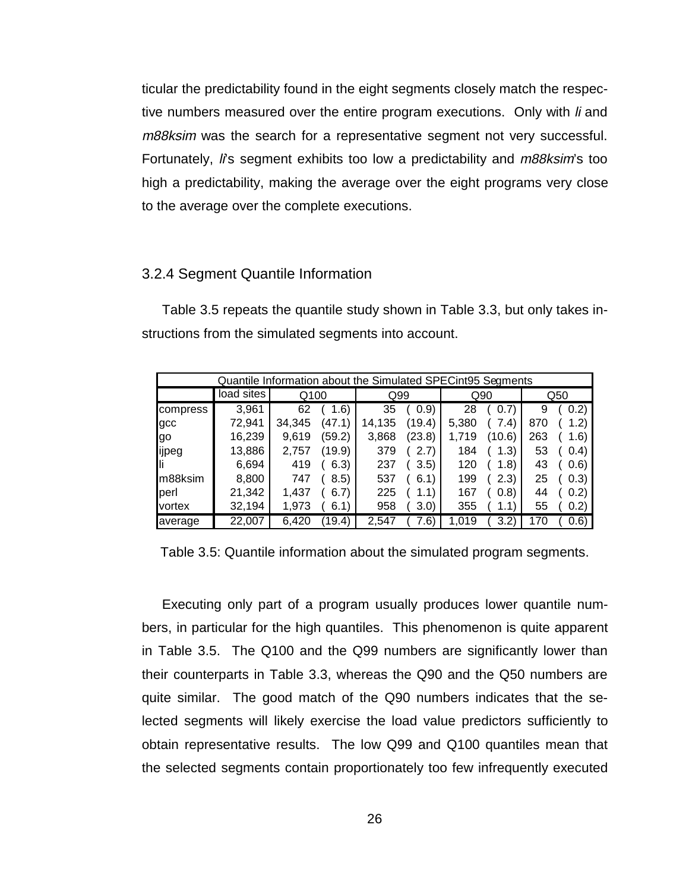ticular the predictability found in the eight segments closely match the respective numbers measured over the entire program executions. Only with *li* and *m88ksim* was the search for a representative segment not very successful. Fortunately, *li*'s segment exhibits too low a predictability and *m88ksim*'s too high a predictability, making the average over the eight programs very close to the average over the complete executions.

### 3.2.4 Segment Quantile Information

Table 3.5 repeats the quantile study shown in Table 3.3, but only takes instructions from the simulated segments into account.

| Quantile Information about the Simulated SPECint95 Segments | | | | | |
|---|---|---|---|---|---|
| | load sites | Q100 | Q99 | Q90 | Q50 |
| compress | 3,961 | 62 ( 1.6) | 35 ( 0.9) | 28 ( 0.7) | 9 ( 0.2) |
| gcc | 72,941 | 34,345 (47.1) | 14,135 (19.4) | 5,380 ( 7.4) | 870 ( 1.2) |
| go | 16,239 | 9,619 (59.2) | 3,868 (23.8) | 1,719 (10.6) | 263 ( 1.6) |
| ijpeg | 13,886 | 2,757 (19.9) | 379 ( 2.7) | 184 ( 1.3) | 53 ( 0.4) |
| li | 6,694 | 419 ( 6.3) | 237 ( 3.5) | 120 ( 1.8) | 43 ( 0.6) |
| m88ksim | 8,800 | 747 ( 8.5) | 537 ( 6.1) | 199 ( 2.3) | 25 ( 0.3) |
| perl | 21,342 | 1,437 ( 6.7) | 225 ( 1.1) | 167 ( 0.8) | 44 ( 0.2) |
| vortex | 32,194 | 1,973 ( 6.1) | 958 ( 3.0) | 355 ( 1.1) | 55 ( 0.2) |
| average | 22,007 | 6,420 (19.4) | 2,547 ( 7.6) | 1,019 ( 3.2) | 170 ( 0.6) |

Table 3.5: Quantile information about the simulated program segments.

Executing only part of a program usually produces lower quantile numbers, in particular for the high quantiles. This phenomenon is quite apparent in Table 3.5. The Q100 and the Q99 numbers are significantly lower than their counterparts in Table 3.3, whereas the Q90 and the Q50 numbers are quite similar. The good match of the Q90 numbers indicates that the selected segments will likely exercise the load value predictors sufficiently to obtain representative results. The low Q99 and Q100 quantiles mean that the selected segments contain proportionately too few infrequently executed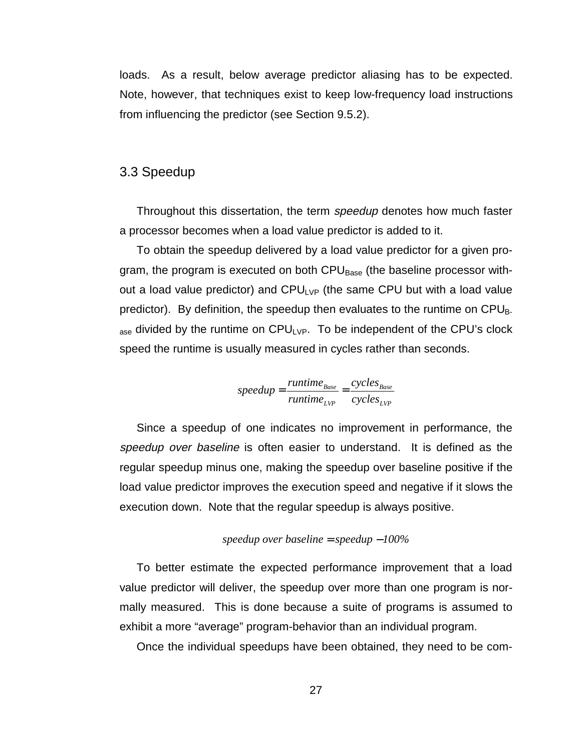loads. As a result, below average predictor aliasing has to be expected. Note, however, that techniques exist to keep low-frequency load instructions from influencing the predictor (see Section 9.5.2).

## 3.3 Speedup

Throughout this dissertation, the term *speedup* denotes how much faster a processor becomes when a load value predictor is added to it.

To obtain the speedup delivered by a load value predictor for a given program, the program is executed on both $CPU_{Base}$ (the baseline processor without a load value predictor) and $CPU_{LVP}$ (the same CPU but with a load value predictor). By definition, the speedup then evaluates to the runtime on $CPU_{Base}$ divided by the runtime on $CPU_{LVP}$. To be independent of the CPU's clock speed the runtime is usually measured in cycles rather than seconds.

$$speedup = \frac{runtime_{Base}}{runtime_{LVP}} = \frac{cycles_{Base}}{cycles_{LVP}}$$

Since a speedup of one indicates no improvement in performance, the *speedup over baseline* is often easier to understand. It is defined as the regular speedup minus one, making the speedup over baseline positive if the load value predictor improves the execution speed and negative if it slows the execution down. Note that the regular speedup is always positive.

$$speedup\ over\ baseline = speedup - 100\%$$

To better estimate the expected performance improvement that a load value predictor will deliver, the speedup over more than one program is normally measured. This is done because a suite of programs is assumed to exhibit a more "average" program-behavior than an individual program.

Once the individual speedups have been obtained, they need to be com-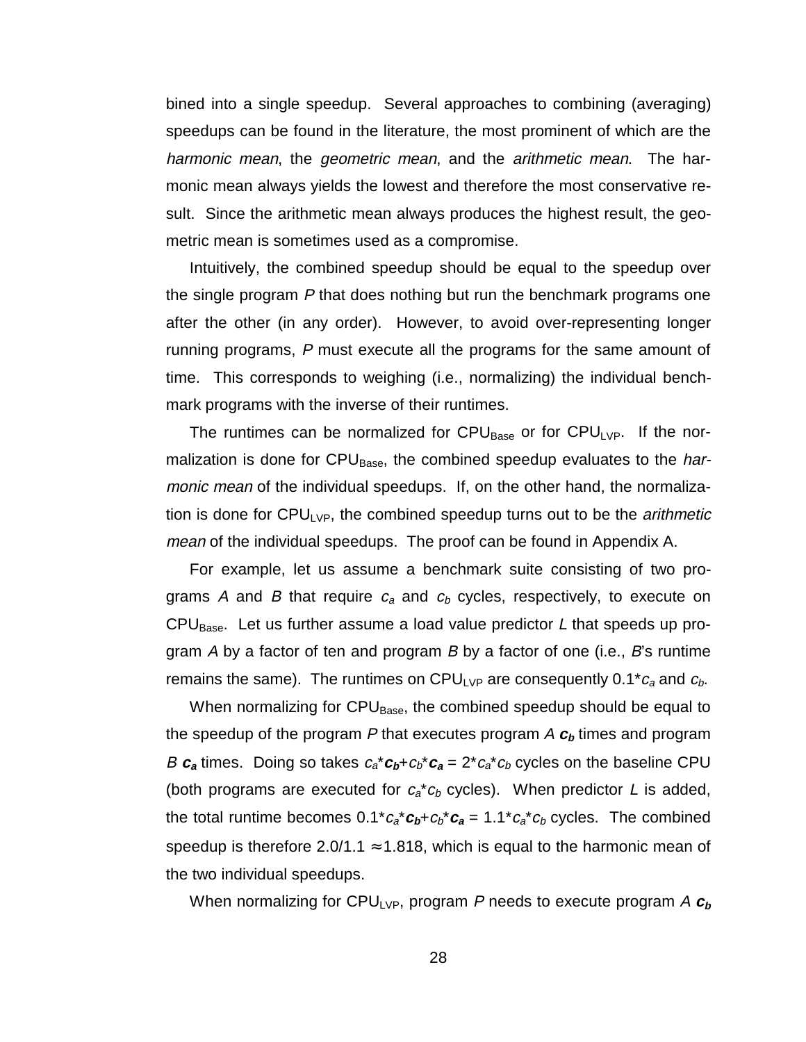bined into a single speedup. Several approaches to combining (averaging) speedups can be found in the literature, the most prominent of which are the *harmonic mean*, the *geometric mean*, and the *arithmetic mean*. The harmonic mean always yields the lowest and therefore the most conservative result. Since the arithmetic mean always produces the highest result, the geometric mean is sometimes used as a compromise.

Intuitively, the combined speedup should be equal to the speedup over the single program *P* that does nothing but run the benchmark programs one after the other (in any order). However, to avoid over-representing longer running programs, *P* must execute all the programs for the same amount of time. This corresponds to weighing (i.e., normalizing) the individual benchmark programs with the inverse of their runtimes.

The runtimes can be normalized for $CPU_{Base}$ or for $CPU_{LVP}$. If the normalization is done for $CPU_{Base}$, the combined speedup evaluates to the *harmonic mean* of the individual speedups. If, on the other hand, the normalization is done for $CPU_{LVP}$, the combined speedup turns out to be the *arithmetic mean* of the individual speedups. The proof can be found in Appendix A.

For example, let us assume a benchmark suite consisting of two programs *A* and *B* that require $c_a$ and $c_b$ cycles, respectively, to execute on $CPU_{Base}$. Let us further assume a load value predictor *L* that speeds up program *A* by a factor of ten and program *B* by a factor of one (i.e., *B*'s runtime remains the same). The runtimes on $CPU_{LVP}$ are consequently $0.1*c_a$ and $c_b$.

When normalizing for $CPU_{Base}$, the combined speedup should be equal to the speedup of the program *P* that executes program *A* $\boldsymbol{c_b}$ times and program *B* $\boldsymbol{c_a}$ times. Doing so takes $c_a*\boldsymbol{c_b}+c_b*\boldsymbol{c_a} = 2*c_a*c_b$ cycles on the baseline CPU (both programs are executed for $c_a*c_b$ cycles). When predictor *L* is added, the total runtime becomes $0.1*c_a*\boldsymbol{c_b}+c_b*\boldsymbol{c_a} = 1.1*c_a*c_b$ cycles. The combined speedup is therefore $2.0/1.1 \approx 1.818$, which is equal to the harmonic mean of the two individual speedups.

When normalizing for $CPU_{LVP}$, program *P* needs to execute program *A* $\boldsymbol{c_b}$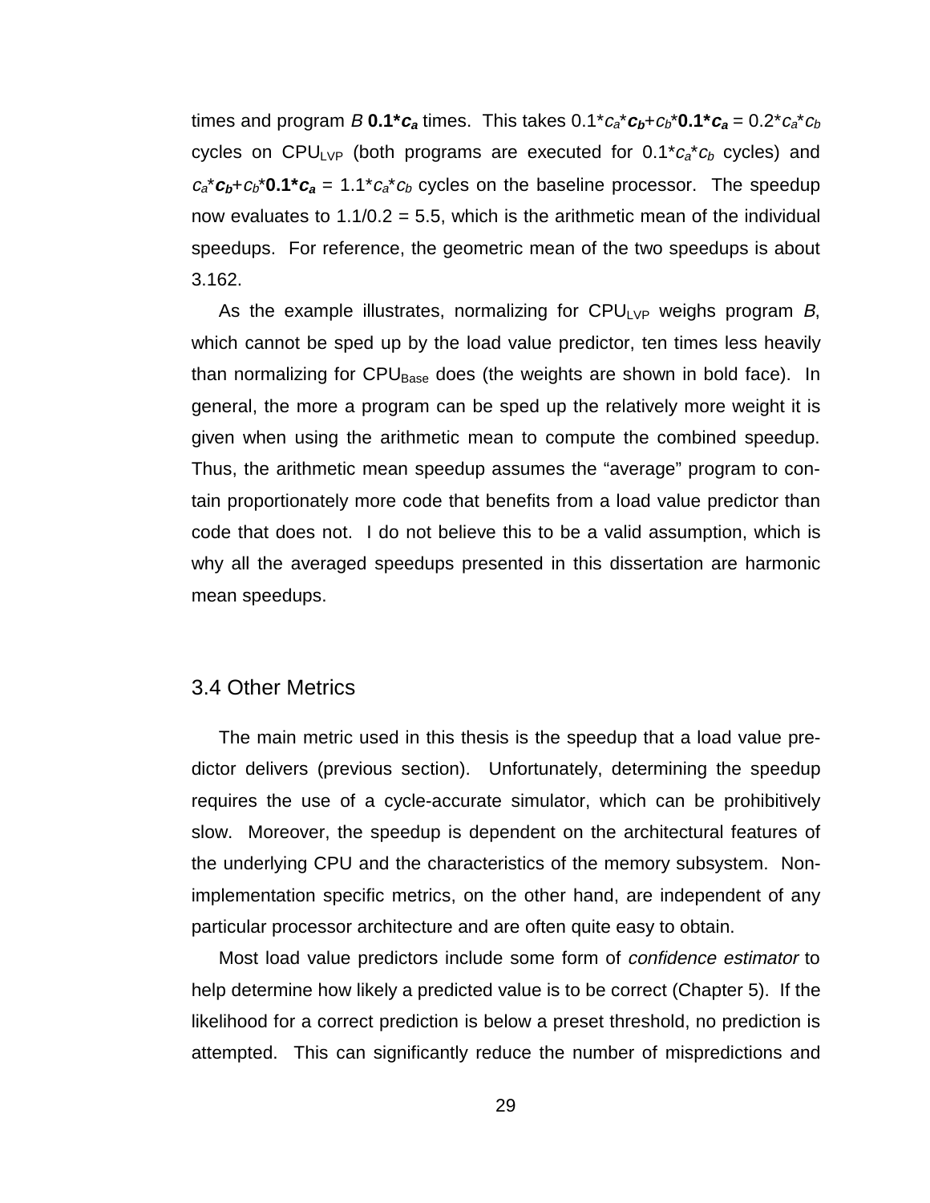times and program *B* **0.1\*$c_a$** times. This takes $0.1*c_a*\mathbf{c_b}+c_b*\mathbf{0.1*c_a} = 0.2*c_a*c_b$ cycles on $CPU_{LVP}$ (both programs are executed for $0.1*c_a*c_b$ cycles) and $c_a*\mathbf{c_b}+c_b*\mathbf{0.1*c_a} = 1.1*c_a*c_b$ cycles on the baseline processor. The speedup now evaluates to 1.1/0.2 = 5.5, which is the arithmetic mean of the individual speedups. For reference, the geometric mean of the two speedups is about 3.162.

As the example illustrates, normalizing for $CPU_{LVP}$ weighs program *B*, which cannot be sped up by the load value predictor, ten times less heavily than normalizing for $CPU_{Base}$ does (the weights are shown in bold face). In general, the more a program can be sped up the relatively more weight it is given when using the arithmetic mean to compute the combined speedup. Thus, the arithmetic mean speedup assumes the "average" program to contain proportionately more code that benefits from a load value predictor than code that does not. I do not believe this to be a valid assumption, which is why all the averaged speedups presented in this dissertation are harmonic mean speedups.

## 3.4 Other Metrics

The main metric used in this thesis is the speedup that a load value predictor delivers (previous section). Unfortunately, determining the speedup requires the use of a cycle-accurate simulator, which can be prohibitively slow. Moreover, the speedup is dependent on the architectural features of the underlying CPU and the characteristics of the memory subsystem. Non-implementation specific metrics, on the other hand, are independent of any particular processor architecture and are often quite easy to obtain.

Most load value predictors include some form of *confidence estimator* to help determine how likely a predicted value is to be correct (Chapter 5). If the likelihood for a correct prediction is below a preset threshold, no prediction is attempted. This can significantly reduce the number of mispredictions and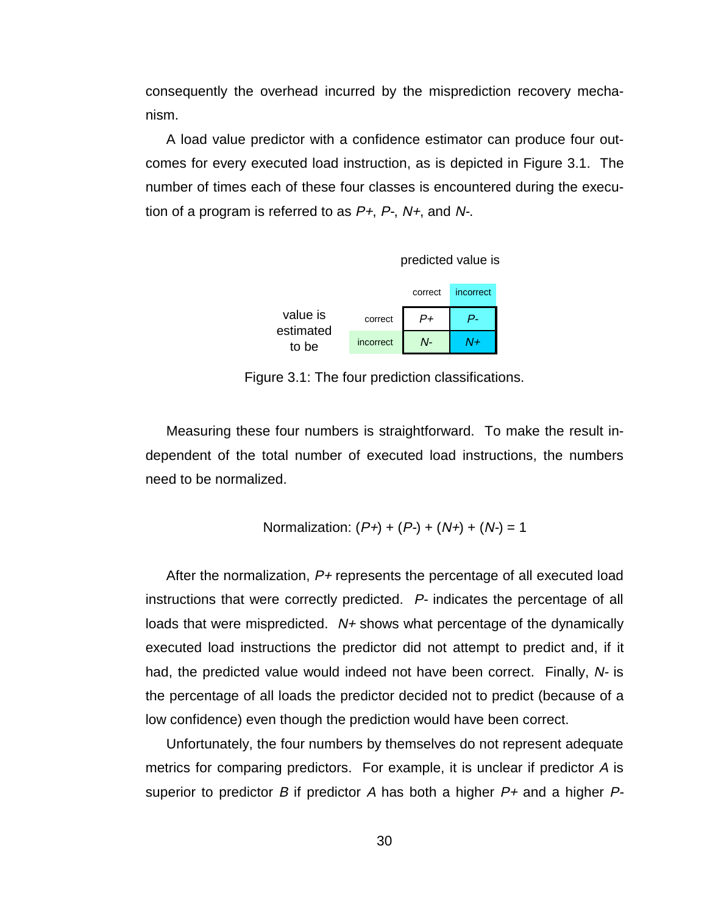consequently the overhead incurred by the misprediction recovery mechanism.

A load value predictor with a confidence estimator can produce four outcomes for every executed load instruction, as is depicted in Figure 3.1. The number of times each of these four classes is encountered during the execution of a program is referred to as *P+*, *P-*, *N+*, and *N-*.

| | | predicted value is | |
|---|---|---|---|
| | | correct | incorrect |
| value is estimated to be | correct | *P+* | *P-* |
| | incorrect | *N-* | *N+* |

Figure 3.1: The four prediction classifications.

Measuring these four numbers is straightforward. To make the result independent of the total number of executed load instructions, the numbers need to be normalized.

$$\text{Normalization: } (P+) + (P-) + (N+) + (N-) = 1$$

After the normalization, *P+* represents the percentage of all executed load instructions that were correctly predicted. *P-* indicates the percentage of all loads that were mispredicted. *N+* shows what percentage of the dynamically executed load instructions the predictor did not attempt to predict and, if it had, the predicted value would indeed not have been correct. Finally, *N-* is the percentage of all loads the predictor decided not to predict (because of a low confidence) even though the prediction would have been correct.

Unfortunately, the four numbers by themselves do not represent adequate metrics for comparing predictors. For example, it is unclear if predictor *A* is superior to predictor *B* if predictor *A* has both a higher *P+* and a higher *P-*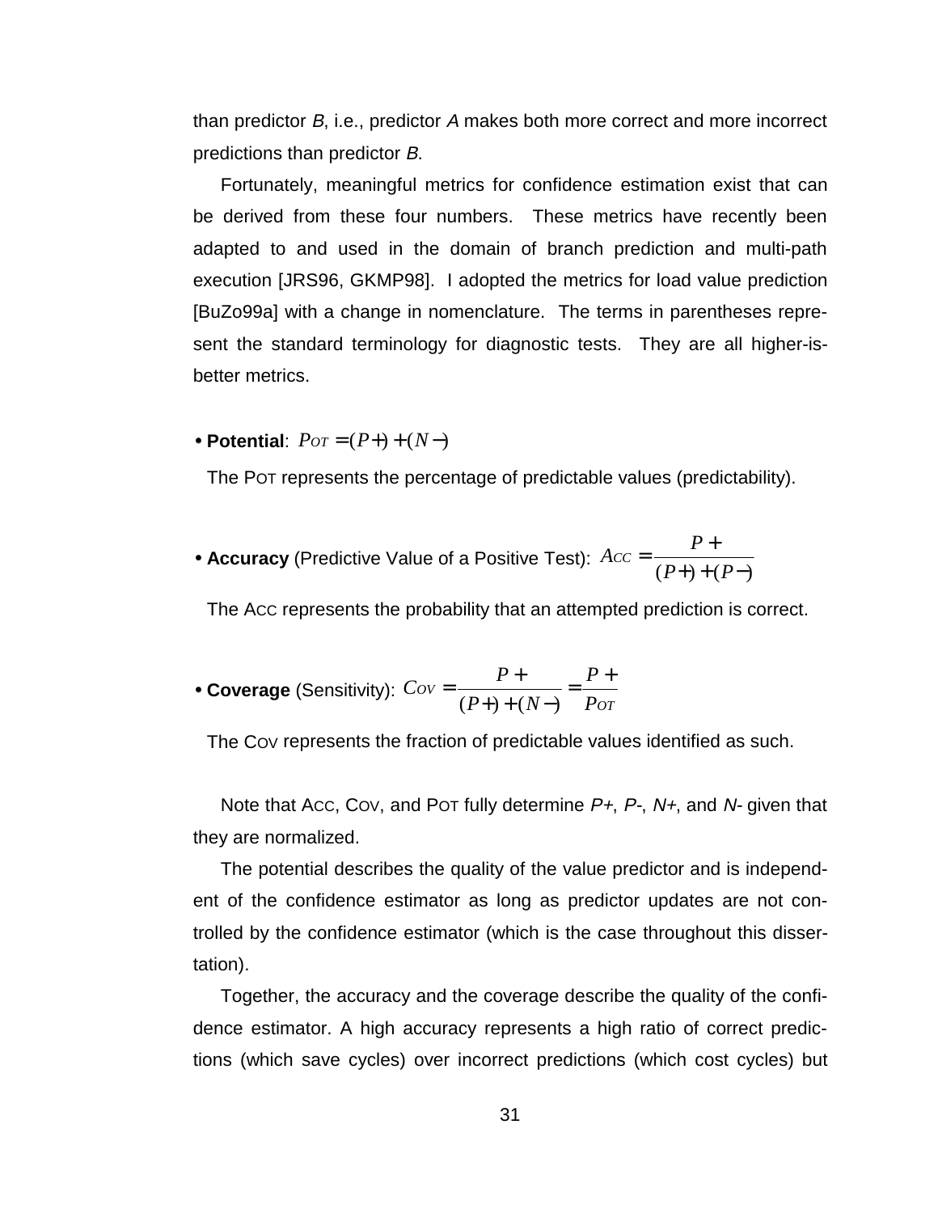than predictor *B*, i.e., predictor *A* makes both more correct and more incorrect predictions than predictor *B*.

Fortunately, meaningful metrics for confidence estimation exist that can be derived from these four numbers. These metrics have recently been adapted to and used in the domain of branch prediction and multi-path execution [JRS96, GKMP98]. I adopted the metrics for load value prediction [BuZo99a] with a change in nomenclature. The terms in parentheses represent the standard terminology for diagnostic tests. They are all higher-is-better metrics.

- **Potential**: $P\text{OT} = (P+) + (N-)$

  The POT represents the percentage of predictable values (predictability).

- **Accuracy** (Predictive Value of a Positive Test): $A\text{CC} = \frac{P+}{(P+) + (P-)}$

  The ACC represents the probability that an attempted prediction is correct.

- **Coverage** (Sensitivity): $C\text{OV} = \frac{P+}{(P+) + (N-)} = \frac{P+}{P\text{OT}}$

  The COV represents the fraction of predictable values identified as such.

Note that ACC, COV, and POT fully determine *P+*, *P-*, *N+*, and *N-* given that they are normalized.

The potential describes the quality of the value predictor and is independent of the confidence estimator as long as predictor updates are not controlled by the confidence estimator (which is the case throughout this dissertation).

Together, the accuracy and the coverage describe the quality of the confidence estimator. A high accuracy represents a high ratio of correct predictions (which save cycles) over incorrect predictions (which cost cycles) but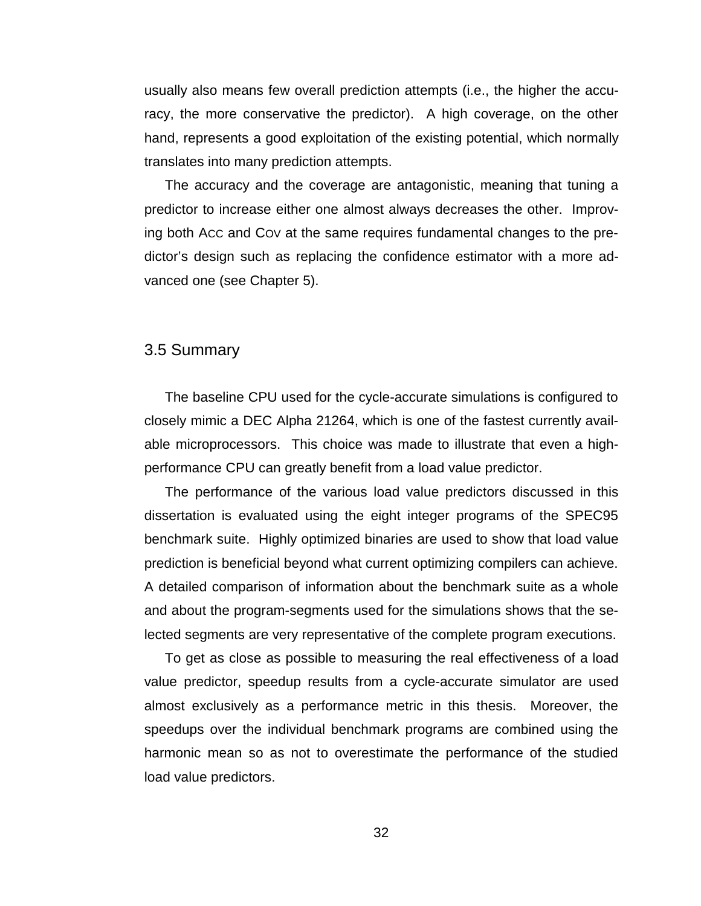usually also means few overall prediction attempts (i.e., the higher the accuracy, the more conservative the predictor). A high coverage, on the other hand, represents a good exploitation of the existing potential, which normally translates into many prediction attempts.

The accuracy and the coverage are antagonistic, meaning that tuning a predictor to increase either one almost always decreases the other. Improving both ACC and COV at the same requires fundamental changes to the predictor's design such as replacing the confidence estimator with a more advanced one (see Chapter 5).

## 3.5 Summary

The baseline CPU used for the cycle-accurate simulations is configured to closely mimic a DEC Alpha 21264, which is one of the fastest currently available microprocessors. This choice was made to illustrate that even a high-performance CPU can greatly benefit from a load value predictor.

The performance of the various load value predictors discussed in this dissertation is evaluated using the eight integer programs of the SPEC95 benchmark suite. Highly optimized binaries are used to show that load value prediction is beneficial beyond what current optimizing compilers can achieve. A detailed comparison of information about the benchmark suite as a whole and about the program-segments used for the simulations shows that the selected segments are very representative of the complete program executions.

To get as close as possible to measuring the real effectiveness of a load value predictor, speedup results from a cycle-accurate simulator are used almost exclusively as a performance metric in this thesis. Moreover, the speedups over the individual benchmark programs are combined using the harmonic mean so as not to overestimate the performance of the studied load value predictors.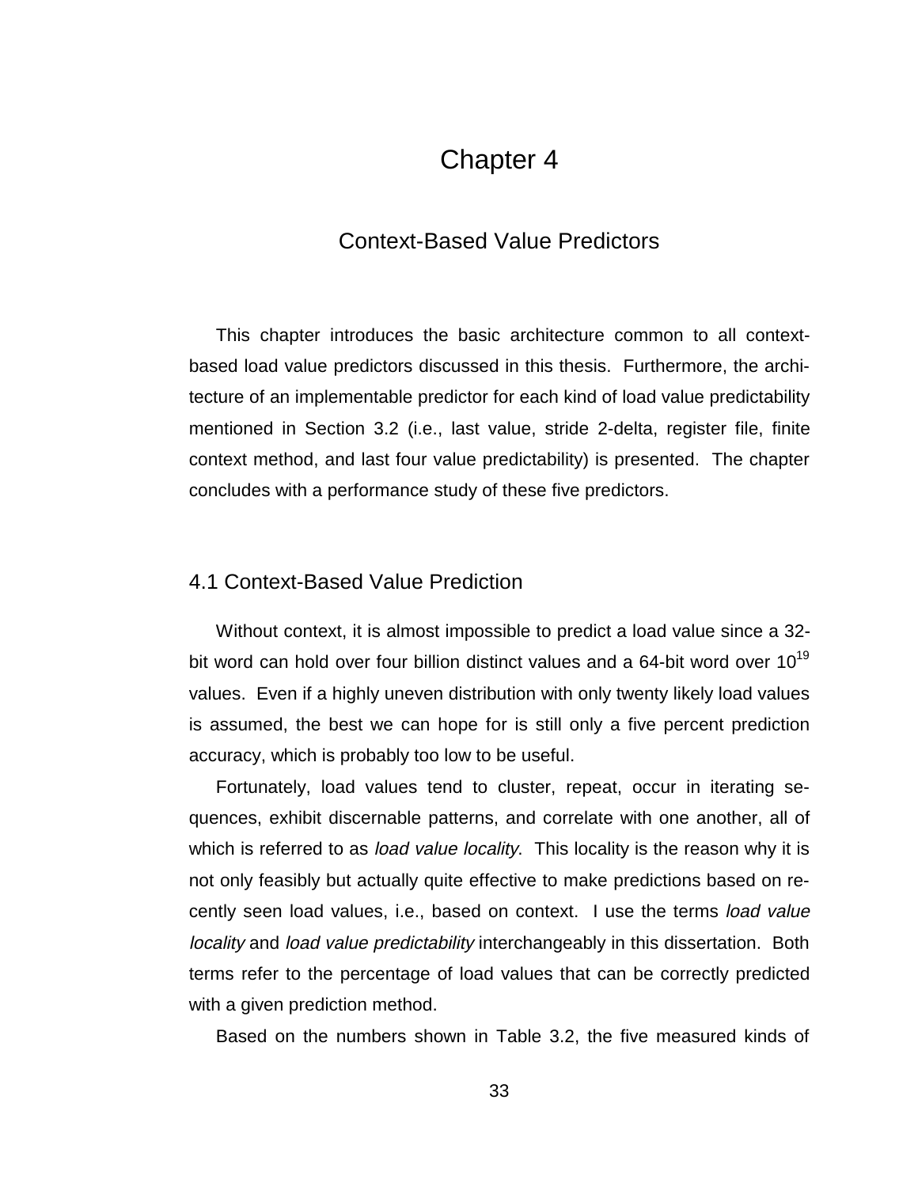# Chapter 4

## Context-Based Value Predictors

This chapter introduces the basic architecture common to all context-based load value predictors discussed in this thesis. Furthermore, the architecture of an implementable predictor for each kind of load value predictability mentioned in Section 3.2 (i.e., last value, stride 2-delta, register file, finite context method, and last four value predictability) is presented. The chapter concludes with a performance study of these five predictors.

### 4.1 Context-Based Value Prediction

Without context, it is almost impossible to predict a load value since a 32-bit word can hold over four billion distinct values and a 64-bit word over $10^{19}$ values. Even if a highly uneven distribution with only twenty likely load values is assumed, the best we can hope for is still only a five percent prediction accuracy, which is probably too low to be useful.

Fortunately, load values tend to cluster, repeat, occur in iterating sequences, exhibit discernable patterns, and correlate with one another, all of which is referred to as *load value locality*. This locality is the reason why it is not only feasibly but actually quite effective to make predictions based on recently seen load values, i.e., based on context. I use the terms *load value locality* and *load value predictability* interchangeably in this dissertation. Both terms refer to the percentage of load values that can be correctly predicted with a given prediction method.

Based on the numbers shown in Table 3.2, the five measured kinds of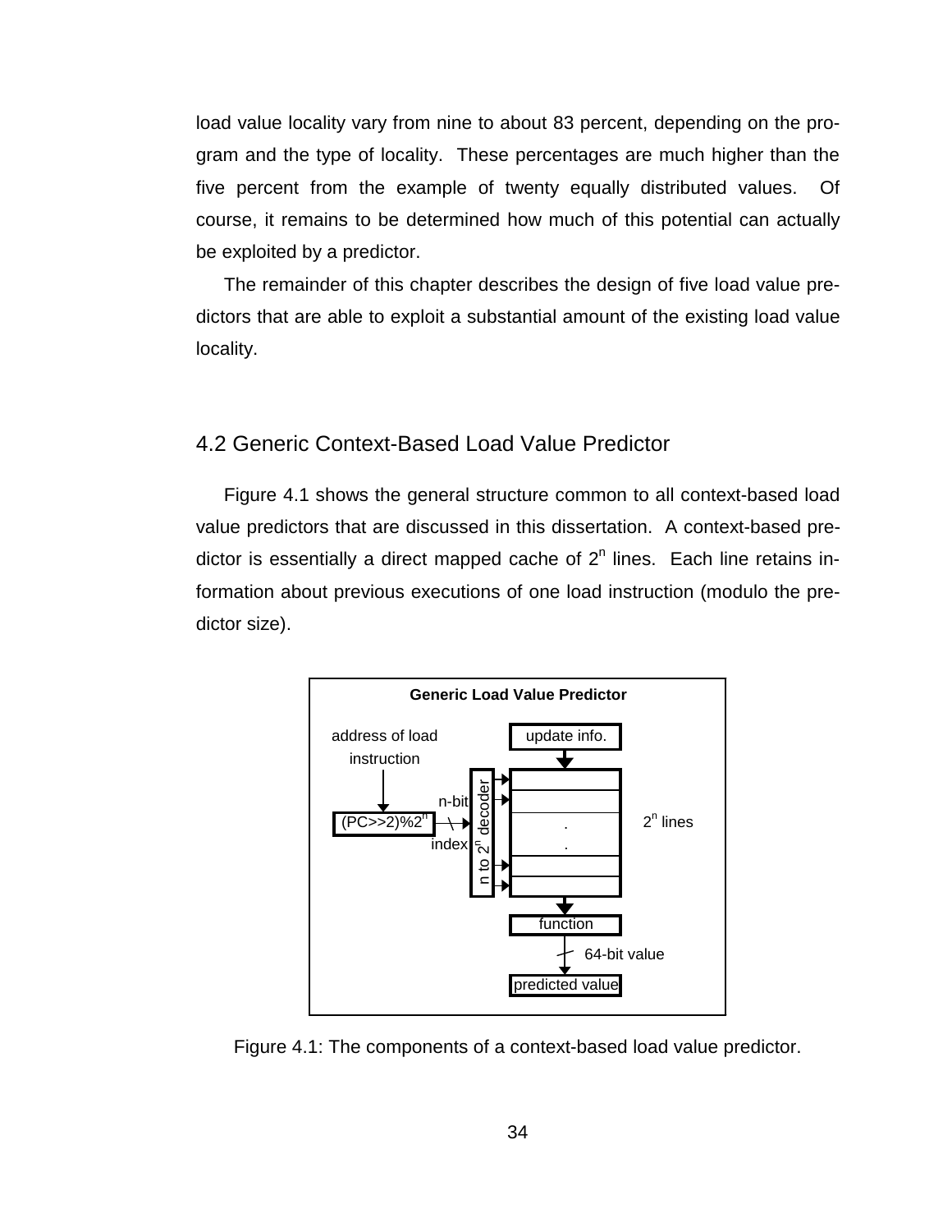load value locality vary from nine to about 83 percent, depending on the program and the type of locality. These percentages are much higher than the five percent from the example of twenty equally distributed values. Of course, it remains to be determined how much of this potential can actually be exploited by a predictor.

The remainder of this chapter describes the design of five load value predictors that are able to exploit a substantial amount of the existing load value locality.

## 4.2 Generic Context-Based Load Value Predictor

Figure 4.1 shows the general structure common to all context-based load value predictors that are discussed in this dissertation. A context-based predictor is essentially a direct mapped cache of $2^n$ lines. Each line retains information about previous executions of one load instruction (modulo the predictor size).

Figure 4.1: The components of a context-based load value predictor.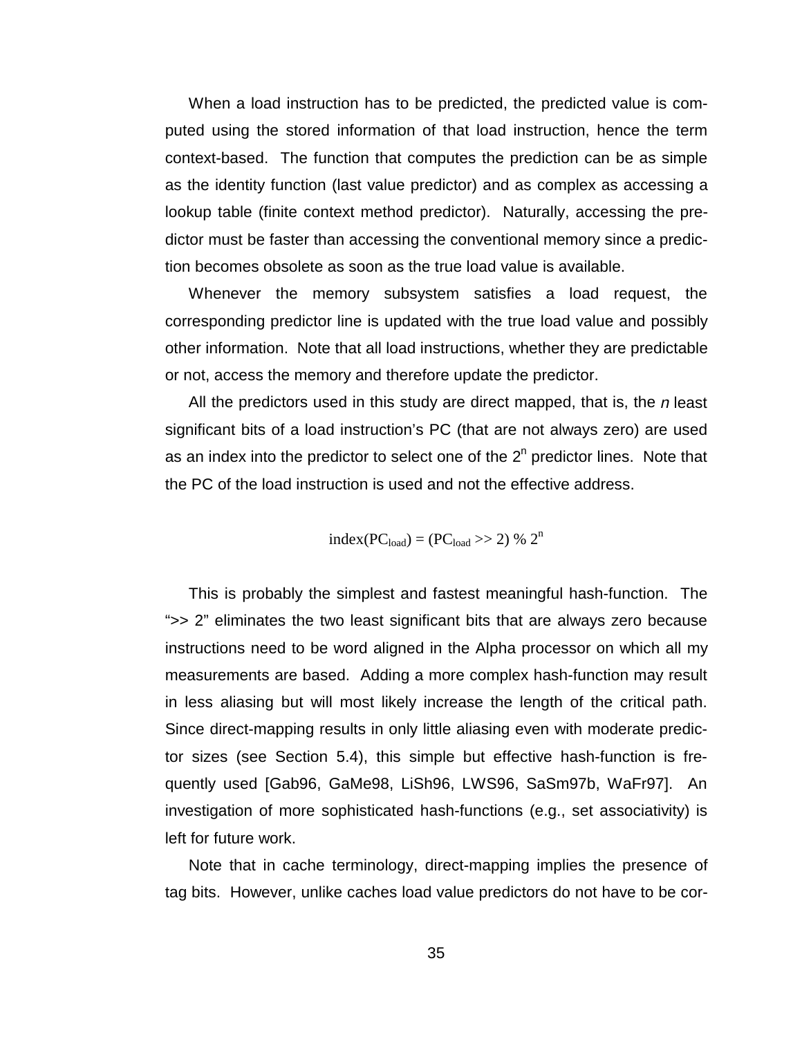When a load instruction has to be predicted, the predicted value is computed using the stored information of that load instruction, hence the term context-based. The function that computes the prediction can be as simple as the identity function (last value predictor) and as complex as accessing a lookup table (finite context method predictor). Naturally, accessing the predictor must be faster than accessing the conventional memory since a prediction becomes obsolete as soon as the true load value is available.

Whenever the memory subsystem satisfies a load request, the corresponding predictor line is updated with the true load value and possibly other information. Note that all load instructions, whether they are predictable or not, access the memory and therefore update the predictor.

All the predictors used in this study are direct mapped, that is, the *n* least significant bits of a load instruction's PC (that are not always zero) are used as an index into the predictor to select one of the $2^n$ predictor lines. Note that the PC of the load instruction is used and not the effective address.

$$\text{index}(PC_{load}) = (PC_{load} >> 2) \ \% \ 2^n$$

This is probably the simplest and fastest meaningful hash-function. The ">> 2" eliminates the two least significant bits that are always zero because instructions need to be word aligned in the Alpha processor on which all my measurements are based. Adding a more complex hash-function may result in less aliasing but will most likely increase the length of the critical path. Since direct-mapping results in only little aliasing even with moderate predictor sizes (see Section 5.4), this simple but effective hash-function is frequently used [Gab96, GaMe98, LiSh96, LWS96, SaSm97b, WaFr97]. An investigation of more sophisticated hash-functions (e.g., set associativity) is left for future work.

Note that in cache terminology, direct-mapping implies the presence of tag bits. However, unlike caches load value predictors do not have to be cor-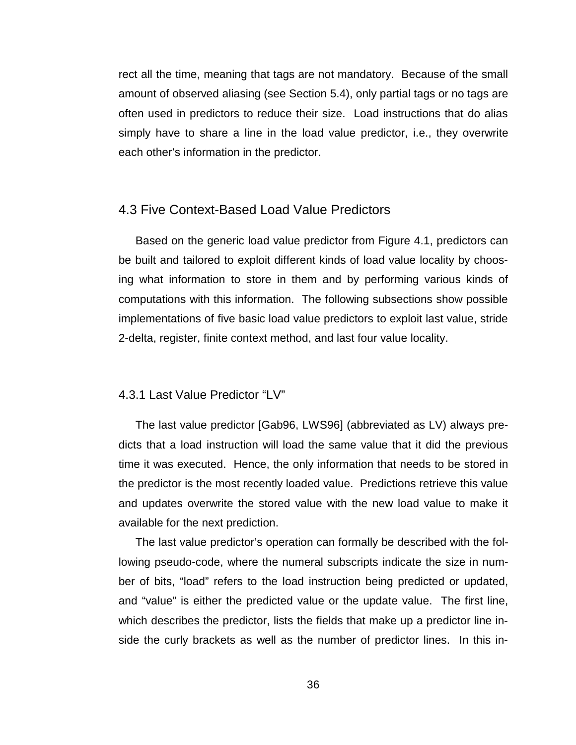rect all the time, meaning that tags are not mandatory. Because of the small amount of observed aliasing (see Section 5.4), only partial tags or no tags are often used in predictors to reduce their size. Load instructions that do alias simply have to share a line in the load value predictor, i.e., they overwrite each other's information in the predictor.

## 4.3 Five Context-Based Load Value Predictors

Based on the generic load value predictor from Figure 4.1, predictors can be built and tailored to exploit different kinds of load value locality by choosing what information to store in them and by performing various kinds of computations with this information. The following subsections show possible implementations of five basic load value predictors to exploit last value, stride 2-delta, register, finite context method, and last four value locality.

### 4.3.1 Last Value Predictor "LV"

The last value predictor [Gab96, LWS96] (abbreviated as LV) always predicts that a load instruction will load the same value that it did the previous time it was executed. Hence, the only information that needs to be stored in the predictor is the most recently loaded value. Predictions retrieve this value and updates overwrite the stored value with the new load value to make it available for the next prediction.

The last value predictor's operation can formally be described with the following pseudo-code, where the numeral subscripts indicate the size in number of bits, "load" refers to the load instruction being predicted or updated, and "value" is either the predicted value or the update value. The first line, which describes the predictor, lists the fields that make up a predictor line inside the curly brackets as well as the number of predictor lines. In this in-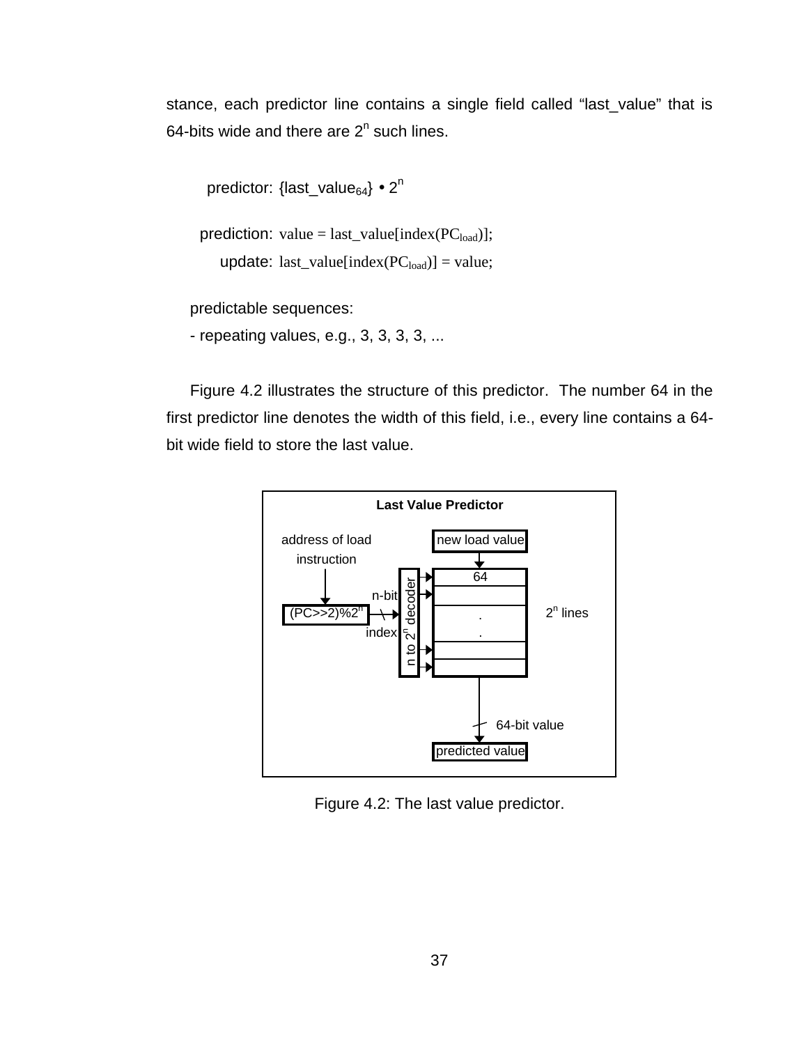stance, each predictor line contains a single field called “last_value” that is 64-bits wide and there are $2^n$ such lines.

predictor: {$last\_value_{64}$} • $2^n$

prediction: value = last_value[index($PC_{load}$)];

update: last_value[index($PC_{load}$)] = value;

predictable sequences:

- repeating values, e.g., 3, 3, 3, 3, ...

Figure 4.2 illustrates the structure of this predictor. The number 64 in the first predictor line denotes the width of this field, i.e., every line contains a 64-bit wide field to store the last value.

Figure 4.2: The last value predictor.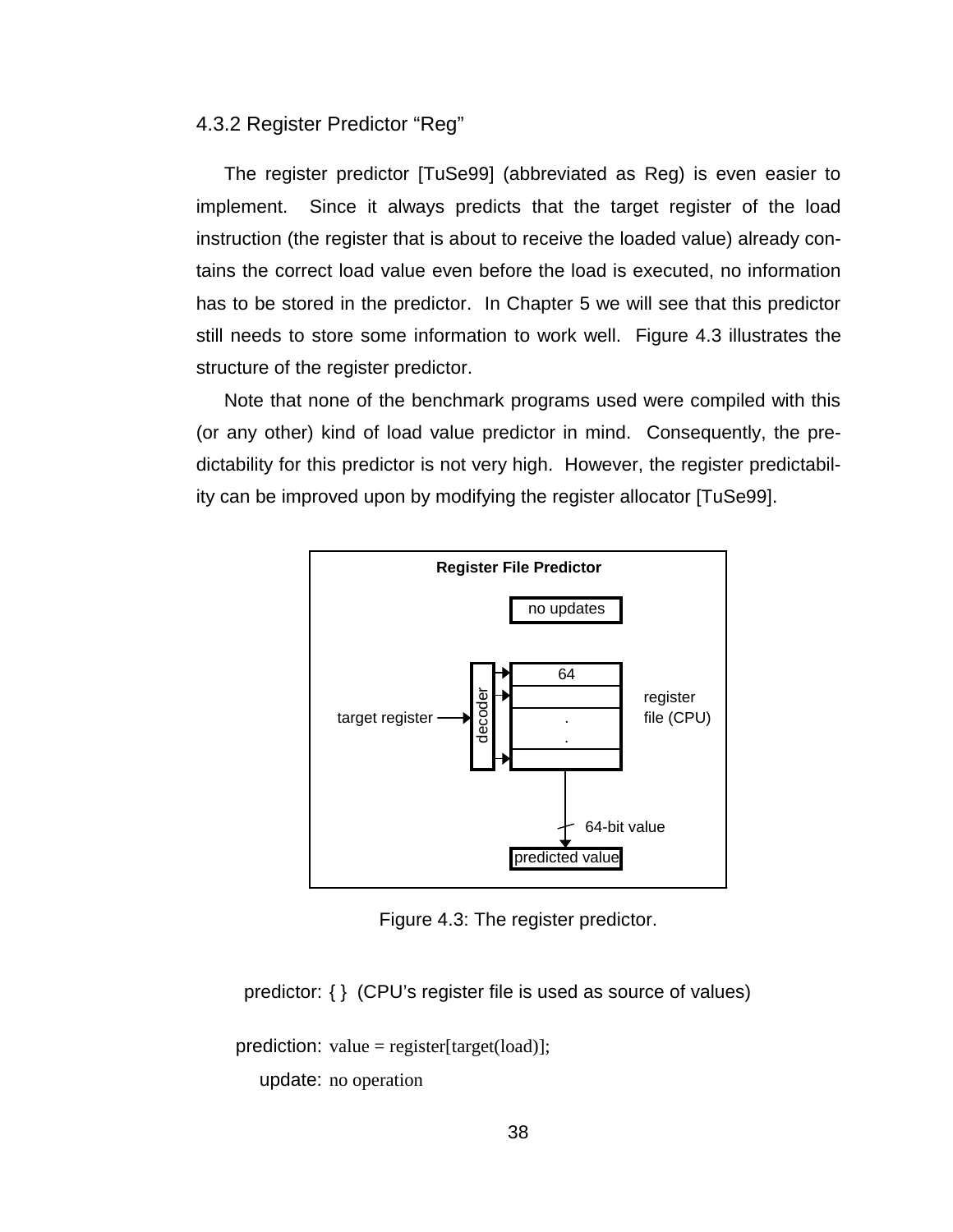### 4.3.2 Register Predictor “Reg”

The register predictor [TuSe99] (abbreviated as Reg) is even easier to implement. Since it always predicts that the target register of the load instruction (the register that is about to receive the loaded value) already contains the correct load value even before the load is executed, no information has to be stored in the predictor. In Chapter 5 we will see that this predictor still needs to store some information to work well. Figure 4.3 illustrates the structure of the register predictor.

Note that none of the benchmark programs used were compiled with this (or any other) kind of load value predictor in mind. Consequently, the predictability for this predictor is not very high. However, the register predictability can be improved upon by modifying the register allocator [TuSe99].

**Register File Predictor**

no updates

target register → decoder → register file (CPU) [64 bits wide] → 64-bit value → predicted value

Figure 4.3: The register predictor.

predictor: { } (CPU’s register file is used as source of values)

prediction: value = register[target(load)];

update: no operation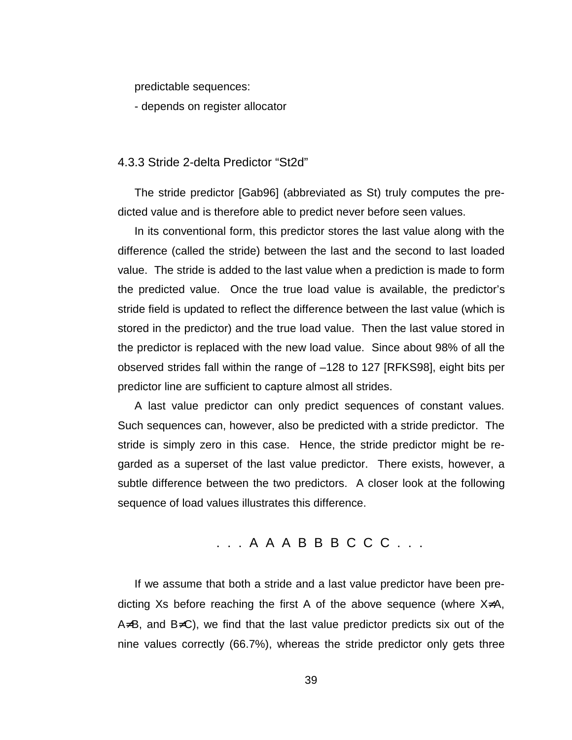predictable sequences:

- depends on register allocator

### 4.3.3 Stride 2-delta Predictor "St2d"

The stride predictor [Gab96] (abbreviated as St) truly computes the predicted value and is therefore able to predict never before seen values.

In its conventional form, this predictor stores the last value along with the difference (called the stride) between the last and the second to last loaded value. The stride is added to the last value when a prediction is made to form the predicted value. Once the true load value is available, the predictor's stride field is updated to reflect the difference between the last value (which is stored in the predictor) and the true load value. Then the last value stored in the predictor is replaced with the new load value. Since about 98% of all the observed strides fall within the range of –128 to 127 [RFKS98], eight bits per predictor line are sufficient to capture almost all strides.

A last value predictor can only predict sequences of constant values. Such sequences can, however, also be predicted with a stride predictor. The stride is simply zero in this case. Hence, the stride predictor might be regarded as a superset of the last value predictor. There exists, however, a subtle difference between the two predictors. A closer look at the following sequence of load values illustrates this difference.

$$. . . A\ A\ A\ B\ B\ B\ C\ C\ C\ . . .$$

If we assume that both a stride and a last value predictor have been predicting Xs before reaching the first A of the above sequence (where $X \neq A$, $A \neq B$, and $B \neq C$), we find that the last value predictor predicts six out of the nine values correctly (66.7%), whereas the stride predictor only gets three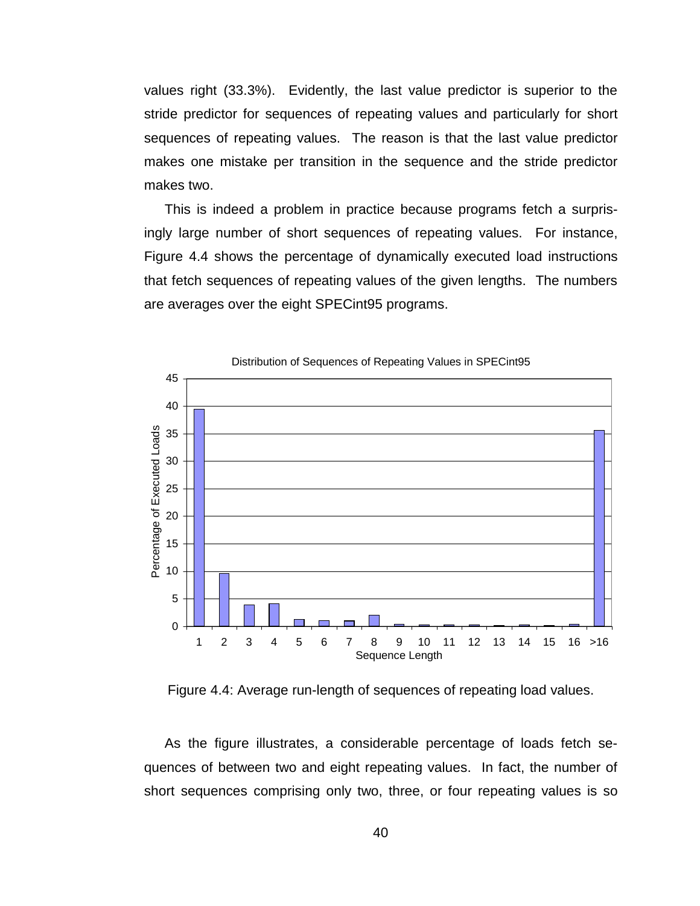values right (33.3%). Evidently, the last value predictor is superior to the stride predictor for sequences of repeating values and particularly for short sequences of repeating values. The reason is that the last value predictor makes one mistake per transition in the sequence and the stride predictor makes two.

This is indeed a problem in practice because programs fetch a surprisingly large number of short sequences of repeating values. For instance, Figure 4.4 shows the percentage of dynamically executed load instructions that fetch sequences of repeating values of the given lengths. The numbers are averages over the eight SPECint95 programs.

Figure 4.4: Average run-length of sequences of repeating load values.

As the figure illustrates, a considerable percentage of loads fetch sequences of between two and eight repeating values. In fact, the number of short sequences comprising only two, three, or four repeating values is so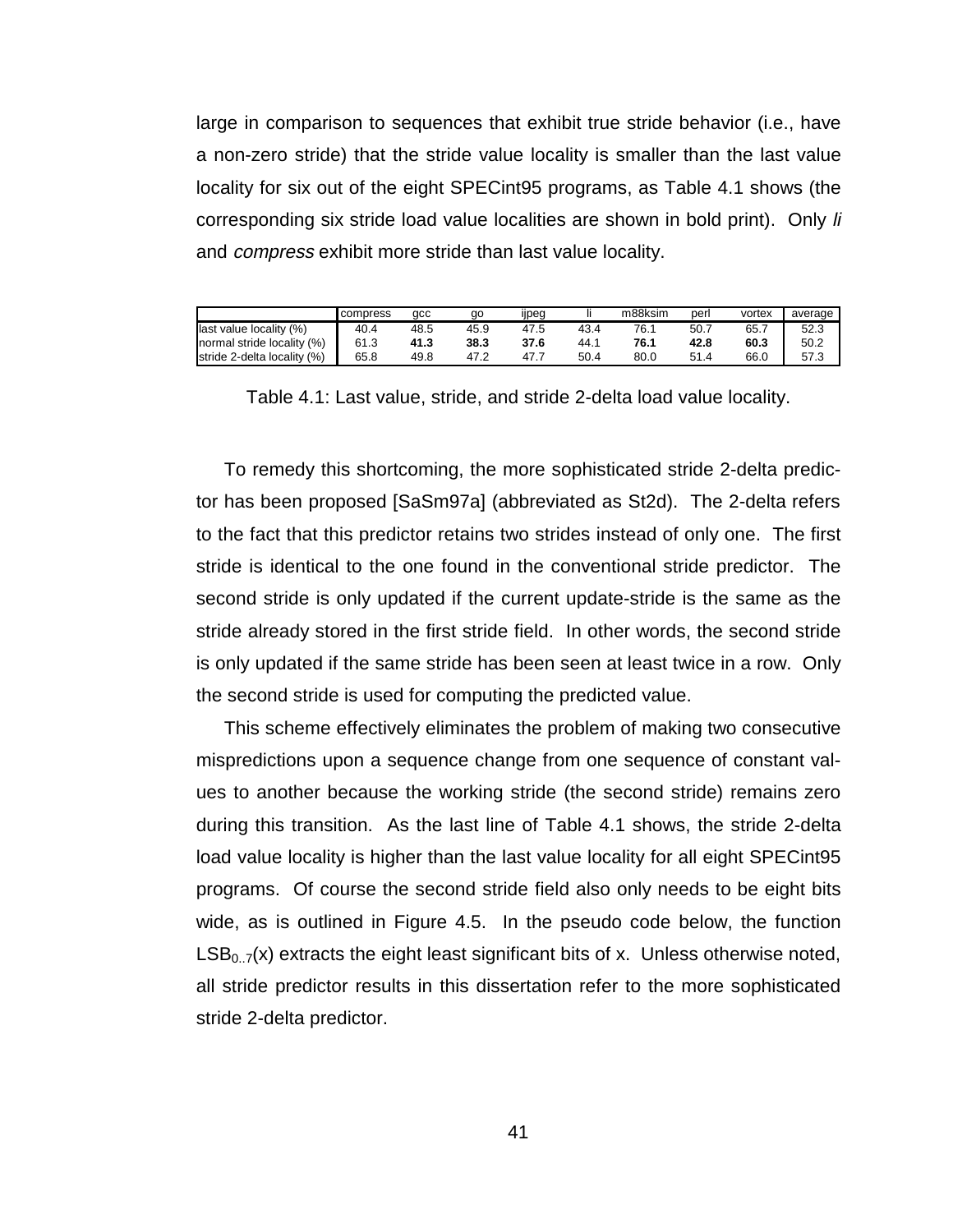large in comparison to sequences that exhibit true stride behavior (i.e., have a non-zero stride) that the stride value locality is smaller than the last value locality for six out of the eight SPECint95 programs, as Table 4.1 shows (the corresponding six stride load value localities are shown in bold print). Only *li* and *compress* exhibit more stride than last value locality.

| | compress | gcc | go | ijpeg | li | m88ksim | perl | vortex | average |
|---|---|---|---|---|---|---|---|---|---|
| last value locality (%) | 40.4 | 48.5 | 45.9 | 47.5 | 43.4 | 76.1 | 50.7 | 65.7 | 52.3 |
| normal stride locality (%) | 61.3 | **41.3** | **38.3** | **37.6** | 44.1 | **76.1** | **42.8** | **60.3** | 50.2 |
| stride 2-delta locality (%) | 65.8 | 49.8 | 47.2 | 47.7 | 50.4 | 80.0 | 51.4 | 66.0 | 57.3 |

Table 4.1: Last value, stride, and stride 2-delta load value locality.

To remedy this shortcoming, the more sophisticated stride 2-delta predictor has been proposed [SaSm97a] (abbreviated as St2d). The 2-delta refers to the fact that this predictor retains two strides instead of only one. The first stride is identical to the one found in the conventional stride predictor. The second stride is only updated if the current update-stride is the same as the stride already stored in the first stride field. In other words, the second stride is only updated if the same stride has been seen at least twice in a row. Only the second stride is used for computing the predicted value.

This scheme effectively eliminates the problem of making two consecutive mispredictions upon a sequence change from one sequence of constant values to another because the working stride (the second stride) remains zero during this transition. As the last line of Table 4.1 shows, the stride 2-delta load value locality is higher than the last value locality for all eight SPECint95 programs. Of course the second stride field also only needs to be eight bits wide, as is outlined in Figure 4.5. In the pseudo code below, the function $LSB_{0..7}(x)$ extracts the eight least significant bits of x. Unless otherwise noted, all stride predictor results in this dissertation refer to the more sophisticated stride 2-delta predictor.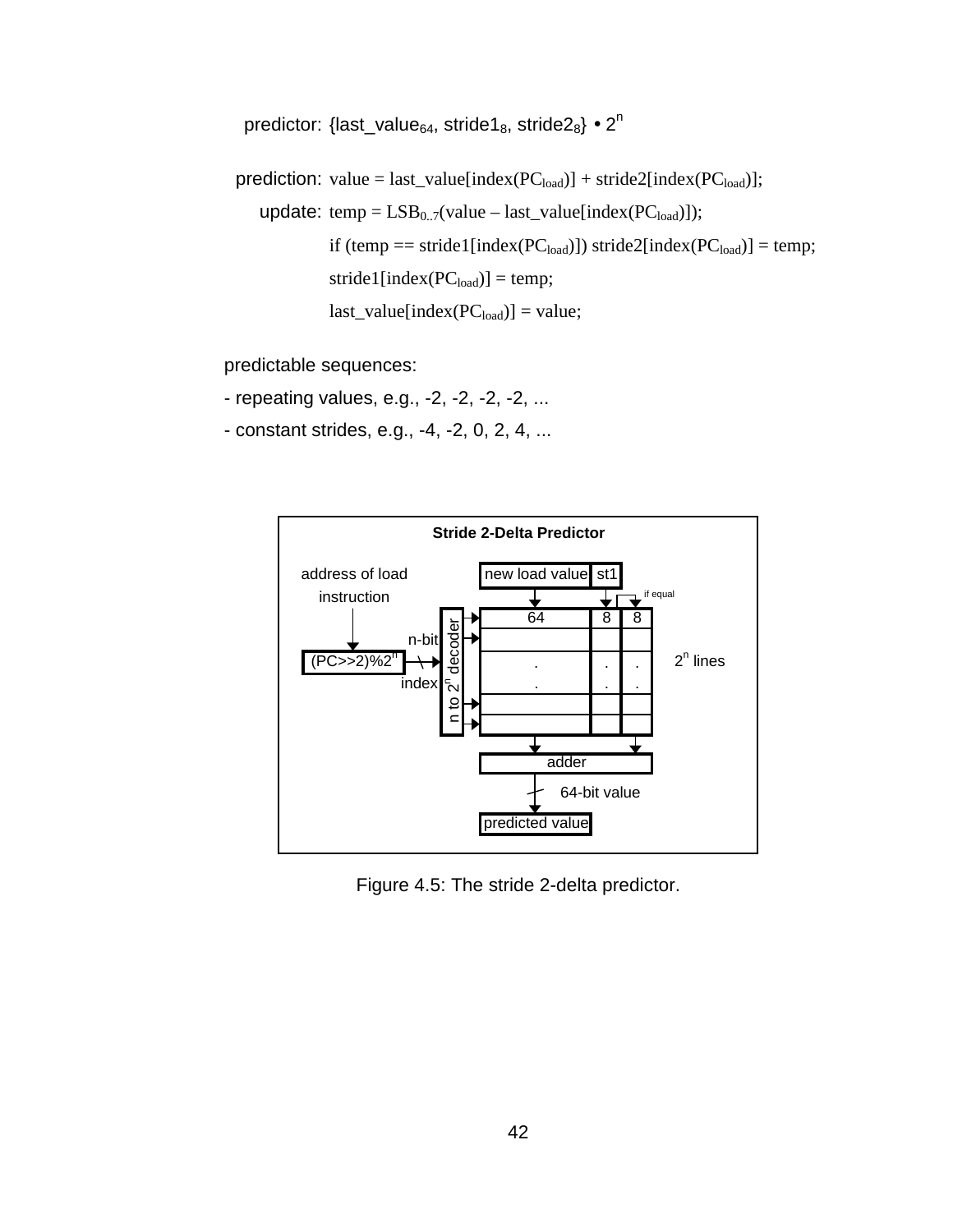predictor: $\{last\_value_{64}, stride1_{8}, stride2_{8}\} \bullet 2^n$

prediction: value = last_value[index($PC_{load}$)] + stride2[index($PC_{load}$)];

update: temp = $LSB_{0..7}$(value – last_value[index($PC_{load}$)]);

if (temp == stride1[index($PC_{load}$)]) stride2[index($PC_{load}$)] = temp;

stride1[index($PC_{load}$)] = temp;

last_value[index($PC_{load}$)] = value;

predictable sequences:

- repeating values, e.g., -2, -2, -2, -2, ...
- constant strides, e.g., -4, -2, 0, 2, 4, ...

**Stride 2-Delta Predictor**

address of load instruction → $(PC{>}{>}2)\%2^n$ → n-bit index → n to $2^n$ decoder → table of $2^n$ lines with columns 64 | 8 | 8 (new load value, st1, if equal) → adder → 64-bit value → predicted value

Figure 4.5: The stride 2-delta predictor.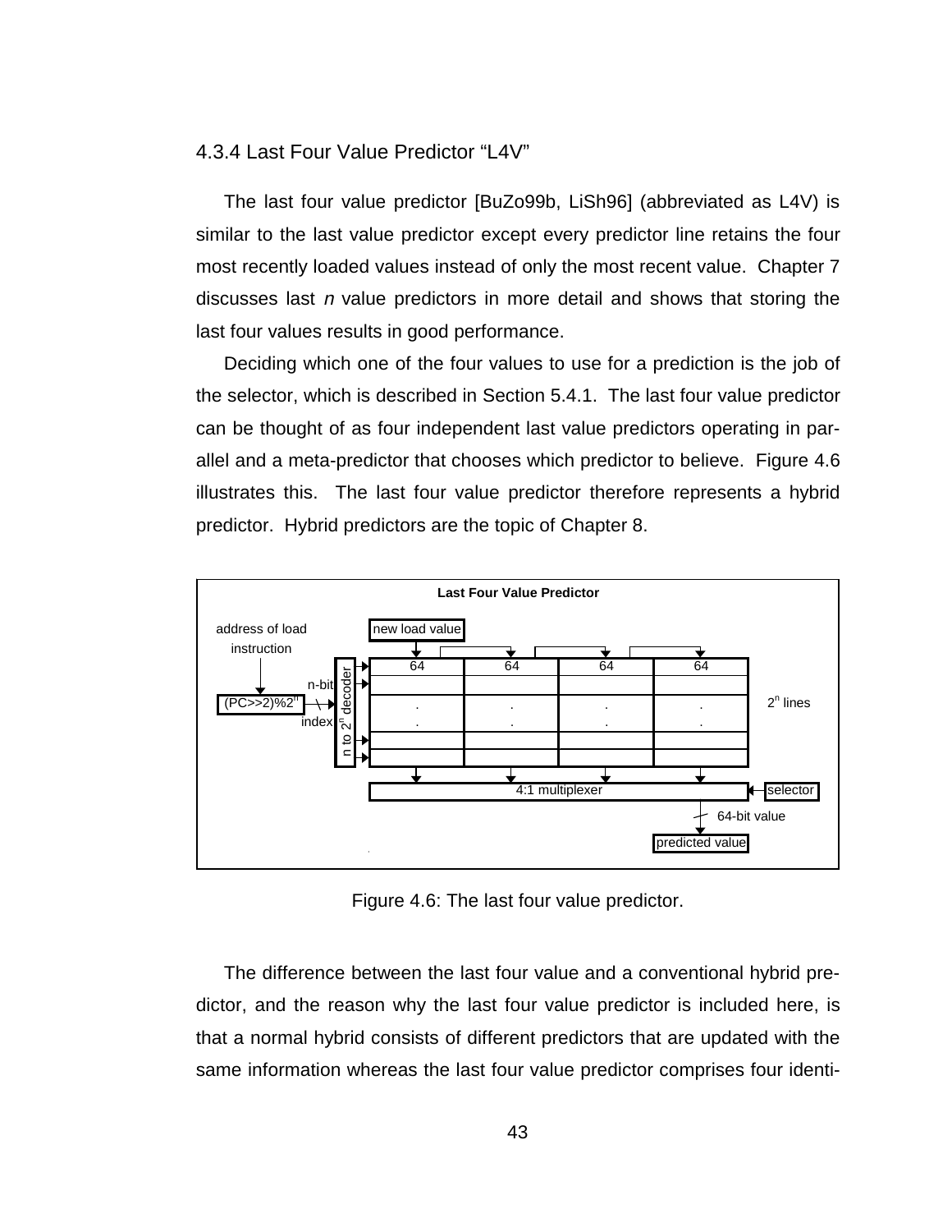### 4.3.4 Last Four Value Predictor "L4V"

The last four value predictor [BuZo99b, LiSh96] (abbreviated as L4V) is similar to the last value predictor except every predictor line retains the four most recently loaded values instead of only the most recent value. Chapter 7 discusses last *n* value predictors in more detail and shows that storing the last four values results in good performance.

Deciding which one of the four values to use for a prediction is the job of the selector, which is described in Section 5.4.1. The last four value predictor can be thought of as four independent last value predictors operating in parallel and a meta-predictor that chooses which predictor to believe. Figure 4.6 illustrates this. The last four value predictor therefore represents a hybrid predictor. Hybrid predictors are the topic of Chapter 8.

Figure 4.6: The last four value predictor.

The difference between the last four value and a conventional hybrid predictor, and the reason why the last four value predictor is included here, is that a normal hybrid consists of different predictors that are updated with the same information whereas the last four value predictor comprises four identi-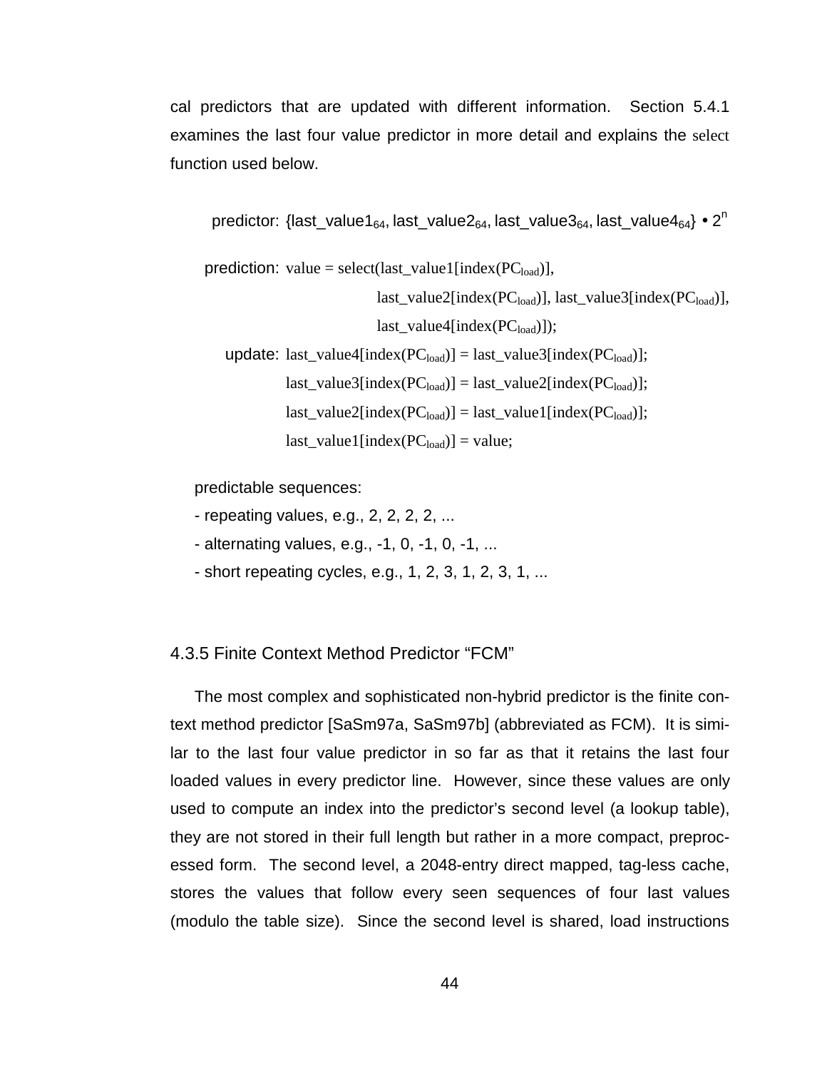cal predictors that are updated with different information. Section 5.4.1 examines the last four value predictor in more detail and explains the select function used below.

predictor: {last_value1$_{64}$, last_value2$_{64}$, last_value3$_{64}$, last_value4$_{64}$} • $2^n$

prediction: value = select(last_value1[index($PC_{load}$)],
last_value2[index($PC_{load}$)], last_value3[index($PC_{load}$)],
last_value4[index($PC_{load}$)]);

update: last_value4[index($PC_{load}$)] = last_value3[index($PC_{load}$)];
last_value3[index($PC_{load}$)] = last_value2[index($PC_{load}$)];
last_value2[index($PC_{load}$)] = last_value1[index($PC_{load}$)];
last_value1[index($PC_{load}$)] = value;

predictable sequences:
- repeating values, e.g., 2, 2, 2, 2, ...
- alternating values, e.g., -1, 0, -1, 0, -1, ...
- short repeating cycles, e.g., 1, 2, 3, 1, 2, 3, 1, ...

### 4.3.5 Finite Context Method Predictor "FCM"

The most complex and sophisticated non-hybrid predictor is the finite context method predictor [SaSm97a, SaSm97b] (abbreviated as FCM). It is similar to the last four value predictor in so far as that it retains the last four loaded values in every predictor line. However, since these values are only used to compute an index into the predictor's second level (a lookup table), they are not stored in their full length but rather in a more compact, preprocessed form. The second level, a 2048-entry direct mapped, tag-less cache, stores the values that follow every seen sequences of four last values (modulo the table size). Since the second level is shared, load instructions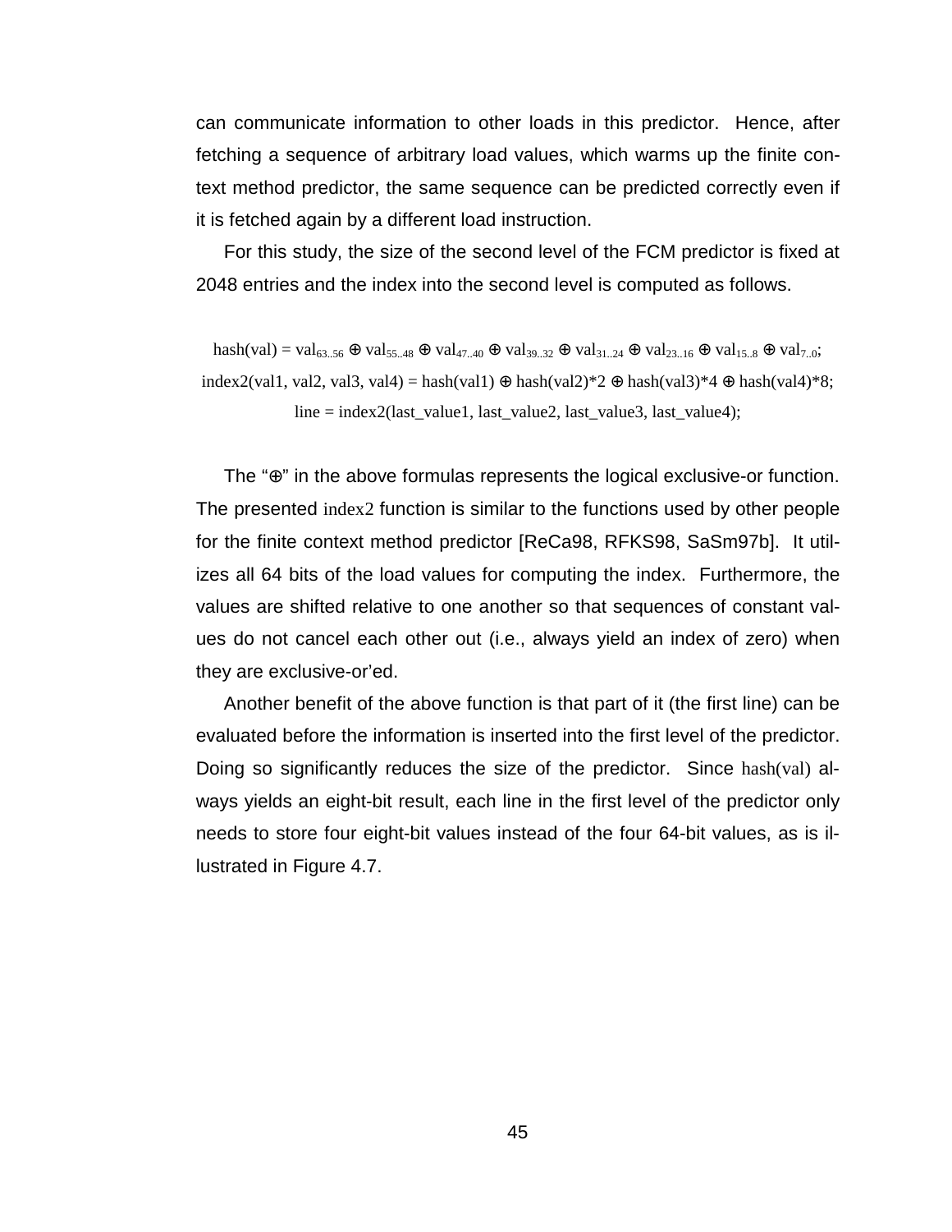can communicate information to other loads in this predictor. Hence, after fetching a sequence of arbitrary load values, which warms up the finite context method predictor, the same sequence can be predicted correctly even if it is fetched again by a different load instruction.

For this study, the size of the second level of the FCM predictor is fixed at 2048 entries and the index into the second level is computed as follows.

$$\text{hash(val)} = \text{val}_{63..56} \oplus \text{val}_{55..48} \oplus \text{val}_{47..40} \oplus \text{val}_{39..32} \oplus \text{val}_{31..24} \oplus \text{val}_{23..16} \oplus \text{val}_{15..8} \oplus \text{val}_{7..0};$$

$$\text{index2(val1, val2, val3, val4)} = \text{hash(val1)} \oplus \text{hash(val2)*2} \oplus \text{hash(val3)*4} \oplus \text{hash(val4)*8};$$

$$\text{line} = \text{index2(last\_value1, last\_value2, last\_value3, last\_value4)};$$

The "⊕" in the above formulas represents the logical exclusive-or function. The presented index2 function is similar to the functions used by other people for the finite context method predictor [ReCa98, RFKS98, SaSm97b]. It utilizes all 64 bits of the load values for computing the index. Furthermore, the values are shifted relative to one another so that sequences of constant values do not cancel each other out (i.e., always yield an index of zero) when they are exclusive-or'ed.

Another benefit of the above function is that part of it (the first line) can be evaluated before the information is inserted into the first level of the predictor. Doing so significantly reduces the size of the predictor. Since hash(val) always yields an eight-bit result, each line in the first level of the predictor only needs to store four eight-bit values instead of the four 64-bit values, as is illustrated in Figure 4.7.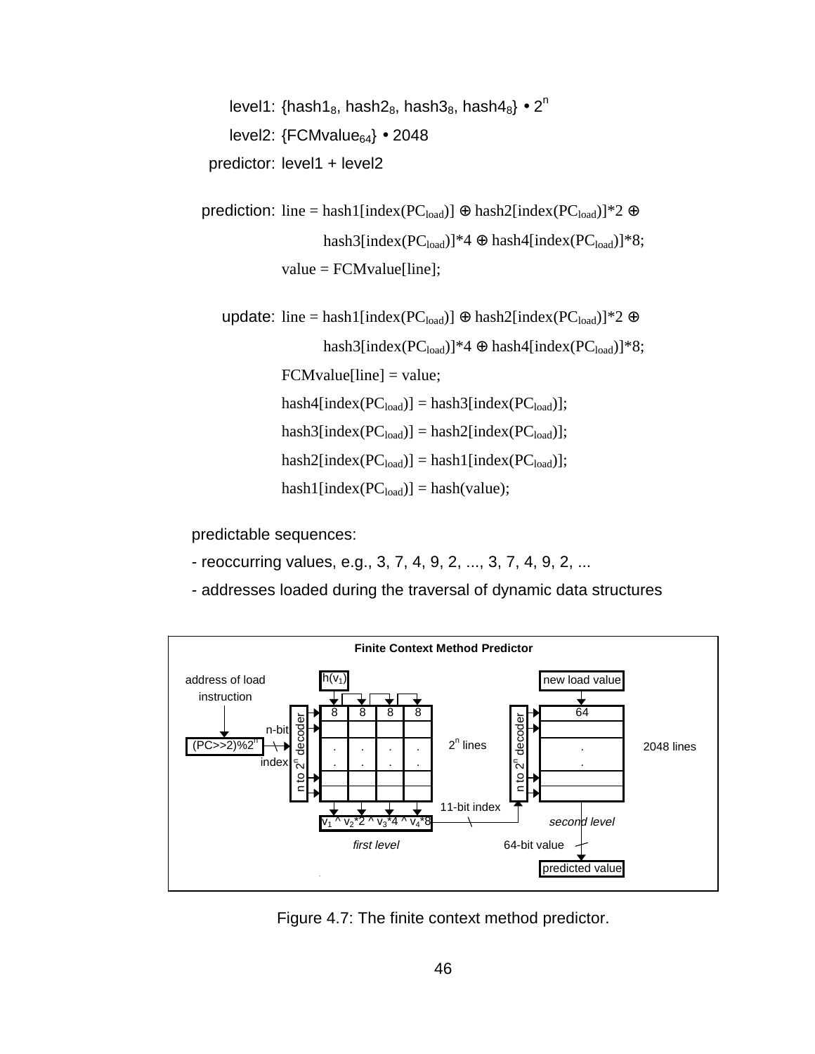level1: $\{hash1_8, hash2_8, hash3_8, hash4_8\} \bullet 2^n$

level2: $\{FCMvalue_{64}\} \bullet 2048$

predictor: level1 + level2

prediction: line = hash1[index($PC_{load}$)] ⊕ hash2[index($PC_{load}$)]*2 ⊕ hash3[index($PC_{load}$)]*4 ⊕ hash4[index($PC_{load}$)]*8;
value = FCMvalue[line];

update: line = hash1[index($PC_{load}$)] ⊕ hash2[index($PC_{load}$)]*2 ⊕ hash3[index($PC_{load}$)]*4 ⊕ hash4[index($PC_{load}$)]*8;
FCMvalue[line] = value;
hash4[index($PC_{load}$)] = hash3[index($PC_{load}$)];
hash3[index($PC_{load}$)] = hash2[index($PC_{load}$)];
hash2[index($PC_{load}$)] = hash1[index($PC_{load}$)];
hash1[index($PC_{load}$)] = hash(value);

predictable sequences:

- reoccurring values, e.g., 3, 7, 4, 9, 2, ..., 3, 7, 4, 9, 2, ...
- addresses loaded during the traversal of dynamic data structures

**Finite Context Method Predictor**

address of load instruction; (PC>>2)%2ⁿ; n-bit index; n to 2ⁿ decoder; $h(v_1)$; 8 8 8 8; $2^n$ lines; $v_1 \wedge v_2*2 \wedge v_3*4 \wedge v_4*8$; first level; 11-bit index; n to 2ⁿ decoder; new load value; 64; 2048 lines; second level; 64-bit value; predicted value

Figure 4.7: The finite context method predictor.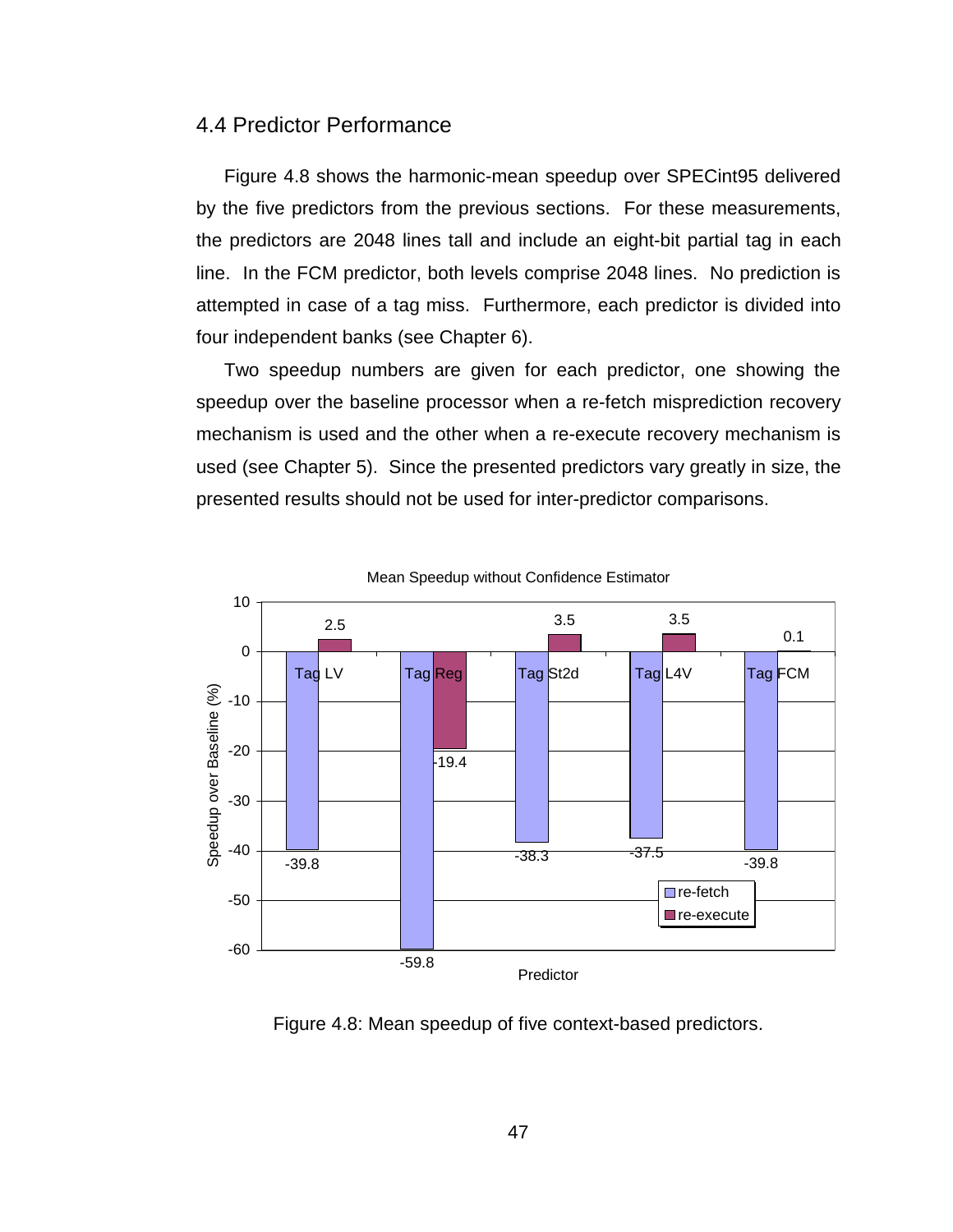## 4.4 Predictor Performance

Figure 4.8 shows the harmonic-mean speedup over SPECint95 delivered by the five predictors from the previous sections. For these measurements, the predictors are 2048 lines tall and include an eight-bit partial tag in each line. In the FCM predictor, both levels comprise 2048 lines. No prediction is attempted in case of a tag miss. Furthermore, each predictor is divided into four independent banks (see Chapter 6).

Two speedup numbers are given for each predictor, one showing the speedup over the baseline processor when a re-fetch misprediction recovery mechanism is used and the other when a re-execute recovery mechanism is used (see Chapter 5). Since the presented predictors vary greatly in size, the presented results should not be used for inter-predictor comparisons.

Mean Speedup without Confidence Estimator

| Predictor | re-fetch | re-execute |
|---|---|---|
| Tag LV | -39.8 | 2.5 |
| Tag Reg | -59.8 | -19.4 |
| Tag St2d | -38.3 | 3.5 |
| Tag L4V | -37.5 | 3.5 |
| Tag FCM | -39.8 | 0.1 |

Figure 4.8: Mean speedup of five context-based predictors.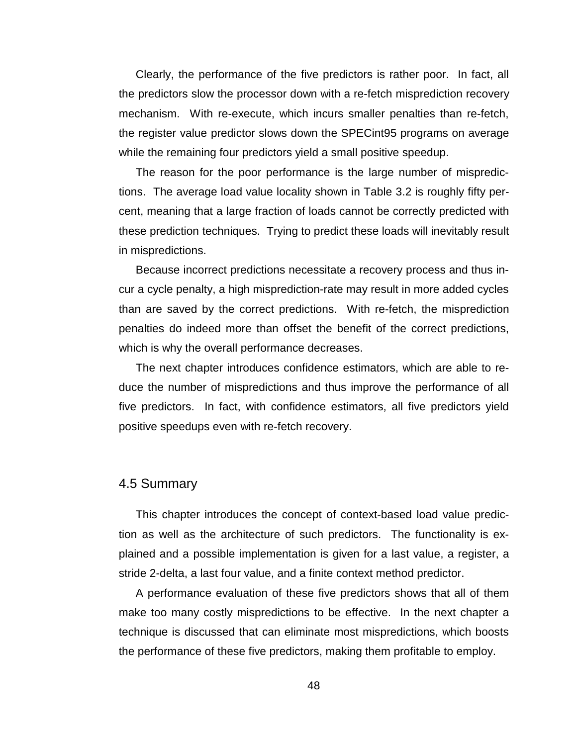Clearly, the performance of the five predictors is rather poor. In fact, all the predictors slow the processor down with a re-fetch misprediction recovery mechanism. With re-execute, which incurs smaller penalties than re-fetch, the register value predictor slows down the SPECint95 programs on average while the remaining four predictors yield a small positive speedup.

The reason for the poor performance is the large number of mispredictions. The average load value locality shown in Table 3.2 is roughly fifty percent, meaning that a large fraction of loads cannot be correctly predicted with these prediction techniques. Trying to predict these loads will inevitably result in mispredictions.

Because incorrect predictions necessitate a recovery process and thus incur a cycle penalty, a high misprediction-rate may result in more added cycles than are saved by the correct predictions. With re-fetch, the misprediction penalties do indeed more than offset the benefit of the correct predictions, which is why the overall performance decreases.

The next chapter introduces confidence estimators, which are able to reduce the number of mispredictions and thus improve the performance of all five predictors. In fact, with confidence estimators, all five predictors yield positive speedups even with re-fetch recovery.

## 4.5 Summary

This chapter introduces the concept of context-based load value prediction as well as the architecture of such predictors. The functionality is explained and a possible implementation is given for a last value, a register, a stride 2-delta, a last four value, and a finite context method predictor.

A performance evaluation of these five predictors shows that all of them make too many costly mispredictions to be effective. In the next chapter a technique is discussed that can eliminate most mispredictions, which boosts the performance of these five predictors, making them profitable to employ.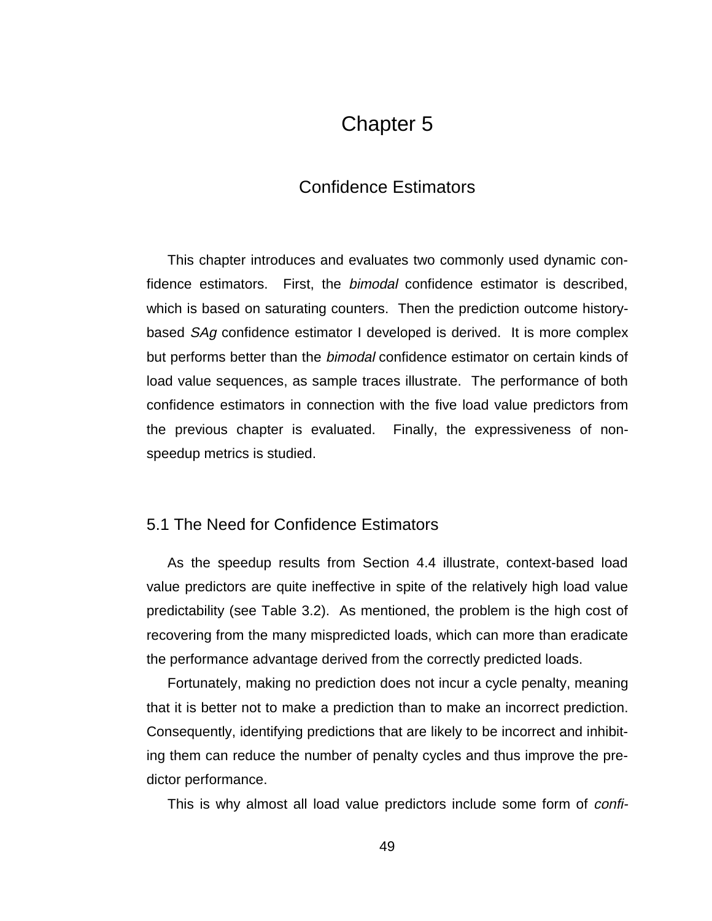# Chapter 5

## Confidence Estimators

This chapter introduces and evaluates two commonly used dynamic confidence estimators. First, the *bimodal* confidence estimator is described, which is based on saturating counters. Then the prediction outcome history-based *SAg* confidence estimator I developed is derived. It is more complex but performs better than the *bimodal* confidence estimator on certain kinds of load value sequences, as sample traces illustrate. The performance of both confidence estimators in connection with the five load value predictors from the previous chapter is evaluated. Finally, the expressiveness of non-speedup metrics is studied.

### 5.1 The Need for Confidence Estimators

As the speedup results from Section 4.4 illustrate, context-based load value predictors are quite ineffective in spite of the relatively high load value predictability (see Table 3.2). As mentioned, the problem is the high cost of recovering from the many mispredicted loads, which can more than eradicate the performance advantage derived from the correctly predicted loads.

Fortunately, making no prediction does not incur a cycle penalty, meaning that it is better not to make a prediction than to make an incorrect prediction. Consequently, identifying predictions that are likely to be incorrect and inhibiting them can reduce the number of penalty cycles and thus improve the predictor performance.

This is why almost all load value predictors include some form of *confi-*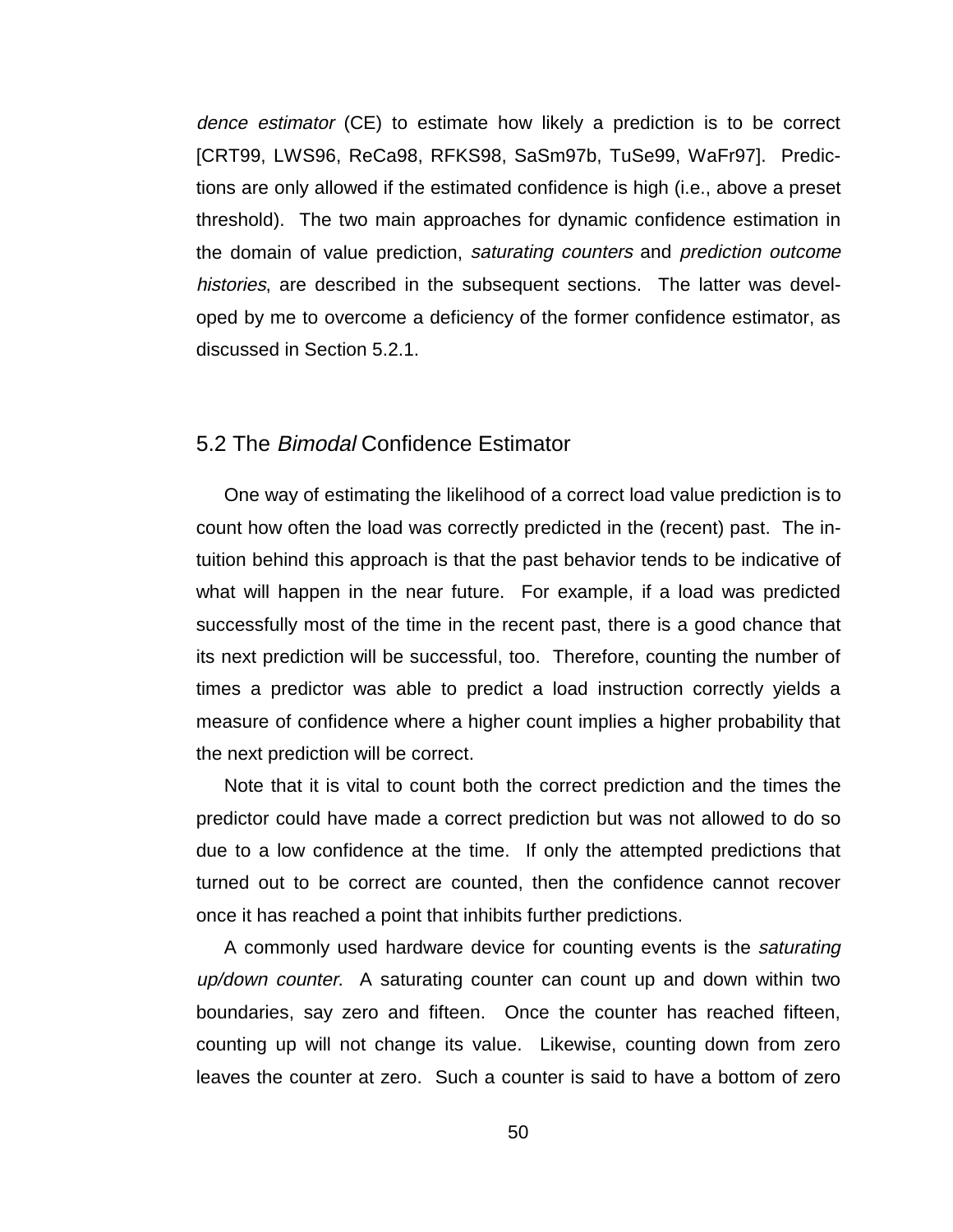*dence estimator* (CE) to estimate how likely a prediction is to be correct [CRT99, LWS96, ReCa98, RFKS98, SaSm97b, TuSe99, WaFr97]. Predictions are only allowed if the estimated confidence is high (i.e., above a preset threshold). The two main approaches for dynamic confidence estimation in the domain of value prediction, *saturating counters* and *prediction outcome histories*, are described in the subsequent sections. The latter was developed by me to overcome a deficiency of the former confidence estimator, as discussed in Section 5.2.1.

## 5.2 The *Bimodal* Confidence Estimator

One way of estimating the likelihood of a correct load value prediction is to count how often the load was correctly predicted in the (recent) past. The intuition behind this approach is that the past behavior tends to be indicative of what will happen in the near future. For example, if a load was predicted successfully most of the time in the recent past, there is a good chance that its next prediction will be successful, too. Therefore, counting the number of times a predictor was able to predict a load instruction correctly yields a measure of confidence where a higher count implies a higher probability that the next prediction will be correct.

Note that it is vital to count both the correct prediction and the times the predictor could have made a correct prediction but was not allowed to do so due to a low confidence at the time. If only the attempted predictions that turned out to be correct are counted, then the confidence cannot recover once it has reached a point that inhibits further predictions.

A commonly used hardware device for counting events is the *saturating up/down counter*. A saturating counter can count up and down within two boundaries, say zero and fifteen. Once the counter has reached fifteen, counting up will not change its value. Likewise, counting down from zero leaves the counter at zero. Such a counter is said to have a bottom of zero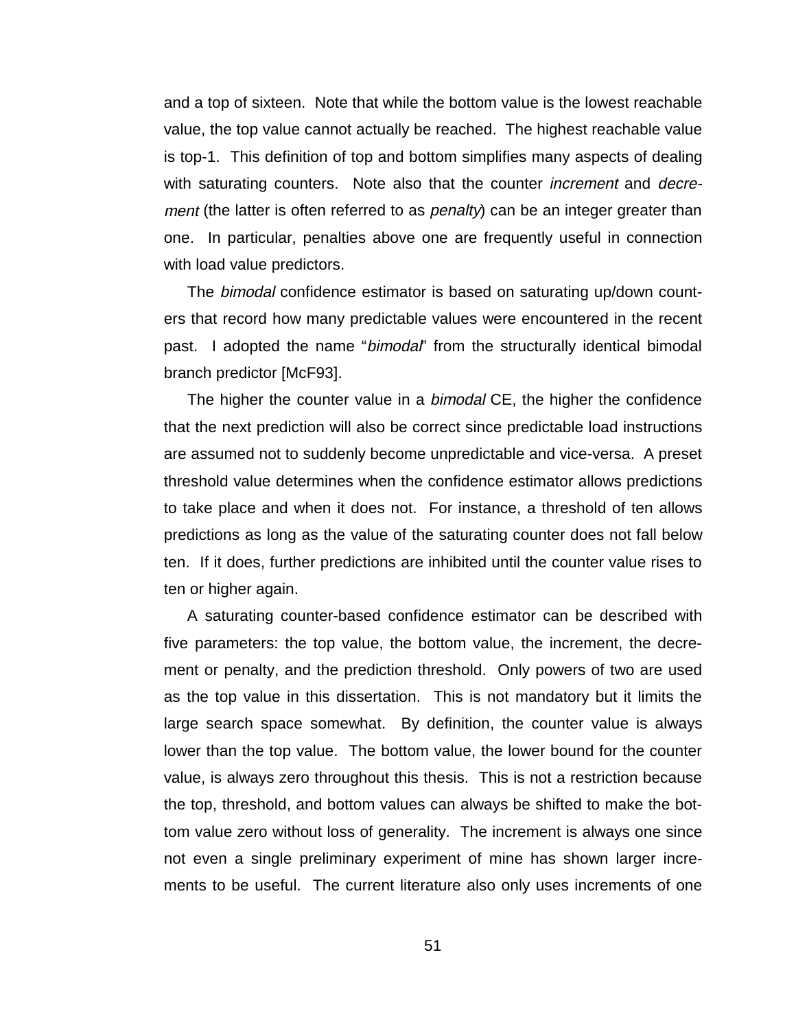and a top of sixteen. Note that while the bottom value is the lowest reachable value, the top value cannot actually be reached. The highest reachable value is top-1. This definition of top and bottom simplifies many aspects of dealing with saturating counters. Note also that the counter *increment* and *decrement* (the latter is often referred to as *penalty*) can be an integer greater than one. In particular, penalties above one are frequently useful in connection with load value predictors.

The *bimodal* confidence estimator is based on saturating up/down counters that record how many predictable values were encountered in the recent past. I adopted the name "*bimodal*" from the structurally identical bimodal branch predictor [McF93].

The higher the counter value in a *bimodal* CE, the higher the confidence that the next prediction will also be correct since predictable load instructions are assumed not to suddenly become unpredictable and vice-versa. A preset threshold value determines when the confidence estimator allows predictions to take place and when it does not. For instance, a threshold of ten allows predictions as long as the value of the saturating counter does not fall below ten. If it does, further predictions are inhibited until the counter value rises to ten or higher again.

A saturating counter-based confidence estimator can be described with five parameters: the top value, the bottom value, the increment, the decrement or penalty, and the prediction threshold. Only powers of two are used as the top value in this dissertation. This is not mandatory but it limits the large search space somewhat. By definition, the counter value is always lower than the top value. The bottom value, the lower bound for the counter value, is always zero throughout this thesis. This is not a restriction because the top, threshold, and bottom values can always be shifted to make the bottom value zero without loss of generality. The increment is always one since not even a single preliminary experiment of mine has shown larger increments to be useful. The current literature also only uses increments of one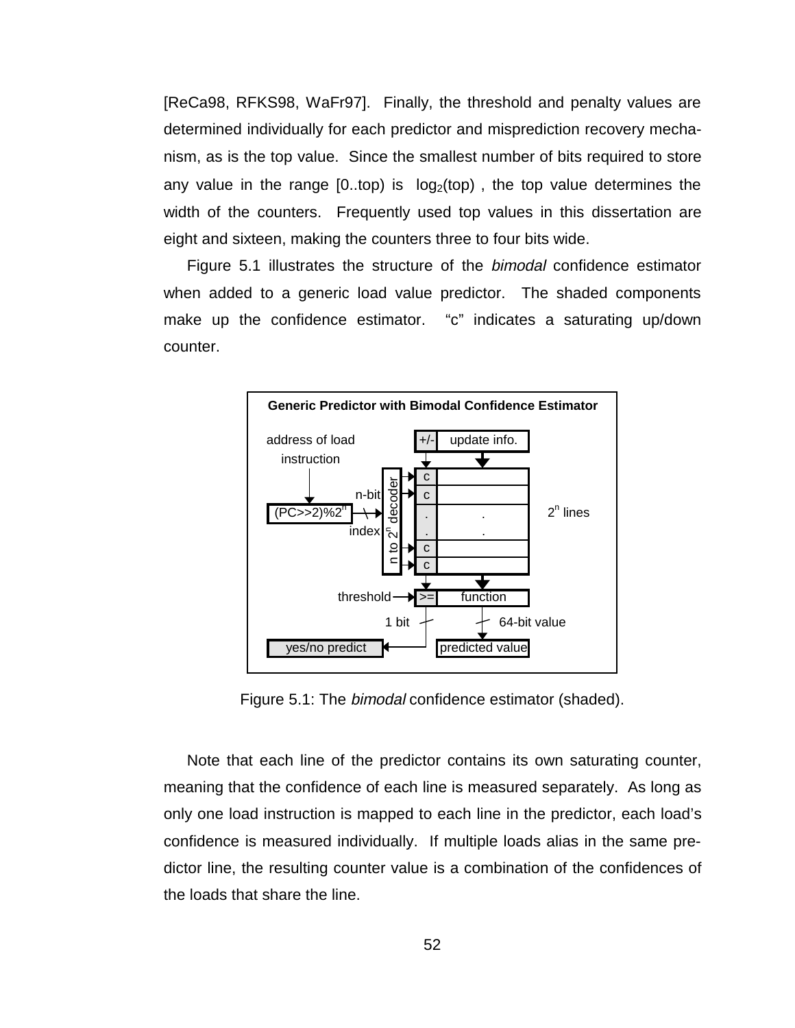[ReCa98, RFKS98, WaFr97]. Finally, the threshold and penalty values are determined individually for each predictor and misprediction recovery mechanism, as is the top value. Since the smallest number of bits required to store any value in the range [0..top) is $\log_2(\text{top})$, the top value determines the width of the counters. Frequently used top values in this dissertation are eight and sixteen, making the counters three to four bits wide.

Figure 5.1 illustrates the structure of the *bimodal* confidence estimator when added to a generic load value predictor. The shaded components make up the confidence estimator. "c" indicates a saturating up/down counter.

Figure 5.1: The *bimodal* confidence estimator (shaded).

Note that each line of the predictor contains its own saturating counter, meaning that the confidence of each line is measured separately. As long as only one load instruction is mapped to each line in the predictor, each load's confidence is measured individually. If multiple loads alias in the same predictor line, the resulting counter value is a combination of the confidences of the loads that share the line.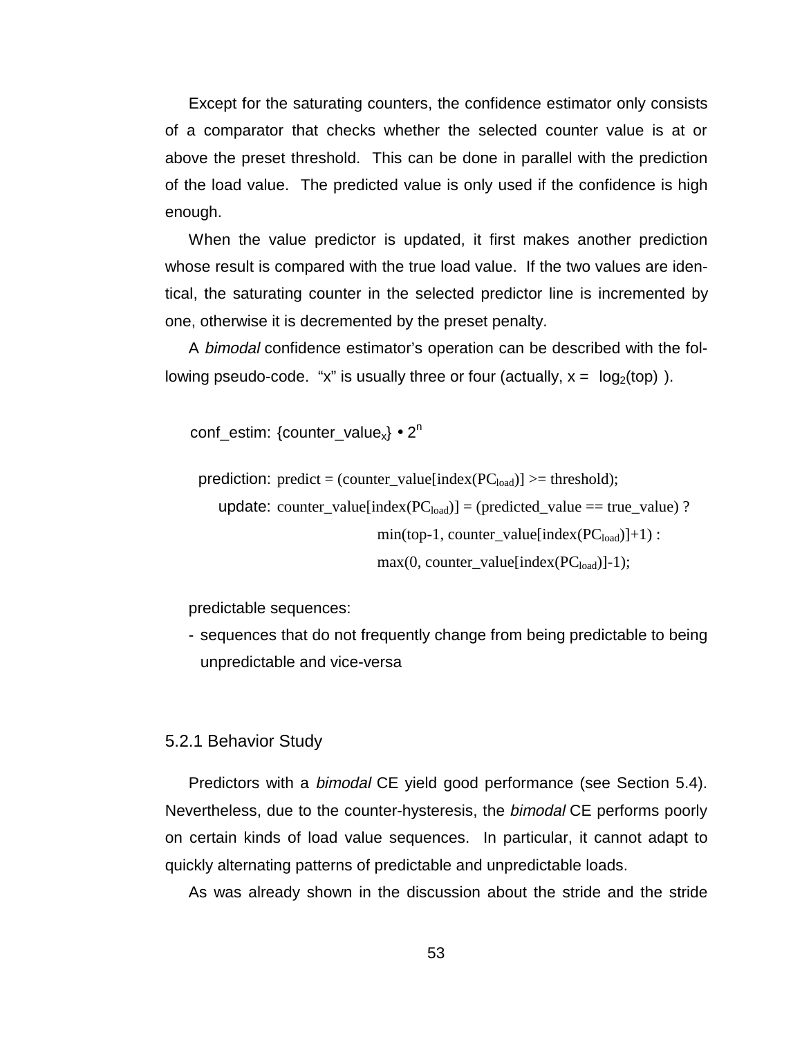Except for the saturating counters, the confidence estimator only consists of a comparator that checks whether the selected counter value is at or above the preset threshold. This can be done in parallel with the prediction of the load value. The predicted value is only used if the confidence is high enough.

When the value predictor is updated, it first makes another prediction whose result is compared with the true load value. If the two values are identical, the saturating counter in the selected predictor line is incremented by one, otherwise it is decremented by the preset penalty.

A *bimodal* confidence estimator's operation can be described with the following pseudo-code. "x" is usually three or four (actually, x = $\lceil \log_2(\text{top}) \rceil$).

conf_estim: $\{\text{counter\_value}_x\} \bullet 2^n$

```
prediction: predict = (counter_value[index(PC_load)] >= threshold);
    update: counter_value[index(PC_load)] = (predicted_value == true_value) ?
                    min(top-1, counter_value[index(PC_load)]+1) :
                    max(0, counter_value[index(PC_load)]-1);
```

predictable sequences:

- sequences that do not frequently change from being predictable to being unpredictable and vice-versa

### 5.2.1 Behavior Study

Predictors with a *bimodal* CE yield good performance (see Section 5.4). Nevertheless, due to the counter-hysteresis, the *bimodal* CE performs poorly on certain kinds of load value sequences. In particular, it cannot adapt to quickly alternating patterns of predictable and unpredictable loads.

As was already shown in the discussion about the stride and the stride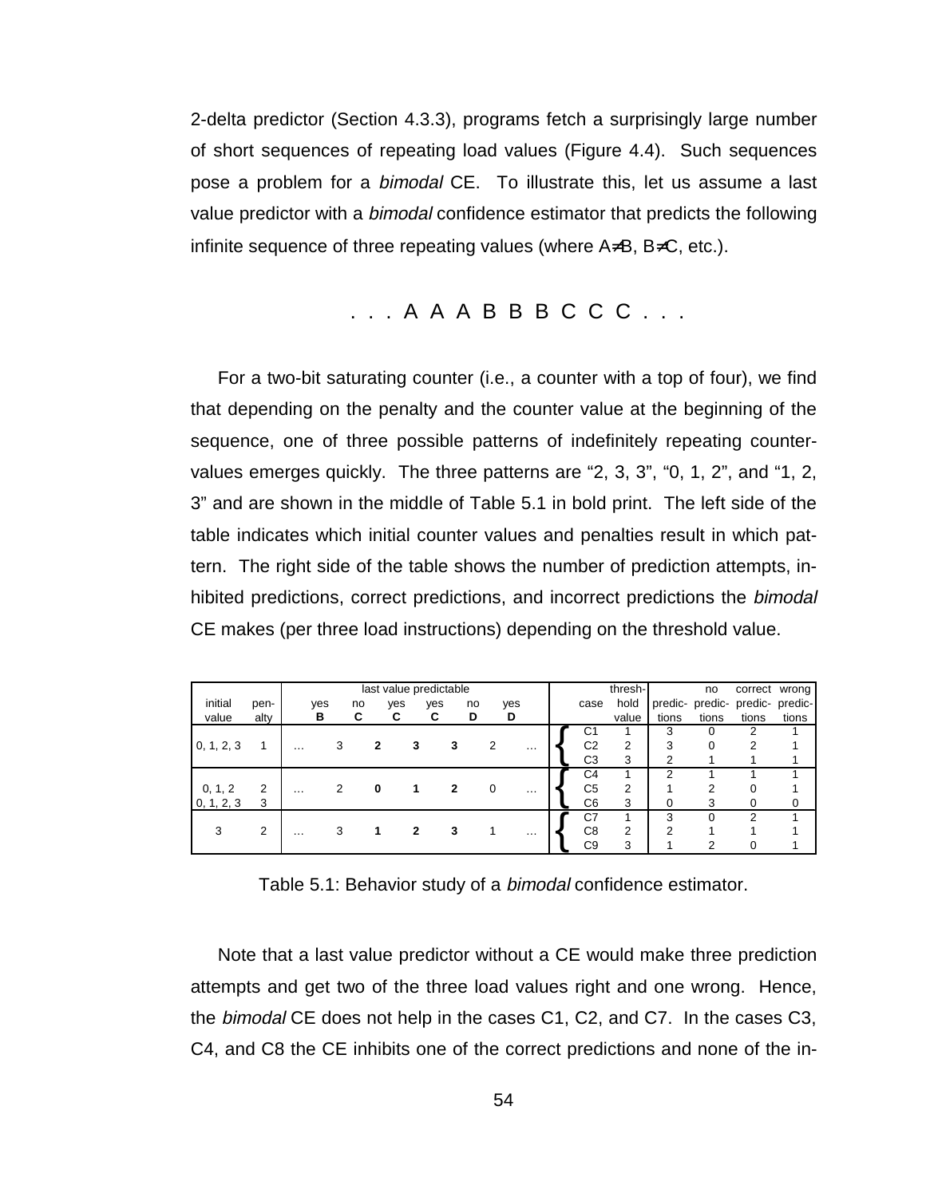2-delta predictor (Section 4.3.3), programs fetch a surprisingly large number of short sequences of repeating load values (Figure 4.4). Such sequences pose a problem for a *bimodal* CE. To illustrate this, let us assume a last value predictor with a *bimodal* confidence estimator that predicts the following infinite sequence of three repeating values (where A≠B, B≠C, etc.).

. . . A A A B B B C C C . . .

For a two-bit saturating counter (i.e., a counter with a top of four), we find that depending on the penalty and the counter value at the beginning of the sequence, one of three possible patterns of indefinitely repeating counter-values emerges quickly. The three patterns are “2, 3, 3”, “0, 1, 2”, and “1, 2, 3” and are shown in the middle of Table 5.1 in bold print. The left side of the table indicates which initial counter values and penalties result in which pattern. The right side of the table shows the number of prediction attempts, inhibited predictions, correct predictions, and incorrect predictions the *bimodal* CE makes (per three load instructions) depending on the threshold value.

| initial value | penalty | last value predictable | | | | | | | | case | threshold value | predictions | no predictions | correct predictions | wrong predictions |
|---|---|---|---|---|---|---|---|---|---|---|---|---|---|---|---|
| | | | yes B | no C | yes C | yes C | no D | yes D | | | | | | | |
| 0, 1, 2, 3 | 1 | … | 3 | **2** | **3** | **3** | 2 | … | { | C1 | 1 | 3 | 0 | 2 | 1 |
| | | | | | | | | | | C2 | 2 | 3 | 0 | 2 | 1 |
| | | | | | | | | | | C3 | 3 | 2 | 1 | 1 | 1 |
| 0, 1, 2 | 2 | … | 2 | **0** | **1** | **2** | 0 | … | { | C4 | 1 | 2 | 1 | 1 | 1 |
| 0, 1, 2, 3 | 3 | | | | | | | | | C5 | 2 | 1 | 2 | 0 | 1 |
| | | | | | | | | | | C6 | 3 | 0 | 3 | 0 | 0 |
| 3 | 2 | … | 3 | **1** | **2** | **3** | 1 | … | { | C7 | 1 | 3 | 0 | 2 | 1 |
| | | | | | | | | | | C8 | 2 | 2 | 1 | 1 | 1 |
| | | | | | | | | | | C9 | 3 | 1 | 2 | 0 | 1 |

Table 5.1: Behavior study of a *bimodal* confidence estimator.

Note that a last value predictor without a CE would make three prediction attempts and get two of the three load values right and one wrong. Hence, the *bimodal* CE does not help in the cases C1, C2, and C7. In the cases C3, C4, and C8 the CE inhibits one of the correct predictions and none of the in-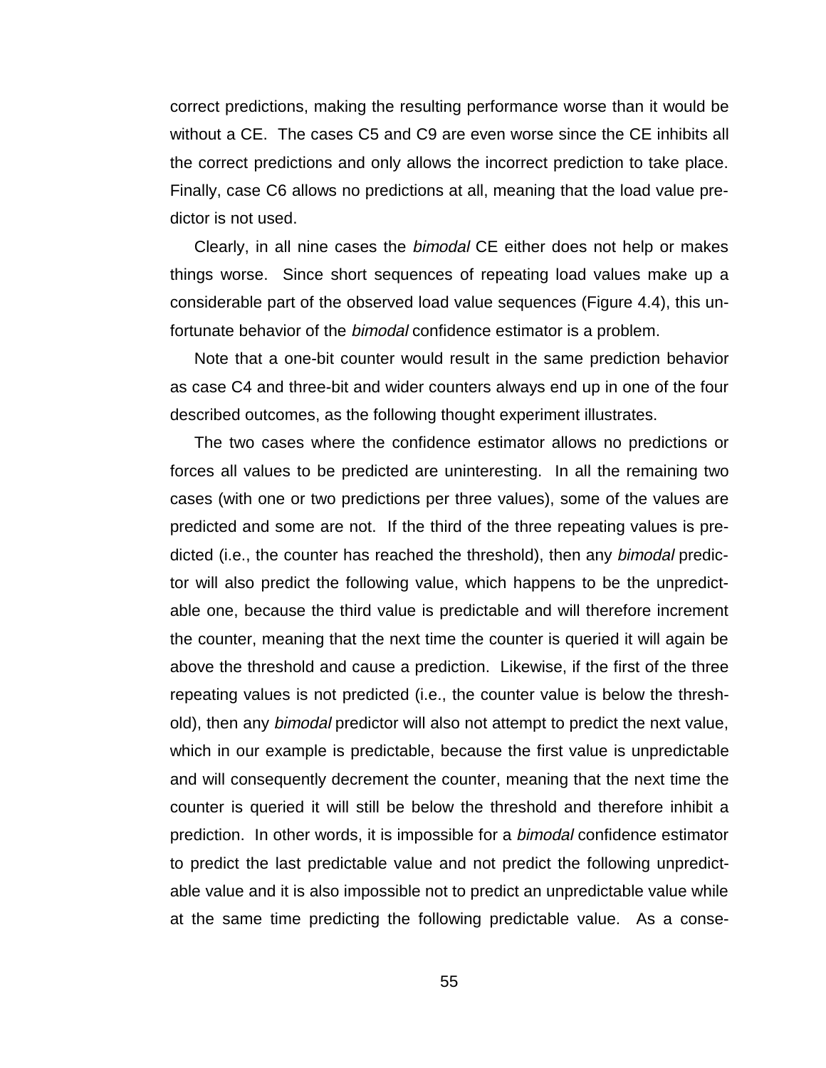correct predictions, making the resulting performance worse than it would be without a CE. The cases C5 and C9 are even worse since the CE inhibits all the correct predictions and only allows the incorrect prediction to take place. Finally, case C6 allows no predictions at all, meaning that the load value predictor is not used.

Clearly, in all nine cases the *bimodal* CE either does not help or makes things worse. Since short sequences of repeating load values make up a considerable part of the observed load value sequences (Figure 4.4), this unfortunate behavior of the *bimodal* confidence estimator is a problem.

Note that a one-bit counter would result in the same prediction behavior as case C4 and three-bit and wider counters always end up in one of the four described outcomes, as the following thought experiment illustrates.

The two cases where the confidence estimator allows no predictions or forces all values to be predicted are uninteresting. In all the remaining two cases (with one or two predictions per three values), some of the values are predicted and some are not. If the third of the three repeating values is predicted (i.e., the counter has reached the threshold), then any *bimodal* predictor will also predict the following value, which happens to be the unpredictable one, because the third value is predictable and will therefore increment the counter, meaning that the next time the counter is queried it will again be above the threshold and cause a prediction. Likewise, if the first of the three repeating values is not predicted (i.e., the counter value is below the threshold), then any *bimodal* predictor will also not attempt to predict the next value, which in our example is predictable, because the first value is unpredictable and will consequently decrement the counter, meaning that the next time the counter is queried it will still be below the threshold and therefore inhibit a prediction. In other words, it is impossible for a *bimodal* confidence estimator to predict the last predictable value and not predict the following unpredictable value and it is also impossible not to predict an unpredictable value while at the same time predicting the following predictable value. As a conse-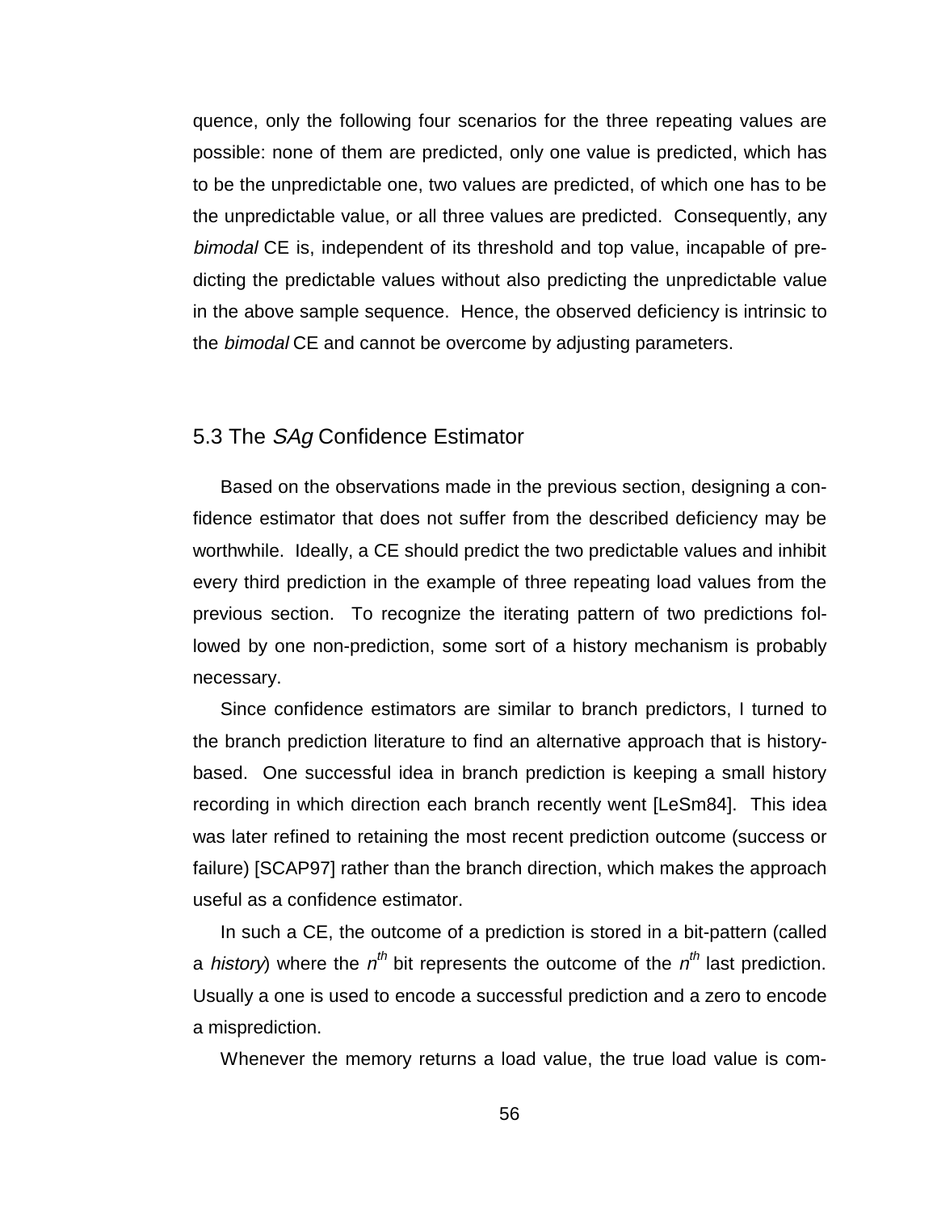quence, only the following four scenarios for the three repeating values are possible: none of them are predicted, only one value is predicted, which has to be the unpredictable one, two values are predicted, of which one has to be the unpredictable value, or all three values are predicted. Consequently, any *bimodal* CE is, independent of its threshold and top value, incapable of predicting the predictable values without also predicting the unpredictable value in the above sample sequence. Hence, the observed deficiency is intrinsic to the *bimodal* CE and cannot be overcome by adjusting parameters.

## 5.3 The *SAg* Confidence Estimator

Based on the observations made in the previous section, designing a confidence estimator that does not suffer from the described deficiency may be worthwhile. Ideally, a CE should predict the two predictable values and inhibit every third prediction in the example of three repeating load values from the previous section. To recognize the iterating pattern of two predictions followed by one non-prediction, some sort of a history mechanism is probably necessary.

Since confidence estimators are similar to branch predictors, I turned to the branch prediction literature to find an alternative approach that is history-based. One successful idea in branch prediction is keeping a small history recording in which direction each branch recently went [LeSm84]. This idea was later refined to retaining the most recent prediction outcome (success or failure) [SCAP97] rather than the branch direction, which makes the approach useful as a confidence estimator.

In such a CE, the outcome of a prediction is stored in a bit-pattern (called a *history*) where the $n^{th}$ bit represents the outcome of the $n^{th}$ last prediction. Usually a one is used to encode a successful prediction and a zero to encode a misprediction.

Whenever the memory returns a load value, the true load value is com-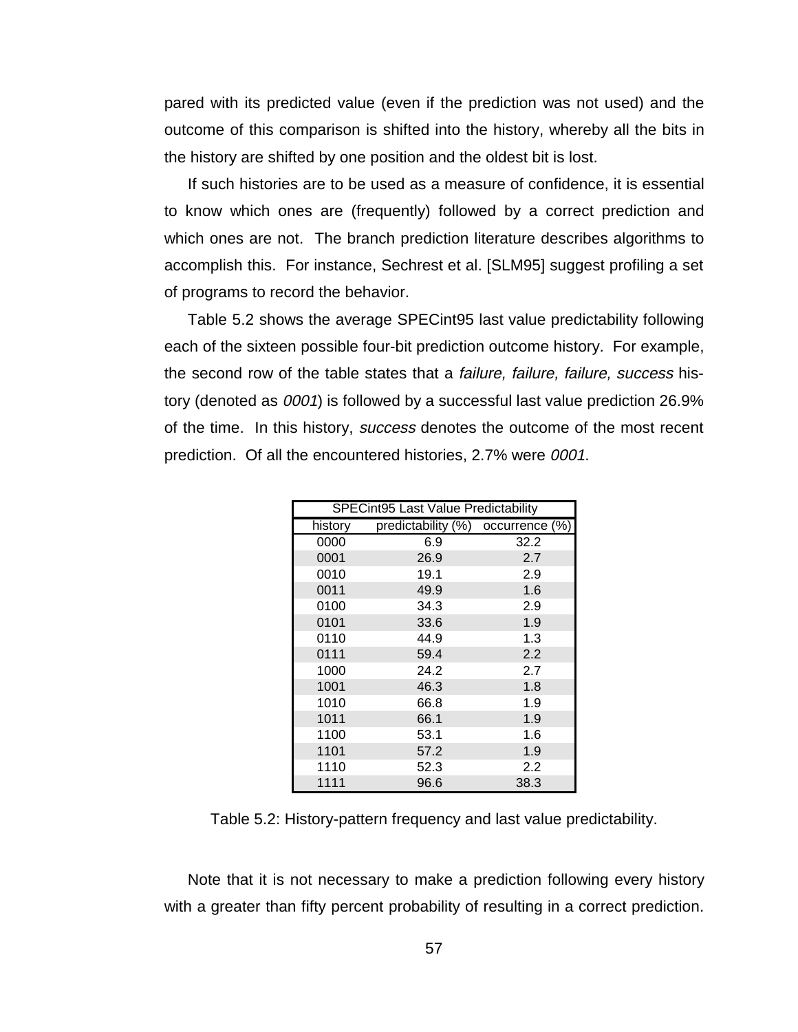pared with its predicted value (even if the prediction was not used) and the outcome of this comparison is shifted into the history, whereby all the bits in the history are shifted by one position and the oldest bit is lost.

If such histories are to be used as a measure of confidence, it is essential to know which ones are (frequently) followed by a correct prediction and which ones are not. The branch prediction literature describes algorithms to accomplish this. For instance, Sechrest et al. [SLM95] suggest profiling a set of programs to record the behavior.

Table 5.2 shows the average SPECint95 last value predictability following each of the sixteen possible four-bit prediction outcome history. For example, the second row of the table states that a *failure, failure, failure, success* history (denoted as *0001*) is followed by a successful last value prediction 26.9% of the time. In this history, *success* denotes the outcome of the most recent prediction. Of all the encountered histories, 2.7% were *0001*.

| SPECint95 Last Value Predictability | | |
|---|---|---|
| history | predictability (%) | occurrence (%) |
| 0000 | 6.9 | 32.2 |
| 0001 | 26.9 | 2.7 |
| 0010 | 19.1 | 2.9 |
| 0011 | 49.9 | 1.6 |
| 0100 | 34.3 | 2.9 |
| 0101 | 33.6 | 1.9 |
| 0110 | 44.9 | 1.3 |
| 0111 | 59.4 | 2.2 |
| 1000 | 24.2 | 2.7 |
| 1001 | 46.3 | 1.8 |
| 1010 | 66.8 | 1.9 |
| 1011 | 66.1 | 1.9 |
| 1100 | 53.1 | 1.6 |
| 1101 | 57.2 | 1.9 |
| 1110 | 52.3 | 2.2 |
| 1111 | 96.6 | 38.3 |

Table 5.2: History-pattern frequency and last value predictability.

Note that it is not necessary to make a prediction following every history with a greater than fifty percent probability of resulting in a correct prediction.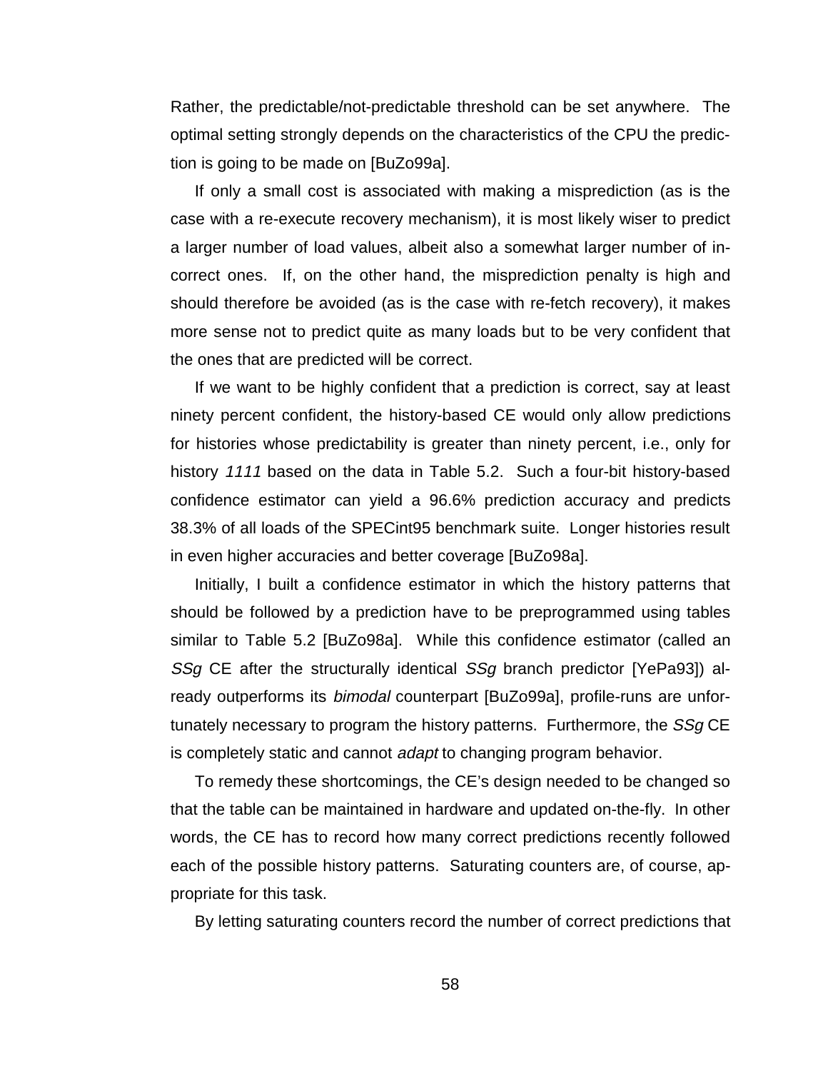Rather, the predictable/not-predictable threshold can be set anywhere. The optimal setting strongly depends on the characteristics of the CPU the prediction is going to be made on [BuZo99a].

If only a small cost is associated with making a misprediction (as is the case with a re-execute recovery mechanism), it is most likely wiser to predict a larger number of load values, albeit also a somewhat larger number of incorrect ones. If, on the other hand, the misprediction penalty is high and should therefore be avoided (as is the case with re-fetch recovery), it makes more sense not to predict quite as many loads but to be very confident that the ones that are predicted will be correct.

If we want to be highly confident that a prediction is correct, say at least ninety percent confident, the history-based CE would only allow predictions for histories whose predictability is greater than ninety percent, i.e., only for history *1111* based on the data in Table 5.2. Such a four-bit history-based confidence estimator can yield a 96.6% prediction accuracy and predicts 38.3% of all loads of the SPECint95 benchmark suite. Longer histories result in even higher accuracies and better coverage [BuZo98a].

Initially, I built a confidence estimator in which the history patterns that should be followed by a prediction have to be preprogrammed using tables similar to Table 5.2 [BuZo98a]. While this confidence estimator (called an *SSg* CE after the structurally identical *SSg* branch predictor [YePa93]) already outperforms its *bimodal* counterpart [BuZo99a], profile-runs are unfortunately necessary to program the history patterns. Furthermore, the *SSg* CE is completely static and cannot *adapt* to changing program behavior.

To remedy these shortcomings, the CE's design needed to be changed so that the table can be maintained in hardware and updated on-the-fly. In other words, the CE has to record how many correct predictions recently followed each of the possible history patterns. Saturating counters are, of course, appropriate for this task.

By letting saturating counters record the number of correct predictions that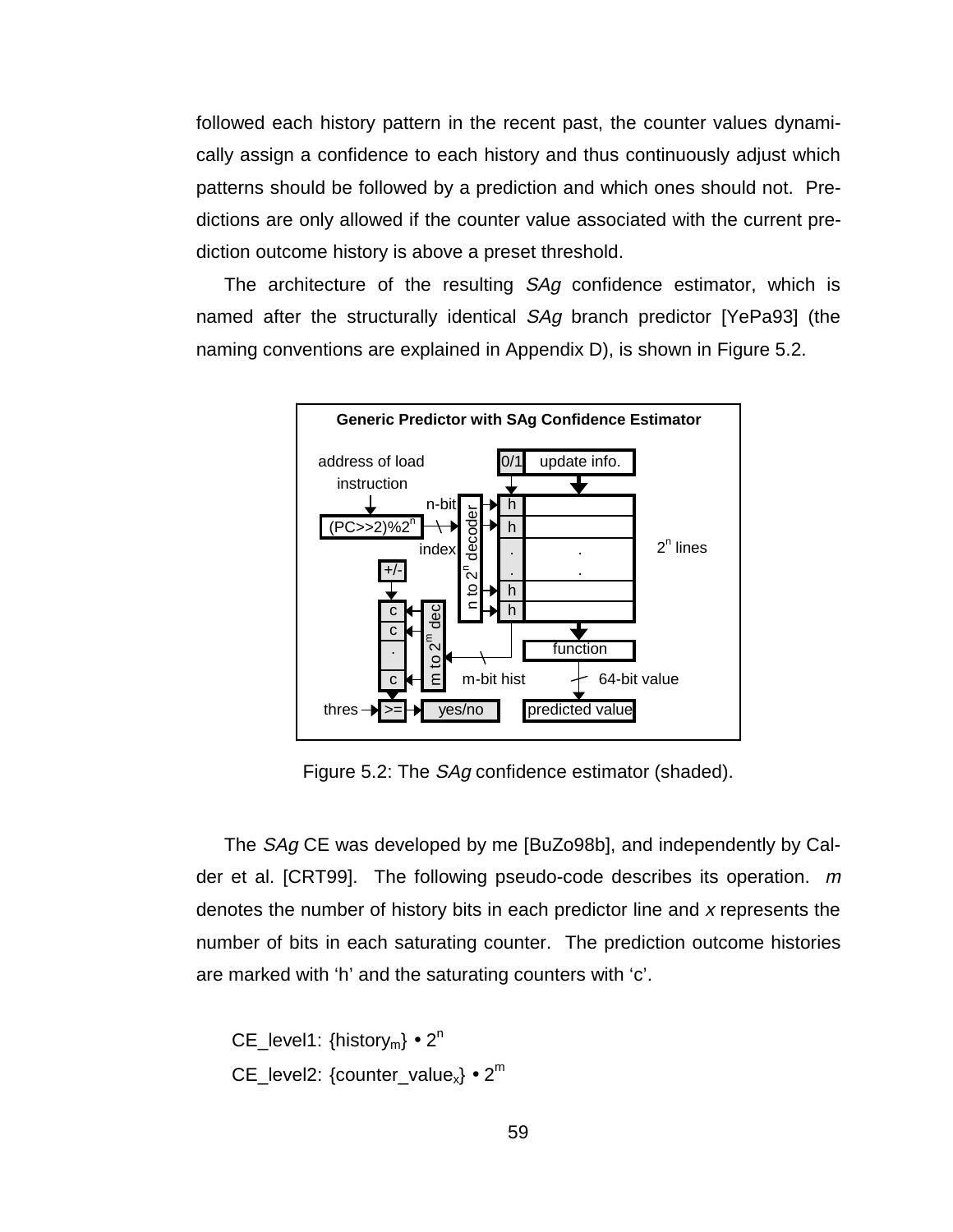followed each history pattern in the recent past, the counter values dynamically assign a confidence to each history and thus continuously adjust which patterns should be followed by a prediction and which ones should not. Predictions are only allowed if the counter value associated with the current prediction outcome history is above a preset threshold.

The architecture of the resulting *SAg* confidence estimator, which is named after the structurally identical *SAg* branch predictor [YePa93] (the naming conventions are explained in Appendix D), is shown in Figure 5.2.

Figure 5.2: The *SAg* confidence estimator (shaded).

The *SAg* CE was developed by me [BuZo98b], and independently by Calder et al. [CRT99]. The following pseudo-code describes its operation. *m* denotes the number of history bits in each predictor line and *x* represents the number of bits in each saturating counter. The prediction outcome histories are marked with 'h' and the saturating counters with 'c'.

CE_level1: {$\text{history}_m$} • $2^n$

CE_level2: {$\text{counter\_value}_x$} • $2^m$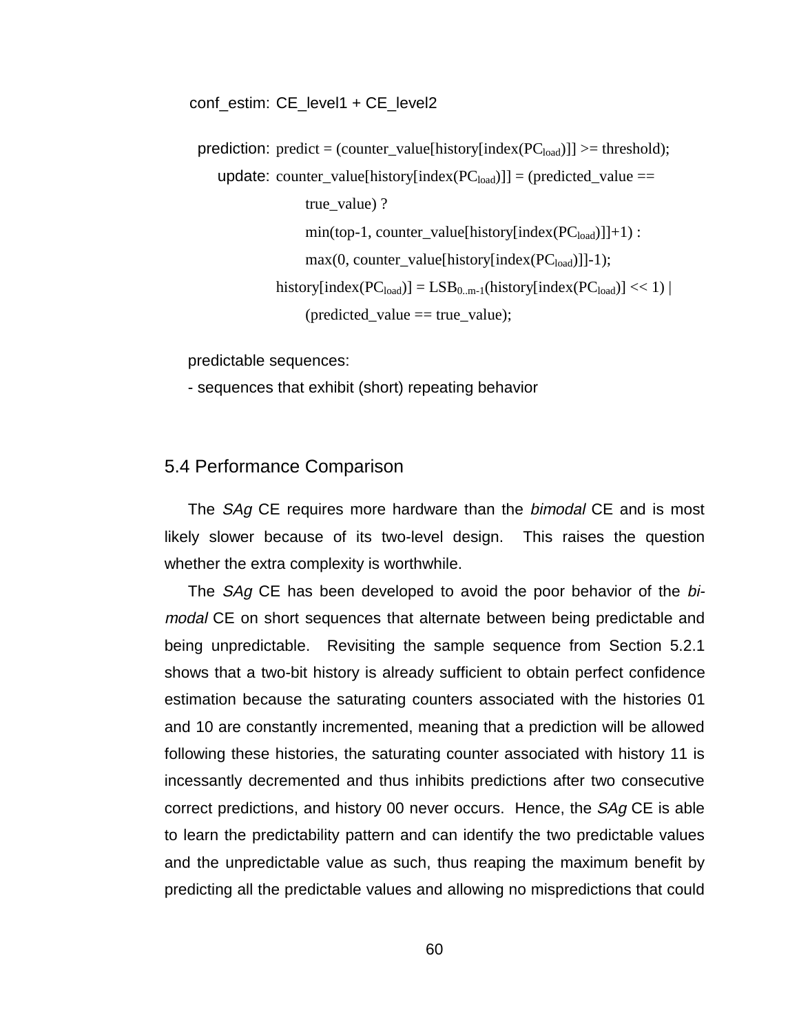conf_estim: CE_level1 + CE_level2

prediction: predict = (counter_value[history[index($PC_{load}$)]] >= threshold);

update: counter_value[history[index($PC_{load}$)]] = (predicted_value == true_value) ? min(top-1, counter_value[history[index($PC_{load}$)]]+1) : max(0, counter_value[history[index($PC_{load}$)]]-1);

history[index($PC_{load}$)] = $LSB_{0..m-1}$(history[index($PC_{load}$)] << 1) | (predicted_value == true_value);

predictable sequences:

- sequences that exhibit (short) repeating behavior

## 5.4 Performance Comparison

The *SAg* CE requires more hardware than the *bimodal* CE and is most likely slower because of its two-level design. This raises the question whether the extra complexity is worthwhile.

The *SAg* CE has been developed to avoid the poor behavior of the *bimodal* CE on short sequences that alternate between being predictable and being unpredictable. Revisiting the sample sequence from Section 5.2.1 shows that a two-bit history is already sufficient to obtain perfect confidence estimation because the saturating counters associated with the histories 01 and 10 are constantly incremented, meaning that a prediction will be allowed following these histories, the saturating counter associated with history 11 is incessantly decremented and thus inhibits predictions after two consecutive correct predictions, and history 00 never occurs. Hence, the *SAg* CE is able to learn the predictability pattern and can identify the two predictable values and the unpredictable value as such, thus reaping the maximum benefit by predicting all the predictable values and allowing no mispredictions that could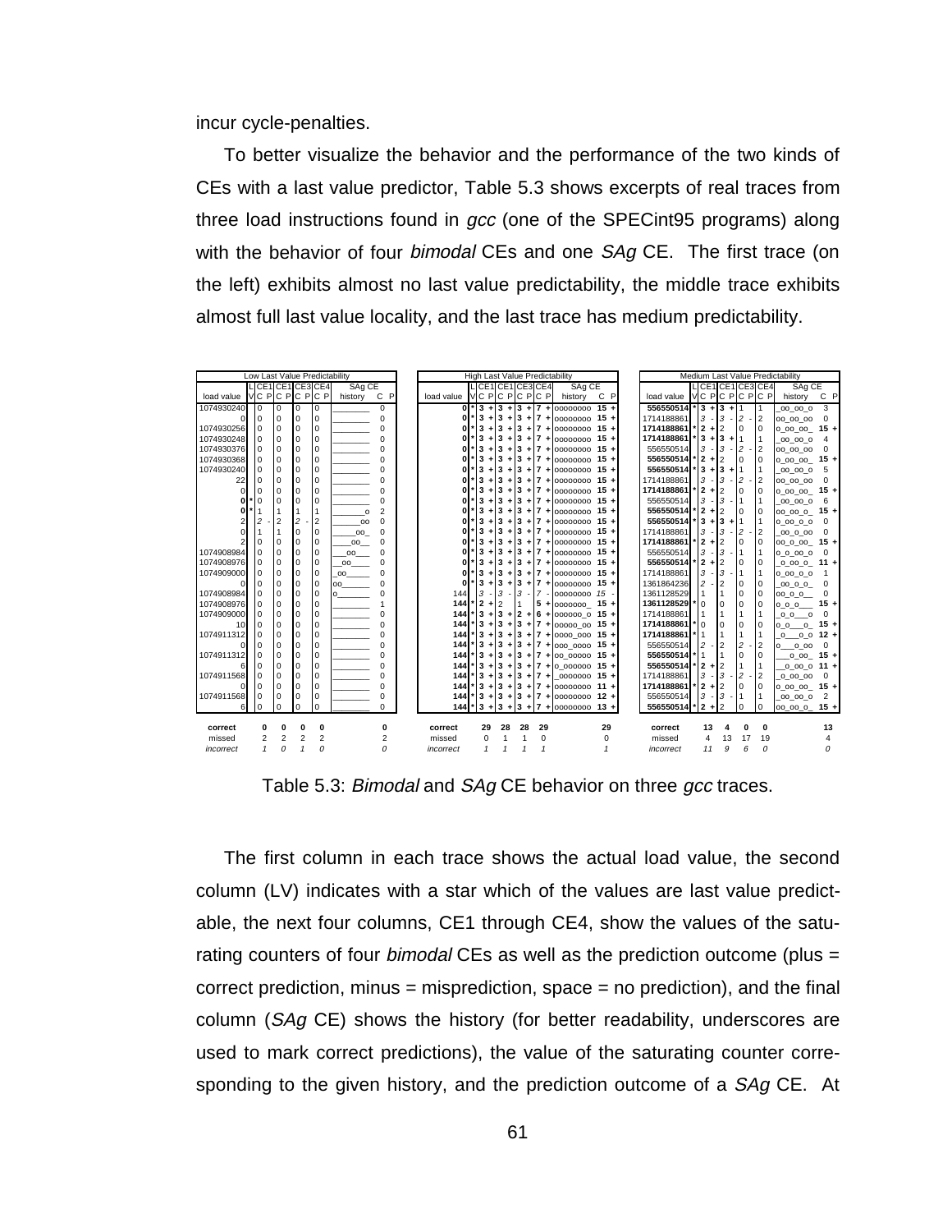incur cycle-penalties.

To better visualize the behavior and the performance of the two kinds of CEs with a last value predictor, Table 5.3 shows excerpts of real traces from three load instructions found in *gcc* (one of the SPECint95 programs) along with the behavior of four *bimodal* CEs and one *SAg* CE. The first trace (on the left) exhibits almost no last value predictability, the middle trace exhibits almost full last value locality, and the last trace has medium predictability.

**Low Last Value Predictability**

| load value | LV | CE1 C | CE1 P | CE2 C | CE2 P | CE3 C | CE3 P | CE4 C | CE4 P | SAg CE history | SAg CE C | SAg CE P |
|---|---|---|---|---|---|---|---|---|---|---|---|---|
| 1074930240 | | 0 | | 0 | | 0 | | 0 | | ________ | 0 | |
| 0 | | 3 | | 0 | | 0 | | 0 | | ________ | 0 | |
| 1074930256 | | 0 | | 0 | | 0 | | 0 | | ________ | 0 | |
| 1074930248 | | 0 | | 0 | | 0 | | 0 | | ________ | 0 | |
| 1074930376 | | 0 | | 0 | | 0 | | 0 | | ________ | 0 | |
| 1074930368 | | 0 | | 0 | | 0 | | 0 | | ________ | 0 | |
| 1074930240 | | 0 | | 0 | | 0 | | 0 | | ________ | 0 | |
| 22 | | 0 | | 0 | | 0 | | 0 | | ________ | 0 | |
| 0 | | 3 | | 0 | | 0 | | 0 | | ________ | 0 | |
| 0 | * | 0 | | 0 | | 0 | | 0 | | ________ | 0 | |
| 0 | * | 1 | | 1 | | 1 | | 1 | | _______o | 2 | |
| 2 | | *2* | - | 2 | | *2* | - | 2 | | ______oo | 0 | |
| 0 | | 1 | | 1 | | 0 | | 0 | | _____oo_ | 0 | |
| 2 | | 0 | | 0 | | 0 | | 0 | | ____oo__ | 0 | |
| 1074908984 | | 0 | | 0 | | 0 | | 0 | | ___oo___ | 0 | |
| 1074908976 | | 0 | | 0 | | 0 | | 0 | | __oo____ | 0 | |
| 1074909000 | | 0 | | 0 | | 0 | | 0 | | _oo_____ | 0 | |
| 0 | | 3 | | 0 | | 0 | | 0 | | oo______ | 0 | |
| 1074908984 | | 0 | | 0 | | 0 | | 0 | | o_______ | 0 | |
| 1074908976 | | 0 | | 0 | | 0 | | 0 | | ________ | 1 | |
| 1074909000 | | 0 | | 0 | | 0 | | 0 | | ________ | 0 | |
| 10 | | 3 | | 0 | | 0 | | 0 | | ________ | 0 | |
| 1074911312 | | 0 | | 0 | | 0 | | 0 | | ________ | 0 | |
| 0 | | 3 | | 0 | | 0 | | 0 | | ________ | 0 | |
| 1074911312 | | 0 | | 0 | | 0 | | 0 | | ________ | 0 | |
| 6 | | 0 | | 0 | | 0 | | 0 | | ________ | 0 | |
| 1074911568 | | 0 | | 0 | | 0 | | 0 | | ________ | 0 | |
| 0 | | 0 | | 0 | | 0 | | 0 | | ________ | 0 | |
| 1074911568 | | 3 | | 0 | | 0 | | 0 | | ________ | 0 | |
| 6 | | 0 | | 0 | | 0 | | 0 | | ________ | 0 | |
| **correct** | | **0** | | **0** | | **0** | | **0** | | | **0** | |
| missed | | 2 | | 2 | | 2 | | 2 | | | 2 | |
| *incorrect* | | *1* | | *0* | | *1* | | *0* | | | *0* | |

**High Last Value Predictability**

| load value | LV | CE1 C | CE1 P | CE2 C | CE2 P | CE3 C | CE3 P | CE4 C | CE4 P | SAg CE history | SAg CE C | SAg CE P |
|---|---|---|---|---|---|---|---|---|---|---|---|---|
| **0** | * | **3** | + | **3** | + | **3** | + | **7** | + | oooooooo | **15** | + |
| **0** | * | **3** | + | **3** | + | **3** | + | **7** | + | oooooooo | **15** | + |
| **0** | * | **3** | + | **3** | + | **3** | + | **7** | + | oooooooo | **15** | + |
| **0** | * | **3** | + | **3** | + | **3** | + | **7** | + | oooooooo | **15** | + |
| **0** | * | **3** | + | **3** | + | **3** | + | **7** | + | oooooooo | **15** | + |
| **0** | * | **3** | + | **3** | + | **3** | + | **7** | + | oooooooo | **15** | + |
| **0** | * | **3** | + | **3** | + | **3** | + | **7** | + | oooooooo | **15** | + |
| **0** | * | **3** | + | **3** | + | **3** | + | **7** | + | oooooooo | **15** | + |
| **0** | * | **3** | + | **3** | + | **3** | + | **7** | + | oooooooo | **15** | + |
| **0** | * | **3** | + | **3** | + | **3** | + | **7** | + | oooooooo | **15** | + |
| **0** | * | **3** | + | **3** | + | **3** | + | **7** | + | oooooooo | **15** | + |
| **0** | * | **3** | + | **3** | + | **3** | + | **7** | + | oooooooo | **15** | + |
| **0** | * | **3** | + | **3** | + | **3** | + | **7** | + | oooooooo | **15** | + |
| **0** | * | **3** | + | **3** | + | **3** | + | **7** | + | oooooooo | **15** | + |
| **0** | * | **3** | + | **3** | + | **3** | + | **7** | + | oooooooo | **15** | + |
| **0** | * | **3** | + | **3** | + | **3** | + | **7** | + | oooooooo | **15** | + |
| **0** | * | **3** | + | **3** | + | **3** | + | **7** | + | oooooooo | **15** | + |
| **0** | * | **3** | + | **3** | + | **3** | + | **7** | + | oooooooo | **15** | + |
| 144 | | *3* | - | *3* | - | *3* | - | *7* | - | oooooooo | *15* | - |
| **144** | * | **2** | + | 2 | | 1 | | **5** | + | ooooooo_ | **15** | + |
| **144** | * | **3** | + | **3** | + | **2** | + | **6** | + | oooooo_o | **15** | + |
| **144** | * | **3** | + | **3** | + | **3** | + | **7** | + | ooooo_oo | **15** | + |
| **144** | * | **3** | + | **3** | + | **3** | + | **7** | + | oooo_ooo | **15** | + |
| **144** | * | **3** | + | **3** | + | **3** | + | **7** | + | ooo_oooo | **15** | + |
| **144** | * | **3** | + | **3** | + | **3** | + | **7** | + | oo_ooooo | **15** | + |
| **144** | * | **3** | + | **3** | + | **3** | + | **7** | + | o_oooooo | **15** | + |
| **144** | * | **3** | + | **3** | + | **3** | + | **7** | + | _ooooooo | **15** | + |
| **144** | * | **3** | + | **3** | + | **3** | + | **7** | + | oooooooo | **11** | + |
| **144** | * | **3** | + | **3** | + | **3** | + | **7** | + | oooooooo | **12** | + |
| **144** | * | **3** | + | **3** | + | **3** | + | **7** | + | oooooooo | **13** | + |
| **correct** | | **29** | | **28** | | **28** | | **29** | | | **29** | |
| missed | | 0 | | 1 | | 1 | | 0 | | | 0 | |
| *incorrect* | | *1* | | *1* | | *1* | | *1* | | | *1* | |

**Medium Last Value Predictability**

| load value | LV | CE1 C | CE1 P | CE2 C | CE2 P | CE3 C | CE3 P | CE4 C | CE4 P | SAg CE history | SAg CE C | SAg CE P |
|---|---|---|---|---|---|---|---|---|---|---|---|---|
| **556550514** | * | **3** | + | **3** | + | 1 | | 1 | | _oo_oo_o | 3 | |
| 1714188861 | | *3* | - | *3* | - | *2* | - | 2 | | oo_oo_oo | 0 | |
| **1714188861** | * | **2** | + | 2 | | 0 | | 0 | | o_oo_oo_ | **15** | + |
| **1714188861** | * | **3** | + | **3** | + | 1 | | 1 | | _oo_oo_o | 4 | |
| 556550514 | | *3* | - | *3* | - | *2* | - | 2 | | oo_oo_oo | 0 | |
| **556550514** | * | **2** | + | 2 | | 0 | | 0 | | o_oo_oo_ | **15** | + |
| **556550514** | * | **3** | + | **3** | + | 1 | | 1 | | _oo_oo_o | 5 | |
| 1714188861 | | *3* | - | *3* | - | *2* | - | 2 | | oo_oo_oo | 0 | |
| **1714188861** | * | **2** | + | 2 | | 0 | | 0 | | o_oo_oo_ | **15** | + |
| 556550514 | | *3* | - | *3* | - | 1 | | 1 | | _oo_oo_o | 6 | |
| **556550514** | * | **2** | + | 2 | | 0 | | 0 | | oo_oo_o_ | **15** | + |
| **556550514** | * | **3** | + | **3** | + | 1 | | 1 | | o_oo_o_o | 0 | |
| 1714188861 | | *3* | - | *3* | - | *2* | - | 2 | | _oo_o_oo | 0 | |
| **1714188861** | * | **2** | + | 2 | | 0 | | 0 | | oo_o_oo_ | **15** | + |
| 556550514 | | *3* | - | *3* | - | 1 | | 1 | | o_o_oo_o | 0 | |
| **556550514** | * | **2** | + | 2 | | 0 | | 0 | | _o_oo_o_ | **11** | + |
| 1714188861 | | *3* | - | *3* | - | 1 | | 1 | | o_oo_o_o | 1 | |
| 1361864236 | | *2* | - | 2 | | 0 | | 0 | | _oo_o_o_ | 0 | |
| 1361128529 | | 1 | | 1 | | 0 | | 0 | | oo_o_o__ | 0 | |
| **1361128529** | * | 0 | | 0 | | 0 | | 0 | | o_o_o___ | **15** | + |
| 1714188861 | | 1 | | 1 | | 1 | | 1 | | _o_o___o | 0 | |
| **1714188861** | * | 0 | | 0 | | 0 | | 0 | | o_o___o_ | **15** | + |
| **1714188861** | * | 1 | | 1 | | 1 | | 1 | | _o___o_o | **12** | + |
| 556550514 | | *2* | - | 2 | | *2* | - | 2 | | o___o_oo | 0 | |
| **556550514** | * | 1 | | 1 | | 0 | | 0 | | ___o_oo_ | **15** | + |
| **556550514** | * | **2** | + | 2 | | 1 | | 1 | | __o_oo_o | **11** | + |
| 1714188861 | | *3* | - | *3* | - | *2* | - | 2 | | _o_oo_oo | 0 | |
| **1714188861** | * | **2** | + | 2 | | 0 | | 0 | | o_oo_oo_ | **15** | + |
| 556550514 | | *3* | - | *3* | - | 1 | | 1 | | _oo_oo_o | 2 | |
| **556550514** | * | **2** | + | 2 | | 0 | | 0 | | oo_oo_o_ | **15** | + |
| **correct** | | **13** | | **4** | | **0** | | **0** | | | **13** | |
| missed | | 4 | | 13 | | 17 | | 19 | | | 4 | |
| *incorrect* | | *11* | | *9* | | *6* | | *0* | | | *0* | |

Table 5.3: *Bimodal* and *SAg* CE behavior on three *gcc* traces.

The first column in each trace shows the actual load value, the second column (LV) indicates with a star which of the values are last value predictable, the next four columns, CE1 through CE4, show the values of the saturating counters of four *bimodal* CEs as well as the prediction outcome (plus = correct prediction, minus = misprediction, space = no prediction), and the final column (*SAg* CE) shows the history (for better readability, underscores are used to mark correct predictions), the value of the saturating counter corresponding to the given history, and the prediction outcome of a *SAg* CE. At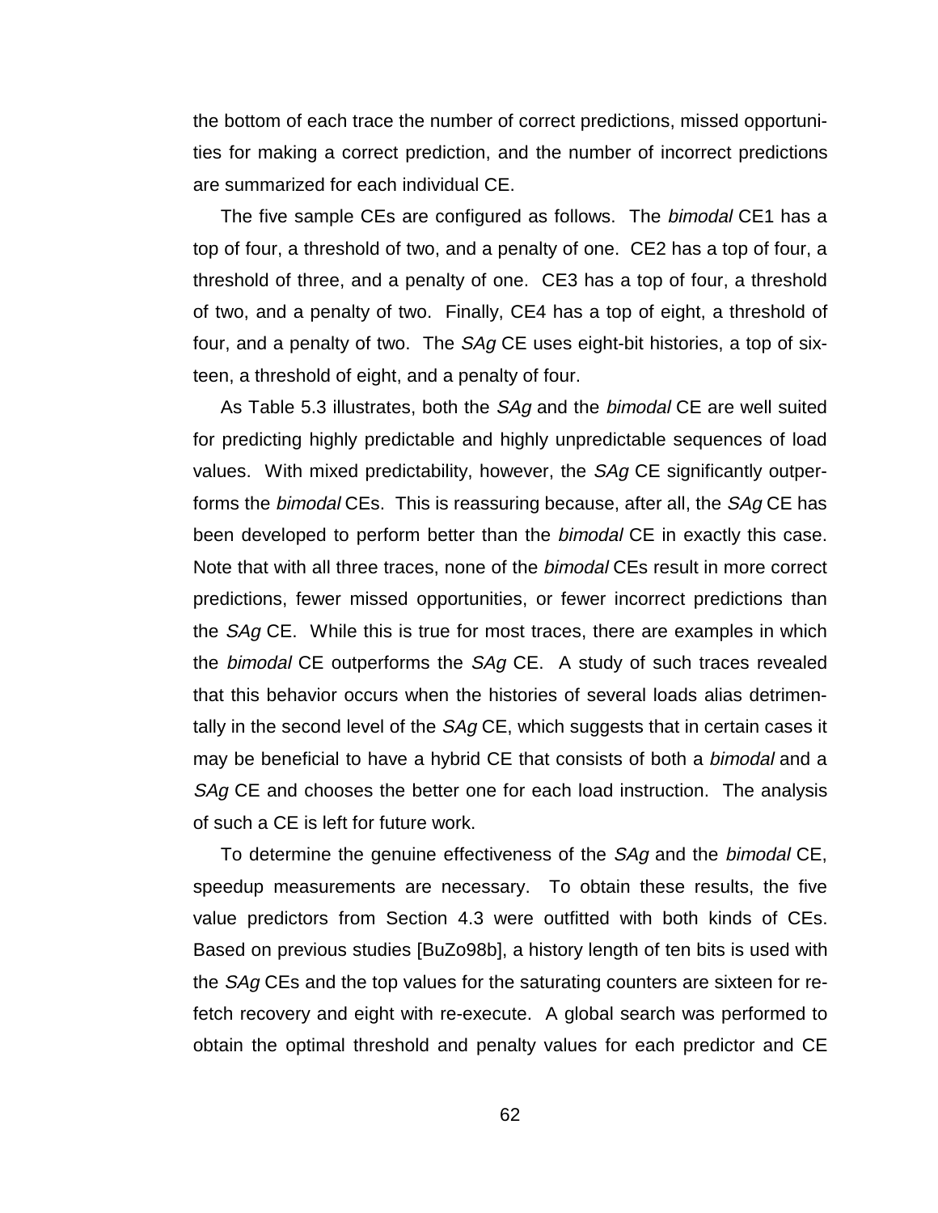the bottom of each trace the number of correct predictions, missed opportunities for making a correct prediction, and the number of incorrect predictions are summarized for each individual CE.

The five sample CEs are configured as follows. The *bimodal* CE1 has a top of four, a threshold of two, and a penalty of one. CE2 has a top of four, a threshold of three, and a penalty of one. CE3 has a top of four, a threshold of two, and a penalty of two. Finally, CE4 has a top of eight, a threshold of four, and a penalty of two. The *SAg* CE uses eight-bit histories, a top of sixteen, a threshold of eight, and a penalty of four.

As Table 5.3 illustrates, both the *SAg* and the *bimodal* CE are well suited for predicting highly predictable and highly unpredictable sequences of load values. With mixed predictability, however, the *SAg* CE significantly outperforms the *bimodal* CEs. This is reassuring because, after all, the *SAg* CE has been developed to perform better than the *bimodal* CE in exactly this case. Note that with all three traces, none of the *bimodal* CEs result in more correct predictions, fewer missed opportunities, or fewer incorrect predictions than the *SAg* CE. While this is true for most traces, there are examples in which the *bimodal* CE outperforms the *SAg* CE. A study of such traces revealed that this behavior occurs when the histories of several loads alias detrimentally in the second level of the *SAg* CE, which suggests that in certain cases it may be beneficial to have a hybrid CE that consists of both a *bimodal* and a *SAg* CE and chooses the better one for each load instruction. The analysis of such a CE is left for future work.

To determine the genuine effectiveness of the *SAg* and the *bimodal* CE, speedup measurements are necessary. To obtain these results, the five value predictors from Section 4.3 were outfitted with both kinds of CEs. Based on previous studies [BuZo98b], a history length of ten bits is used with the *SAg* CEs and the top values for the saturating counters are sixteen for re-fetch recovery and eight with re-execute. A global search was performed to obtain the optimal threshold and penalty values for each predictor and CE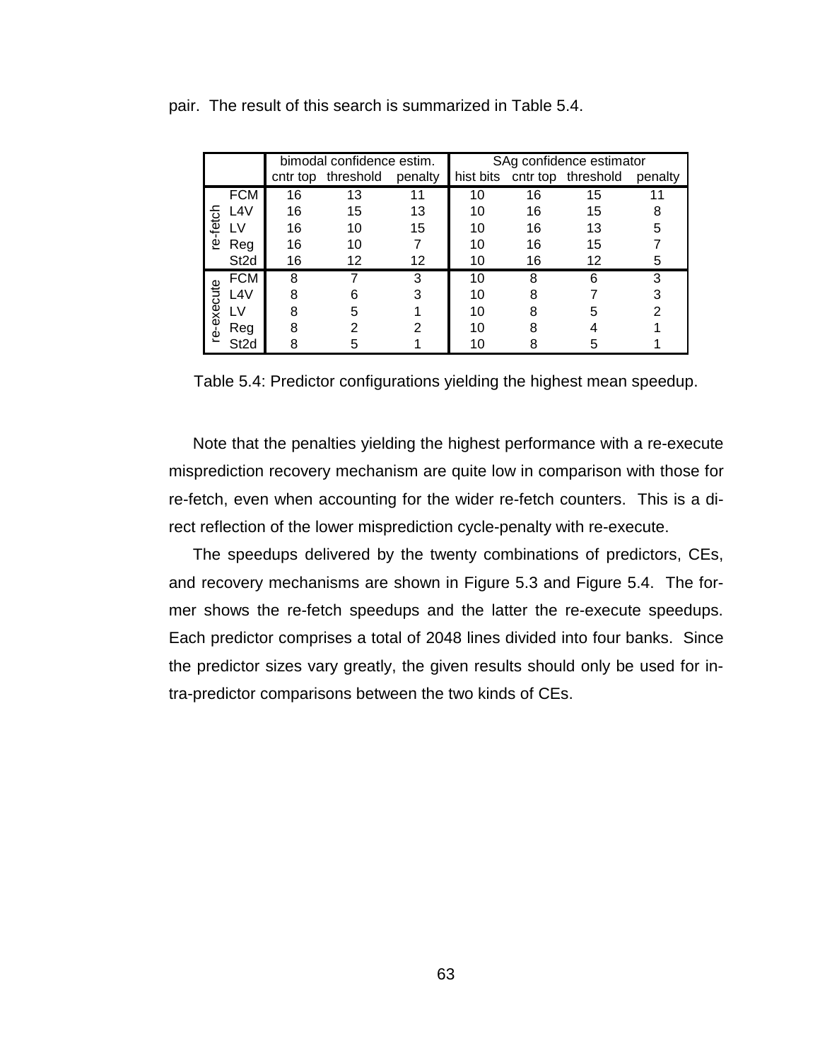pair. The result of this search is summarized in Table 5.4.

| | | bimodal confidence estim. | | | SAg confidence estimator | | | |
|---|---|---|---|---|---|---|---|---|
| | | cntr top | threshold | penalty | hist bits | cntr top | threshold | penalty |
| re-fetch | FCM | 16 | 13 | 11 | 10 | 16 | 15 | 11 |
| | L4V | 16 | 15 | 13 | 10 | 16 | 15 | 8 |
| | LV | 16 | 10 | 15 | 10 | 16 | 13 | 5 |
| | Reg | 16 | 10 | 7 | 10 | 16 | 15 | 7 |
| | St2d | 16 | 12 | 12 | 10 | 16 | 12 | 5 |
| re-execute | FCM | 8 | 7 | 3 | 10 | 8 | 6 | 3 |
| | L4V | 8 | 6 | 3 | 10 | 8 | 7 | 3 |
| | LV | 8 | 5 | 1 | 10 | 8 | 5 | 2 |
| | Reg | 8 | 2 | 2 | 10 | 8 | 4 | 1 |
| | St2d | 8 | 5 | 1 | 10 | 8 | 5 | 1 |

Table 5.4: Predictor configurations yielding the highest mean speedup.

Note that the penalties yielding the highest performance with a re-execute misprediction recovery mechanism are quite low in comparison with those for re-fetch, even when accounting for the wider re-fetch counters. This is a direct reflection of the lower misprediction cycle-penalty with re-execute.

The speedups delivered by the twenty combinations of predictors, CEs, and recovery mechanisms are shown in Figure 5.3 and Figure 5.4. The former shows the re-fetch speedups and the latter the re-execute speedups. Each predictor comprises a total of 2048 lines divided into four banks. Since the predictor sizes vary greatly, the given results should only be used for intra-predictor comparisons between the two kinds of CEs.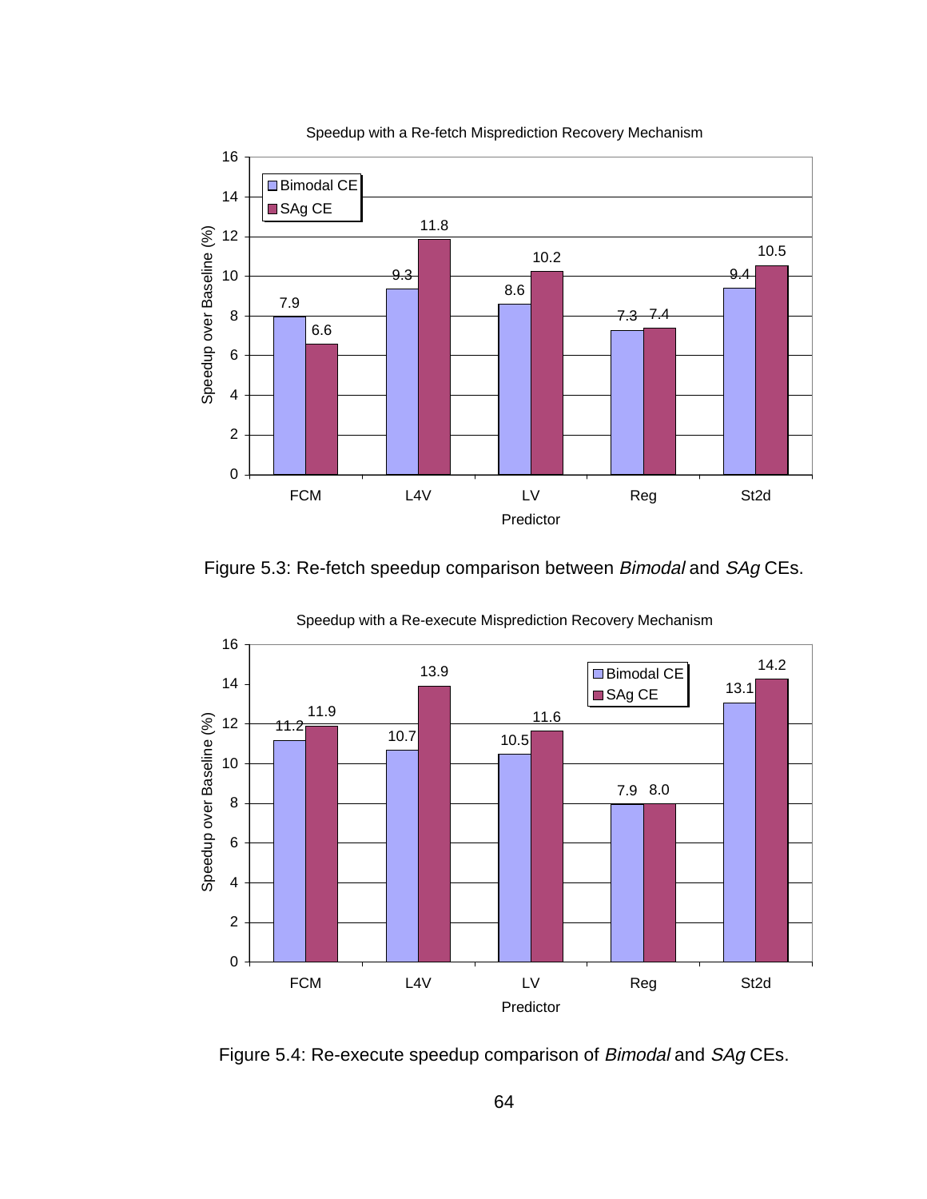Figure 5.3: Re-fetch speedup comparison between *Bimodal* and *SAg* CEs.

Figure 5.4: Re-execute speedup comparison of *Bimodal* and *SAg* CEs.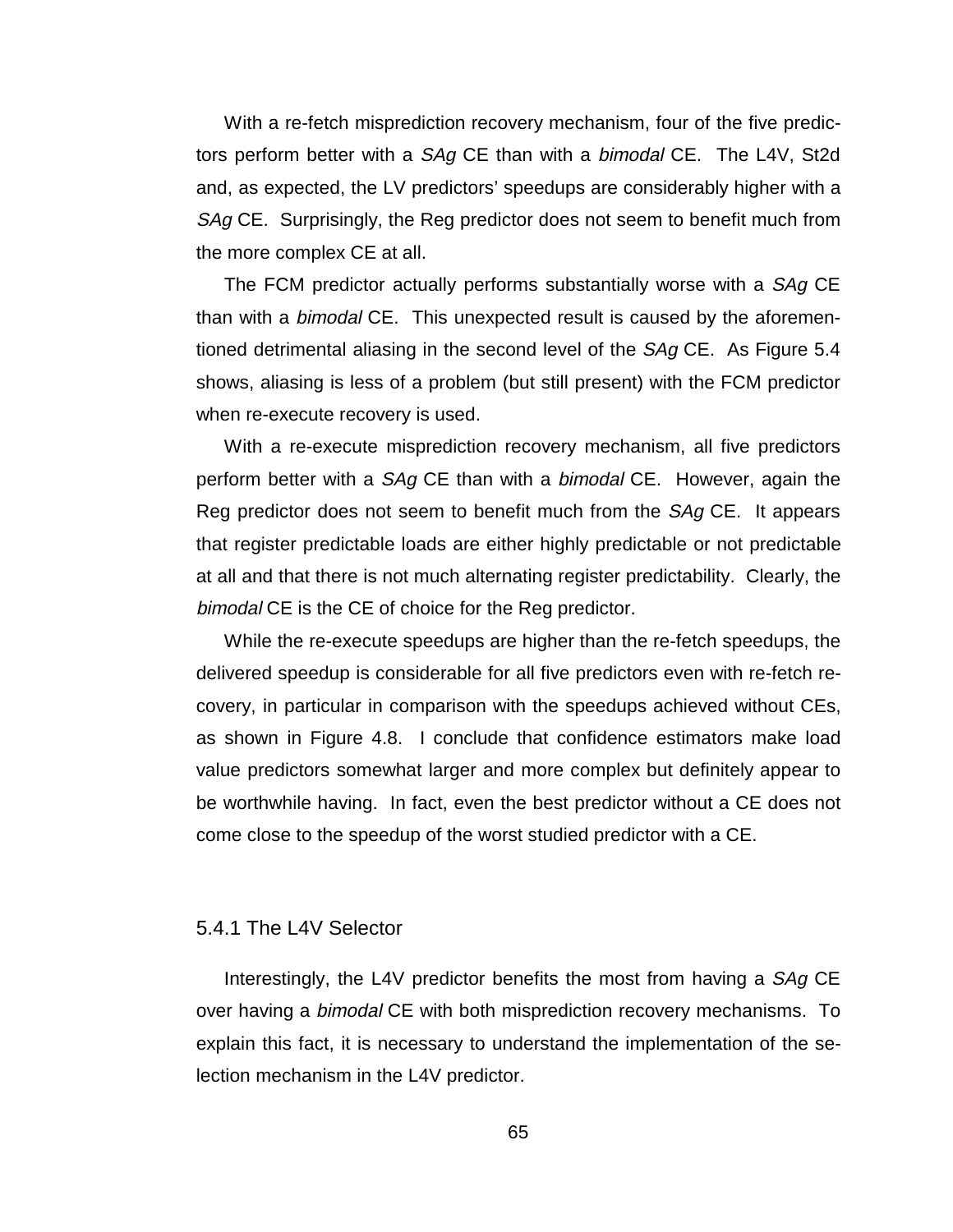With a re-fetch misprediction recovery mechanism, four of the five predictors perform better with a *SAg* CE than with a *bimodal* CE. The L4V, St2d and, as expected, the LV predictors' speedups are considerably higher with a *SAg* CE. Surprisingly, the Reg predictor does not seem to benefit much from the more complex CE at all.

The FCM predictor actually performs substantially worse with a *SAg* CE than with a *bimodal* CE. This unexpected result is caused by the aforementioned detrimental aliasing in the second level of the *SAg* CE. As Figure 5.4 shows, aliasing is less of a problem (but still present) with the FCM predictor when re-execute recovery is used.

With a re-execute misprediction recovery mechanism, all five predictors perform better with a *SAg* CE than with a *bimodal* CE. However, again the Reg predictor does not seem to benefit much from the *SAg* CE. It appears that register predictable loads are either highly predictable or not predictable at all and that there is not much alternating register predictability. Clearly, the *bimodal* CE is the CE of choice for the Reg predictor.

While the re-execute speedups are higher than the re-fetch speedups, the delivered speedup is considerable for all five predictors even with re-fetch recovery, in particular in comparison with the speedups achieved without CEs, as shown in Figure 4.8. I conclude that confidence estimators make load value predictors somewhat larger and more complex but definitely appear to be worthwhile having. In fact, even the best predictor without a CE does not come close to the speedup of the worst studied predictor with a CE.

### 5.4.1 The L4V Selector

Interestingly, the L4V predictor benefits the most from having a *SAg* CE over having a *bimodal* CE with both misprediction recovery mechanisms. To explain this fact, it is necessary to understand the implementation of the selection mechanism in the L4V predictor.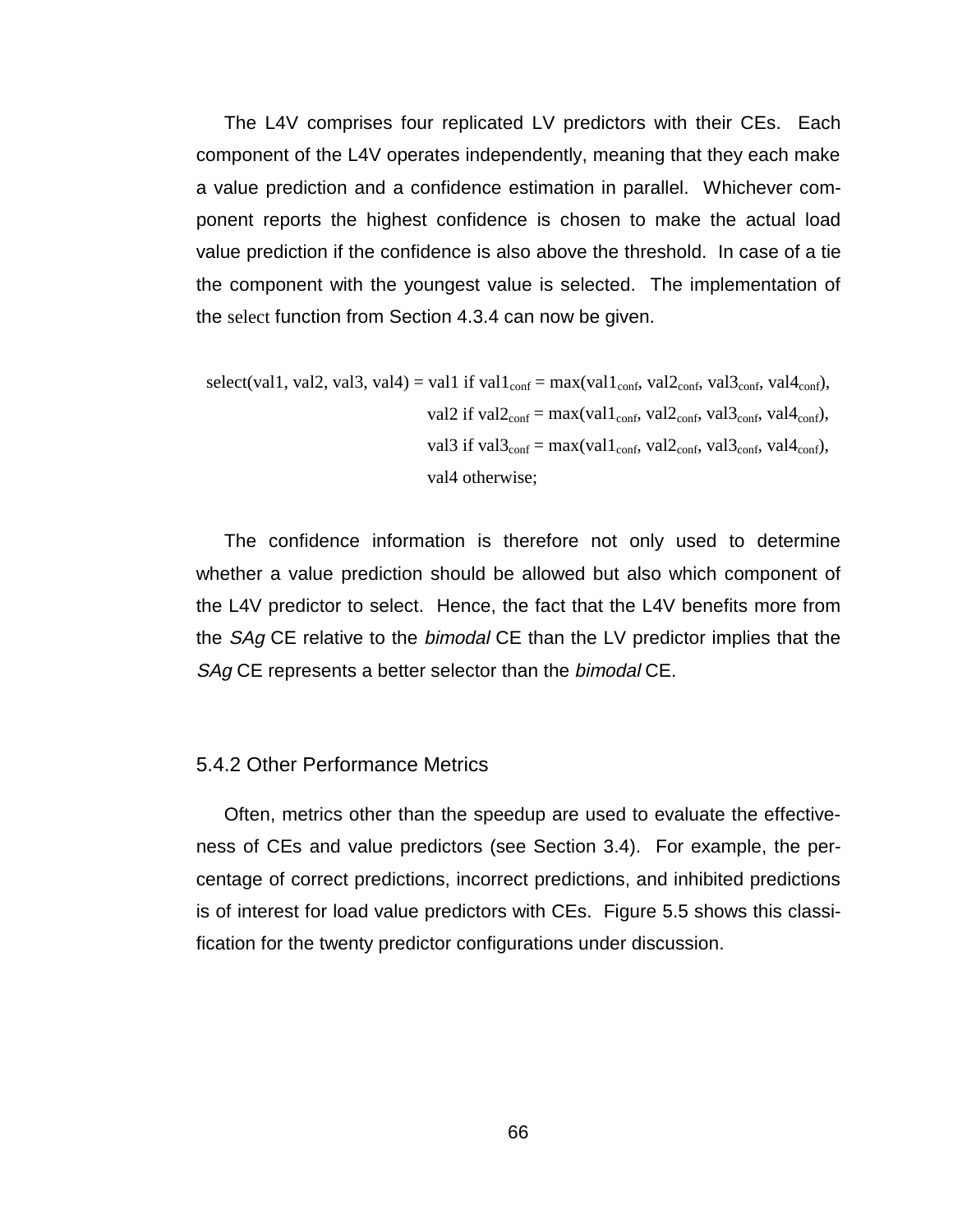The L4V comprises four replicated LV predictors with their CEs. Each component of the L4V operates independently, meaning that they each make a value prediction and a confidence estimation in parallel. Whichever component reports the highest confidence is chosen to make the actual load value prediction if the confidence is also above the threshold. In case of a tie the component with the youngest value is selected. The implementation of the select function from Section 4.3.4 can now be given.

$$
\text{select}(\text{val1}, \text{val2}, \text{val3}, \text{val4}) = \begin{cases} \text{val1 if } \text{val1}_{\text{conf}} = \max(\text{val1}_{\text{conf}}, \text{val2}_{\text{conf}}, \text{val3}_{\text{conf}}, \text{val4}_{\text{conf}}), \\ \text{val2 if } \text{val2}_{\text{conf}} = \max(\text{val1}_{\text{conf}}, \text{val2}_{\text{conf}}, \text{val3}_{\text{conf}}, \text{val4}_{\text{conf}}), \\ \text{val3 if } \text{val3}_{\text{conf}} = \max(\text{val1}_{\text{conf}}, \text{val2}_{\text{conf}}, \text{val3}_{\text{conf}}, \text{val4}_{\text{conf}}), \\ \text{val4 otherwise;} \end{cases}
$$

The confidence information is therefore not only used to determine whether a value prediction should be allowed but also which component of the L4V predictor to select. Hence, the fact that the L4V benefits more from the *SAg* CE relative to the *bimodal* CE than the LV predictor implies that the *SAg* CE represents a better selector than the *bimodal* CE.

### 5.4.2 Other Performance Metrics

Often, metrics other than the speedup are used to evaluate the effectiveness of CEs and value predictors (see Section 3.4). For example, the percentage of correct predictions, incorrect predictions, and inhibited predictions is of interest for load value predictors with CEs. Figure 5.5 shows this classification for the twenty predictor configurations under discussion.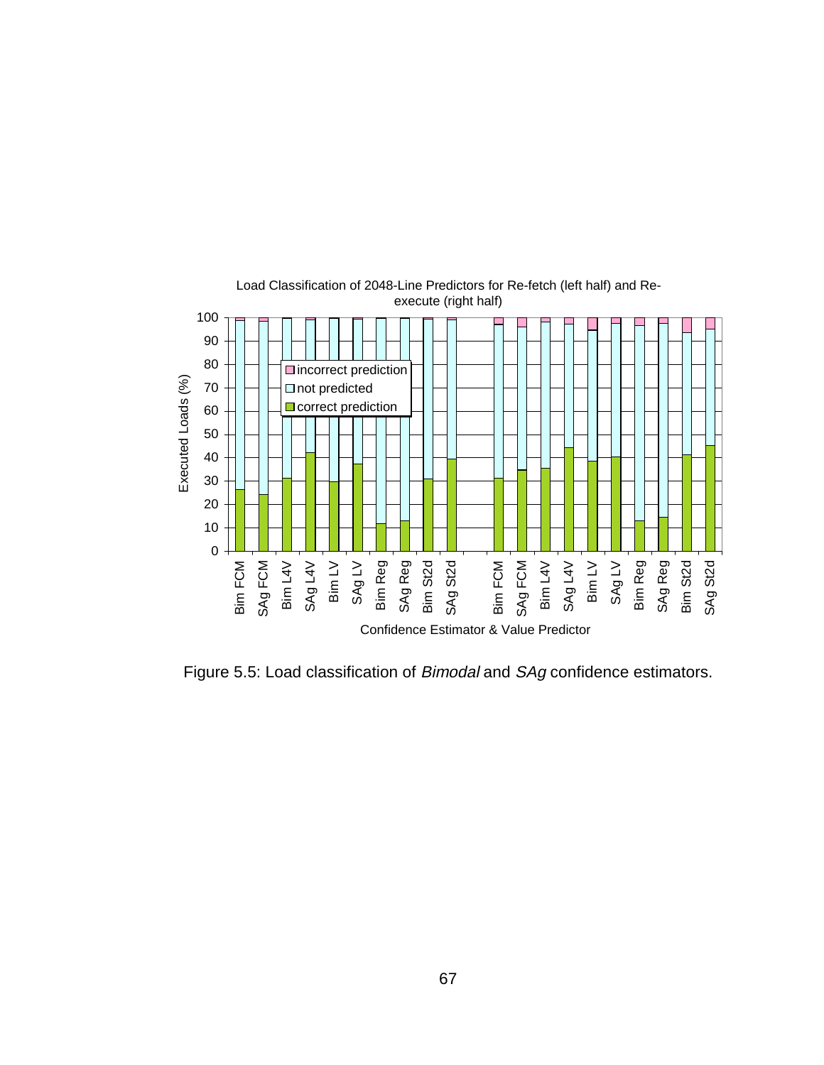Figure 5.5: Load classification of *Bimodal* and *SAg* confidence estimators.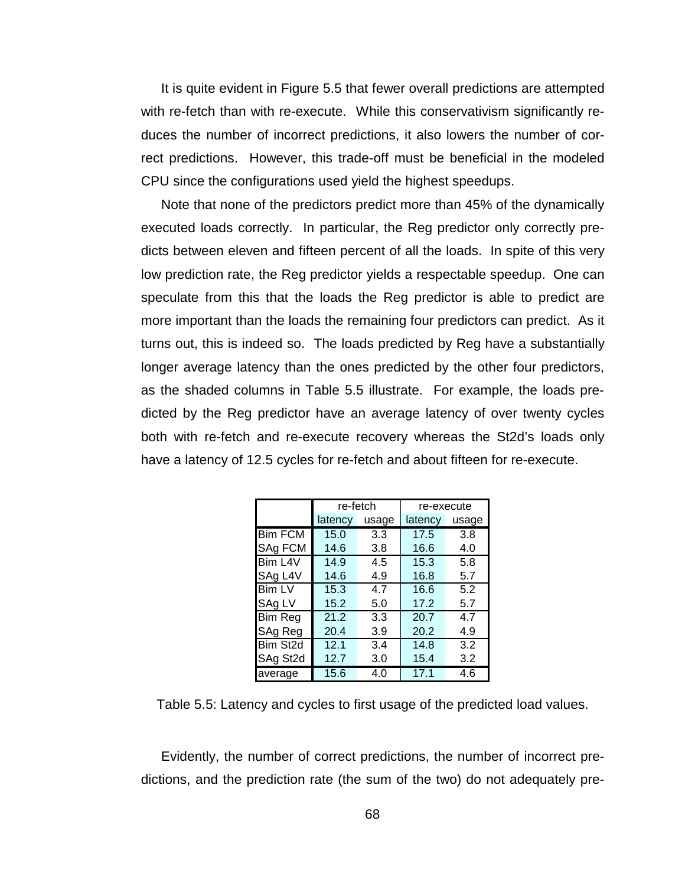It is quite evident in Figure 5.5 that fewer overall predictions are attempted with re-fetch than with re-execute. While this conservativism significantly reduces the number of incorrect predictions, it also lowers the number of correct predictions. However, this trade-off must be beneficial in the modeled CPU since the configurations used yield the highest speedups.

Note that none of the predictors predict more than 45% of the dynamically executed loads correctly. In particular, the Reg predictor only correctly predicts between eleven and fifteen percent of all the loads. In spite of this very low prediction rate, the Reg predictor yields a respectable speedup. One can speculate from this that the loads the Reg predictor is able to predict are more important than the loads the remaining four predictors can predict. As it turns out, this is indeed so. The loads predicted by Reg have a substantially longer average latency than the ones predicted by the other four predictors, as the shaded columns in Table 5.5 illustrate. For example, the loads predicted by the Reg predictor have an average latency of over twenty cycles both with re-fetch and re-execute recovery whereas the St2d's loads only have a latency of 12.5 cycles for re-fetch and about fifteen for re-execute.

| | re-fetch | | re-execute | |
|---|---|---|---|---|
| | latency | usage | latency | usage |
| Bim FCM | 15.0 | 3.3 | 17.5 | 3.8 |
| SAg FCM | 14.6 | 3.8 | 16.6 | 4.0 |
| Bim L4V | 14.9 | 4.5 | 15.3 | 5.8 |
| SAg L4V | 14.6 | 4.9 | 16.8 | 5.7 |
| Bim LV | 15.3 | 4.7 | 16.6 | 5.2 |
| SAg LV | 15.2 | 5.0 | 17.2 | 5.7 |
| Bim Reg | 21.2 | 3.3 | 20.7 | 4.7 |
| SAg Reg | 20.4 | 3.9 | 20.2 | 4.9 |
| Bim St2d | 12.1 | 3.4 | 14.8 | 3.2 |
| SAg St2d | 12.7 | 3.0 | 15.4 | 3.2 |
| average | 15.6 | 4.0 | 17.1 | 4.6 |

Table 5.5: Latency and cycles to first usage of the predicted load values.

Evidently, the number of correct predictions, the number of incorrect predictions, and the prediction rate (the sum of the two) do not adequately pre-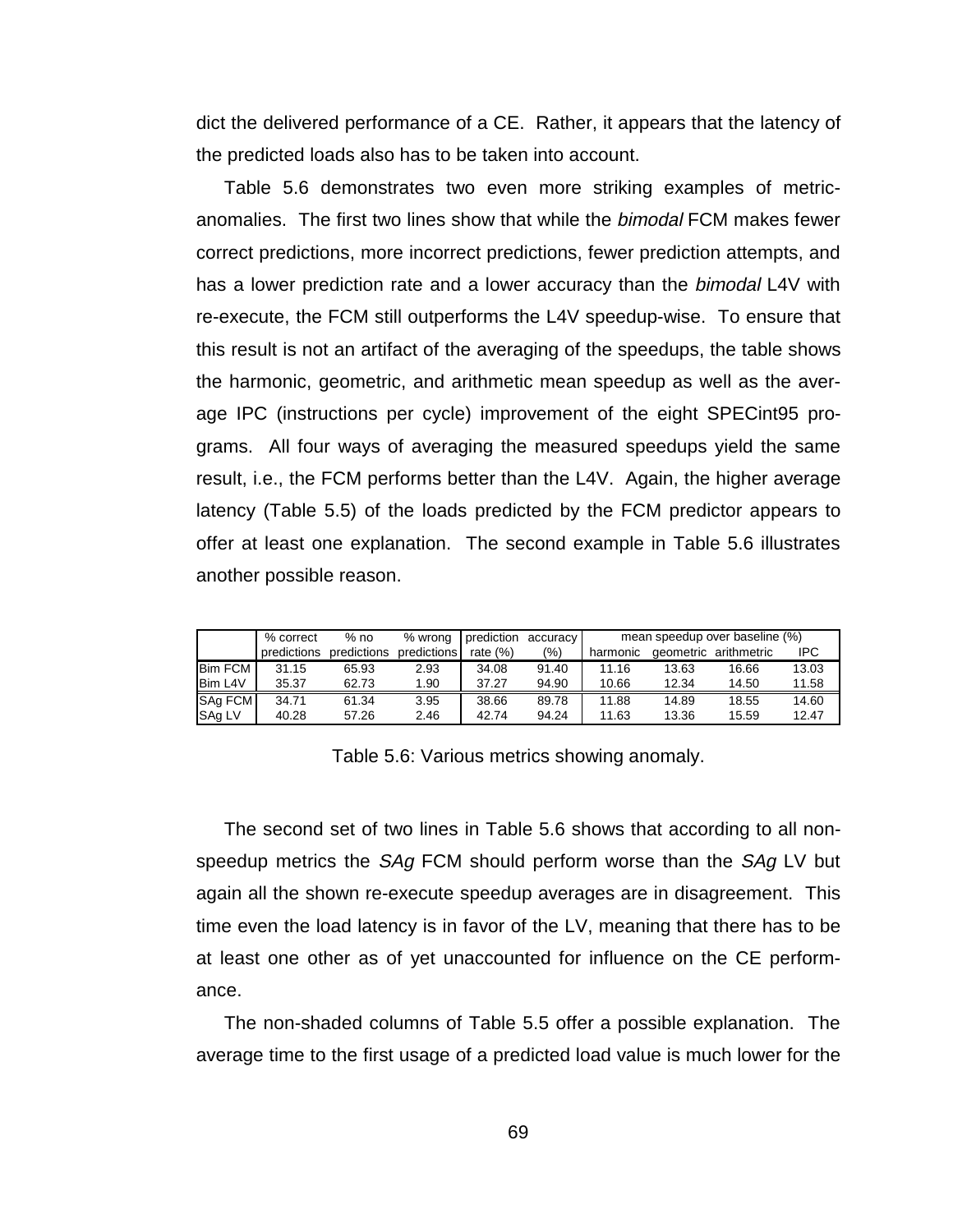dict the delivered performance of a CE. Rather, it appears that the latency of the predicted loads also has to be taken into account.

Table 5.6 demonstrates two even more striking examples of metric-anomalies. The first two lines show that while the *bimodal* FCM makes fewer correct predictions, more incorrect predictions, fewer prediction attempts, and has a lower prediction rate and a lower accuracy than the *bimodal* L4V with re-execute, the FCM still outperforms the L4V speedup-wise. To ensure that this result is not an artifact of the averaging of the speedups, the table shows the harmonic, geometric, and arithmetic mean speedup as well as the average IPC (instructions per cycle) improvement of the eight SPECint95 programs. All four ways of averaging the measured speedups yield the same result, i.e., the FCM performs better than the L4V. Again, the higher average latency (Table 5.5) of the loads predicted by the FCM predictor appears to offer at least one explanation. The second example in Table 5.6 illustrates another possible reason.

| | % correct predictions | % no predictions | % wrong predictions | prediction rate (%) | accuracy (%) | mean speedup over baseline (%) | | | |
|---|---|---|---|---|---|---|---|---|---|
| | | | | | | harmonic | geometric | arithmetic | IPC |
| Bim FCM | 31.15 | 65.93 | 2.93 | 34.08 | 91.40 | 11.16 | 13.63 | 16.66 | 13.03 |
| Bim L4V | 35.37 | 62.73 | 1.90 | 37.27 | 94.90 | 10.66 | 12.34 | 14.50 | 11.58 |
| SAg FCM | 34.71 | 61.34 | 3.95 | 38.66 | 89.78 | 11.88 | 14.89 | 18.55 | 14.60 |
| SAg LV | 40.28 | 57.26 | 2.46 | 42.74 | 94.24 | 11.63 | 13.36 | 15.59 | 12.47 |

Table 5.6: Various metrics showing anomaly.

The second set of two lines in Table 5.6 shows that according to all non-speedup metrics the *SAg* FCM should perform worse than the *SAg* LV but again all the shown re-execute speedup averages are in disagreement. This time even the load latency is in favor of the LV, meaning that there has to be at least one other as of yet unaccounted for influence on the CE performance.

The non-shaded columns of Table 5.5 offer a possible explanation. The average time to the first usage of a predicted load value is much lower for the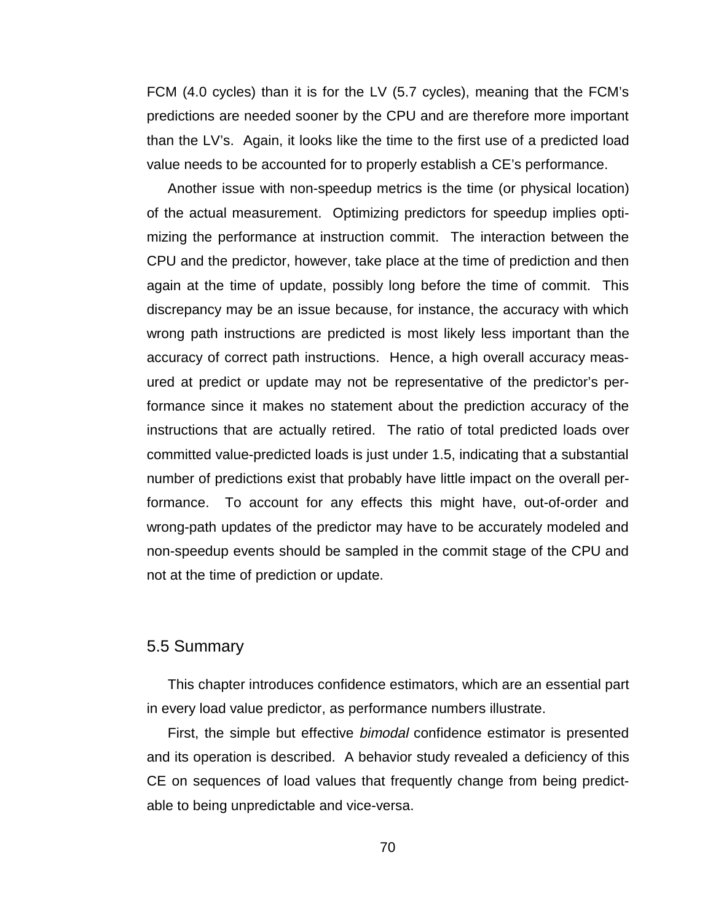FCM (4.0 cycles) than it is for the LV (5.7 cycles), meaning that the FCM's predictions are needed sooner by the CPU and are therefore more important than the LV's. Again, it looks like the time to the first use of a predicted load value needs to be accounted for to properly establish a CE's performance.

Another issue with non-speedup metrics is the time (or physical location) of the actual measurement. Optimizing predictors for speedup implies optimizing the performance at instruction commit. The interaction between the CPU and the predictor, however, take place at the time of prediction and then again at the time of update, possibly long before the time of commit. This discrepancy may be an issue because, for instance, the accuracy with which wrong path instructions are predicted is most likely less important than the accuracy of correct path instructions. Hence, a high overall accuracy measured at predict or update may not be representative of the predictor's performance since it makes no statement about the prediction accuracy of the instructions that are actually retired. The ratio of total predicted loads over committed value-predicted loads is just under 1.5, indicating that a substantial number of predictions exist that probably have little impact on the overall performance. To account for any effects this might have, out-of-order and wrong-path updates of the predictor may have to be accurately modeled and non-speedup events should be sampled in the commit stage of the CPU and not at the time of prediction or update.

## 5.5 Summary

This chapter introduces confidence estimators, which are an essential part in every load value predictor, as performance numbers illustrate.

First, the simple but effective *bimodal* confidence estimator is presented and its operation is described. A behavior study revealed a deficiency of this CE on sequences of load values that frequently change from being predictable to being unpredictable and vice-versa.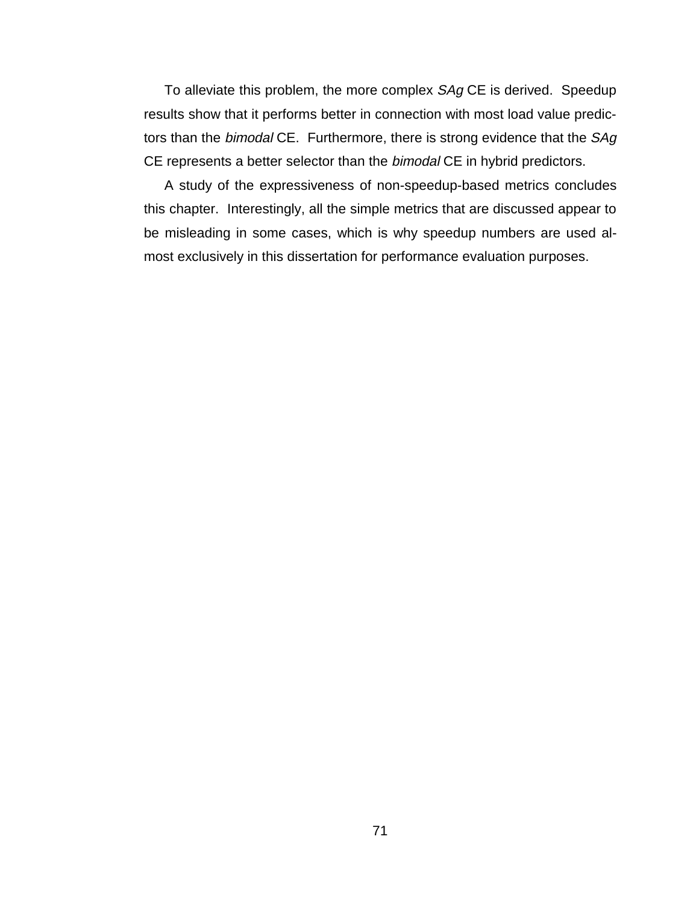To alleviate this problem, the more complex *SAg* CE is derived. Speedup results show that it performs better in connection with most load value predictors than the *bimodal* CE. Furthermore, there is strong evidence that the *SAg* CE represents a better selector than the *bimodal* CE in hybrid predictors.

A study of the expressiveness of non-speedup-based metrics concludes this chapter. Interestingly, all the simple metrics that are discussed appear to be misleading in some cases, which is why speedup numbers are used almost exclusively in this dissertation for performance evaluation purposes.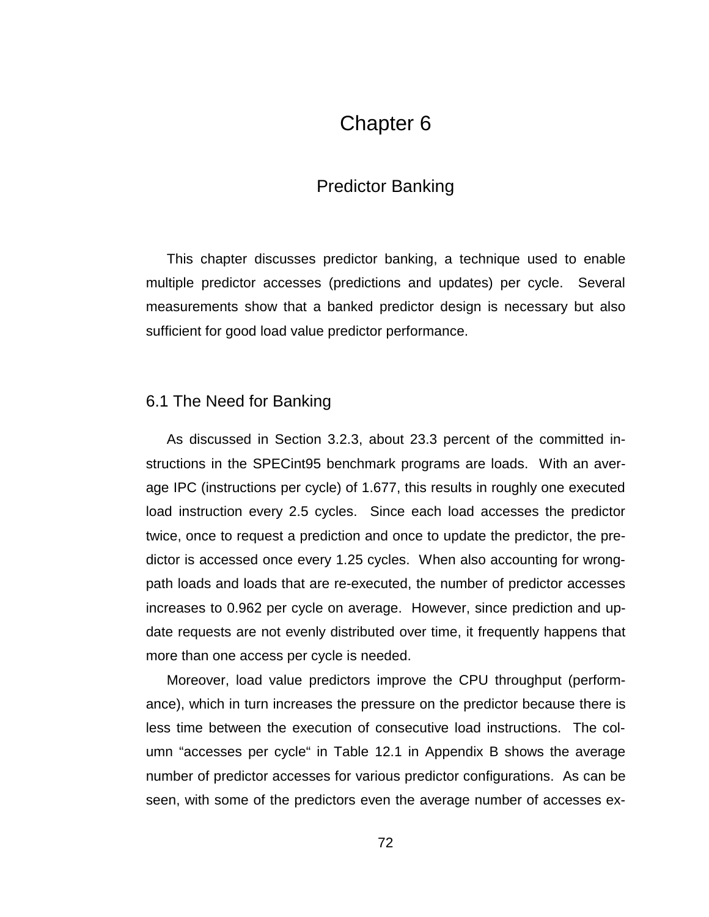# Chapter 6

## Predictor Banking

This chapter discusses predictor banking, a technique used to enable multiple predictor accesses (predictions and updates) per cycle. Several measurements show that a banked predictor design is necessary but also sufficient for good load value predictor performance.

### 6.1 The Need for Banking

As discussed in Section 3.2.3, about 23.3 percent of the committed instructions in the SPECint95 benchmark programs are loads. With an average IPC (instructions per cycle) of 1.677, this results in roughly one executed load instruction every 2.5 cycles. Since each load accesses the predictor twice, once to request a prediction and once to update the predictor, the predictor is accessed once every 1.25 cycles. When also accounting for wrong-path loads and loads that are re-executed, the number of predictor accesses increases to 0.962 per cycle on average. However, since prediction and update requests are not evenly distributed over time, it frequently happens that more than one access per cycle is needed.

Moreover, load value predictors improve the CPU throughput (performance), which in turn increases the pressure on the predictor because there is less time between the execution of consecutive load instructions. The column "accesses per cycle" in Table 12.1 in Appendix B shows the average number of predictor accesses for various predictor configurations. As can be seen, with some of the predictors even the average number of accesses ex-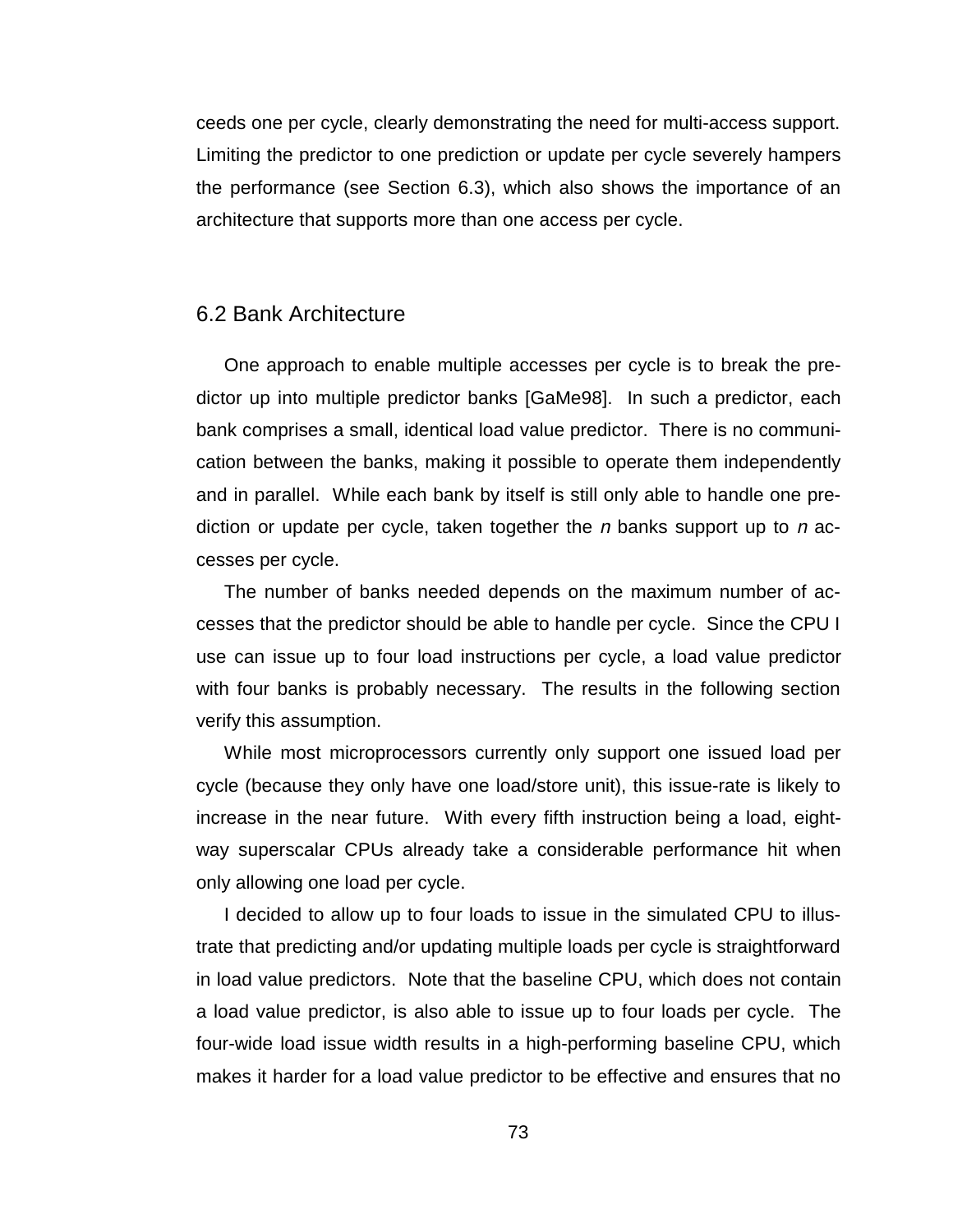ceeds one per cycle, clearly demonstrating the need for multi-access support. Limiting the predictor to one prediction or update per cycle severely hampers the performance (see Section 6.3), which also shows the importance of an architecture that supports more than one access per cycle.

## 6.2 Bank Architecture

One approach to enable multiple accesses per cycle is to break the predictor up into multiple predictor banks [GaMe98]. In such a predictor, each bank comprises a small, identical load value predictor. There is no communication between the banks, making it possible to operate them independently and in parallel. While each bank by itself is still only able to handle one prediction or update per cycle, taken together the *n* banks support up to *n* accesses per cycle.

The number of banks needed depends on the maximum number of accesses that the predictor should be able to handle per cycle. Since the CPU I use can issue up to four load instructions per cycle, a load value predictor with four banks is probably necessary. The results in the following section verify this assumption.

While most microprocessors currently only support one issued load per cycle (because they only have one load/store unit), this issue-rate is likely to increase in the near future. With every fifth instruction being a load, eight-way superscalar CPUs already take a considerable performance hit when only allowing one load per cycle.

I decided to allow up to four loads to issue in the simulated CPU to illustrate that predicting and/or updating multiple loads per cycle is straightforward in load value predictors. Note that the baseline CPU, which does not contain a load value predictor, is also able to issue up to four loads per cycle. The four-wide load issue width results in a high-performing baseline CPU, which makes it harder for a load value predictor to be effective and ensures that no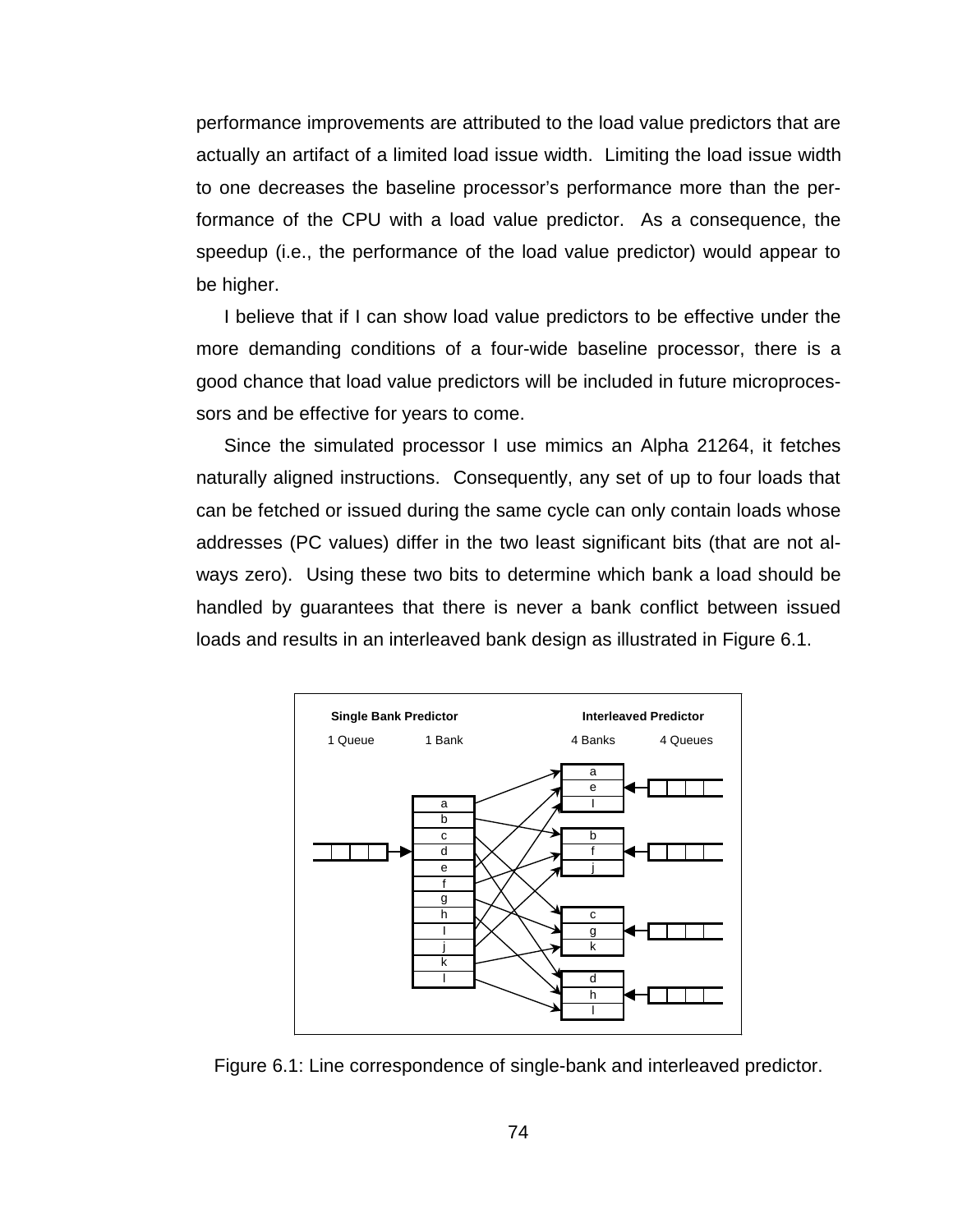performance improvements are attributed to the load value predictors that are actually an artifact of a limited load issue width. Limiting the load issue width to one decreases the baseline processor's performance more than the performance of the CPU with a load value predictor. As a consequence, the speedup (i.e., the performance of the load value predictor) would appear to be higher.

I believe that if I can show load value predictors to be effective under the more demanding conditions of a four-wide baseline processor, there is a good chance that load value predictors will be included in future microprocessors and be effective for years to come.

Since the simulated processor I use mimics an Alpha 21264, it fetches naturally aligned instructions. Consequently, any set of up to four loads that can be fetched or issued during the same cycle can only contain loads whose addresses (PC values) differ in the two least significant bits (that are not always zero). Using these two bits to determine which bank a load should be handled by guarantees that there is never a bank conflict between issued loads and results in an interleaved bank design as illustrated in Figure 6.1.

Figure 6.1: Line correspondence of single-bank and interleaved predictor.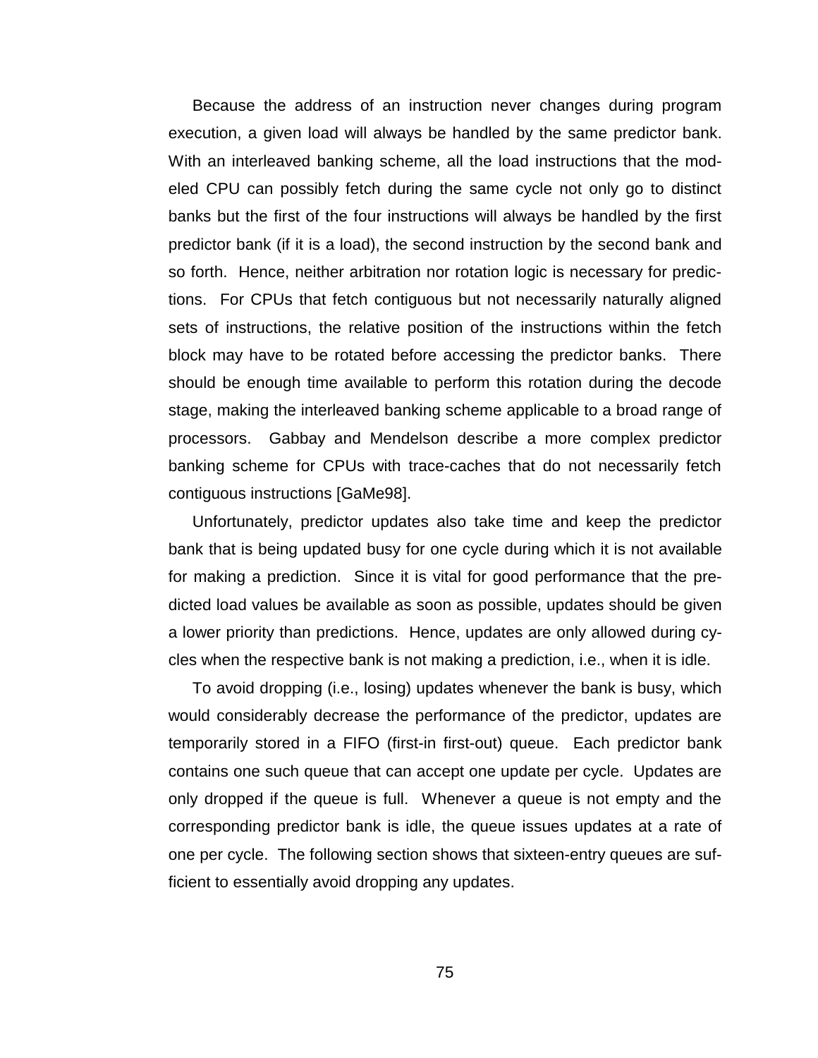Because the address of an instruction never changes during program execution, a given load will always be handled by the same predictor bank. With an interleaved banking scheme, all the load instructions that the modeled CPU can possibly fetch during the same cycle not only go to distinct banks but the first of the four instructions will always be handled by the first predictor bank (if it is a load), the second instruction by the second bank and so forth. Hence, neither arbitration nor rotation logic is necessary for predictions. For CPUs that fetch contiguous but not necessarily naturally aligned sets of instructions, the relative position of the instructions within the fetch block may have to be rotated before accessing the predictor banks. There should be enough time available to perform this rotation during the decode stage, making the interleaved banking scheme applicable to a broad range of processors. Gabbay and Mendelson describe a more complex predictor banking scheme for CPUs with trace-caches that do not necessarily fetch contiguous instructions [GaMe98].

Unfortunately, predictor updates also take time and keep the predictor bank that is being updated busy for one cycle during which it is not available for making a prediction. Since it is vital for good performance that the predicted load values be available as soon as possible, updates should be given a lower priority than predictions. Hence, updates are only allowed during cycles when the respective bank is not making a prediction, i.e., when it is idle.

To avoid dropping (i.e., losing) updates whenever the bank is busy, which would considerably decrease the performance of the predictor, updates are temporarily stored in a FIFO (first-in first-out) queue. Each predictor bank contains one such queue that can accept one update per cycle. Updates are only dropped if the queue is full. Whenever a queue is not empty and the corresponding predictor bank is idle, the queue issues updates at a rate of one per cycle. The following section shows that sixteen-entry queues are sufficient to essentially avoid dropping any updates.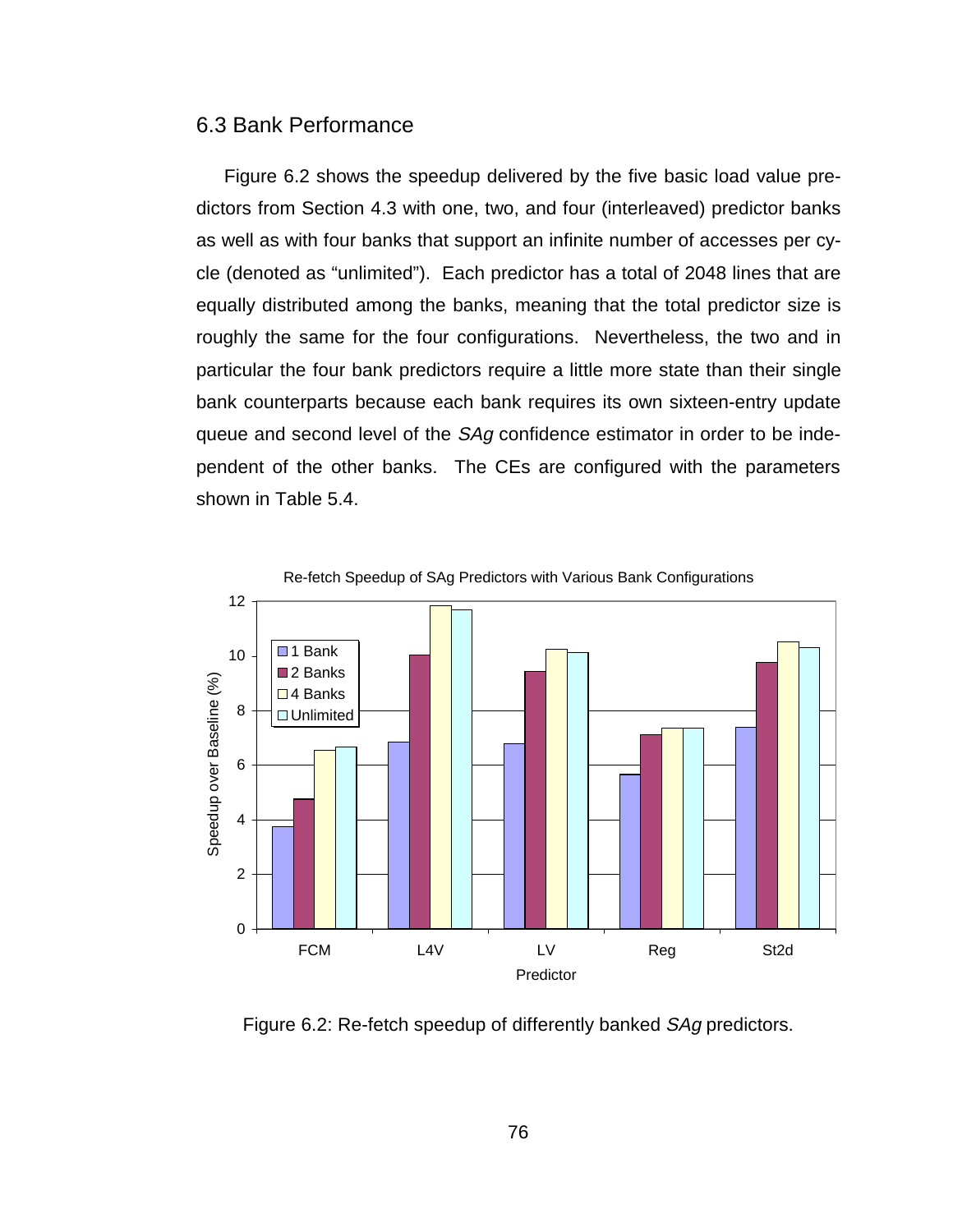## 6.3 Bank Performance

Figure 6.2 shows the speedup delivered by the five basic load value predictors from Section 4.3 with one, two, and four (interleaved) predictor banks as well as with four banks that support an infinite number of accesses per cycle (denoted as "unlimited"). Each predictor has a total of 2048 lines that are equally distributed among the banks, meaning that the total predictor size is roughly the same for the four configurations. Nevertheless, the two and in particular the four bank predictors require a little more state than their single bank counterparts because each bank requires its own sixteen-entry update queue and second level of the *SAg* confidence estimator in order to be independent of the other banks. The CEs are configured with the parameters shown in Table 5.4.

Figure 6.2: Re-fetch speedup of differently banked *SAg* predictors.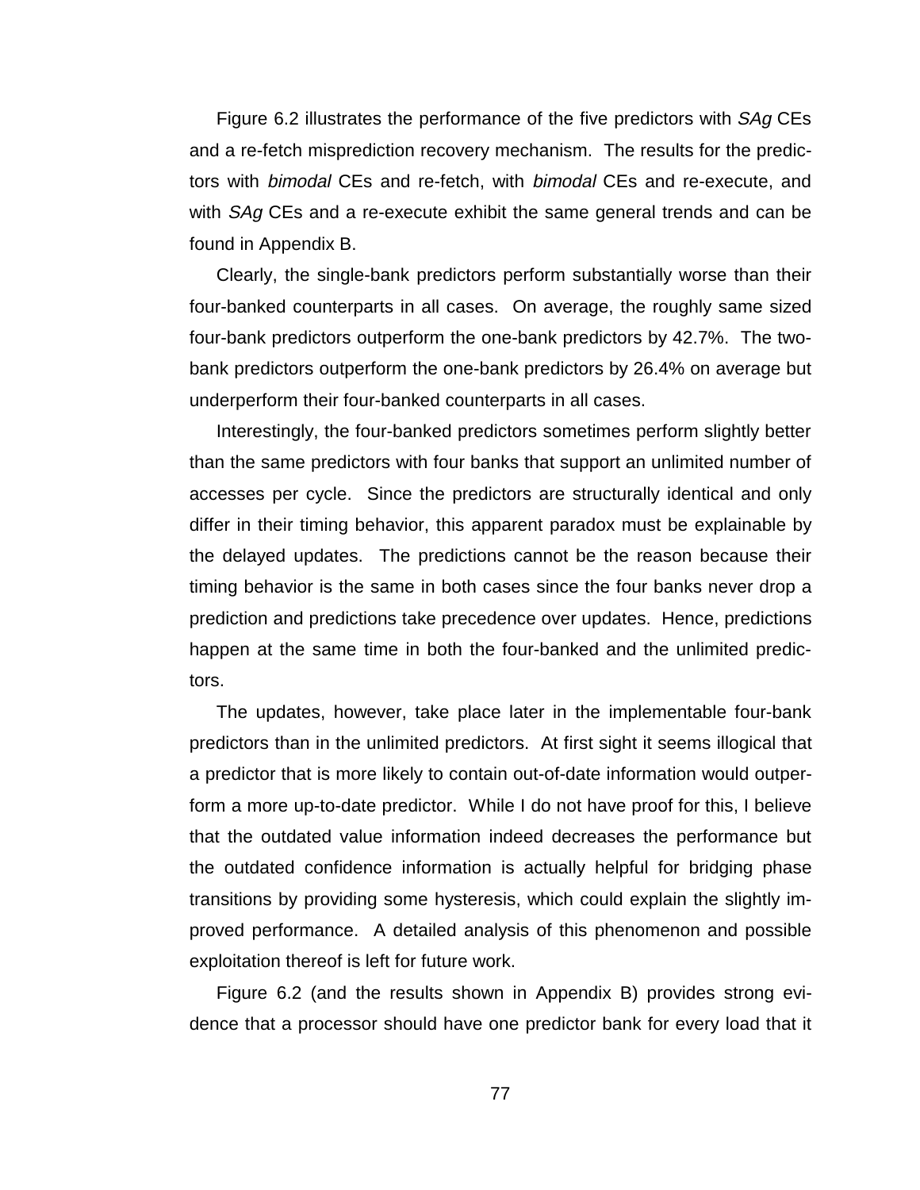Figure 6.2 illustrates the performance of the five predictors with *SAg* CEs and a re-fetch misprediction recovery mechanism. The results for the predictors with *bimodal* CEs and re-fetch, with *bimodal* CEs and re-execute, and with *SAg* CEs and a re-execute exhibit the same general trends and can be found in Appendix B.

Clearly, the single-bank predictors perform substantially worse than their four-banked counterparts in all cases. On average, the roughly same sized four-bank predictors outperform the one-bank predictors by 42.7%. The two-bank predictors outperform the one-bank predictors by 26.4% on average but underperform their four-banked counterparts in all cases.

Interestingly, the four-banked predictors sometimes perform slightly better than the same predictors with four banks that support an unlimited number of accesses per cycle. Since the predictors are structurally identical and only differ in their timing behavior, this apparent paradox must be explainable by the delayed updates. The predictions cannot be the reason because their timing behavior is the same in both cases since the four banks never drop a prediction and predictions take precedence over updates. Hence, predictions happen at the same time in both the four-banked and the unlimited predictors.

The updates, however, take place later in the implementable four-bank predictors than in the unlimited predictors. At first sight it seems illogical that a predictor that is more likely to contain out-of-date information would outperform a more up-to-date predictor. While I do not have proof for this, I believe that the outdated value information indeed decreases the performance but the outdated confidence information is actually helpful for bridging phase transitions by providing some hysteresis, which could explain the slightly improved performance. A detailed analysis of this phenomenon and possible exploitation thereof is left for future work.

Figure 6.2 (and the results shown in Appendix B) provides strong evidence that a processor should have one predictor bank for every load that it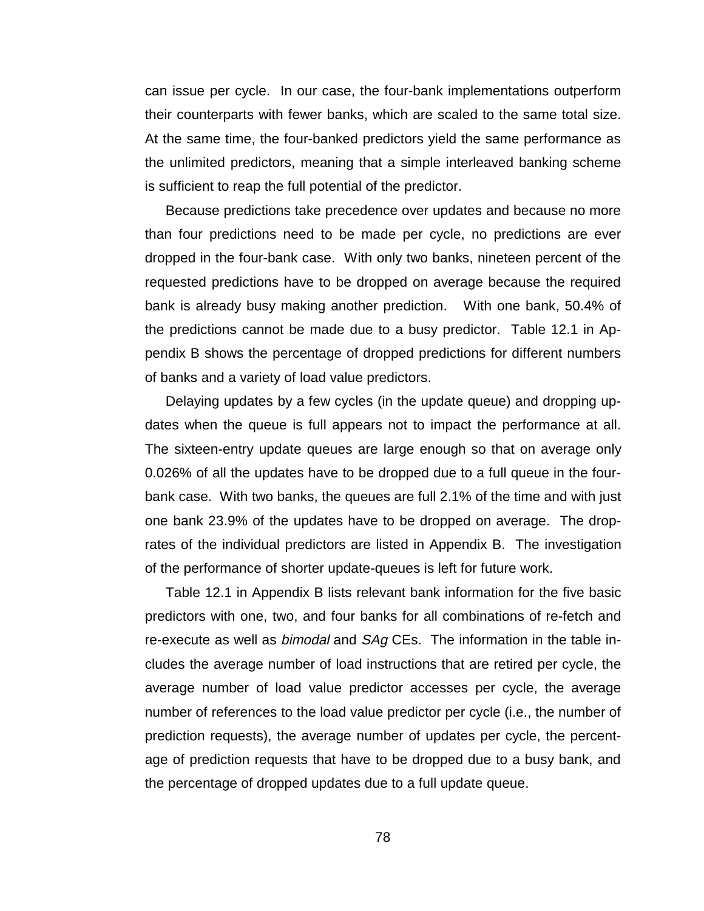can issue per cycle. In our case, the four-bank implementations outperform their counterparts with fewer banks, which are scaled to the same total size. At the same time, the four-banked predictors yield the same performance as the unlimited predictors, meaning that a simple interleaved banking scheme is sufficient to reap the full potential of the predictor.

Because predictions take precedence over updates and because no more than four predictions need to be made per cycle, no predictions are ever dropped in the four-bank case. With only two banks, nineteen percent of the requested predictions have to be dropped on average because the required bank is already busy making another prediction. With one bank, 50.4% of the predictions cannot be made due to a busy predictor. Table 12.1 in Appendix B shows the percentage of dropped predictions for different numbers of banks and a variety of load value predictors.

Delaying updates by a few cycles (in the update queue) and dropping updates when the queue is full appears not to impact the performance at all. The sixteen-entry update queues are large enough so that on average only 0.026% of all the updates have to be dropped due to a full queue in the four-bank case. With two banks, the queues are full 2.1% of the time and with just one bank 23.9% of the updates have to be dropped on average. The drop-rates of the individual predictors are listed in Appendix B. The investigation of the performance of shorter update-queues is left for future work.

Table 12.1 in Appendix B lists relevant bank information for the five basic predictors with one, two, and four banks for all combinations of re-fetch and re-execute as well as *bimodal* and *SAg* CEs. The information in the table includes the average number of load instructions that are retired per cycle, the average number of load value predictor accesses per cycle, the average number of references to the load value predictor per cycle (i.e., the number of prediction requests), the average number of updates per cycle, the percentage of prediction requests that have to be dropped due to a busy bank, and the percentage of dropped updates due to a full update queue.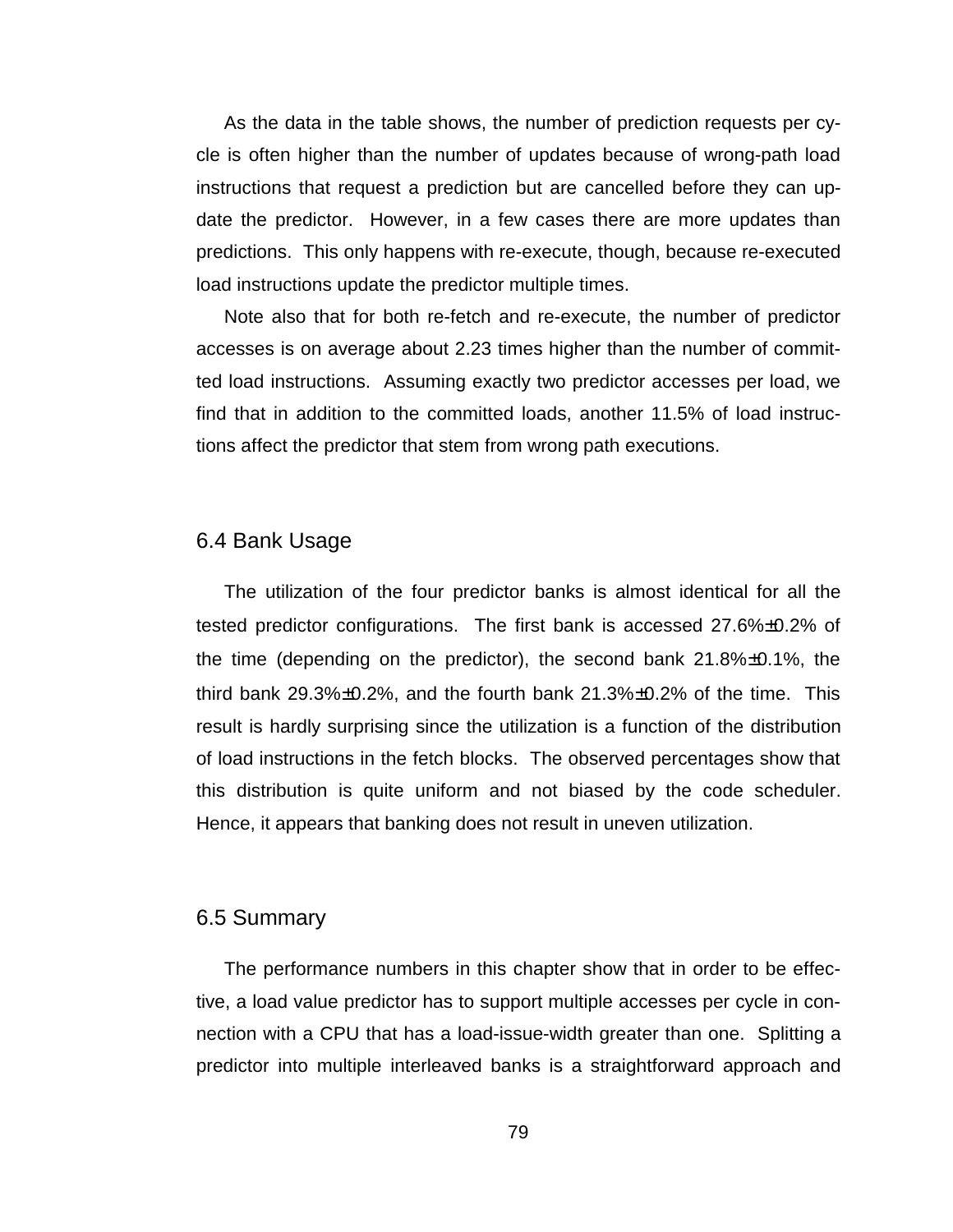As the data in the table shows, the number of prediction requests per cycle is often higher than the number of updates because of wrong-path load instructions that request a prediction but are cancelled before they can update the predictor. However, in a few cases there are more updates than predictions. This only happens with re-execute, though, because re-executed load instructions update the predictor multiple times.

Note also that for both re-fetch and re-execute, the number of predictor accesses is on average about 2.23 times higher than the number of committed load instructions. Assuming exactly two predictor accesses per load, we find that in addition to the committed loads, another 11.5% of load instructions affect the predictor that stem from wrong path executions.

## 6.4 Bank Usage

The utilization of the four predictor banks is almost identical for all the tested predictor configurations. The first bank is accessed 27.6%±0.2% of the time (depending on the predictor), the second bank 21.8%±0.1%, the third bank 29.3%±0.2%, and the fourth bank 21.3%±0.2% of the time. This result is hardly surprising since the utilization is a function of the distribution of load instructions in the fetch blocks. The observed percentages show that this distribution is quite uniform and not biased by the code scheduler. Hence, it appears that banking does not result in uneven utilization.

## 6.5 Summary

The performance numbers in this chapter show that in order to be effective, a load value predictor has to support multiple accesses per cycle in connection with a CPU that has a load-issue-width greater than one. Splitting a predictor into multiple interleaved banks is a straightforward approach and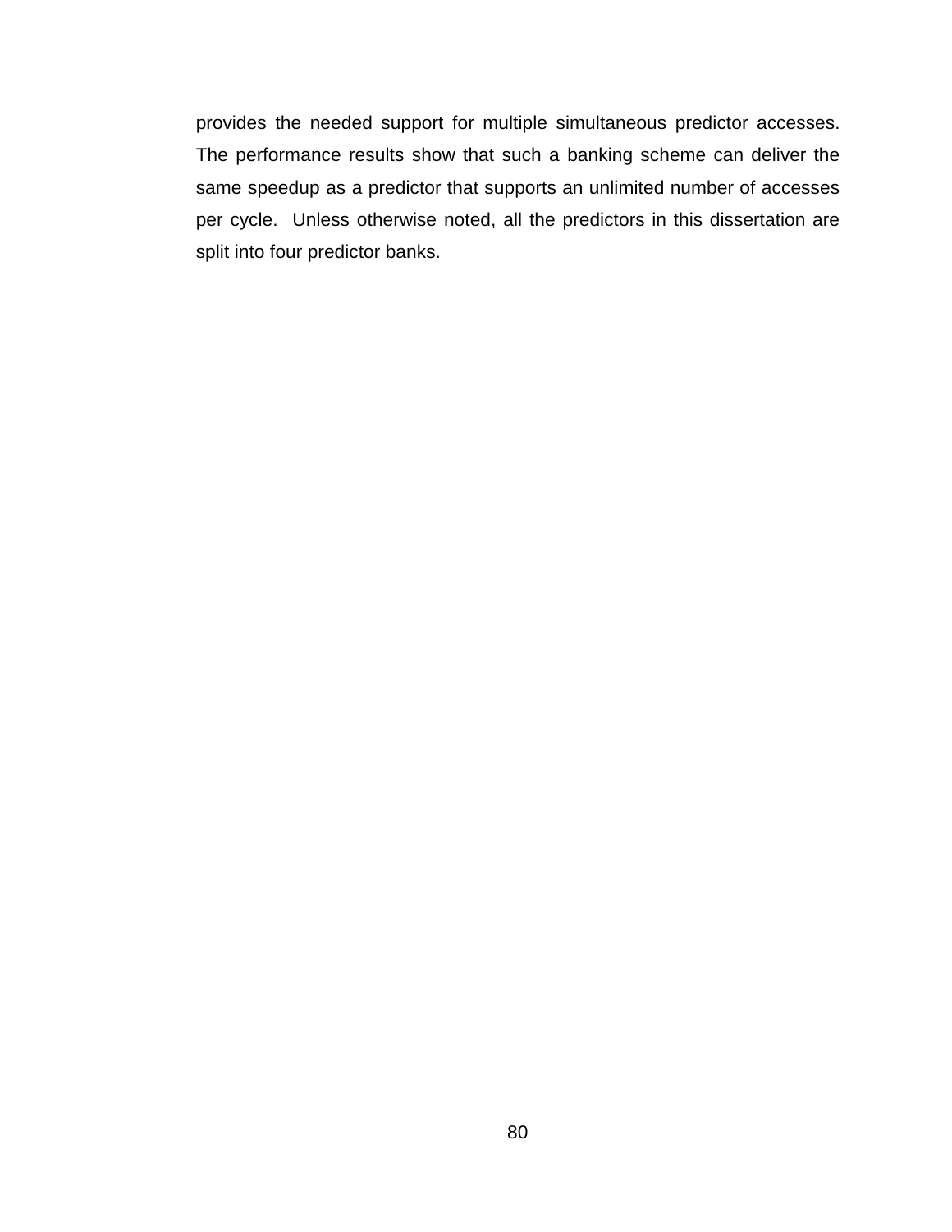provides the needed support for multiple simultaneous predictor accesses. The performance results show that such a banking scheme can deliver the same speedup as a predictor that supports an unlimited number of accesses per cycle. Unless otherwise noted, all the predictors in this dissertation are split into four predictor banks.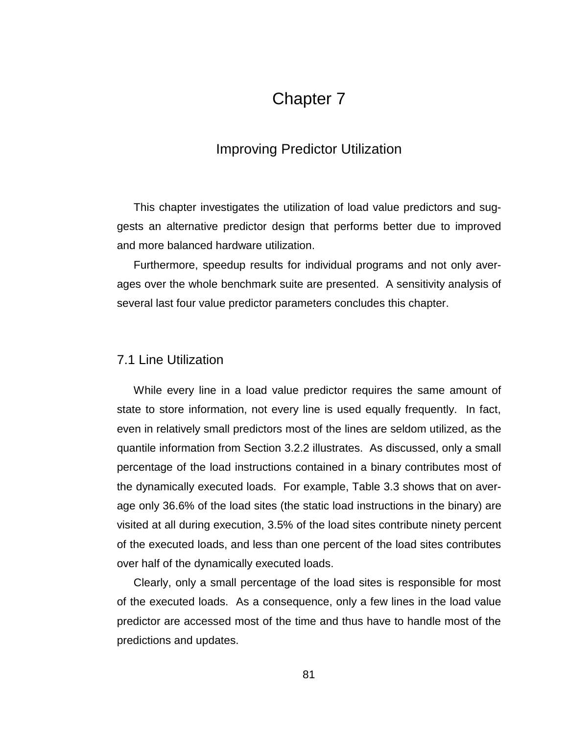# Chapter 7

## Improving Predictor Utilization

This chapter investigates the utilization of load value predictors and suggests an alternative predictor design that performs better due to improved and more balanced hardware utilization.

Furthermore, speedup results for individual programs and not only averages over the whole benchmark suite are presented. A sensitivity analysis of several last four value predictor parameters concludes this chapter.

### 7.1 Line Utilization

While every line in a load value predictor requires the same amount of state to store information, not every line is used equally frequently. In fact, even in relatively small predictors most of the lines are seldom utilized, as the quantile information from Section 3.2.2 illustrates. As discussed, only a small percentage of the load instructions contained in a binary contributes most of the dynamically executed loads. For example, Table 3.3 shows that on average only 36.6% of the load sites (the static load instructions in the binary) are visited at all during execution, 3.5% of the load sites contribute ninety percent of the executed loads, and less than one percent of the load sites contributes over half of the dynamically executed loads.

Clearly, only a small percentage of the load sites is responsible for most of the executed loads. As a consequence, only a few lines in the load value predictor are accessed most of the time and thus have to handle most of the predictions and updates.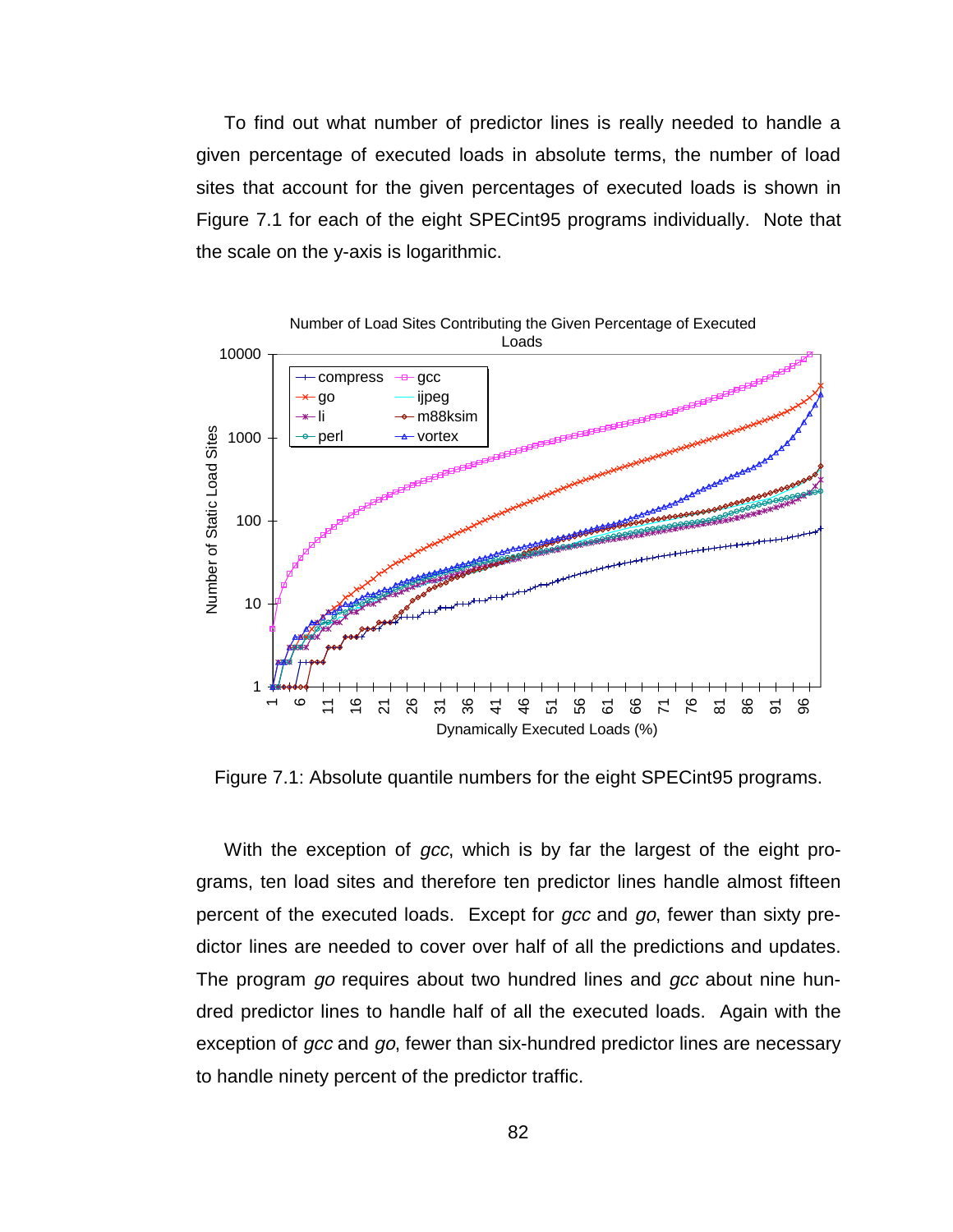To find out what number of predictor lines is really needed to handle a given percentage of executed loads in absolute terms, the number of load sites that account for the given percentages of executed loads is shown in Figure 7.1 for each of the eight SPECint95 programs individually. Note that the scale on the y-axis is logarithmic.

Figure 7.1: Absolute quantile numbers for the eight SPECint95 programs.

With the exception of *gcc*, which is by far the largest of the eight programs, ten load sites and therefore ten predictor lines handle almost fifteen percent of the executed loads. Except for *gcc* and *go*, fewer than sixty predictor lines are needed to cover over half of all the predictions and updates. The program *go* requires about two hundred lines and *gcc* about nine hundred predictor lines to handle half of all the executed loads. Again with the exception of *gcc* and *go*, fewer than six-hundred predictor lines are necessary to handle ninety percent of the predictor traffic.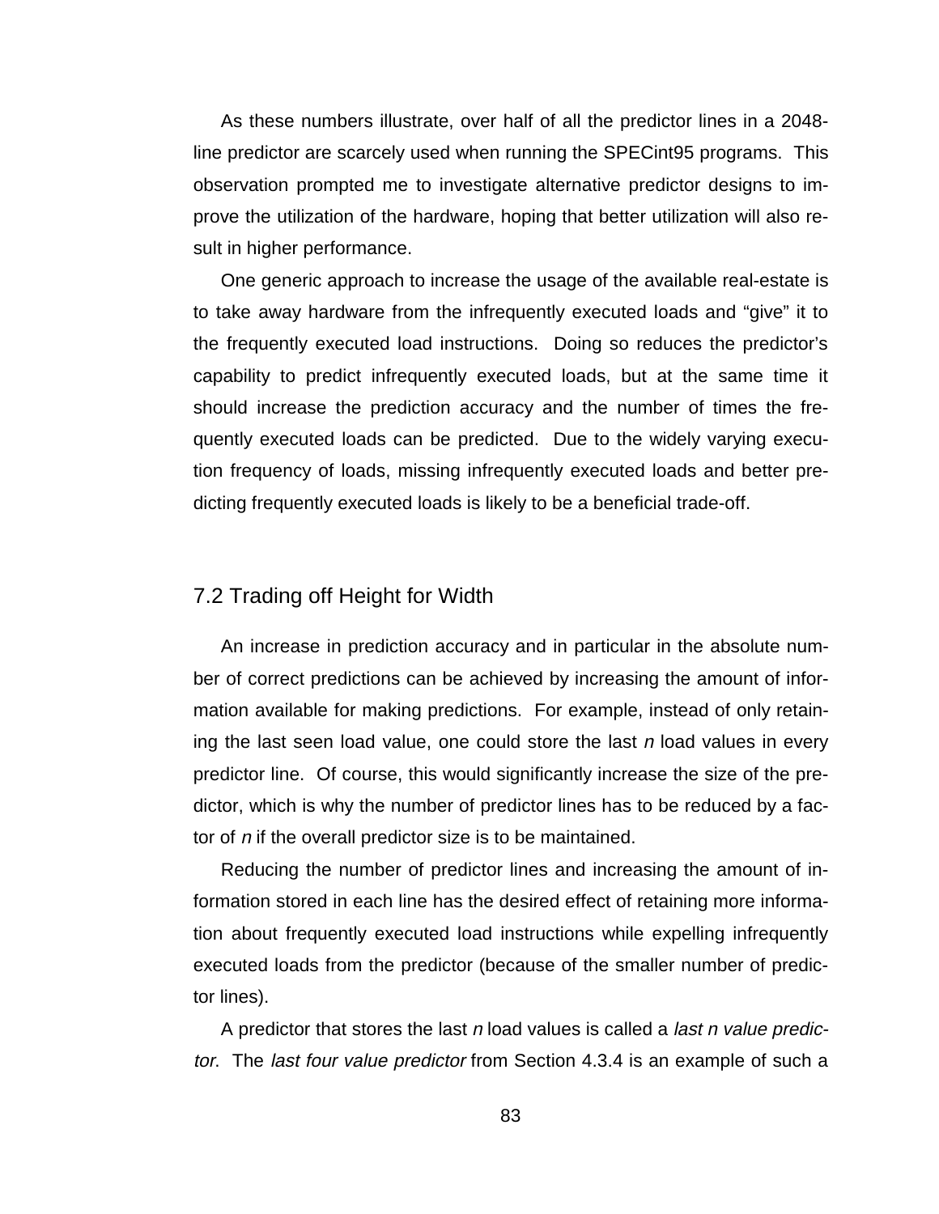As these numbers illustrate, over half of all the predictor lines in a 2048-line predictor are scarcely used when running the SPECint95 programs. This observation prompted me to investigate alternative predictor designs to improve the utilization of the hardware, hoping that better utilization will also result in higher performance.

One generic approach to increase the usage of the available real-estate is to take away hardware from the infrequently executed loads and “give” it to the frequently executed load instructions. Doing so reduces the predictor’s capability to predict infrequently executed loads, but at the same time it should increase the prediction accuracy and the number of times the frequently executed loads can be predicted. Due to the widely varying execution frequency of loads, missing infrequently executed loads and better predicting frequently executed loads is likely to be a beneficial trade-off.

## 7.2 Trading off Height for Width

An increase in prediction accuracy and in particular in the absolute number of correct predictions can be achieved by increasing the amount of information available for making predictions. For example, instead of only retaining the last seen load value, one could store the last $n$ load values in every predictor line. Of course, this would significantly increase the size of the predictor, which is why the number of predictor lines has to be reduced by a factor of $n$ if the overall predictor size is to be maintained.

Reducing the number of predictor lines and increasing the amount of information stored in each line has the desired effect of retaining more information about frequently executed load instructions while expelling infrequently executed loads from the predictor (because of the smaller number of predictor lines).

A predictor that stores the last $n$ load values is called a *last n value predictor*. The *last four value predictor* from Section 4.3.4 is an example of such a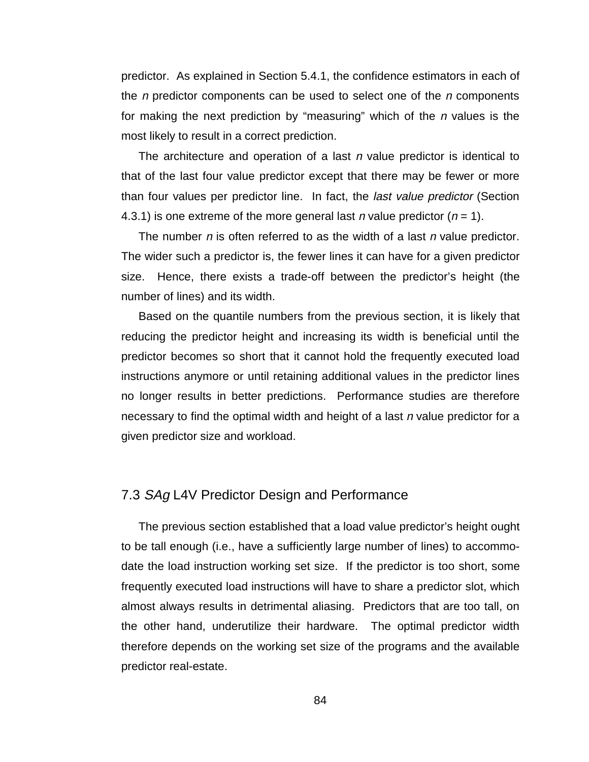predictor. As explained in Section 5.4.1, the confidence estimators in each of the *n* predictor components can be used to select one of the *n* components for making the next prediction by "measuring" which of the *n* values is the most likely to result in a correct prediction.

The architecture and operation of a last *n* value predictor is identical to that of the last four value predictor except that there may be fewer or more than four values per predictor line. In fact, the *last value predictor* (Section 4.3.1) is one extreme of the more general last *n* value predictor (*n* = 1).

The number *n* is often referred to as the width of a last *n* value predictor. The wider such a predictor is, the fewer lines it can have for a given predictor size. Hence, there exists a trade-off between the predictor's height (the number of lines) and its width.

Based on the quantile numbers from the previous section, it is likely that reducing the predictor height and increasing its width is beneficial until the predictor becomes so short that it cannot hold the frequently executed load instructions anymore or until retaining additional values in the predictor lines no longer results in better predictions. Performance studies are therefore necessary to find the optimal width and height of a last *n* value predictor for a given predictor size and workload.

## 7.3 *SAg* L4V Predictor Design and Performance

The previous section established that a load value predictor's height ought to be tall enough (i.e., have a sufficiently large number of lines) to accommodate the load instruction working set size. If the predictor is too short, some frequently executed load instructions will have to share a predictor slot, which almost always results in detrimental aliasing. Predictors that are too tall, on the other hand, underutilize their hardware. The optimal predictor width therefore depends on the working set size of the programs and the available predictor real-estate.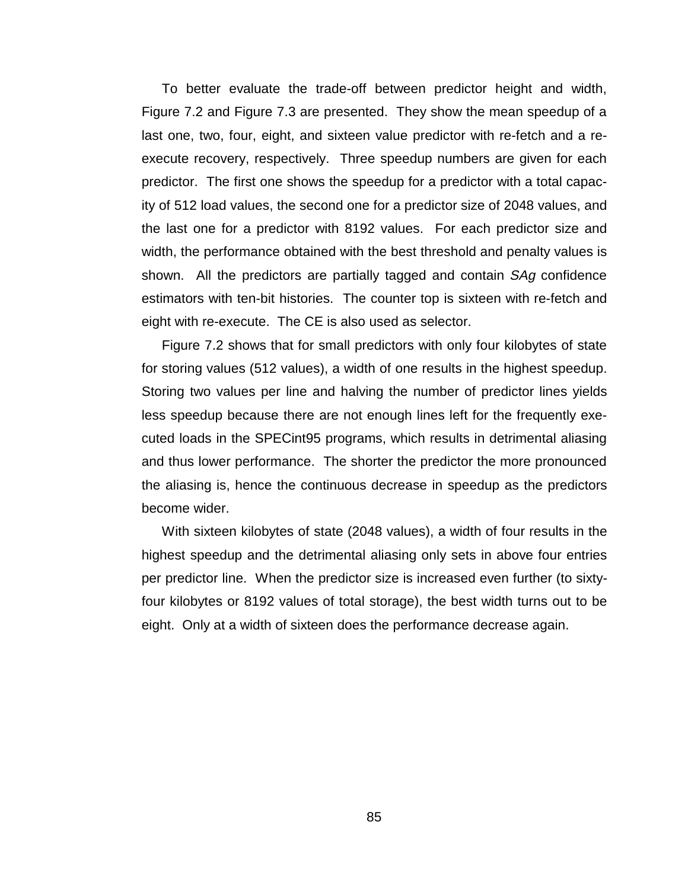To better evaluate the trade-off between predictor height and width, Figure 7.2 and Figure 7.3 are presented. They show the mean speedup of a last one, two, four, eight, and sixteen value predictor with re-fetch and a re-execute recovery, respectively. Three speedup numbers are given for each predictor. The first one shows the speedup for a predictor with a total capacity of 512 load values, the second one for a predictor size of 2048 values, and the last one for a predictor with 8192 values. For each predictor size and width, the performance obtained with the best threshold and penalty values is shown. All the predictors are partially tagged and contain *SAg* confidence estimators with ten-bit histories. The counter top is sixteen with re-fetch and eight with re-execute. The CE is also used as selector.

Figure 7.2 shows that for small predictors with only four kilobytes of state for storing values (512 values), a width of one results in the highest speedup. Storing two values per line and halving the number of predictor lines yields less speedup because there are not enough lines left for the frequently executed loads in the SPECint95 programs, which results in detrimental aliasing and thus lower performance. The shorter the predictor the more pronounced the aliasing is, hence the continuous decrease in speedup as the predictors become wider.

With sixteen kilobytes of state (2048 values), a width of four results in the highest speedup and the detrimental aliasing only sets in above four entries per predictor line. When the predictor size is increased even further (to sixty-four kilobytes or 8192 values of total storage), the best width turns out to be eight. Only at a width of sixteen does the performance decrease again.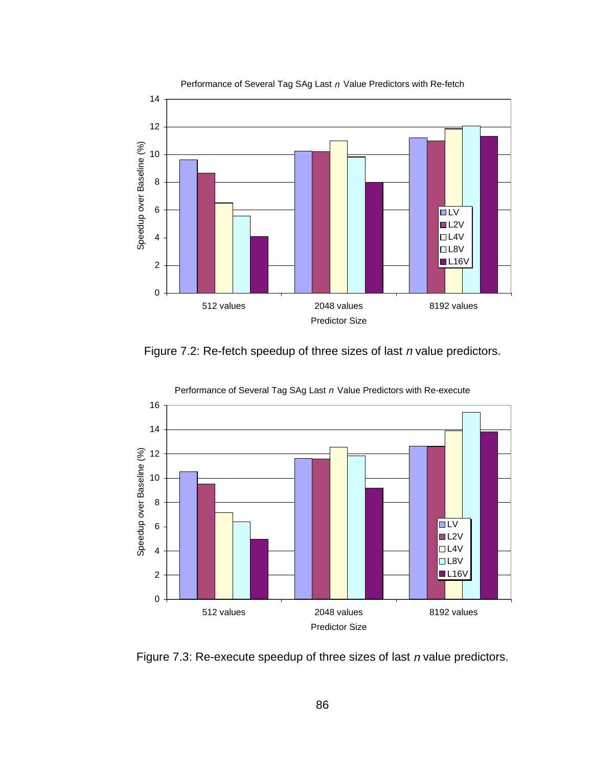Figure 7.2: Re-fetch speedup of three sizes of last *n* value predictors.

Figure 7.3: Re-execute speedup of three sizes of last *n* value predictors.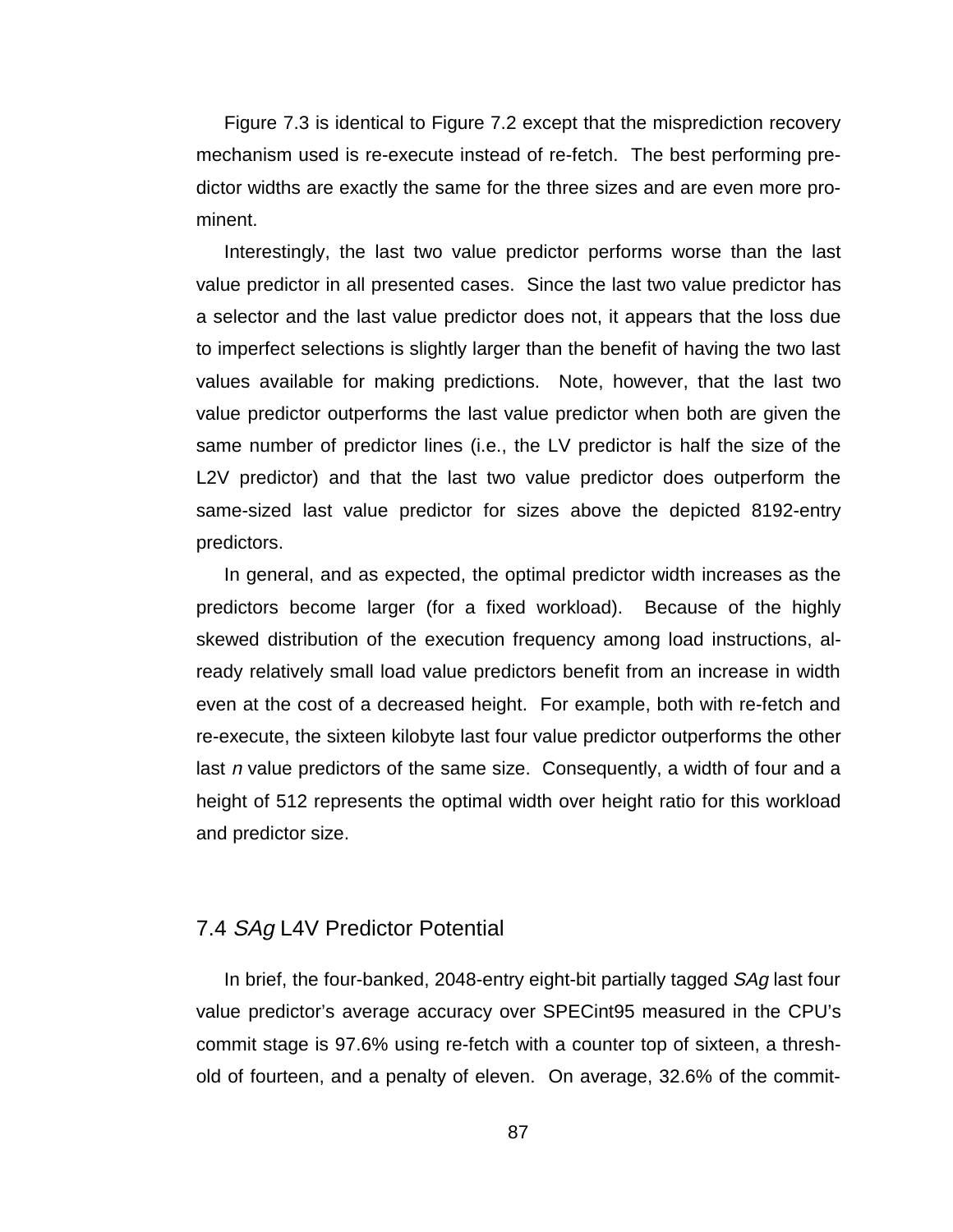Figure 7.3 is identical to Figure 7.2 except that the misprediction recovery mechanism used is re-execute instead of re-fetch. The best performing predictor widths are exactly the same for the three sizes and are even more prominent.

Interestingly, the last two value predictor performs worse than the last value predictor in all presented cases. Since the last two value predictor has a selector and the last value predictor does not, it appears that the loss due to imperfect selections is slightly larger than the benefit of having the two last values available for making predictions. Note, however, that the last two value predictor outperforms the last value predictor when both are given the same number of predictor lines (i.e., the LV predictor is half the size of the L2V predictor) and that the last two value predictor does outperform the same-sized last value predictor for sizes above the depicted 8192-entry predictors.

In general, and as expected, the optimal predictor width increases as the predictors become larger (for a fixed workload). Because of the highly skewed distribution of the execution frequency among load instructions, already relatively small load value predictors benefit from an increase in width even at the cost of a decreased height. For example, both with re-fetch and re-execute, the sixteen kilobyte last four value predictor outperforms the other last *n* value predictors of the same size. Consequently, a width of four and a height of 512 represents the optimal width over height ratio for this workload and predictor size.

## 7.4 *SAg* L4V Predictor Potential

In brief, the four-banked, 2048-entry eight-bit partially tagged *SAg* last four value predictor's average accuracy over SPECint95 measured in the CPU's commit stage is 97.6% using re-fetch with a counter top of sixteen, a threshold of fourteen, and a penalty of eleven. On average, 32.6% of the commit-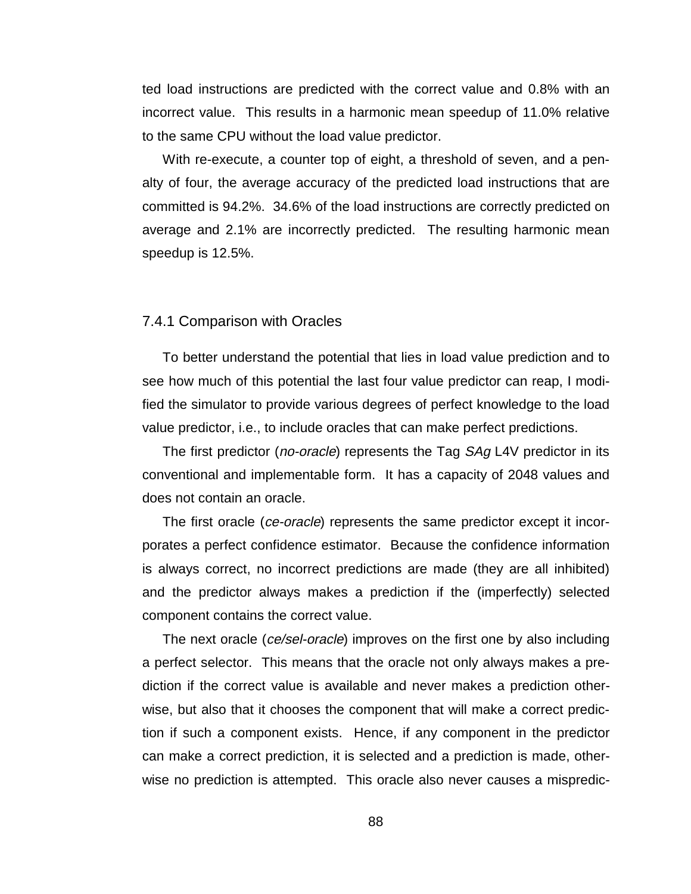ted load instructions are predicted with the correct value and 0.8% with an incorrect value. This results in a harmonic mean speedup of 11.0% relative to the same CPU without the load value predictor.

With re-execute, a counter top of eight, a threshold of seven, and a penalty of four, the average accuracy of the predicted load instructions that are committed is 94.2%. 34.6% of the load instructions are correctly predicted on average and 2.1% are incorrectly predicted. The resulting harmonic mean speedup is 12.5%.

### 7.4.1 Comparison with Oracles

To better understand the potential that lies in load value prediction and to see how much of this potential the last four value predictor can reap, I modified the simulator to provide various degrees of perfect knowledge to the load value predictor, i.e., to include oracles that can make perfect predictions.

The first predictor (*no-oracle*) represents the Tag *SAg* L4V predictor in its conventional and implementable form. It has a capacity of 2048 values and does not contain an oracle.

The first oracle (*ce-oracle*) represents the same predictor except it incorporates a perfect confidence estimator. Because the confidence information is always correct, no incorrect predictions are made (they are all inhibited) and the predictor always makes a prediction if the (imperfectly) selected component contains the correct value.

The next oracle (*ce/sel-oracle*) improves on the first one by also including a perfect selector. This means that the oracle not only always makes a prediction if the correct value is available and never makes a prediction otherwise, but also that it chooses the component that will make a correct prediction if such a component exists. Hence, if any component in the predictor can make a correct prediction, it is selected and a prediction is made, otherwise no prediction is attempted. This oracle also never causes a mispredic-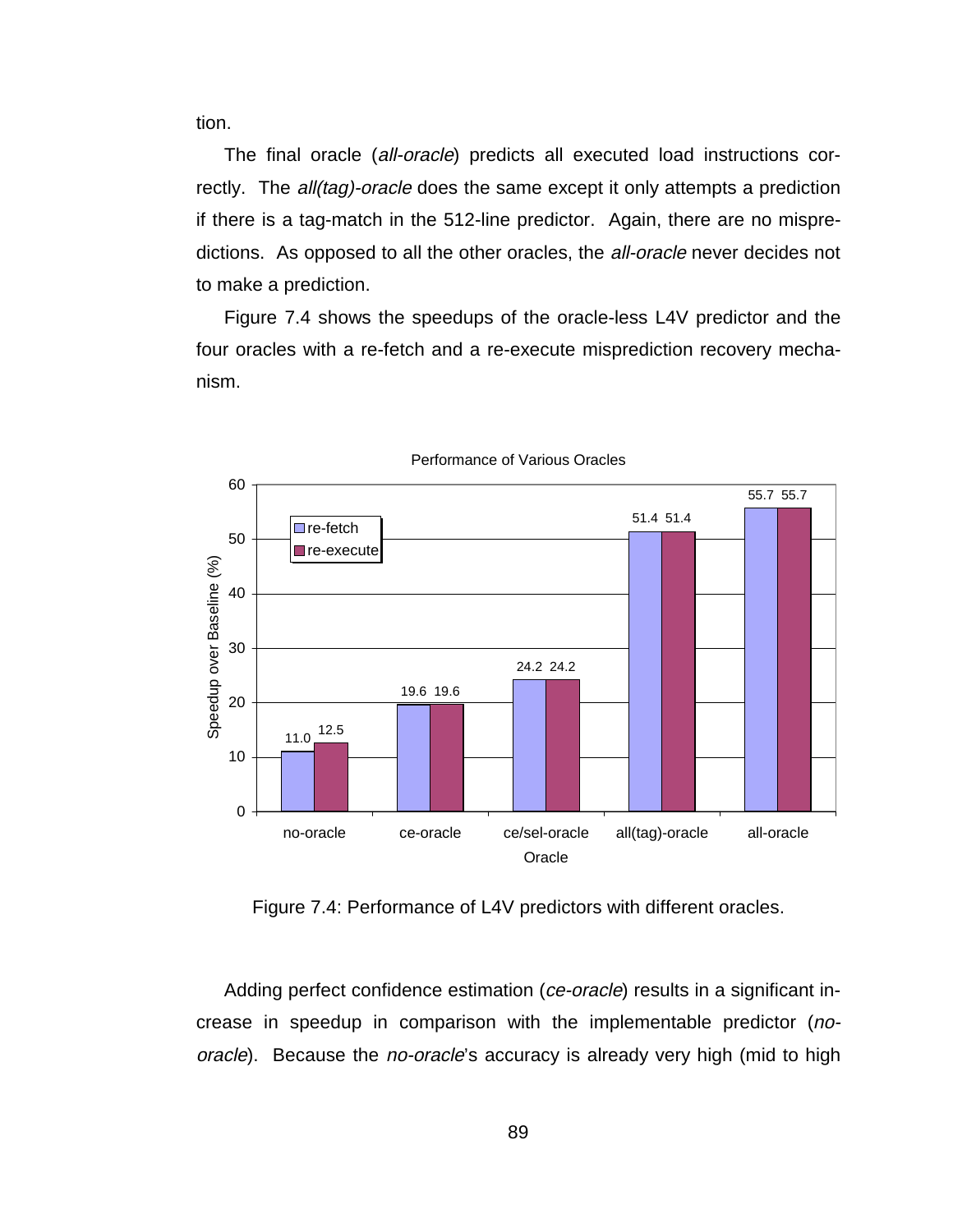tion.

The final oracle (*all-oracle*) predicts all executed load instructions correctly. The *all(tag)-oracle* does the same except it only attempts a prediction if there is a tag-match in the 512-line predictor. Again, there are no mispredictions. As opposed to all the other oracles, the *all-oracle* never decides not to make a prediction.

Figure 7.4 shows the speedups of the oracle-less L4V predictor and the four oracles with a re-fetch and a re-execute misprediction recovery mechanism.

Figure 7.4: Performance of L4V predictors with different oracles.

Adding perfect confidence estimation (*ce-oracle*) results in a significant increase in speedup in comparison with the implementable predictor (*no-oracle*). Because the *no-oracle*'s accuracy is already very high (mid to high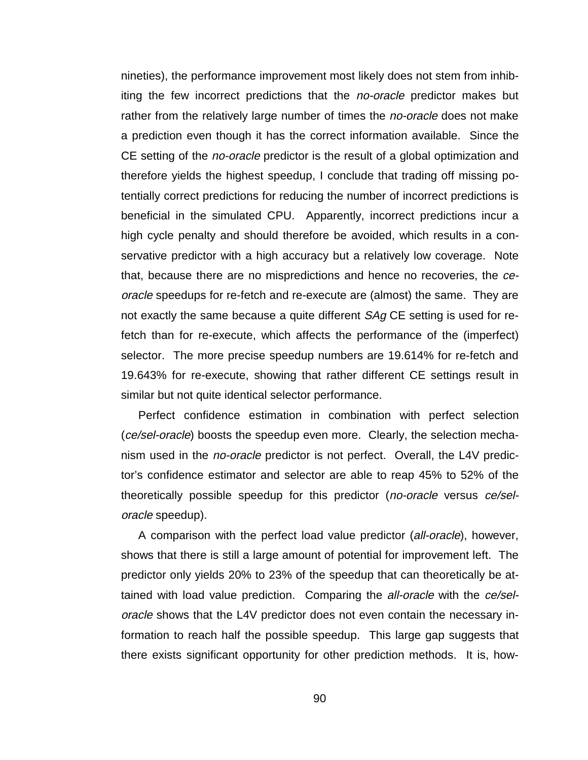nineties), the performance improvement most likely does not stem from inhibiting the few incorrect predictions that the *no-oracle* predictor makes but rather from the relatively large number of times the *no-oracle* does not make a prediction even though it has the correct information available. Since the CE setting of the *no-oracle* predictor is the result of a global optimization and therefore yields the highest speedup, I conclude that trading off missing potentially correct predictions for reducing the number of incorrect predictions is beneficial in the simulated CPU. Apparently, incorrect predictions incur a high cycle penalty and should therefore be avoided, which results in a conservative predictor with a high accuracy but a relatively low coverage. Note that, because there are no mispredictions and hence no recoveries, the *ce-oracle* speedups for re-fetch and re-execute are (almost) the same. They are not exactly the same because a quite different *SAg* CE setting is used for re-fetch than for re-execute, which affects the performance of the (imperfect) selector. The more precise speedup numbers are 19.614% for re-fetch and 19.643% for re-execute, showing that rather different CE settings result in similar but not quite identical selector performance.

Perfect confidence estimation in combination with perfect selection (*ce/sel-oracle*) boosts the speedup even more. Clearly, the selection mechanism used in the *no-oracle* predictor is not perfect. Overall, the L4V predictor's confidence estimator and selector are able to reap 45% to 52% of the theoretically possible speedup for this predictor (*no-oracle* versus *ce/sel-oracle* speedup).

A comparison with the perfect load value predictor (*all-oracle*), however, shows that there is still a large amount of potential for improvement left. The predictor only yields 20% to 23% of the speedup that can theoretically be attained with load value prediction. Comparing the *all-oracle* with the *ce/sel-oracle* shows that the L4V predictor does not even contain the necessary information to reach half the possible speedup. This large gap suggests that there exists significant opportunity for other prediction methods. It is, how-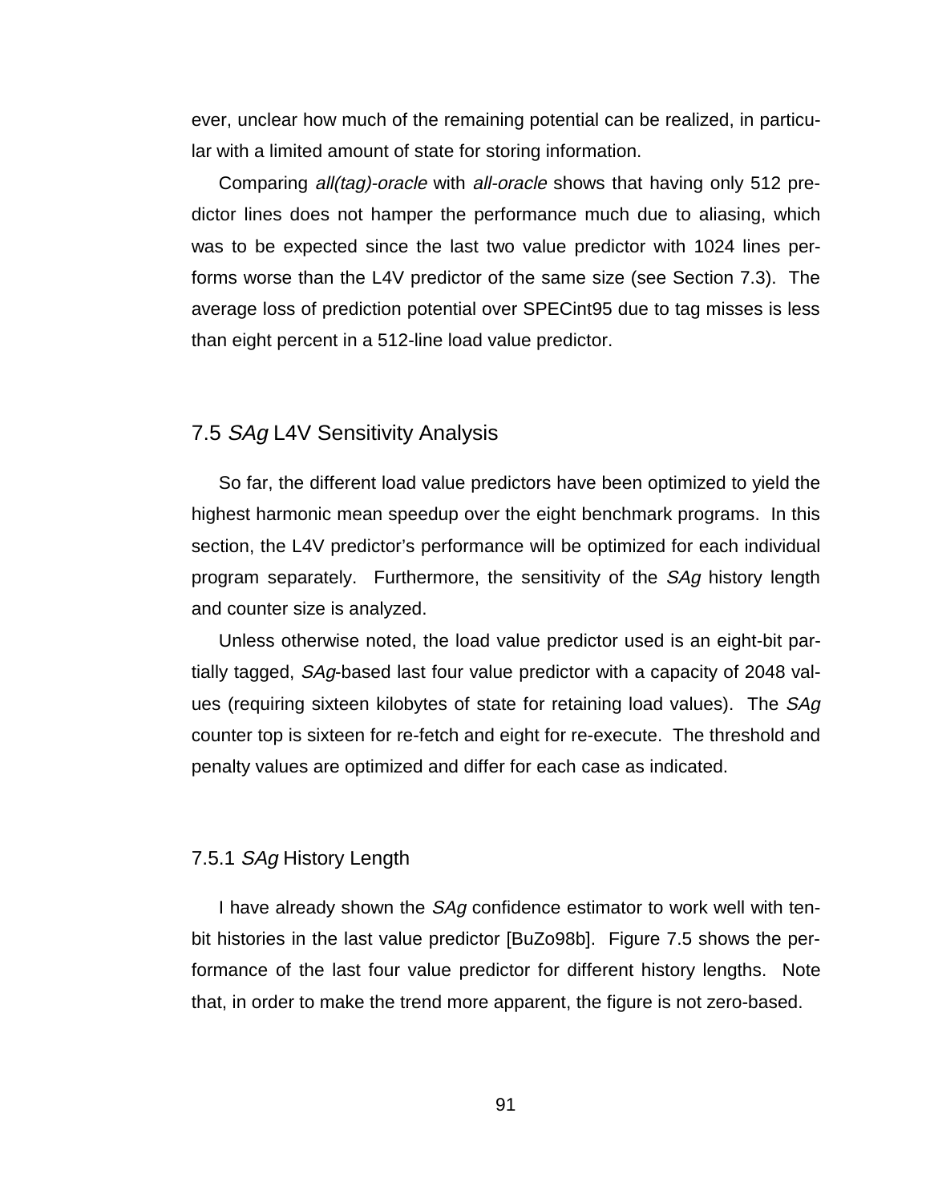ever, unclear how much of the remaining potential can be realized, in particular with a limited amount of state for storing information.

Comparing *all(tag)-oracle* with *all-oracle* shows that having only 512 predictor lines does not hamper the performance much due to aliasing, which was to be expected since the last two value predictor with 1024 lines performs worse than the L4V predictor of the same size (see Section 7.3). The average loss of prediction potential over SPECint95 due to tag misses is less than eight percent in a 512-line load value predictor.

## 7.5 *SAg* L4V Sensitivity Analysis

So far, the different load value predictors have been optimized to yield the highest harmonic mean speedup over the eight benchmark programs. In this section, the L4V predictor's performance will be optimized for each individual program separately. Furthermore, the sensitivity of the *SAg* history length and counter size is analyzed.

Unless otherwise noted, the load value predictor used is an eight-bit partially tagged, *SAg*-based last four value predictor with a capacity of 2048 values (requiring sixteen kilobytes of state for retaining load values). The *SAg* counter top is sixteen for re-fetch and eight for re-execute. The threshold and penalty values are optimized and differ for each case as indicated.

### 7.5.1 *SAg* History Length

I have already shown the *SAg* confidence estimator to work well with ten-bit histories in the last value predictor [BuZo98b]. Figure 7.5 shows the performance of the last four value predictor for different history lengths. Note that, in order to make the trend more apparent, the figure is not zero-based.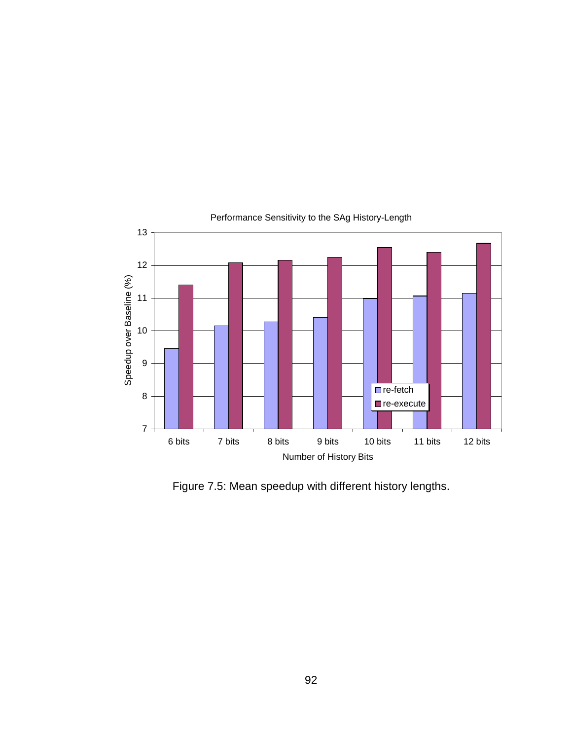Performance Sensitivity to the SAg History-Length

Figure 7.5: Mean speedup with different history lengths.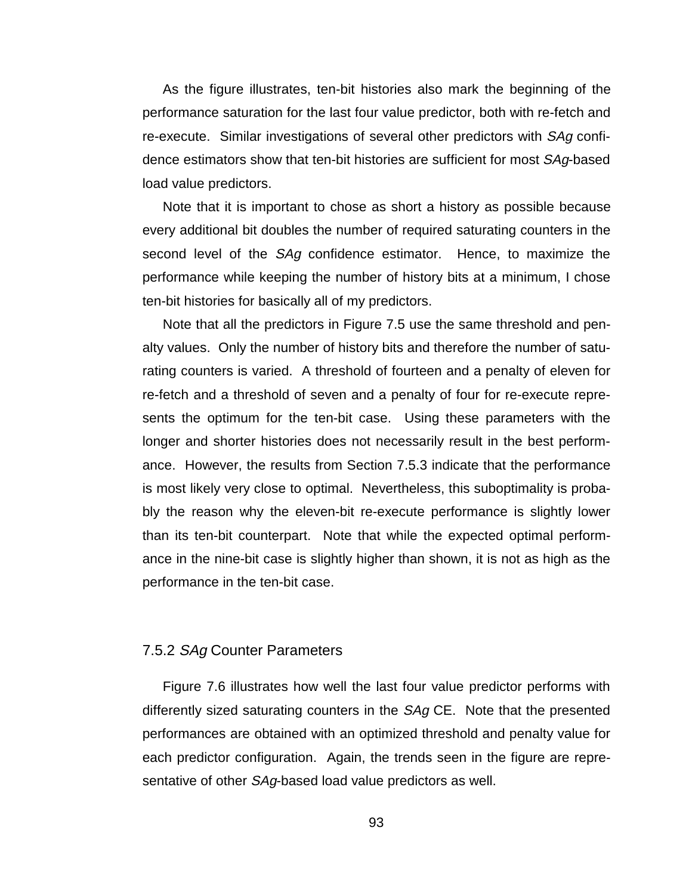As the figure illustrates, ten-bit histories also mark the beginning of the performance saturation for the last four value predictor, both with re-fetch and re-execute. Similar investigations of several other predictors with *SAg* confidence estimators show that ten-bit histories are sufficient for most *SAg*-based load value predictors.

Note that it is important to chose as short a history as possible because every additional bit doubles the number of required saturating counters in the second level of the *SAg* confidence estimator. Hence, to maximize the performance while keeping the number of history bits at a minimum, I chose ten-bit histories for basically all of my predictors.

Note that all the predictors in Figure 7.5 use the same threshold and penalty values. Only the number of history bits and therefore the number of saturating counters is varied. A threshold of fourteen and a penalty of eleven for re-fetch and a threshold of seven and a penalty of four for re-execute represents the optimum for the ten-bit case. Using these parameters with the longer and shorter histories does not necessarily result in the best performance. However, the results from Section 7.5.3 indicate that the performance is most likely very close to optimal. Nevertheless, this suboptimality is probably the reason why the eleven-bit re-execute performance is slightly lower than its ten-bit counterpart. Note that while the expected optimal performance in the nine-bit case is slightly higher than shown, it is not as high as the performance in the ten-bit case.

### 7.5.2 *SAg* Counter Parameters

Figure 7.6 illustrates how well the last four value predictor performs with differently sized saturating counters in the *SAg* CE. Note that the presented performances are obtained with an optimized threshold and penalty value for each predictor configuration. Again, the trends seen in the figure are representative of other *SAg*-based load value predictors as well.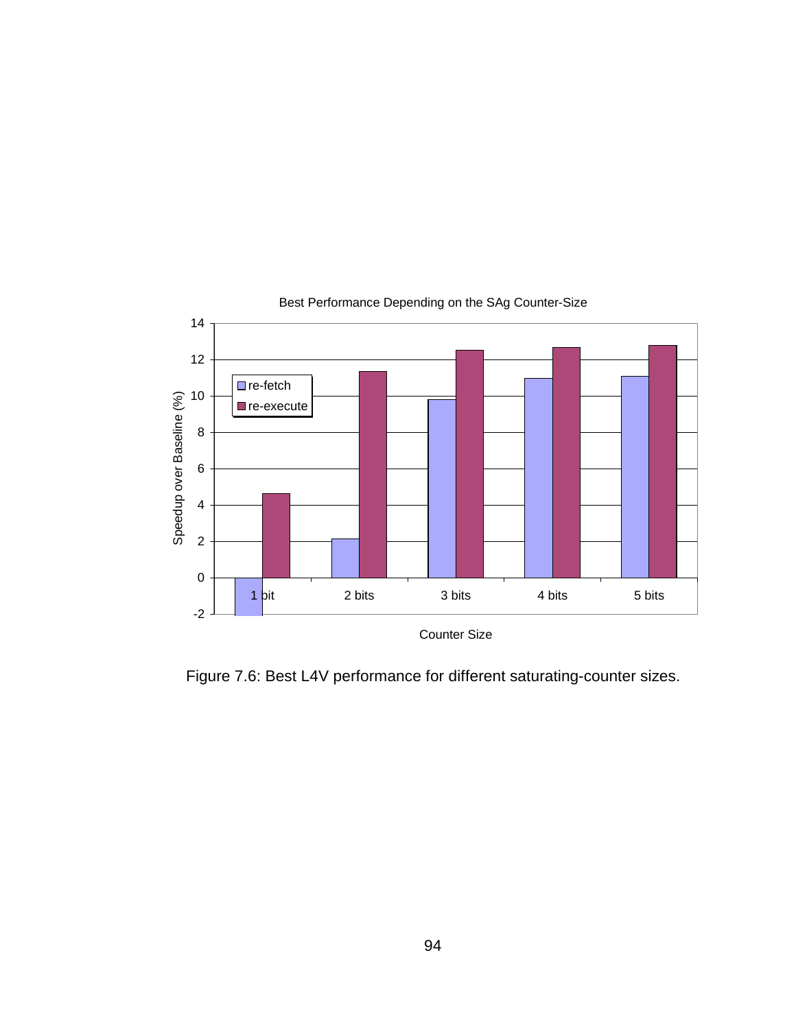Best Performance Depending on the SAg Counter-Size

Figure 7.6: Best L4V performance for different saturating-counter sizes.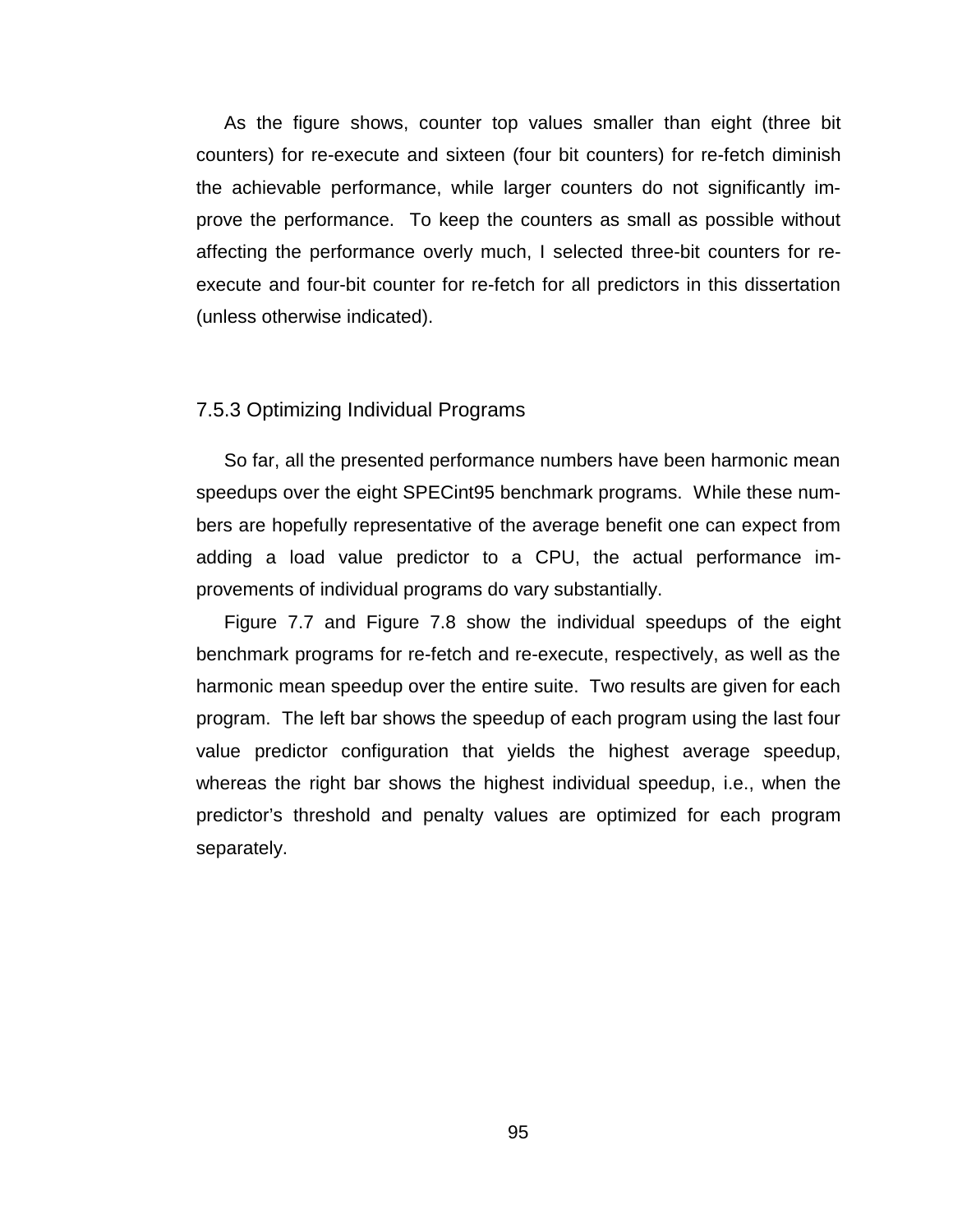As the figure shows, counter top values smaller than eight (three bit counters) for re-execute and sixteen (four bit counters) for re-fetch diminish the achievable performance, while larger counters do not significantly improve the performance. To keep the counters as small as possible without affecting the performance overly much, I selected three-bit counters for re-execute and four-bit counter for re-fetch for all predictors in this dissertation (unless otherwise indicated).

### 7.5.3 Optimizing Individual Programs

So far, all the presented performance numbers have been harmonic mean speedups over the eight SPECint95 benchmark programs. While these numbers are hopefully representative of the average benefit one can expect from adding a load value predictor to a CPU, the actual performance improvements of individual programs do vary substantially.

Figure 7.7 and Figure 7.8 show the individual speedups of the eight benchmark programs for re-fetch and re-execute, respectively, as well as the harmonic mean speedup over the entire suite. Two results are given for each program. The left bar shows the speedup of each program using the last four value predictor configuration that yields the highest average speedup, whereas the right bar shows the highest individual speedup, i.e., when the predictor's threshold and penalty values are optimized for each program separately.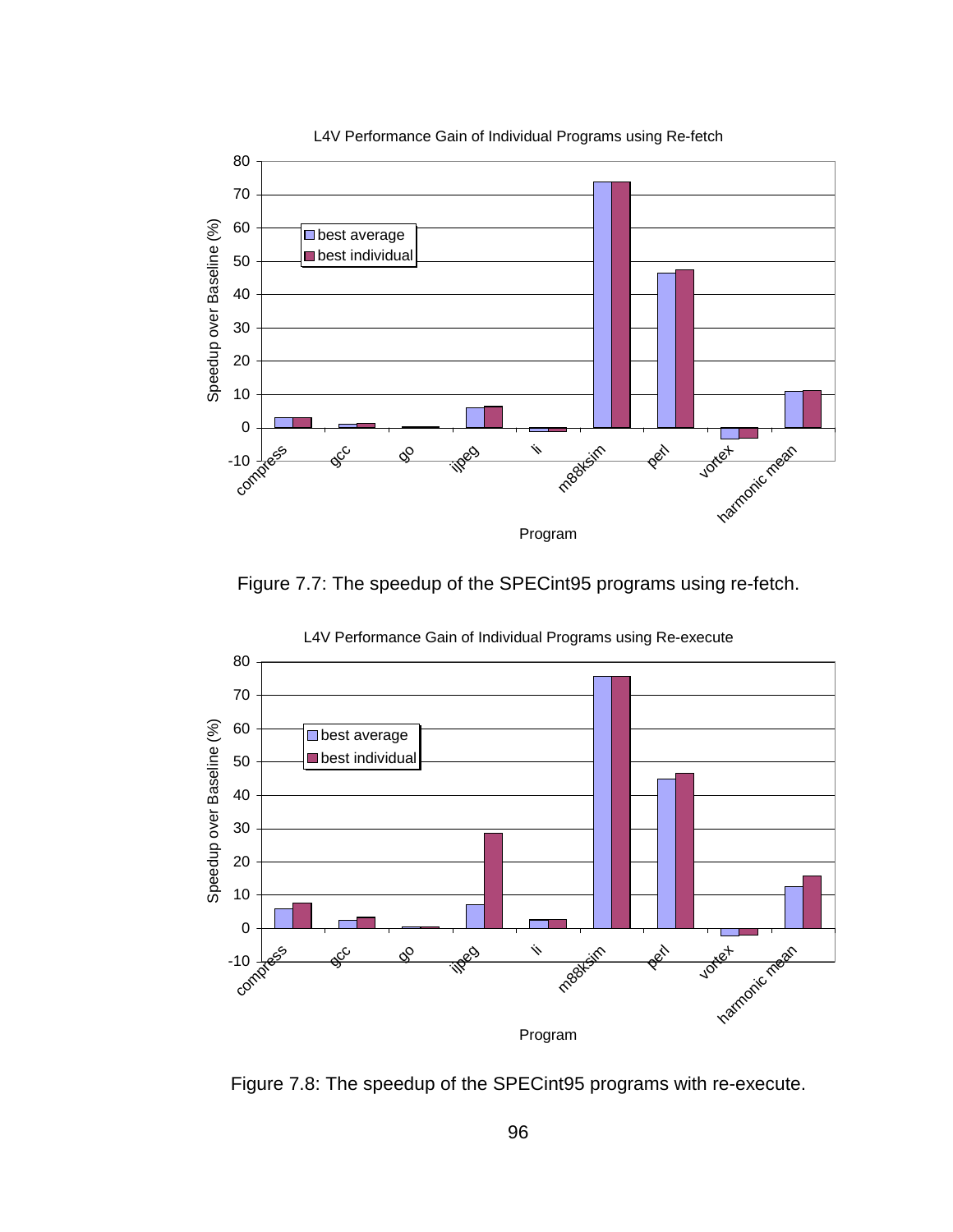Figure 7.7: The speedup of the SPECint95 programs using re-fetch.

Figure 7.8: The speedup of the SPECint95 programs with re-execute.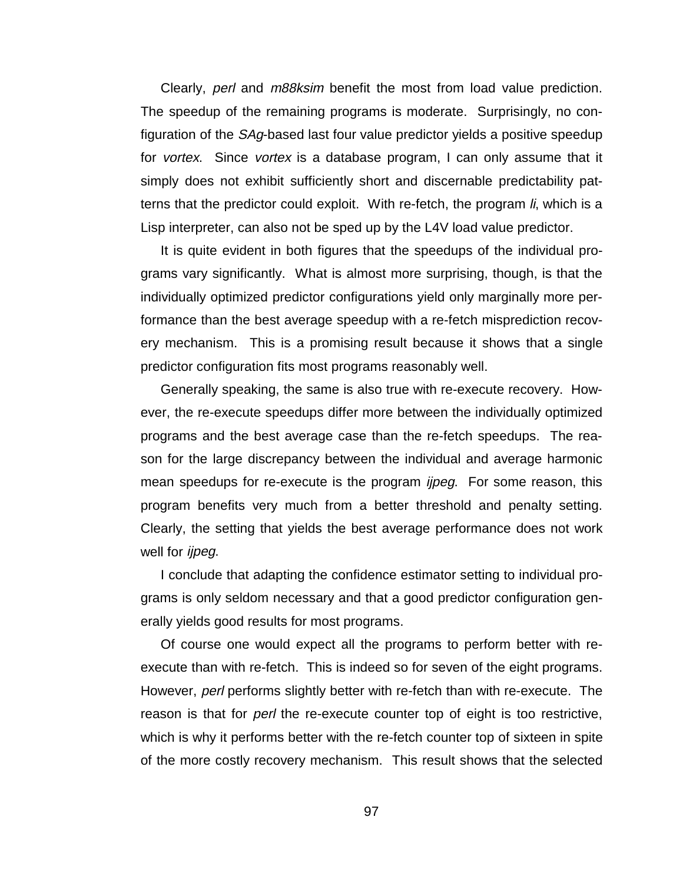Clearly, *perl* and *m88ksim* benefit the most from load value prediction. The speedup of the remaining programs is moderate. Surprisingly, no configuration of the *SAg*-based last four value predictor yields a positive speedup for *vortex*. Since *vortex* is a database program, I can only assume that it simply does not exhibit sufficiently short and discernable predictability patterns that the predictor could exploit. With re-fetch, the program *li*, which is a Lisp interpreter, can also not be sped up by the L4V load value predictor.

It is quite evident in both figures that the speedups of the individual programs vary significantly. What is almost more surprising, though, is that the individually optimized predictor configurations yield only marginally more performance than the best average speedup with a re-fetch misprediction recovery mechanism. This is a promising result because it shows that a single predictor configuration fits most programs reasonably well.

Generally speaking, the same is also true with re-execute recovery. However, the re-execute speedups differ more between the individually optimized programs and the best average case than the re-fetch speedups. The reason for the large discrepancy between the individual and average harmonic mean speedups for re-execute is the program *ijpeg*. For some reason, this program benefits very much from a better threshold and penalty setting. Clearly, the setting that yields the best average performance does not work well for *ijpeg*.

I conclude that adapting the confidence estimator setting to individual programs is only seldom necessary and that a good predictor configuration generally yields good results for most programs.

Of course one would expect all the programs to perform better with re-execute than with re-fetch. This is indeed so for seven of the eight programs. However, *perl* performs slightly better with re-fetch than with re-execute. The reason is that for *perl* the re-execute counter top of eight is too restrictive, which is why it performs better with the re-fetch counter top of sixteen in spite of the more costly recovery mechanism. This result shows that the selected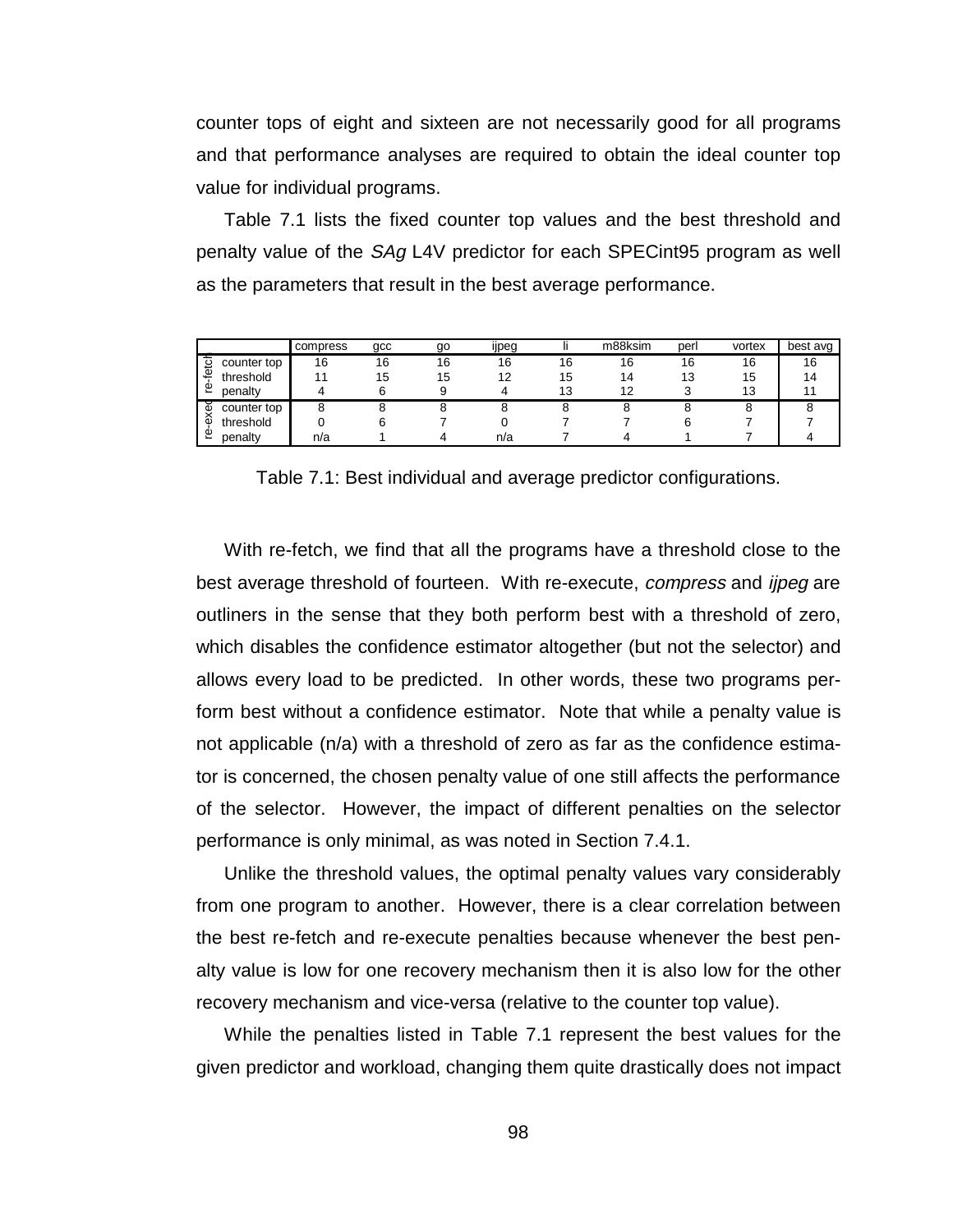counter tops of eight and sixteen are not necessarily good for all programs and that performance analyses are required to obtain the ideal counter top value for individual programs.

Table 7.1 lists the fixed counter top values and the best threshold and penalty value of the *SAg* L4V predictor for each SPECint95 program as well as the parameters that result in the best average performance.

| | | compress | gcc | go | ijpeg | li | m88ksim | perl | vortex | best avg |
|---|---|---|---|---|---|---|---|---|---|---|
| re-fetch | counter top | 16 | 16 | 16 | 16 | 16 | 16 | 16 | 16 | 16 |
| | threshold | 11 | 15 | 15 | 12 | 15 | 14 | 13 | 15 | 14 |
| | penalty | 4 | 6 | 9 | 4 | 13 | 12 | 3 | 13 | 11 |
| re-exec | counter top | 8 | 8 | 8 | 8 | 8 | 8 | 8 | 8 | 8 |
| | threshold | 0 | 6 | 7 | 0 | 7 | 7 | 6 | 7 | 7 |
| | penalty | n/a | 1 | 4 | n/a | 7 | 4 | 1 | 7 | 4 |

Table 7.1: Best individual and average predictor configurations.

With re-fetch, we find that all the programs have a threshold close to the best average threshold of fourteen. With re-execute, *compress* and *ijpeg* are outliners in the sense that they both perform best with a threshold of zero, which disables the confidence estimator altogether (but not the selector) and allows every load to be predicted. In other words, these two programs perform best without a confidence estimator. Note that while a penalty value is not applicable (n/a) with a threshold of zero as far as the confidence estimator is concerned, the chosen penalty value of one still affects the performance of the selector. However, the impact of different penalties on the selector performance is only minimal, as was noted in Section 7.4.1.

Unlike the threshold values, the optimal penalty values vary considerably from one program to another. However, there is a clear correlation between the best re-fetch and re-execute penalties because whenever the best penalty value is low for one recovery mechanism then it is also low for the other recovery mechanism and vice-versa (relative to the counter top value).

While the penalties listed in Table 7.1 represent the best values for the given predictor and workload, changing them quite drastically does not impact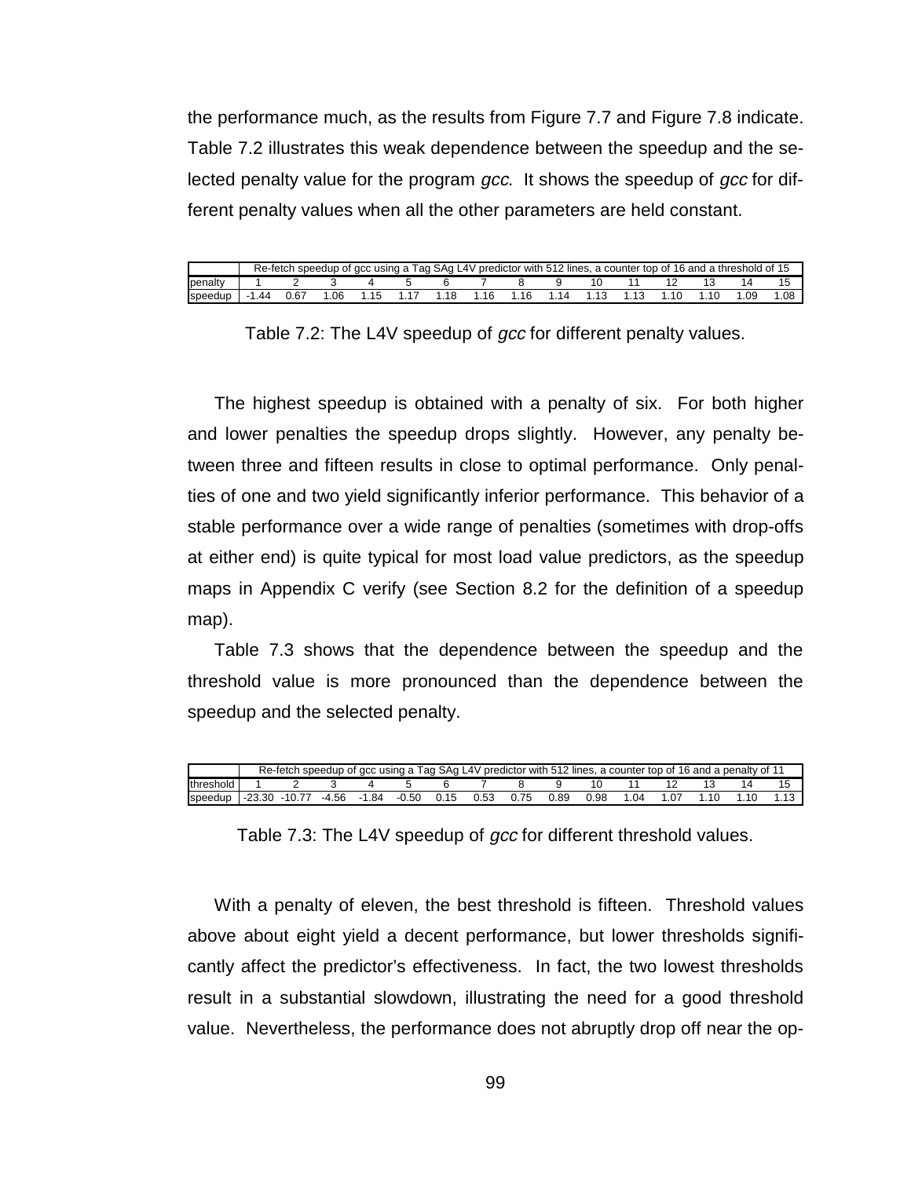the performance much, as the results from Figure 7.7 and Figure 7.8 indicate. Table 7.2 illustrates this weak dependence between the speedup and the selected penalty value for the program *gcc*. It shows the speedup of *gcc* for different penalty values when all the other parameters are held constant.

| | Re-fetch speedup of gcc using a Tag SAg L4V predictor with 512 lines, a counter top of 16 and a threshold of 15 | | | | | | | | | | | | | | |
|---|---|---|---|---|---|---|---|---|---|---|---|---|---|---|---|
| penalty | 1 | 2 | 3 | 4 | 5 | 6 | 7 | 8 | 9 | 10 | 11 | 12 | 13 | 14 | 15 |
| speedup | -1.44 | 0.67 | 1.06 | 1.15 | 1.17 | 1.18 | 1.16 | 1.16 | 1.14 | 1.13 | 1.13 | 1.10 | 1.10 | 1.09 | 1.08 |

Table 7.2: The L4V speedup of *gcc* for different penalty values.

The highest speedup is obtained with a penalty of six. For both higher and lower penalties the speedup drops slightly. However, any penalty between three and fifteen results in close to optimal performance. Only penalties of one and two yield significantly inferior performance. This behavior of a stable performance over a wide range of penalties (sometimes with drop-offs at either end) is quite typical for most load value predictors, as the speedup maps in Appendix C verify (see Section 8.2 for the definition of a speedup map).

Table 7.3 shows that the dependence between the speedup and the threshold value is more pronounced than the dependence between the speedup and the selected penalty.

| | Re-fetch speedup of gcc using a Tag SAg L4V predictor with 512 lines, a counter top of 16 and a penalty of 11 | | | | | | | | | | | | | | |
|---|---|---|---|---|---|---|---|---|---|---|---|---|---|---|---|
| threshold | 1 | 2 | 3 | 4 | 5 | 6 | 7 | 8 | 9 | 10 | 11 | 12 | 13 | 14 | 15 |
| speedup | -23.30 | -10.77 | -4.56 | -1.84 | -0.50 | 0.15 | 0.53 | 0.75 | 0.89 | 0.98 | 1.04 | 1.07 | 1.10 | 1.10 | 1.13 |

Table 7.3: The L4V speedup of *gcc* for different threshold values.

With a penalty of eleven, the best threshold is fifteen. Threshold values above about eight yield a decent performance, but lower thresholds significantly affect the predictor's effectiveness. In fact, the two lowest thresholds result in a substantial slowdown, illustrating the need for a good threshold value. Nevertheless, the performance does not abruptly drop off near the op-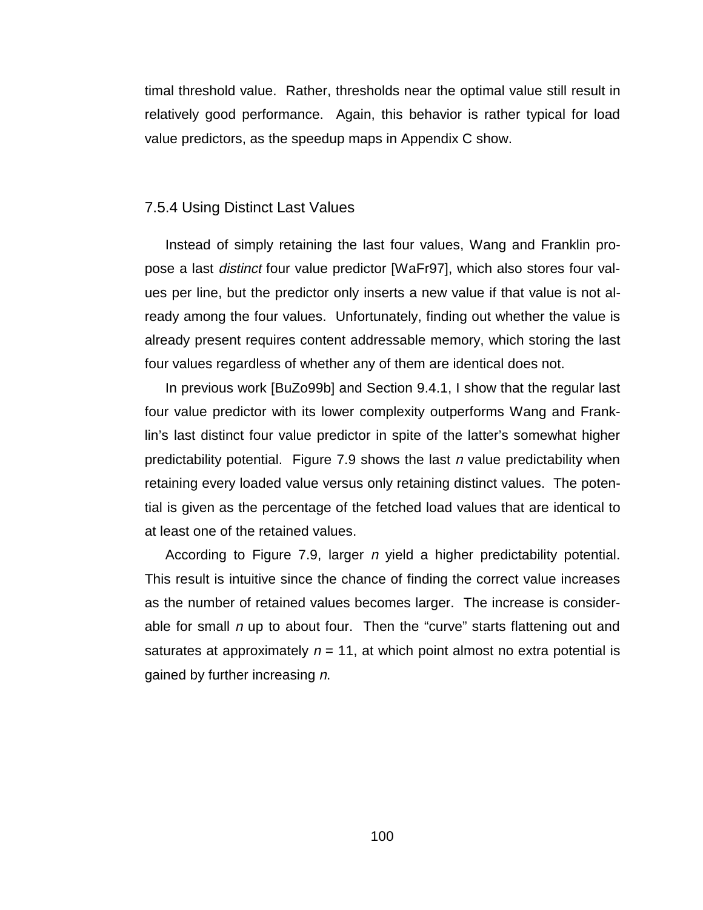timal threshold value. Rather, thresholds near the optimal value still result in relatively good performance. Again, this behavior is rather typical for load value predictors, as the speedup maps in Appendix C show.

### 7.5.4 Using Distinct Last Values

Instead of simply retaining the last four values, Wang and Franklin propose a last *distinct* four value predictor [WaFr97], which also stores four values per line, but the predictor only inserts a new value if that value is not already among the four values. Unfortunately, finding out whether the value is already present requires content addressable memory, which storing the last four values regardless of whether any of them are identical does not.

In previous work [BuZo99b] and Section 9.4.1, I show that the regular last four value predictor with its lower complexity outperforms Wang and Franklin's last distinct four value predictor in spite of the latter's somewhat higher predictability potential. Figure 7.9 shows the last *n* value predictability when retaining every loaded value versus only retaining distinct values. The potential is given as the percentage of the fetched load values that are identical to at least one of the retained values.

According to Figure 7.9, larger *n* yield a higher predictability potential. This result is intuitive since the chance of finding the correct value increases as the number of retained values becomes larger. The increase is considerable for small *n* up to about four. Then the "curve" starts flattening out and saturates at approximately $n = 11$, at which point almost no extra potential is gained by further increasing *n*.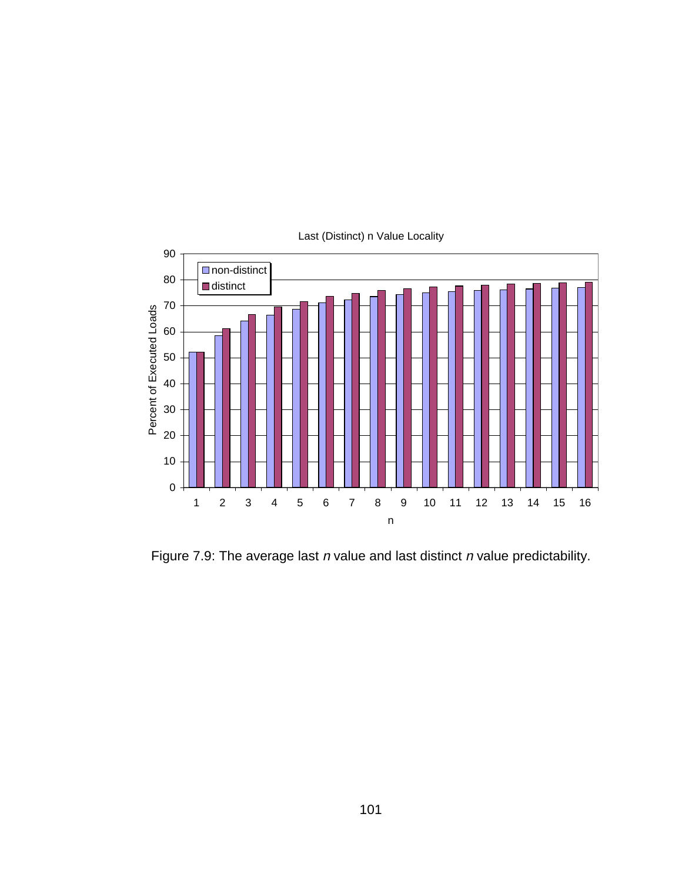Figure 7.9: The average last *n* value and last distinct *n* value predictability.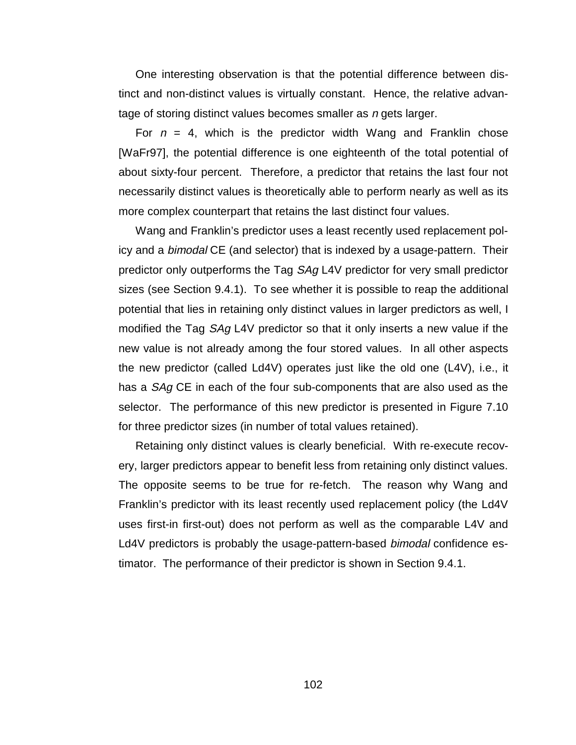One interesting observation is that the potential difference between distinct and non-distinct values is virtually constant. Hence, the relative advantage of storing distinct values becomes smaller as *n* gets larger.

For $n = 4$, which is the predictor width Wang and Franklin chose [WaFr97], the potential difference is one eighteenth of the total potential of about sixty-four percent. Therefore, a predictor that retains the last four not necessarily distinct values is theoretically able to perform nearly as well as its more complex counterpart that retains the last distinct four values.

Wang and Franklin's predictor uses a least recently used replacement policy and a *bimodal* CE (and selector) that is indexed by a usage-pattern. Their predictor only outperforms the Tag *SAg* L4V predictor for very small predictor sizes (see Section 9.4.1). To see whether it is possible to reap the additional potential that lies in retaining only distinct values in larger predictors as well, I modified the Tag *SAg* L4V predictor so that it only inserts a new value if the new value is not already among the four stored values. In all other aspects the new predictor (called Ld4V) operates just like the old one (L4V), i.e., it has a *SAg* CE in each of the four sub-components that are also used as the selector. The performance of this new predictor is presented in Figure 7.10 for three predictor sizes (in number of total values retained).

Retaining only distinct values is clearly beneficial. With re-execute recovery, larger predictors appear to benefit less from retaining only distinct values. The opposite seems to be true for re-fetch. The reason why Wang and Franklin's predictor with its least recently used replacement policy (the Ld4V uses first-in first-out) does not perform as well as the comparable L4V and Ld4V predictors is probably the usage-pattern-based *bimodal* confidence estimator. The performance of their predictor is shown in Section 9.4.1.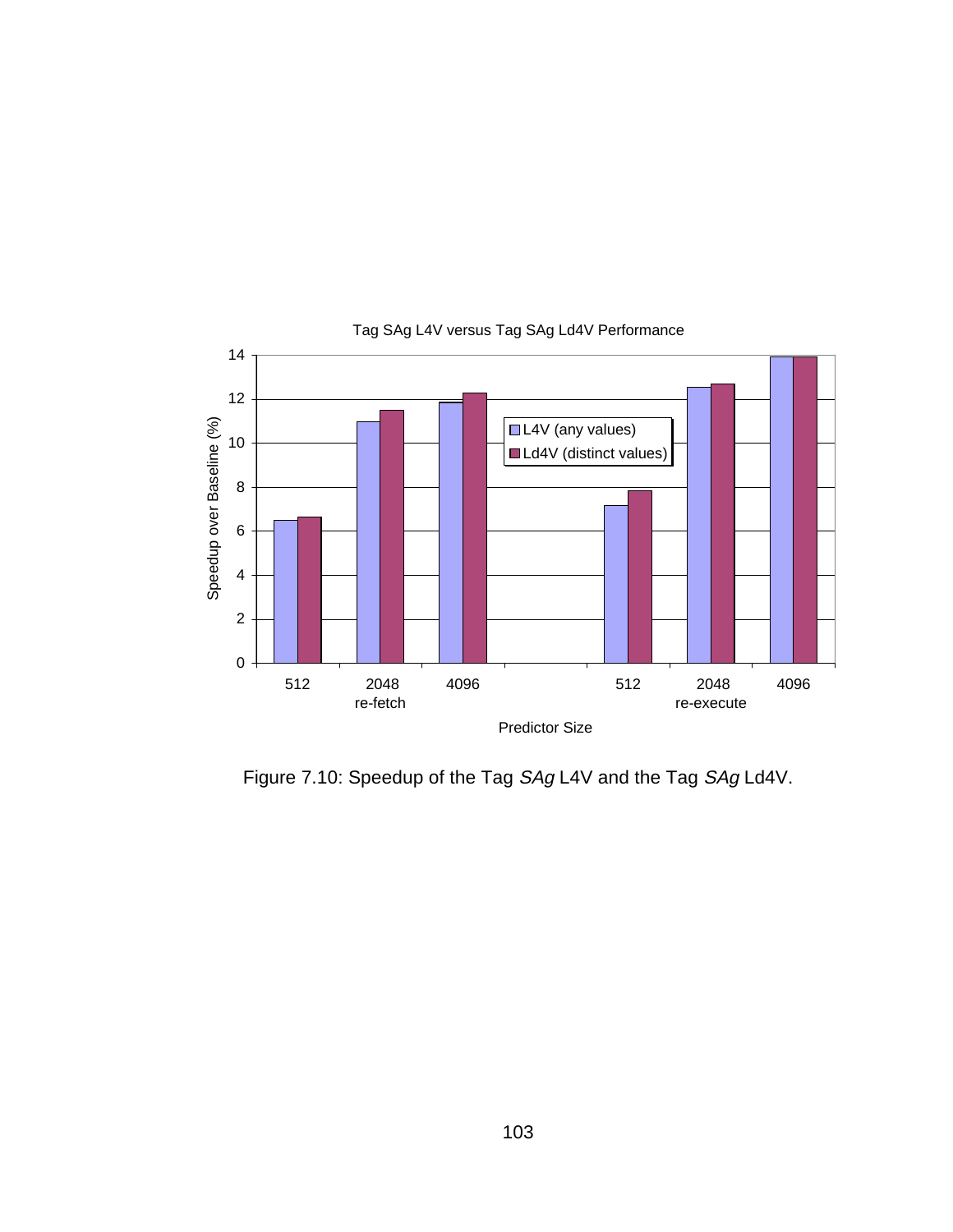Figure 7.10: Speedup of the Tag *SAg* L4V and the Tag *SAg* Ld4V.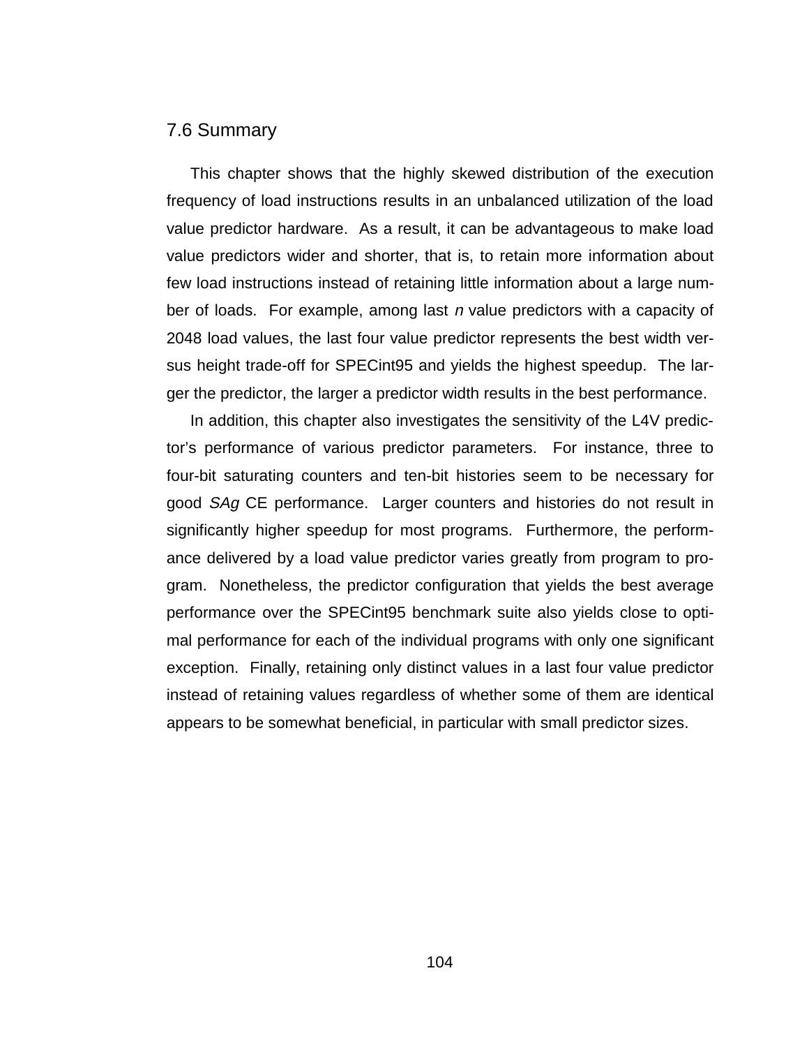## 7.6 Summary

This chapter shows that the highly skewed distribution of the execution frequency of load instructions results in an unbalanced utilization of the load value predictor hardware. As a result, it can be advantageous to make load value predictors wider and shorter, that is, to retain more information about few load instructions instead of retaining little information about a large number of loads. For example, among last *n* value predictors with a capacity of 2048 load values, the last four value predictor represents the best width versus height trade-off for SPECint95 and yields the highest speedup. The larger the predictor, the larger a predictor width results in the best performance.

In addition, this chapter also investigates the sensitivity of the L4V predictor's performance of various predictor parameters. For instance, three to four-bit saturating counters and ten-bit histories seem to be necessary for good *SAg* CE performance. Larger counters and histories do not result in significantly higher speedup for most programs. Furthermore, the performance delivered by a load value predictor varies greatly from program to program. Nonetheless, the predictor configuration that yields the best average performance over the SPECint95 benchmark suite also yields close to optimal performance for each of the individual programs with only one significant exception. Finally, retaining only distinct values in a last four value predictor instead of retaining values regardless of whether some of them are identical appears to be somewhat beneficial, in particular with small predictor sizes.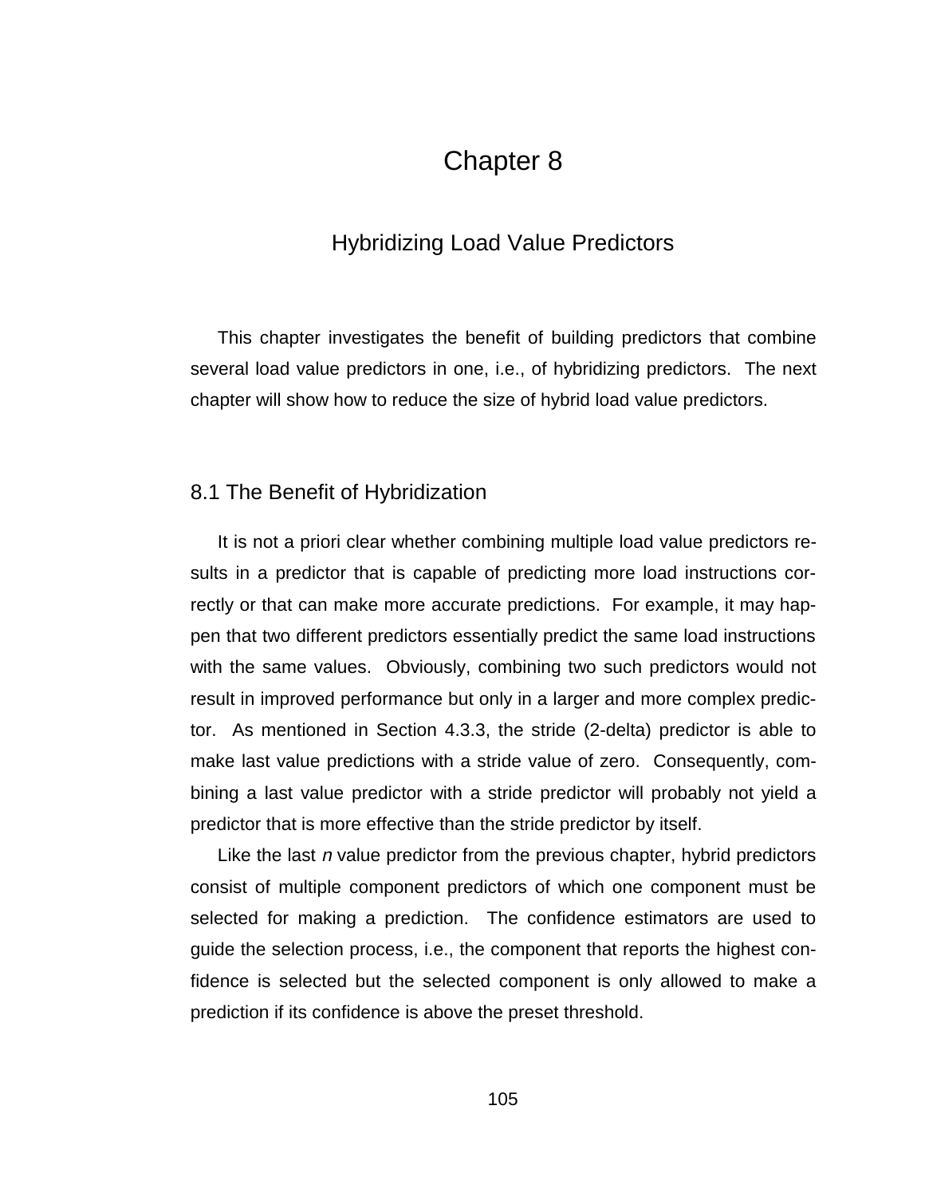# Chapter 8

## Hybridizing Load Value Predictors

This chapter investigates the benefit of building predictors that combine several load value predictors in one, i.e., of hybridizing predictors. The next chapter will show how to reduce the size of hybrid load value predictors.

### 8.1 The Benefit of Hybridization

It is not a priori clear whether combining multiple load value predictors results in a predictor that is capable of predicting more load instructions correctly or that can make more accurate predictions. For example, it may happen that two different predictors essentially predict the same load instructions with the same values. Obviously, combining two such predictors would not result in improved performance but only in a larger and more complex predictor. As mentioned in Section 4.3.3, the stride (2-delta) predictor is able to make last value predictions with a stride value of zero. Consequently, combining a last value predictor with a stride predictor will probably not yield a predictor that is more effective than the stride predictor by itself.

Like the last *n* value predictor from the previous chapter, hybrid predictors consist of multiple component predictors of which one component must be selected for making a prediction. The confidence estimators are used to guide the selection process, i.e., the component that reports the highest confidence is selected but the selected component is only allowed to make a prediction if its confidence is above the preset threshold.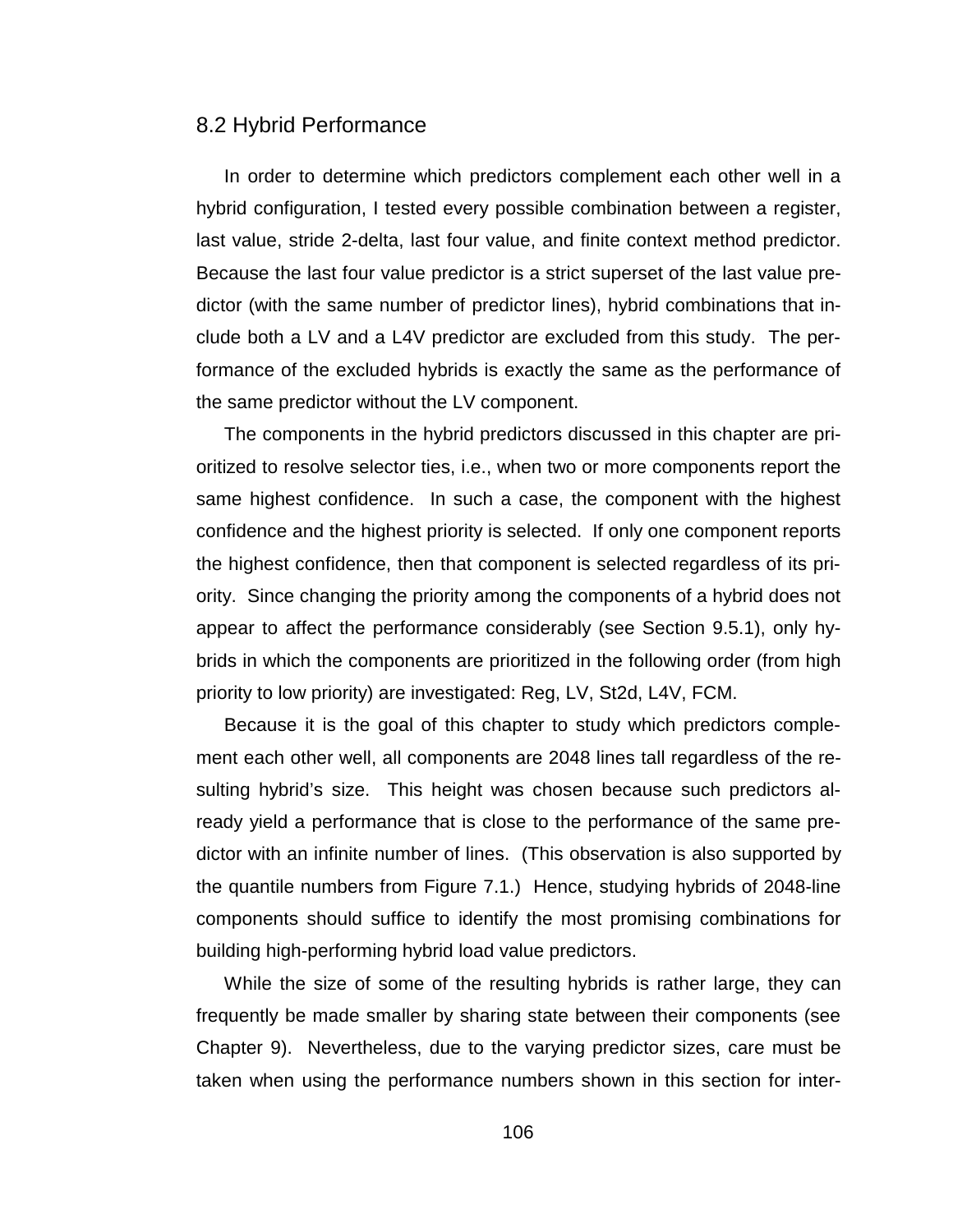## 8.2 Hybrid Performance

In order to determine which predictors complement each other well in a hybrid configuration, I tested every possible combination between a register, last value, stride 2-delta, last four value, and finite context method predictor. Because the last four value predictor is a strict superset of the last value predictor (with the same number of predictor lines), hybrid combinations that include both a LV and a L4V predictor are excluded from this study. The performance of the excluded hybrids is exactly the same as the performance of the same predictor without the LV component.

The components in the hybrid predictors discussed in this chapter are prioritized to resolve selector ties, i.e., when two or more components report the same highest confidence. In such a case, the component with the highest confidence and the highest priority is selected. If only one component reports the highest confidence, then that component is selected regardless of its priority. Since changing the priority among the components of a hybrid does not appear to affect the performance considerably (see Section 9.5.1), only hybrids in which the components are prioritized in the following order (from high priority to low priority) are investigated: Reg, LV, St2d, L4V, FCM.

Because it is the goal of this chapter to study which predictors complement each other well, all components are 2048 lines tall regardless of the resulting hybrid's size. This height was chosen because such predictors already yield a performance that is close to the performance of the same predictor with an infinite number of lines. (This observation is also supported by the quantile numbers from Figure 7.1.) Hence, studying hybrids of 2048-line components should suffice to identify the most promising combinations for building high-performing hybrid load value predictors.

While the size of some of the resulting hybrids is rather large, they can frequently be made smaller by sharing state between their components (see Chapter 9). Nevertheless, due to the varying predictor sizes, care must be taken when using the performance numbers shown in this section for inter-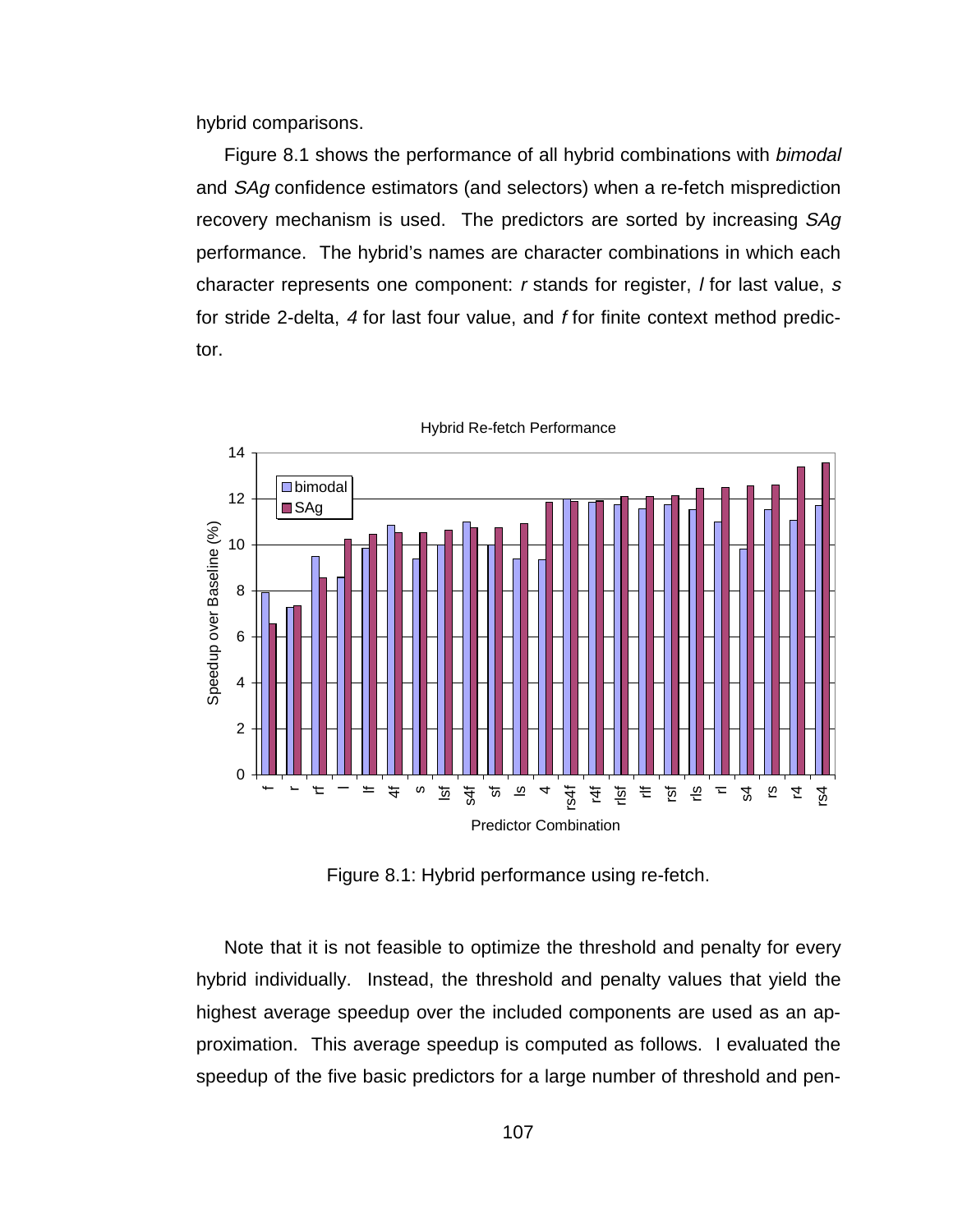hybrid comparisons.

Figure 8.1 shows the performance of all hybrid combinations with *bimodal* and *SAg* confidence estimators (and selectors) when a re-fetch misprediction recovery mechanism is used. The predictors are sorted by increasing *SAg* performance. The hybrid's names are character combinations in which each character represents one component: *r* stands for register, *l* for last value, *s* for stride 2-delta, *4* for last four value, and *f* for finite context method predictor.

Figure 8.1: Hybrid performance using re-fetch.

Note that it is not feasible to optimize the threshold and penalty for every hybrid individually. Instead, the threshold and penalty values that yield the highest average speedup over the included components are used as an approximation. This average speedup is computed as follows. I evaluated the speedup of the five basic predictors for a large number of threshold and pen-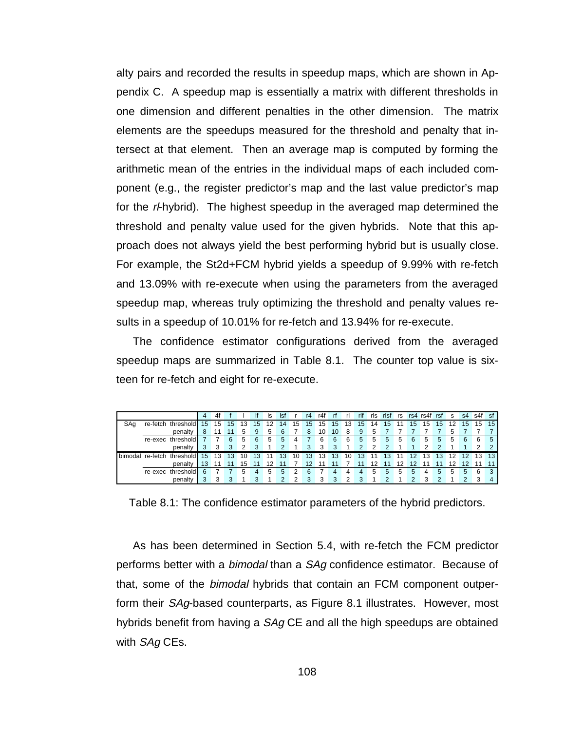alty pairs and recorded the results in speedup maps, which are shown in Appendix C. A speedup map is essentially a matrix with different thresholds in one dimension and different penalties in the other dimension. The matrix elements are the speedups measured for the threshold and penalty that intersect at that element. Then an average map is computed by forming the arithmetic mean of the entries in the individual maps of each included component (e.g., the register predictor's map and the last value predictor's map for the *rl*-hybrid). The highest speedup in the averaged map determined the threshold and penalty value used for the given hybrids. Note that this approach does not always yield the best performing hybrid but is usually close. For example, the St2d+FCM hybrid yields a speedup of 9.99% with re-fetch and 13.09% with re-execute when using the parameters from the averaged speedup map, whereas truly optimizing the threshold and penalty values results in a speedup of 10.01% for re-fetch and 13.94% for re-execute.

The confidence estimator configurations derived from the averaged speedup maps are summarized in Table 8.1. The counter top value is sixteen for re-fetch and eight for re-execute.

| | | | 4 | 4f | f | l | lf | ls | lsf | r | r4 | r4f | rf | rl | rlf | rls | rlsf | rs | rs4 | rs4f | rsf | s | s4 | s4f | sf |
|---|---|---|---|---|---|---|---|---|---|---|---|---|---|---|---|---|---|---|---|---|---|---|---|---|---|
| SAg | re-fetch | threshold | 15 | 15 | 15 | 13 | 15 | 12 | 14 | 15 | 15 | 15 | 15 | 13 | 15 | 14 | 15 | 11 | 15 | 15 | 15 | 12 | 15 | 15 | 15 |
| | | penalty | 8 | 11 | 11 | 5 | 9 | 5 | 6 | 7 | 8 | 10 | 10 | 8 | 9 | 5 | 7 | 7 | 7 | 7 | 7 | 5 | 7 | 7 | 7 |
| | re-exec | threshold | 7 | 7 | 6 | 5 | 6 | 5 | 5 | 4 | 7 | 6 | 6 | 6 | 5 | 5 | 5 | 5 | 6 | 5 | 5 | 5 | 6 | 6 | 5 |
| | | penalty | 3 | 3 | 3 | 2 | 3 | 1 | 2 | 1 | 3 | 3 | 3 | 1 | 2 | 2 | 2 | 1 | 1 | 2 | 2 | 1 | 1 | 2 | 2 |
| bimodal | re-fetch | threshold | 15 | 13 | 13 | 10 | 13 | 11 | 13 | 10 | 13 | 13 | 13 | 10 | 13 | 11 | 13 | 11 | 12 | 13 | 13 | 12 | 12 | 13 | 13 |
| | | penalty | 13 | 11 | 11 | 15 | 11 | 12 | 11 | 7 | 12 | 11 | 11 | 7 | 11 | 12 | 11 | 12 | 12 | 11 | 11 | 12 | 12 | 11 | 11 |
| | re-exec | threshold | 6 | 7 | 7 | 5 | 4 | 5 | 5 | 2 | 6 | 7 | 4 | 4 | 4 | 5 | 5 | 5 | 5 | 4 | 5 | 5 | 5 | 6 | 3 |
| | | penalty | 3 | 3 | 3 | 1 | 3 | 1 | 2 | 2 | 3 | 3 | 3 | 2 | 3 | 1 | 2 | 1 | 2 | 3 | 2 | 1 | 2 | 3 | 4 |

Table 8.1: The confidence estimator parameters of the hybrid predictors.

As has been determined in Section 5.4, with re-fetch the FCM predictor performs better with a *bimodal* than a *SAg* confidence estimator. Because of that, some of the *bimodal* hybrids that contain an FCM component outperform their *SAg*-based counterparts, as Figure 8.1 illustrates. However, most hybrids benefit from having a *SAg* CE and all the high speedups are obtained with *SAg* CEs.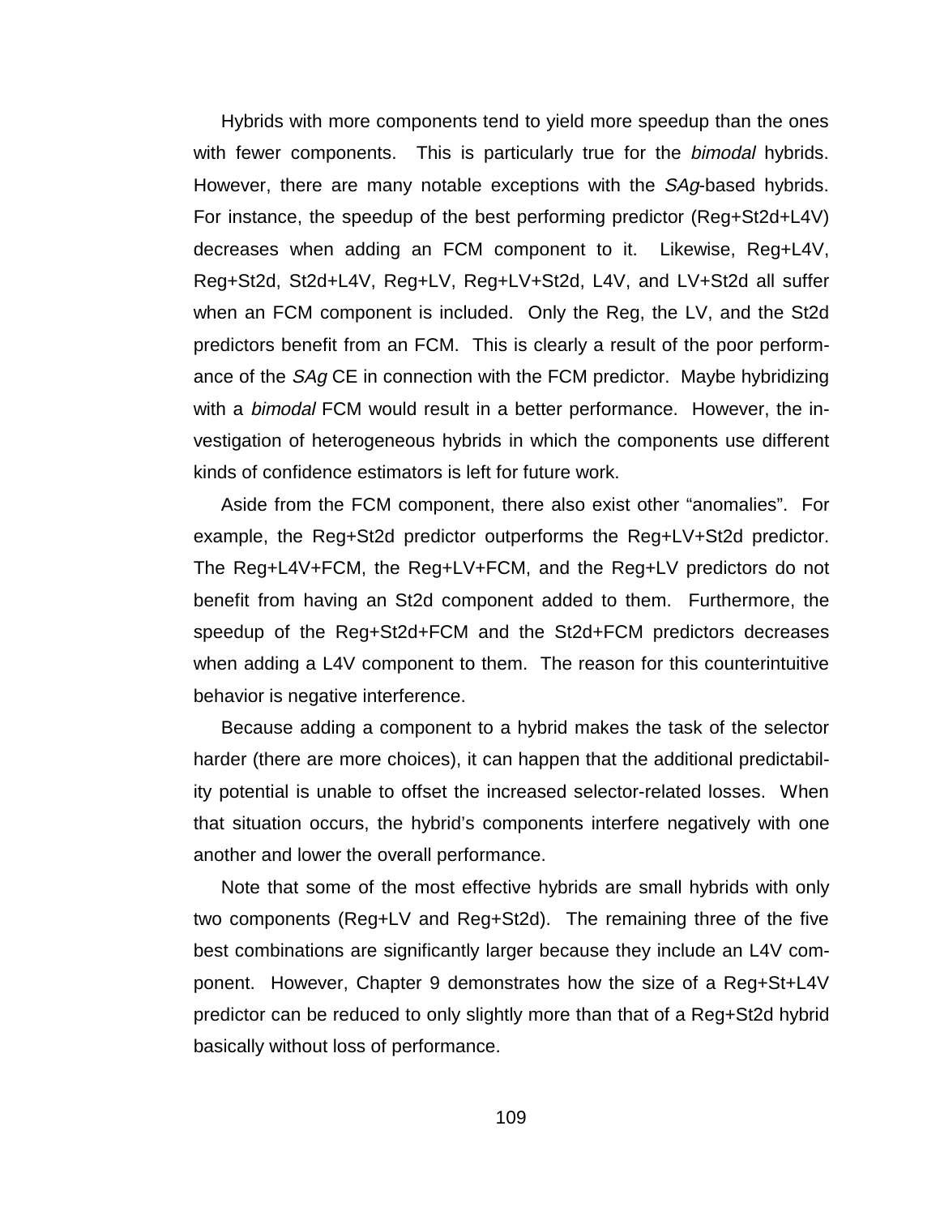Hybrids with more components tend to yield more speedup than the ones with fewer components. This is particularly true for the *bimodal* hybrids. However, there are many notable exceptions with the *SAg*-based hybrids. For instance, the speedup of the best performing predictor (Reg+St2d+L4V) decreases when adding an FCM component to it. Likewise, Reg+L4V, Reg+St2d, St2d+L4V, Reg+LV, Reg+LV+St2d, L4V, and LV+St2d all suffer when an FCM component is included. Only the Reg, the LV, and the St2d predictors benefit from an FCM. This is clearly a result of the poor performance of the *SAg* CE in connection with the FCM predictor. Maybe hybridizing with a *bimodal* FCM would result in a better performance. However, the investigation of heterogeneous hybrids in which the components use different kinds of confidence estimators is left for future work.

Aside from the FCM component, there also exist other "anomalies". For example, the Reg+St2d predictor outperforms the Reg+LV+St2d predictor. The Reg+L4V+FCM, the Reg+LV+FCM, and the Reg+LV predictors do not benefit from having an St2d component added to them. Furthermore, the speedup of the Reg+St2d+FCM and the St2d+FCM predictors decreases when adding a L4V component to them. The reason for this counterintuitive behavior is negative interference.

Because adding a component to a hybrid makes the task of the selector harder (there are more choices), it can happen that the additional predictability potential is unable to offset the increased selector-related losses. When that situation occurs, the hybrid's components interfere negatively with one another and lower the overall performance.

Note that some of the most effective hybrids are small hybrids with only two components (Reg+LV and Reg+St2d). The remaining three of the five best combinations are significantly larger because they include an L4V component. However, Chapter 9 demonstrates how the size of a Reg+St+L4V predictor can be reduced to only slightly more than that of a Reg+St2d hybrid basically without loss of performance.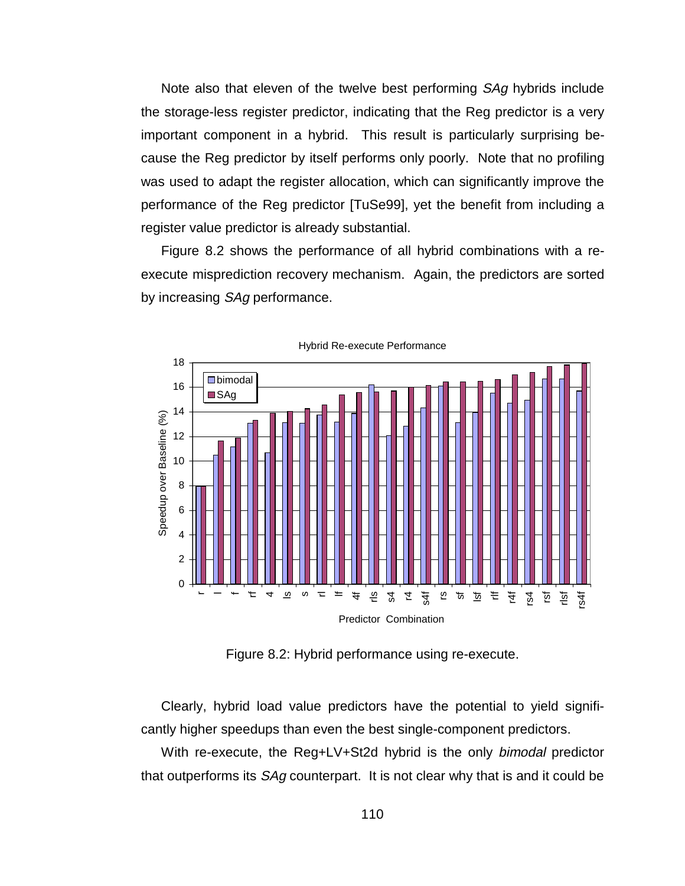Note also that eleven of the twelve best performing *SAg* hybrids include the storage-less register predictor, indicating that the Reg predictor is a very important component in a hybrid. This result is particularly surprising because the Reg predictor by itself performs only poorly. Note that no profiling was used to adapt the register allocation, which can significantly improve the performance of the Reg predictor [TuSe99], yet the benefit from including a register value predictor is already substantial.

Figure 8.2 shows the performance of all hybrid combinations with a re-execute misprediction recovery mechanism. Again, the predictors are sorted by increasing *SAg* performance.

Figure 8.2: Hybrid performance using re-execute.

Clearly, hybrid load value predictors have the potential to yield significantly higher speedups than even the best single-component predictors.

With re-execute, the Reg+LV+St2d hybrid is the only *bimodal* predictor that outperforms its *SAg* counterpart. It is not clear why that is and it could be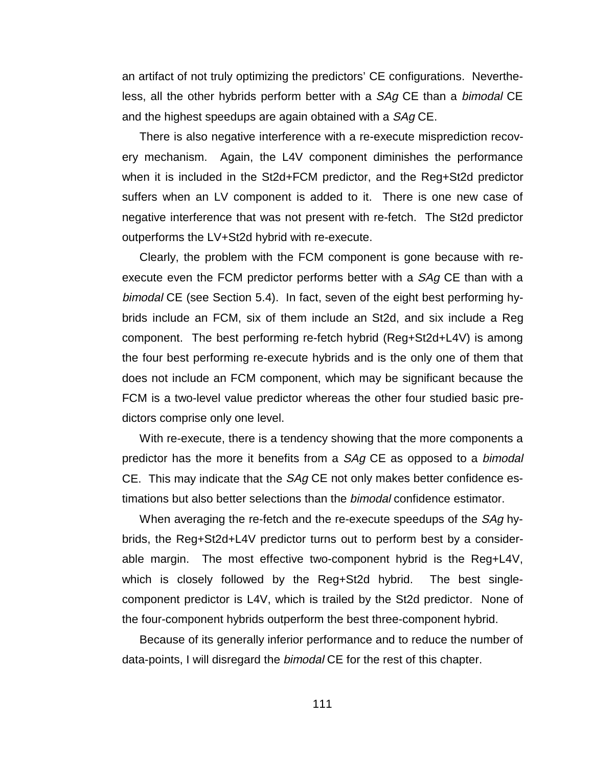an artifact of not truly optimizing the predictors' CE configurations. Nevertheless, all the other hybrids perform better with a *SAg* CE than a *bimodal* CE and the highest speedups are again obtained with a *SAg* CE.

There is also negative interference with a re-execute misprediction recovery mechanism. Again, the L4V component diminishes the performance when it is included in the St2d+FCM predictor, and the Reg+St2d predictor suffers when an LV component is added to it. There is one new case of negative interference that was not present with re-fetch. The St2d predictor outperforms the LV+St2d hybrid with re-execute.

Clearly, the problem with the FCM component is gone because with re-execute even the FCM predictor performs better with a *SAg* CE than with a *bimodal* CE (see Section 5.4). In fact, seven of the eight best performing hybrids include an FCM, six of them include an St2d, and six include a Reg component. The best performing re-fetch hybrid (Reg+St2d+L4V) is among the four best performing re-execute hybrids and is the only one of them that does not include an FCM component, which may be significant because the FCM is a two-level value predictor whereas the other four studied basic predictors comprise only one level.

With re-execute, there is a tendency showing that the more components a predictor has the more it benefits from a *SAg* CE as opposed to a *bimodal* CE. This may indicate that the *SAg* CE not only makes better confidence estimations but also better selections than the *bimodal* confidence estimator.

When averaging the re-fetch and the re-execute speedups of the *SAg* hybrids, the Reg+St2d+L4V predictor turns out to perform best by a considerable margin. The most effective two-component hybrid is the Reg+L4V, which is closely followed by the Reg+St2d hybrid. The best single-component predictor is L4V, which is trailed by the St2d predictor. None of the four-component hybrids outperform the best three-component hybrid.

Because of its generally inferior performance and to reduce the number of data-points, I will disregard the *bimodal* CE for the rest of this chapter.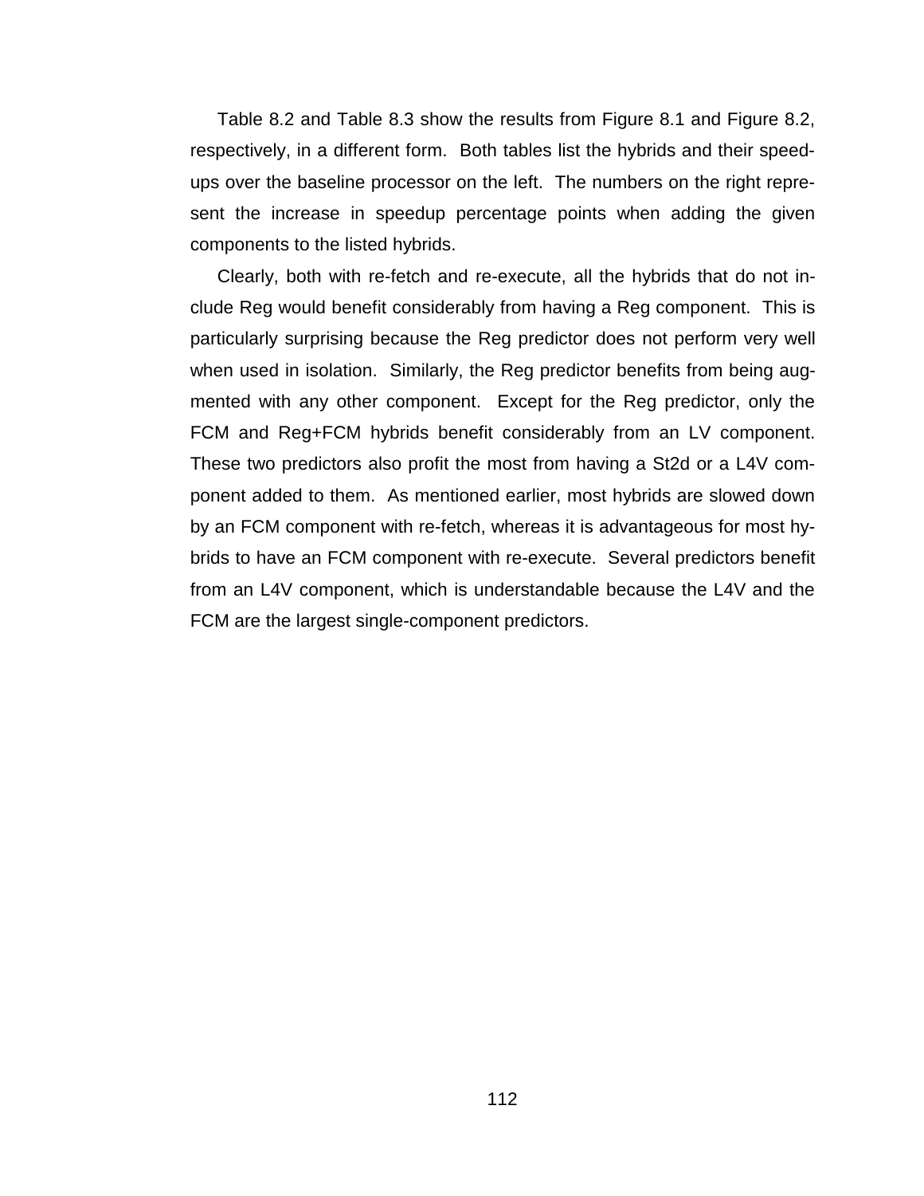Table 8.2 and Table 8.3 show the results from Figure 8.1 and Figure 8.2, respectively, in a different form. Both tables list the hybrids and their speedups over the baseline processor on the left. The numbers on the right represent the increase in speedup percentage points when adding the given components to the listed hybrids.

Clearly, both with re-fetch and re-execute, all the hybrids that do not include Reg would benefit considerably from having a Reg component. This is particularly surprising because the Reg predictor does not perform very well when used in isolation. Similarly, the Reg predictor benefits from being augmented with any other component. Except for the Reg predictor, only the FCM and Reg+FCM hybrids benefit considerably from an LV component. These two predictors also profit the most from having a St2d or a L4V component added to them. As mentioned earlier, most hybrids are slowed down by an FCM component with re-fetch, whereas it is advantageous for most hybrids to have an FCM component with re-execute. Several predictors benefit from an L4V component, which is understandable because the L4V and the FCM are the largest single-component predictors.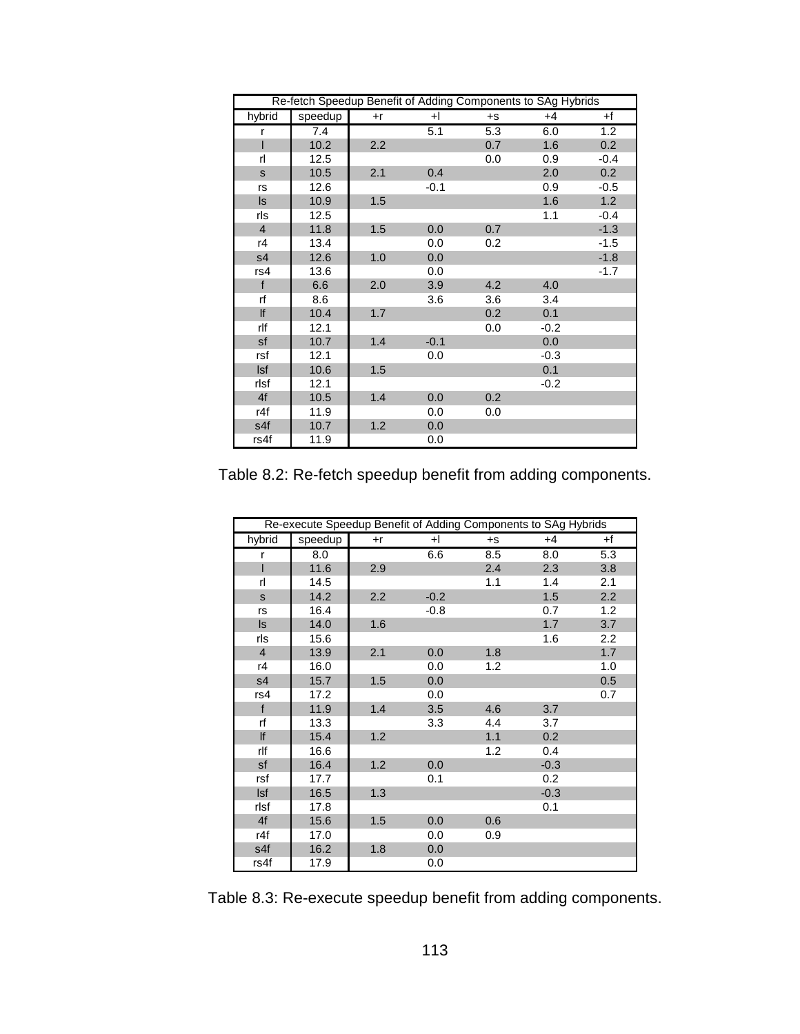| Re-fetch Speedup Benefit of Adding Components to SAg Hybrids | | | | | | |
|---|---|---|---|---|---|---|
| hybrid | speedup | +r | +l | +s | +4 | +f |
| r | 7.4 | | 5.1 | 5.3 | 6.0 | 1.2 |
| l | 10.2 | 2.2 | | 0.7 | 1.6 | 0.2 |
| rl | 12.5 | | | 0.0 | 0.9 | -0.4 |
| s | 10.5 | 2.1 | 0.4 | | 2.0 | 0.2 |
| rs | 12.6 | | -0.1 | | 0.9 | -0.5 |
| ls | 10.9 | 1.5 | | | 1.6 | 1.2 |
| rls | 12.5 | | | | 1.1 | -0.4 |
| 4 | 11.8 | 1.5 | 0.0 | 0.7 | | -1.3 |
| r4 | 13.4 | | 0.0 | 0.2 | | -1.5 |
| s4 | 12.6 | 1.0 | 0.0 | | | -1.8 |
| rs4 | 13.6 | | 0.0 | | | -1.7 |
| f | 6.6 | 2.0 | 3.9 | 4.2 | 4.0 | |
| rf | 8.6 | | 3.6 | 3.6 | 3.4 | |
| lf | 10.4 | 1.7 | | 0.2 | 0.1 | |
| rlf | 12.1 | | | 0.0 | -0.2 | |
| sf | 10.7 | 1.4 | -0.1 | | 0.0 | |
| rsf | 12.1 | | 0.0 | | -0.3 | |
| lsf | 10.6 | 1.5 | | | 0.1 | |
| rlsf | 12.1 | | | | -0.2 | |
| 4f | 10.5 | 1.4 | 0.0 | 0.2 | | |
| r4f | 11.9 | | 0.0 | 0.0 | | |
| s4f | 10.7 | 1.2 | 0.0 | | | |
| rs4f | 11.9 | | 0.0 | | | |

Table 8.2: Re-fetch speedup benefit from adding components.

| Re-execute Speedup Benefit of Adding Components to SAg Hybrids | | | | | | |
|---|---|---|---|---|---|---|
| hybrid | speedup | +r | +l | +s | +4 | +f |
| r | 8.0 | | 6.6 | 8.5 | 8.0 | 5.3 |
| l | 11.6 | 2.9 | | 2.4 | 2.3 | 3.8 |
| rl | 14.5 | | | 1.1 | 1.4 | 2.1 |
| s | 14.2 | 2.2 | -0.2 | | 1.5 | 2.2 |
| rs | 16.4 | | -0.8 | | 0.7 | 1.2 |
| ls | 14.0 | 1.6 | | | 1.7 | 3.7 |
| rls | 15.6 | | | | 1.6 | 2.2 |
| 4 | 13.9 | 2.1 | 0.0 | 1.8 | | 1.7 |
| r4 | 16.0 | | 0.0 | 1.2 | | 1.0 |
| s4 | 15.7 | 1.5 | 0.0 | | | 0.5 |
| rs4 | 17.2 | | 0.0 | | | 0.7 |
| f | 11.9 | 1.4 | 3.5 | 4.6 | 3.7 | |
| rf | 13.3 | | 3.3 | 4.4 | 3.7 | |
| lf | 15.4 | 1.2 | | 1.1 | 0.2 | |
| rlf | 16.6 | | | 1.2 | 0.4 | |
| sf | 16.4 | 1.2 | 0.0 | | -0.3 | |
| rsf | 17.7 | | 0.1 | | 0.2 | |
| lsf | 16.5 | 1.3 | | | -0.3 | |
| rlsf | 17.8 | | | | 0.1 | |
| 4f | 15.6 | 1.5 | 0.0 | 0.6 | | |
| r4f | 17.0 | | 0.0 | 0.9 | | |
| s4f | 16.2 | 1.8 | 0.0 | | | |
| rs4f | 17.9 | | 0.0 | | | |

Table 8.3: Re-execute speedup benefit from adding components.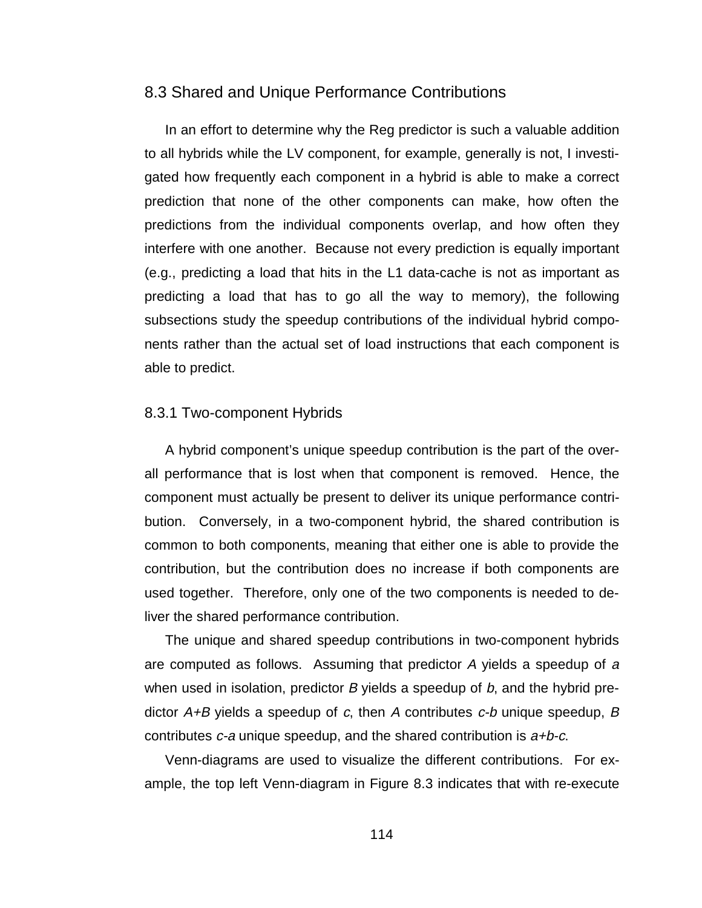## 8.3 Shared and Unique Performance Contributions

In an effort to determine why the Reg predictor is such a valuable addition to all hybrids while the LV component, for example, generally is not, I investigated how frequently each component in a hybrid is able to make a correct prediction that none of the other components can make, how often the predictions from the individual components overlap, and how often they interfere with one another. Because not every prediction is equally important (e.g., predicting a load that hits in the L1 data-cache is not as important as predicting a load that has to go all the way to memory), the following subsections study the speedup contributions of the individual hybrid components rather than the actual set of load instructions that each component is able to predict.

### 8.3.1 Two-component Hybrids

A hybrid component's unique speedup contribution is the part of the overall performance that is lost when that component is removed. Hence, the component must actually be present to deliver its unique performance contribution. Conversely, in a two-component hybrid, the shared contribution is common to both components, meaning that either one is able to provide the contribution, but the contribution does no increase if both components are used together. Therefore, only one of the two components is needed to deliver the shared performance contribution.

The unique and shared speedup contributions in two-component hybrids are computed as follows. Assuming that predictor $A$ yields a speedup of $a$ when used in isolation, predictor $B$ yields a speedup of $b$, and the hybrid predictor $A+B$ yields a speedup of $c$, then $A$ contributes $c-b$ unique speedup, $B$ contributes $c-a$ unique speedup, and the shared contribution is $a+b-c$.

Venn-diagrams are used to visualize the different contributions. For example, the top left Venn-diagram in Figure 8.3 indicates that with re-execute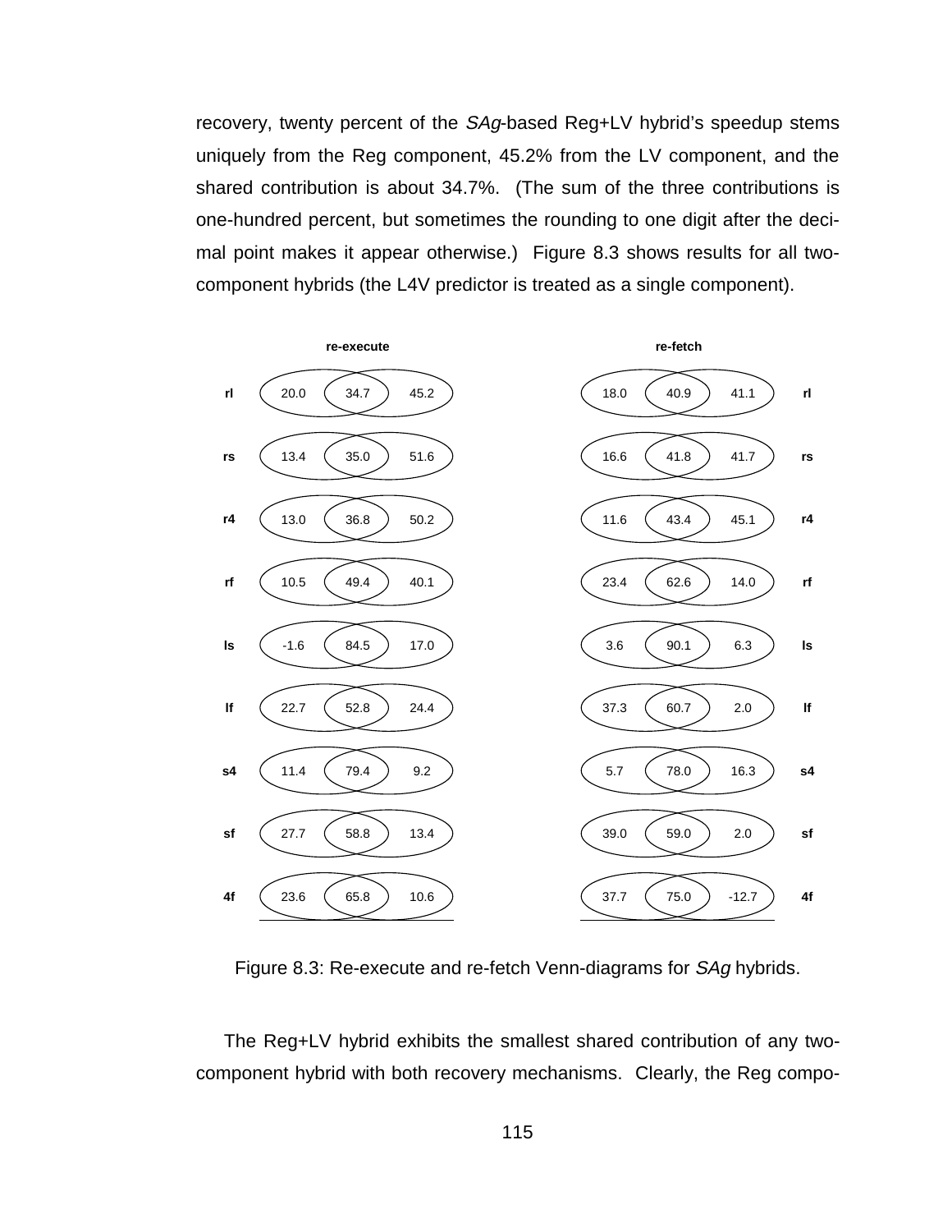recovery, twenty percent of the *SAg*-based Reg+LV hybrid's speedup stems uniquely from the Reg component, 45.2% from the LV component, and the shared contribution is about 34.7%. (The sum of the three contributions is one-hundred percent, but sometimes the rounding to one digit after the decimal point makes it appear otherwise.) Figure 8.3 shows results for all two-component hybrids (the L4V predictor is treated as a single component).

| | re-execute | | | re-fetch | | | |
|---|---|---|---|---|---|---|---|
| rl | 20.0 | 34.7 | 45.2 | 18.0 | 40.9 | 41.1 | rl |
| rs | 13.4 | 35.0 | 51.6 | 16.6 | 41.8 | 41.7 | rs |
| r4 | 13.0 | 36.8 | 50.2 | 11.6 | 43.4 | 45.1 | r4 |
| rf | 10.5 | 49.4 | 40.1 | 23.4 | 62.6 | 14.0 | rf |
| ls | -1.6 | 84.5 | 17.0 | 3.6 | 90.1 | 6.3 | ls |
| lf | 22.7 | 52.8 | 24.4 | 37.3 | 60.7 | 2.0 | lf |
| s4 | 11.4 | 79.4 | 9.2 | 5.7 | 78.0 | 16.3 | s4 |
| sf | 27.7 | 58.8 | 13.4 | 39.0 | 59.0 | 2.0 | sf |
| 4f | 23.6 | 65.8 | 10.6 | 37.7 | 75.0 | -12.7 | 4f |

Figure 8.3: Re-execute and re-fetch Venn-diagrams for *SAg* hybrids.

The Reg+LV hybrid exhibits the smallest shared contribution of any two-component hybrid with both recovery mechanisms. Clearly, the Reg compo-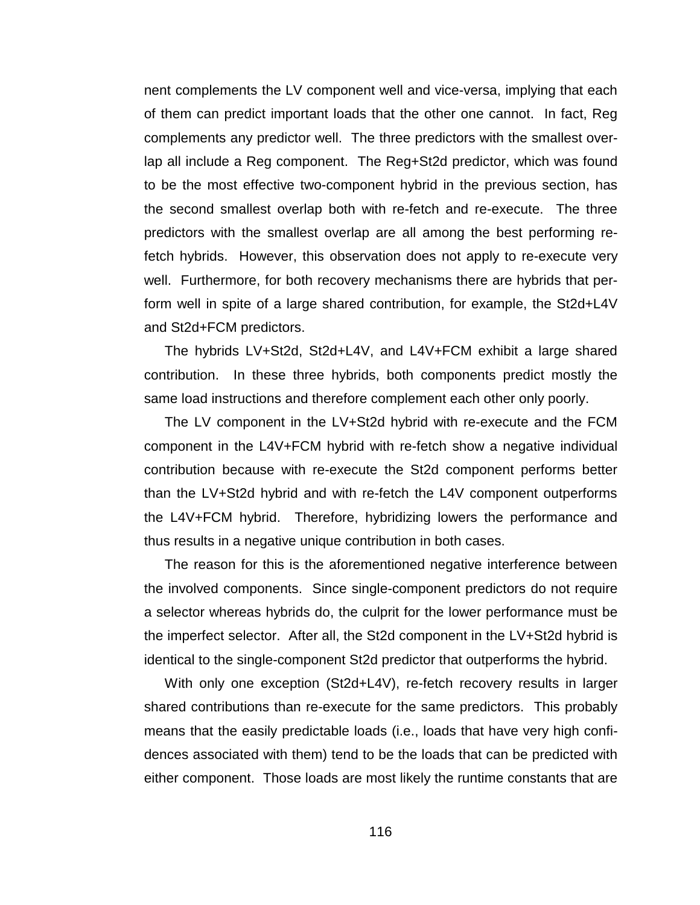nent complements the LV component well and vice-versa, implying that each of them can predict important loads that the other one cannot. In fact, Reg complements any predictor well. The three predictors with the smallest overlap all include a Reg component. The Reg+St2d predictor, which was found to be the most effective two-component hybrid in the previous section, has the second smallest overlap both with re-fetch and re-execute. The three predictors with the smallest overlap are all among the best performing re-fetch hybrids. However, this observation does not apply to re-execute very well. Furthermore, for both recovery mechanisms there are hybrids that perform well in spite of a large shared contribution, for example, the St2d+L4V and St2d+FCM predictors.

The hybrids LV+St2d, St2d+L4V, and L4V+FCM exhibit a large shared contribution. In these three hybrids, both components predict mostly the same load instructions and therefore complement each other only poorly.

The LV component in the LV+St2d hybrid with re-execute and the FCM component in the L4V+FCM hybrid with re-fetch show a negative individual contribution because with re-execute the St2d component performs better than the LV+St2d hybrid and with re-fetch the L4V component outperforms the L4V+FCM hybrid. Therefore, hybridizing lowers the performance and thus results in a negative unique contribution in both cases.

The reason for this is the aforementioned negative interference between the involved components. Since single-component predictors do not require a selector whereas hybrids do, the culprit for the lower performance must be the imperfect selector. After all, the St2d component in the LV+St2d hybrid is identical to the single-component St2d predictor that outperforms the hybrid.

With only one exception (St2d+L4V), re-fetch recovery results in larger shared contributions than re-execute for the same predictors. This probably means that the easily predictable loads (i.e., loads that have very high confidences associated with them) tend to be the loads that can be predicted with either component. Those loads are most likely the runtime constants that are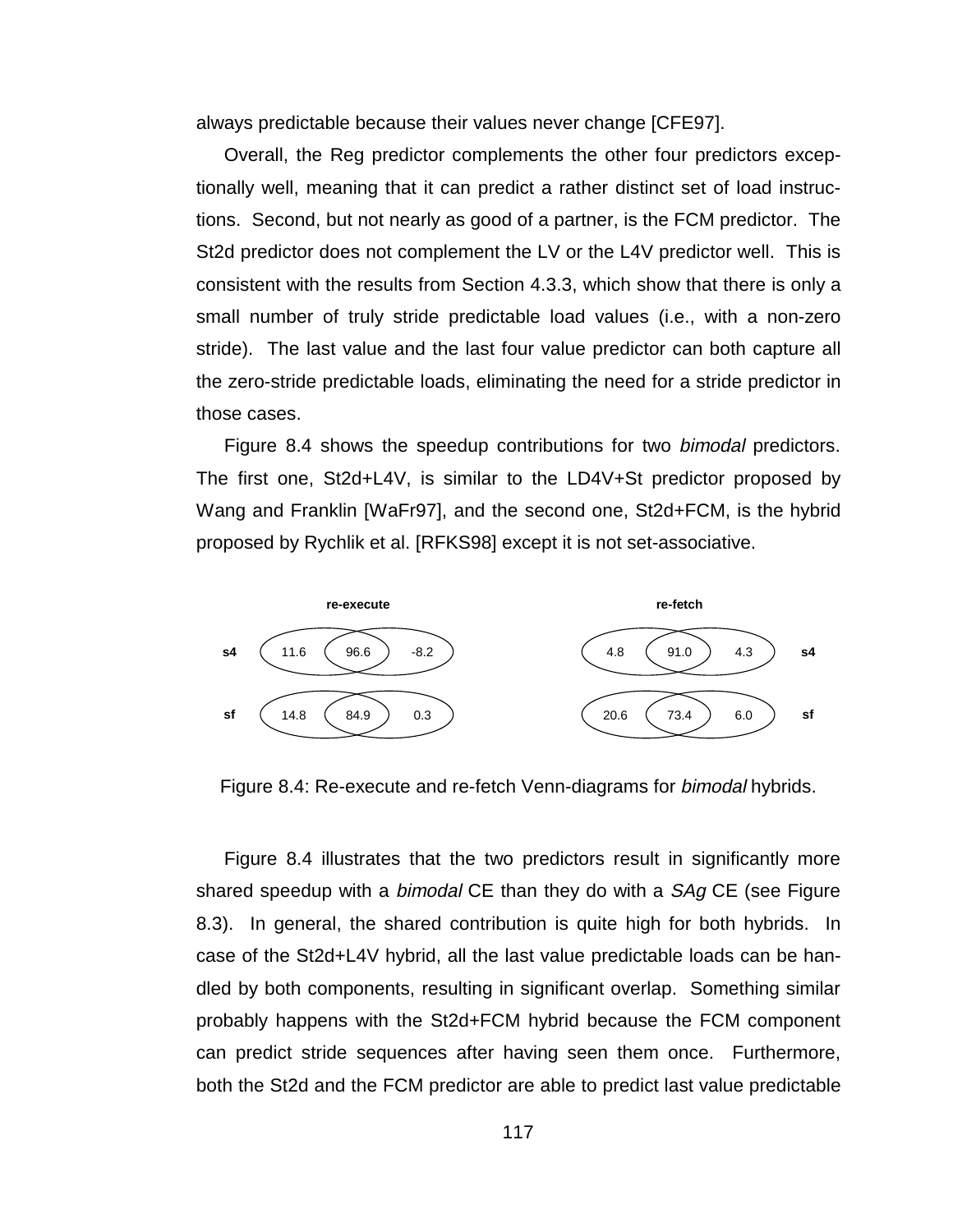always predictable because their values never change [CFE97].

Overall, the Reg predictor complements the other four predictors exceptionally well, meaning that it can predict a rather distinct set of load instructions. Second, but not nearly as good of a partner, is the FCM predictor. The St2d predictor does not complement the LV or the L4V predictor well. This is consistent with the results from Section 4.3.3, which show that there is only a small number of truly stride predictable load values (i.e., with a non-zero stride). The last value and the last four value predictor can both capture all the zero-stride predictable loads, eliminating the need for a stride predictor in those cases.

Figure 8.4 shows the speedup contributions for two *bimodal* predictors. The first one, St2d+L4V, is similar to the LD4V+St predictor proposed by Wang and Franklin [WaFr97], and the second one, St2d+FCM, is the hybrid proposed by Rychlik et al. [RFKS98] except it is not set-associative.

|  | re-execute |  |  | re-fetch |  |  |  |
|---|---|---|---|---|---|---|---|
| s4 | 11.6 | 96.6 | -8.2 | 4.8 | 91.0 | 4.3 | s4 |
| sf | 14.8 | 84.9 | 0.3 | 20.6 | 73.4 | 6.0 | sf |

Figure 8.4: Re-execute and re-fetch Venn-diagrams for *bimodal* hybrids.

Figure 8.4 illustrates that the two predictors result in significantly more shared speedup with a *bimodal* CE than they do with a *SAg* CE (see Figure 8.3). In general, the shared contribution is quite high for both hybrids. In case of the St2d+L4V hybrid, all the last value predictable loads can be handled by both components, resulting in significant overlap. Something similar probably happens with the St2d+FCM hybrid because the FCM component can predict stride sequences after having seen them once. Furthermore, both the St2d and the FCM predictor are able to predict last value predictable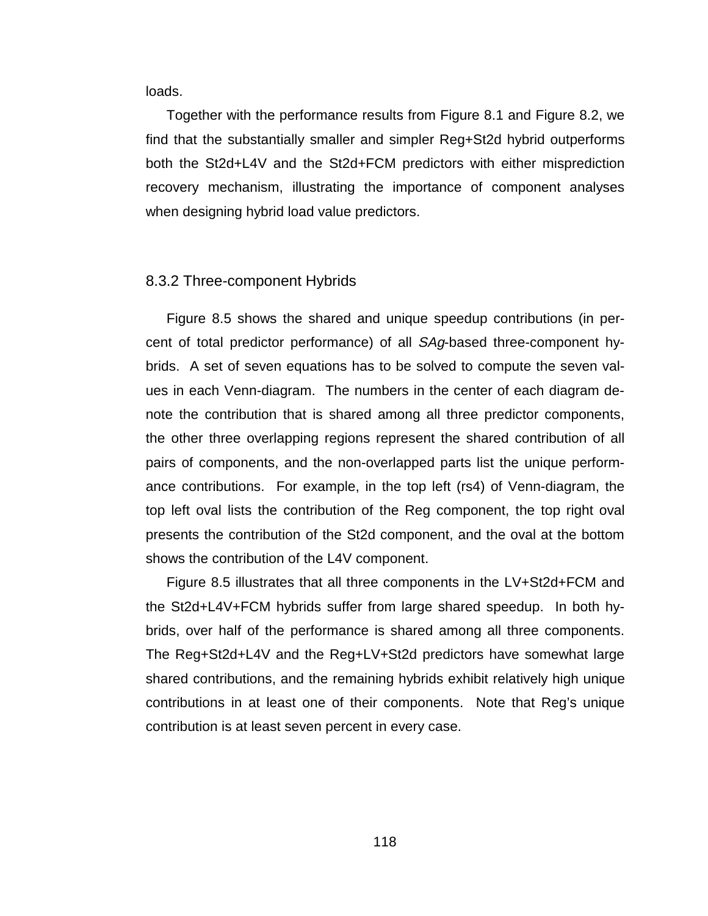loads.

Together with the performance results from Figure 8.1 and Figure 8.2, we find that the substantially smaller and simpler Reg+St2d hybrid outperforms both the St2d+L4V and the St2d+FCM predictors with either misprediction recovery mechanism, illustrating the importance of component analyses when designing hybrid load value predictors.

### 8.3.2 Three-component Hybrids

Figure 8.5 shows the shared and unique speedup contributions (in percent of total predictor performance) of all *SAg*-based three-component hybrids. A set of seven equations has to be solved to compute the seven values in each Venn-diagram. The numbers in the center of each diagram denote the contribution that is shared among all three predictor components, the other three overlapping regions represent the shared contribution of all pairs of components, and the non-overlapped parts list the unique performance contributions. For example, in the top left (rs4) of Venn-diagram, the top left oval lists the contribution of the Reg component, the top right oval presents the contribution of the St2d component, and the oval at the bottom shows the contribution of the L4V component.

Figure 8.5 illustrates that all three components in the LV+St2d+FCM and the St2d+L4V+FCM hybrids suffer from large shared speedup. In both hybrids, over half of the performance is shared among all three components. The Reg+St2d+L4V and the Reg+LV+St2d predictors have somewhat large shared contributions, and the remaining hybrids exhibit relatively high unique contributions in at least one of their components. Note that Reg's unique contribution is at least seven percent in every case.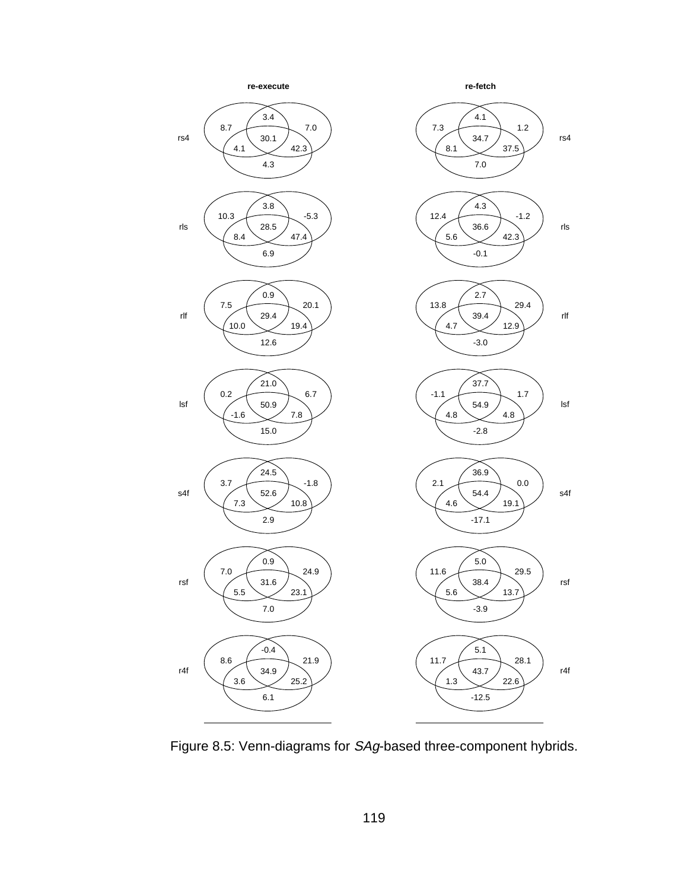Figure 8.5: Venn-diagrams for *SAg*-based three-component hybrids.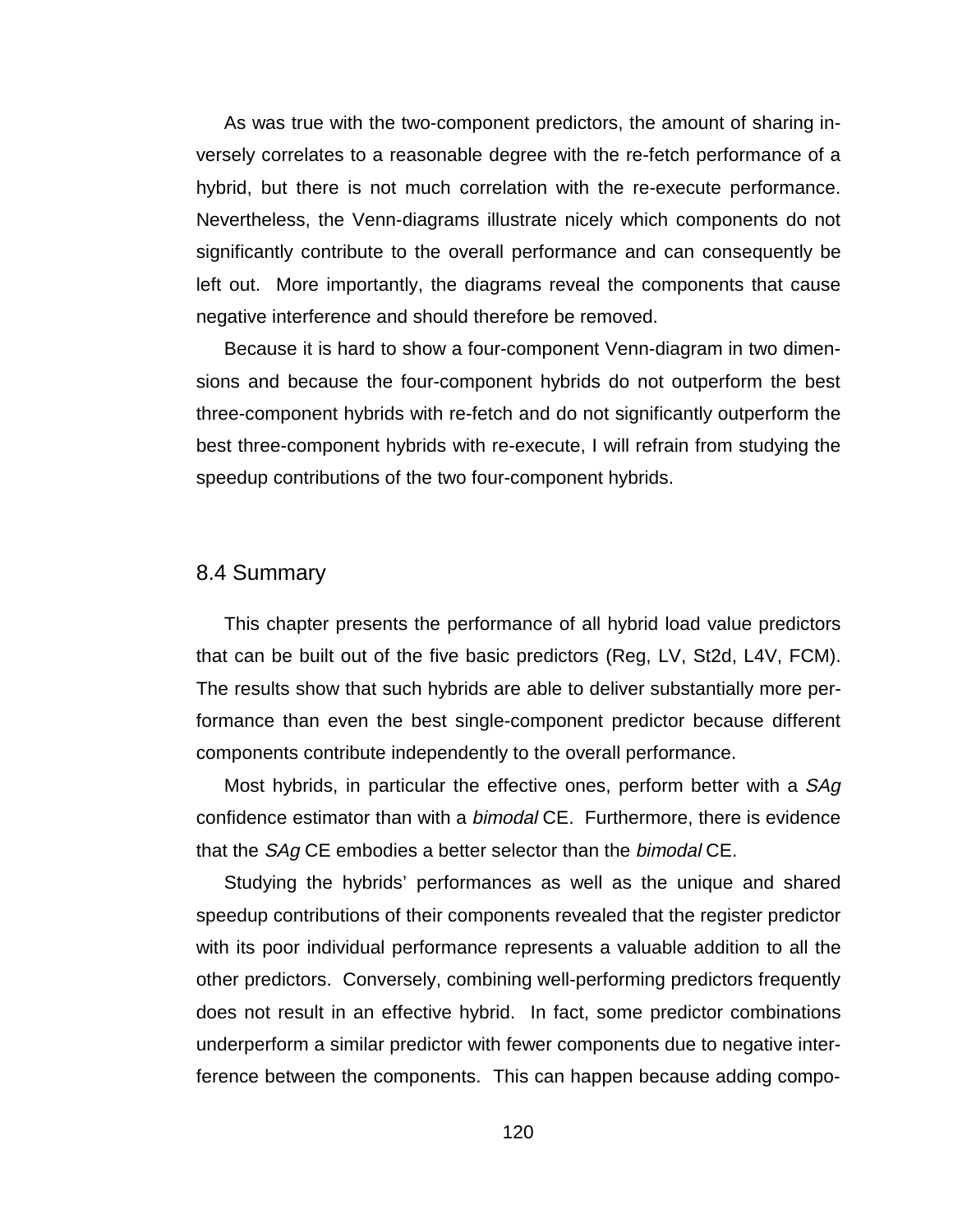As was true with the two-component predictors, the amount of sharing inversely correlates to a reasonable degree with the re-fetch performance of a hybrid, but there is not much correlation with the re-execute performance. Nevertheless, the Venn-diagrams illustrate nicely which components do not significantly contribute to the overall performance and can consequently be left out. More importantly, the diagrams reveal the components that cause negative interference and should therefore be removed.

Because it is hard to show a four-component Venn-diagram in two dimensions and because the four-component hybrids do not outperform the best three-component hybrids with re-fetch and do not significantly outperform the best three-component hybrids with re-execute, I will refrain from studying the speedup contributions of the two four-component hybrids.

## 8.4 Summary

This chapter presents the performance of all hybrid load value predictors that can be built out of the five basic predictors (Reg, LV, St2d, L4V, FCM). The results show that such hybrids are able to deliver substantially more performance than even the best single-component predictor because different components contribute independently to the overall performance.

Most hybrids, in particular the effective ones, perform better with a *SAg* confidence estimator than with a *bimodal* CE. Furthermore, there is evidence that the *SAg* CE embodies a better selector than the *bimodal* CE.

Studying the hybrids' performances as well as the unique and shared speedup contributions of their components revealed that the register predictor with its poor individual performance represents a valuable addition to all the other predictors. Conversely, combining well-performing predictors frequently does not result in an effective hybrid. In fact, some predictor combinations underperform a similar predictor with fewer components due to negative interference between the components. This can happen because adding compo-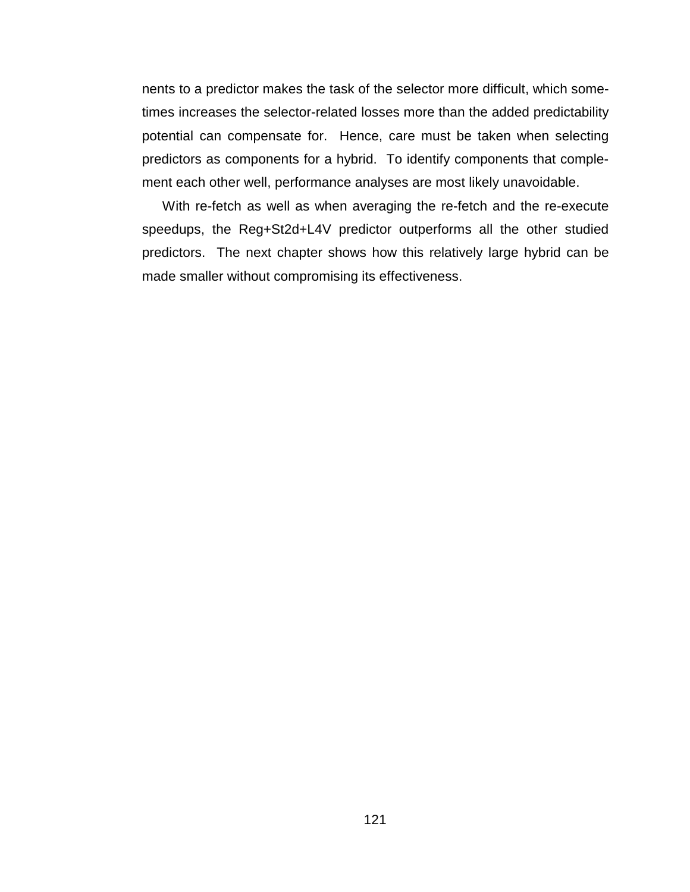nents to a predictor makes the task of the selector more difficult, which sometimes increases the selector-related losses more than the added predictability potential can compensate for. Hence, care must be taken when selecting predictors as components for a hybrid. To identify components that complement each other well, performance analyses are most likely unavoidable.

With re-fetch as well as when averaging the re-fetch and the re-execute speedups, the Reg+St2d+L4V predictor outperforms all the other studied predictors. The next chapter shows how this relatively large hybrid can be made smaller without compromising its effectiveness.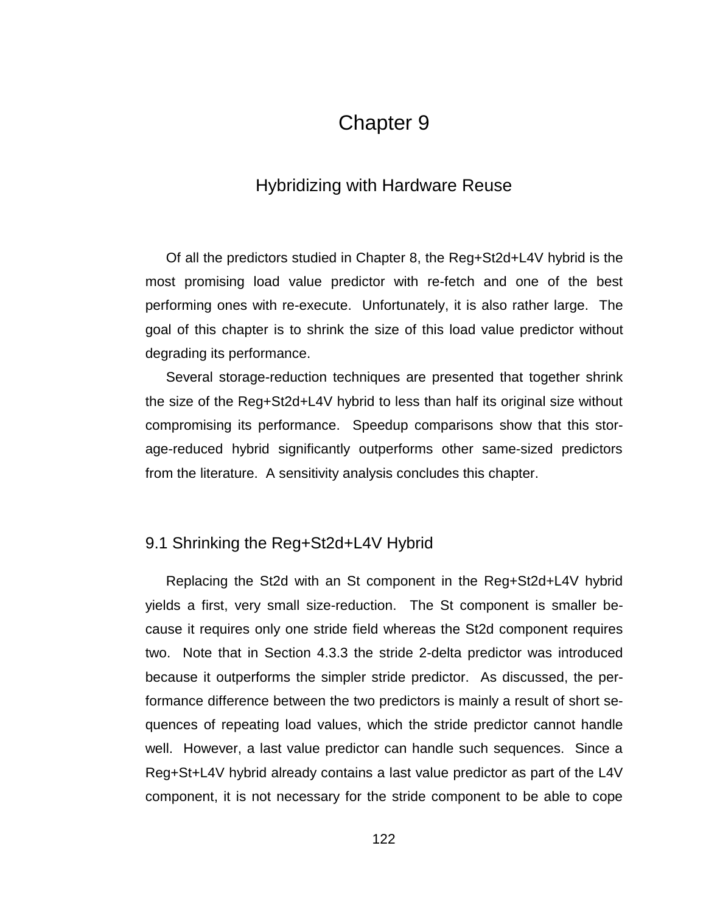# Chapter 9

## Hybridizing with Hardware Reuse

Of all the predictors studied in Chapter 8, the Reg+St2d+L4V hybrid is the most promising load value predictor with re-fetch and one of the best performing ones with re-execute. Unfortunately, it is also rather large. The goal of this chapter is to shrink the size of this load value predictor without degrading its performance.

Several storage-reduction techniques are presented that together shrink the size of the Reg+St2d+L4V hybrid to less than half its original size without compromising its performance. Speedup comparisons show that this storage-reduced hybrid significantly outperforms other same-sized predictors from the literature. A sensitivity analysis concludes this chapter.

### 9.1 Shrinking the Reg+St2d+L4V Hybrid

Replacing the St2d with an St component in the Reg+St2d+L4V hybrid yields a first, very small size-reduction. The St component is smaller because it requires only one stride field whereas the St2d component requires two. Note that in Section 4.3.3 the stride 2-delta predictor was introduced because it outperforms the simpler stride predictor. As discussed, the performance difference between the two predictors is mainly a result of short sequences of repeating load values, which the stride predictor cannot handle well. However, a last value predictor can handle such sequences. Since a Reg+St+L4V hybrid already contains a last value predictor as part of the L4V component, it is not necessary for the stride component to be able to cope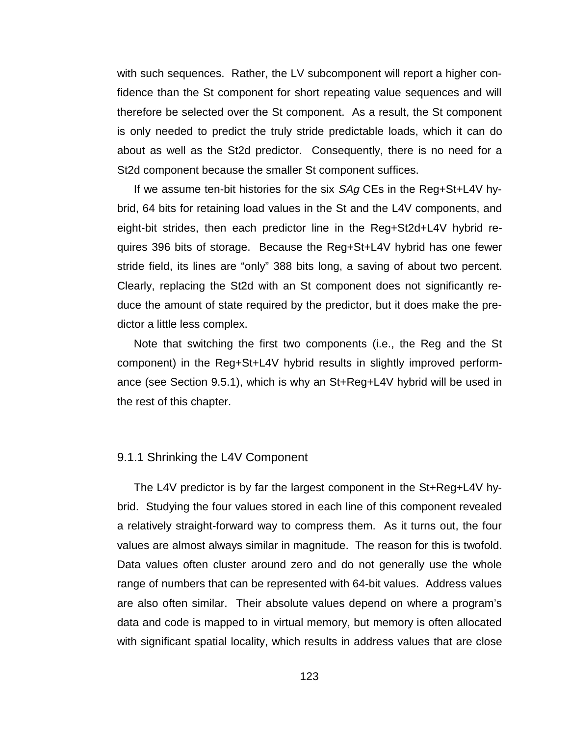with such sequences. Rather, the LV subcomponent will report a higher confidence than the St component for short repeating value sequences and will therefore be selected over the St component. As a result, the St component is only needed to predict the truly stride predictable loads, which it can do about as well as the St2d predictor. Consequently, there is no need for a St2d component because the smaller St component suffices.

If we assume ten-bit histories for the six *SAg* CEs in the Reg+St+L4V hybrid, 64 bits for retaining load values in the St and the L4V components, and eight-bit strides, then each predictor line in the Reg+St2d+L4V hybrid requires 396 bits of storage. Because the Reg+St+L4V hybrid has one fewer stride field, its lines are "only" 388 bits long, a saving of about two percent. Clearly, replacing the St2d with an St component does not significantly reduce the amount of state required by the predictor, but it does make the predictor a little less complex.

Note that switching the first two components (i.e., the Reg and the St component) in the Reg+St+L4V hybrid results in slightly improved performance (see Section 9.5.1), which is why an St+Reg+L4V hybrid will be used in the rest of this chapter.

### 9.1.1 Shrinking the L4V Component

The L4V predictor is by far the largest component in the St+Reg+L4V hybrid. Studying the four values stored in each line of this component revealed a relatively straight-forward way to compress them. As it turns out, the four values are almost always similar in magnitude. The reason for this is twofold. Data values often cluster around zero and do not generally use the whole range of numbers that can be represented with 64-bit values. Address values are also often similar. Their absolute values depend on where a program's data and code is mapped to in virtual memory, but memory is often allocated with significant spatial locality, which results in address values that are close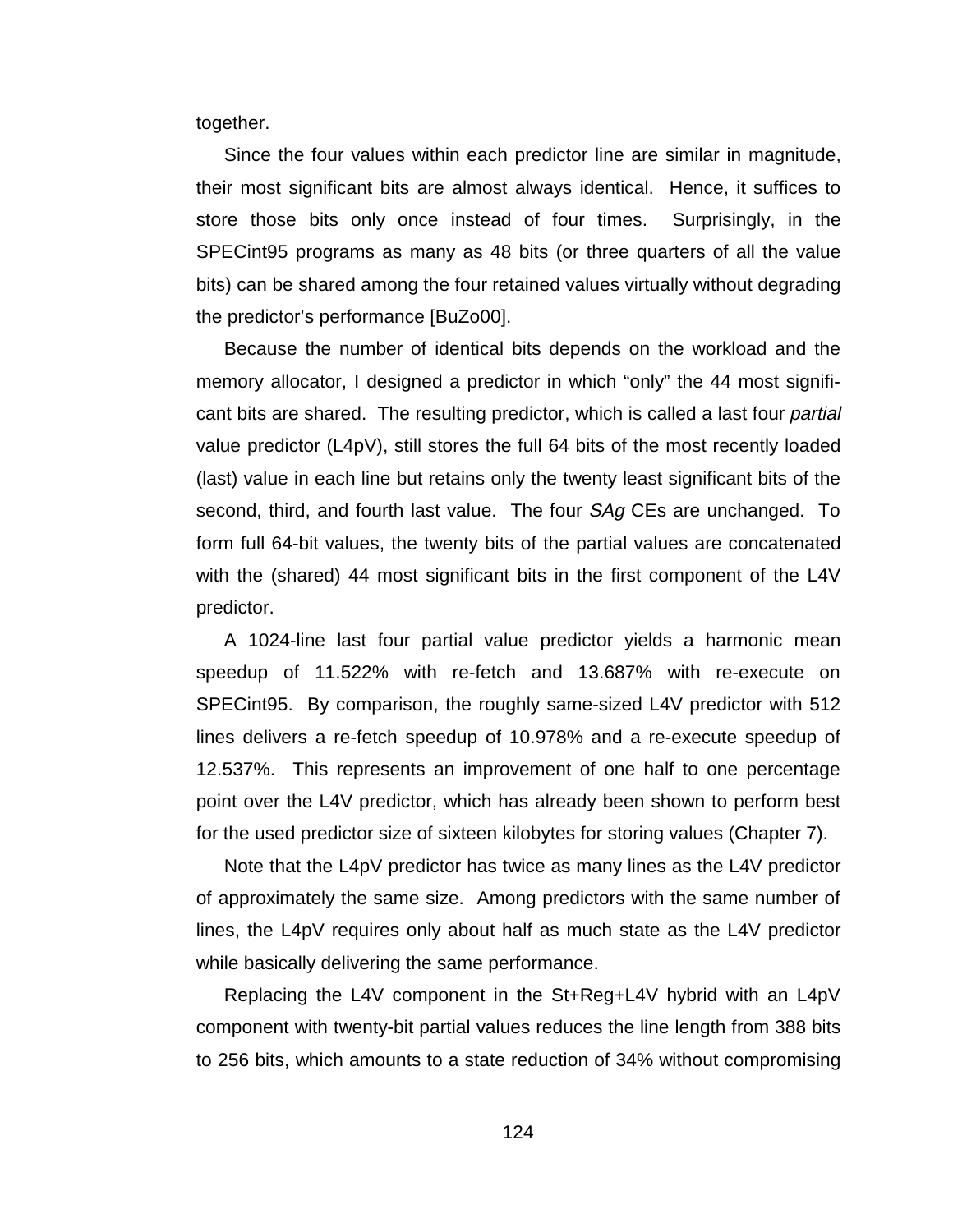together.

Since the four values within each predictor line are similar in magnitude, their most significant bits are almost always identical. Hence, it suffices to store those bits only once instead of four times. Surprisingly, in the SPECint95 programs as many as 48 bits (or three quarters of all the value bits) can be shared among the four retained values virtually without degrading the predictor's performance [BuZo00].

Because the number of identical bits depends on the workload and the memory allocator, I designed a predictor in which "only" the 44 most significant bits are shared. The resulting predictor, which is called a last four *partial* value predictor (L4pV), still stores the full 64 bits of the most recently loaded (last) value in each line but retains only the twenty least significant bits of the second, third, and fourth last value. The four *SAg* CEs are unchanged. To form full 64-bit values, the twenty bits of the partial values are concatenated with the (shared) 44 most significant bits in the first component of the L4V predictor.

A 1024-line last four partial value predictor yields a harmonic mean speedup of 11.522% with re-fetch and 13.687% with re-execute on SPECint95. By comparison, the roughly same-sized L4V predictor with 512 lines delivers a re-fetch speedup of 10.978% and a re-execute speedup of 12.537%. This represents an improvement of one half to one percentage point over the L4V predictor, which has already been shown to perform best for the used predictor size of sixteen kilobytes for storing values (Chapter 7).

Note that the L4pV predictor has twice as many lines as the L4V predictor of approximately the same size. Among predictors with the same number of lines, the L4pV requires only about half as much state as the L4V predictor while basically delivering the same performance.

Replacing the L4V component in the St+Reg+L4V hybrid with an L4pV component with twenty-bit partial values reduces the line length from 388 bits to 256 bits, which amounts to a state reduction of 34% without compromising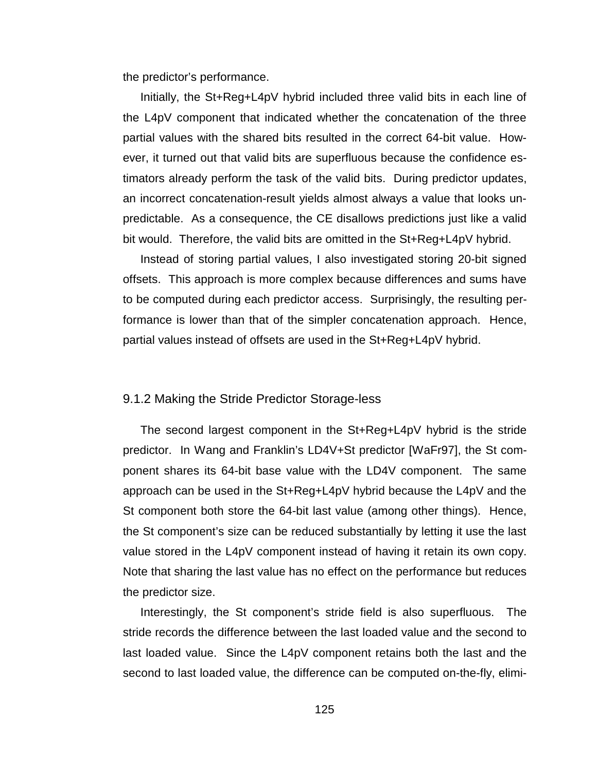the predictor's performance.

Initially, the St+Reg+L4pV hybrid included three valid bits in each line of the L4pV component that indicated whether the concatenation of the three partial values with the shared bits resulted in the correct 64-bit value. However, it turned out that valid bits are superfluous because the confidence estimators already perform the task of the valid bits. During predictor updates, an incorrect concatenation-result yields almost always a value that looks unpredictable. As a consequence, the CE disallows predictions just like a valid bit would. Therefore, the valid bits are omitted in the St+Reg+L4pV hybrid.

Instead of storing partial values, I also investigated storing 20-bit signed offsets. This approach is more complex because differences and sums have to be computed during each predictor access. Surprisingly, the resulting performance is lower than that of the simpler concatenation approach. Hence, partial values instead of offsets are used in the St+Reg+L4pV hybrid.

### 9.1.2 Making the Stride Predictor Storage-less

The second largest component in the St+Reg+L4pV hybrid is the stride predictor. In Wang and Franklin's LD4V+St predictor [WaFr97], the St component shares its 64-bit base value with the LD4V component. The same approach can be used in the St+Reg+L4pV hybrid because the L4pV and the St component both store the 64-bit last value (among other things). Hence, the St component's size can be reduced substantially by letting it use the last value stored in the L4pV component instead of having it retain its own copy. Note that sharing the last value has no effect on the performance but reduces the predictor size.

Interestingly, the St component's stride field is also superfluous. The stride records the difference between the last loaded value and the second to last loaded value. Since the L4pV component retains both the last and the second to last loaded value, the difference can be computed on-the-fly, elimi-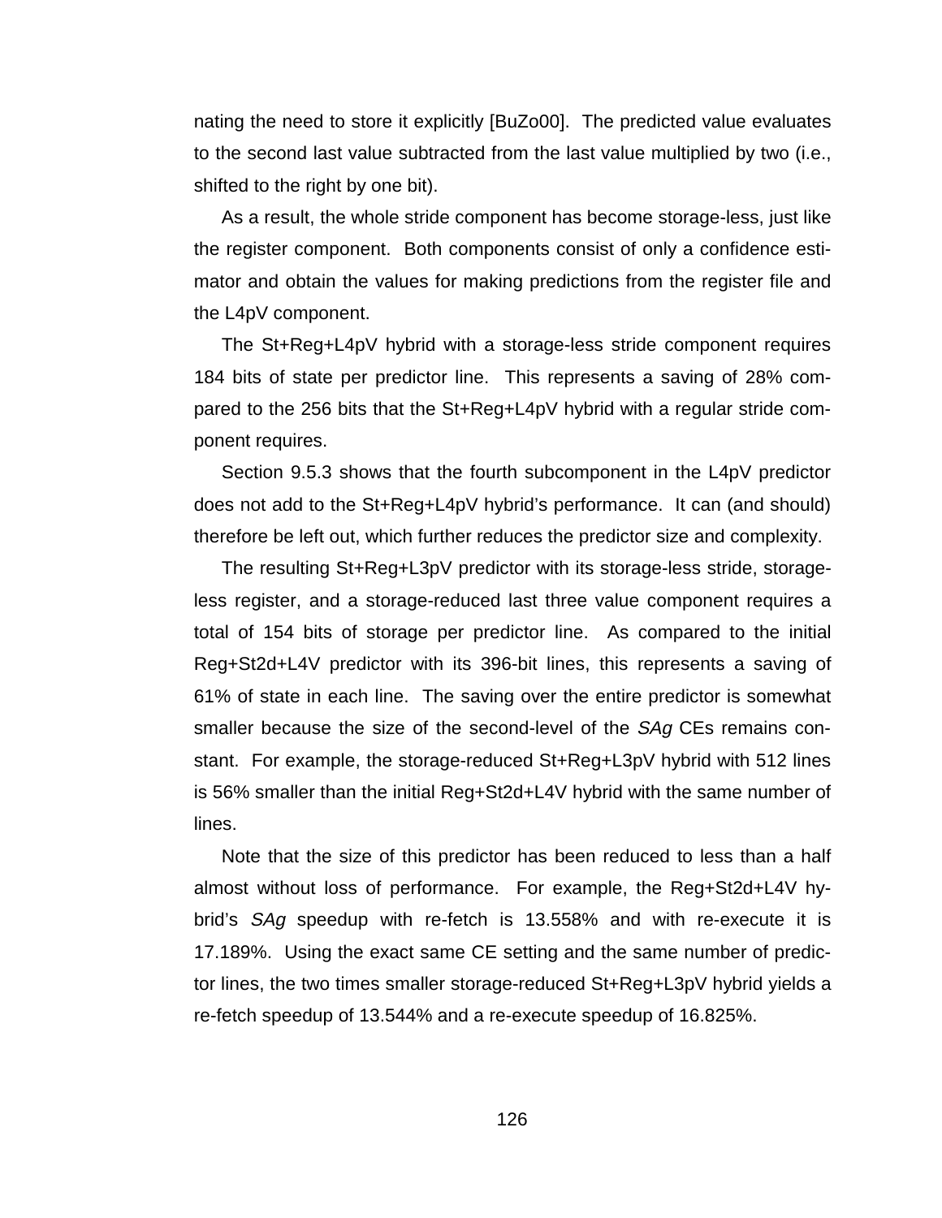nating the need to store it explicitly [BuZo00]. The predicted value evaluates to the second last value subtracted from the last value multiplied by two (i.e., shifted to the right by one bit).

As a result, the whole stride component has become storage-less, just like the register component. Both components consist of only a confidence estimator and obtain the values for making predictions from the register file and the L4pV component.

The St+Reg+L4pV hybrid with a storage-less stride component requires 184 bits of state per predictor line. This represents a saving of 28% compared to the 256 bits that the St+Reg+L4pV hybrid with a regular stride component requires.

Section 9.5.3 shows that the fourth subcomponent in the L4pV predictor does not add to the St+Reg+L4pV hybrid's performance. It can (and should) therefore be left out, which further reduces the predictor size and complexity.

The resulting St+Reg+L3pV predictor with its storage-less stride, storage-less register, and a storage-reduced last three value component requires a total of 154 bits of storage per predictor line. As compared to the initial Reg+St2d+L4V predictor with its 396-bit lines, this represents a saving of 61% of state in each line. The saving over the entire predictor is somewhat smaller because the size of the second-level of the *SAg* CEs remains constant. For example, the storage-reduced St+Reg+L3pV hybrid with 512 lines is 56% smaller than the initial Reg+St2d+L4V hybrid with the same number of lines.

Note that the size of this predictor has been reduced to less than a half almost without loss of performance. For example, the Reg+St2d+L4V hybrid's *SAg* speedup with re-fetch is 13.558% and with re-execute it is 17.189%. Using the exact same CE setting and the same number of predictor lines, the two times smaller storage-reduced St+Reg+L3pV hybrid yields a re-fetch speedup of 13.544% and a re-execute speedup of 16.825%.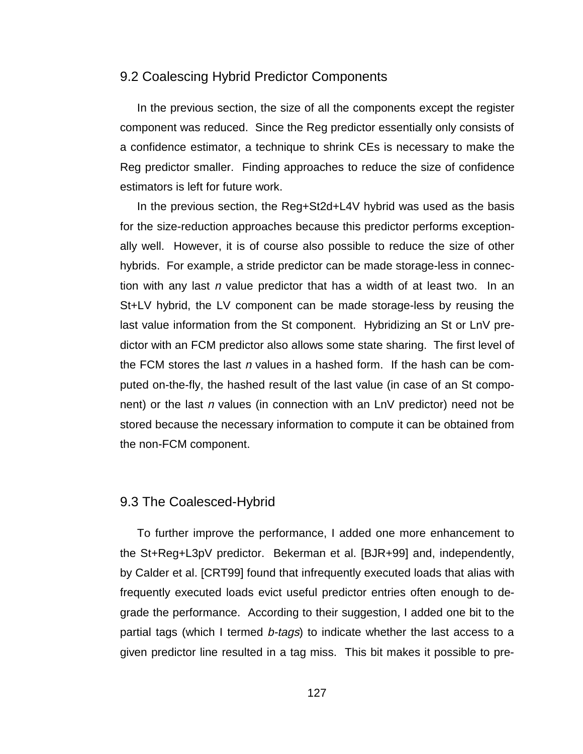## 9.2 Coalescing Hybrid Predictor Components

In the previous section, the size of all the components except the register component was reduced. Since the Reg predictor essentially only consists of a confidence estimator, a technique to shrink CEs is necessary to make the Reg predictor smaller. Finding approaches to reduce the size of confidence estimators is left for future work.

In the previous section, the Reg+St2d+L4V hybrid was used as the basis for the size-reduction approaches because this predictor performs exceptionally well. However, it is of course also possible to reduce the size of other hybrids. For example, a stride predictor can be made storage-less in connection with any last *n* value predictor that has a width of at least two. In an St+LV hybrid, the LV component can be made storage-less by reusing the last value information from the St component. Hybridizing an St or LnV predictor with an FCM predictor also allows some state sharing. The first level of the FCM stores the last *n* values in a hashed form. If the hash can be computed on-the-fly, the hashed result of the last value (in case of an St component) or the last *n* values (in connection with an LnV predictor) need not be stored because the necessary information to compute it can be obtained from the non-FCM component.

## 9.3 The Coalesced-Hybrid

To further improve the performance, I added one more enhancement to the St+Reg+L3pV predictor. Bekerman et al. [BJR+99] and, independently, by Calder et al. [CRT99] found that infrequently executed loads that alias with frequently executed loads evict useful predictor entries often enough to degrade the performance. According to their suggestion, I added one bit to the partial tags (which I termed *b-tags*) to indicate whether the last access to a given predictor line resulted in a tag miss. This bit makes it possible to pre-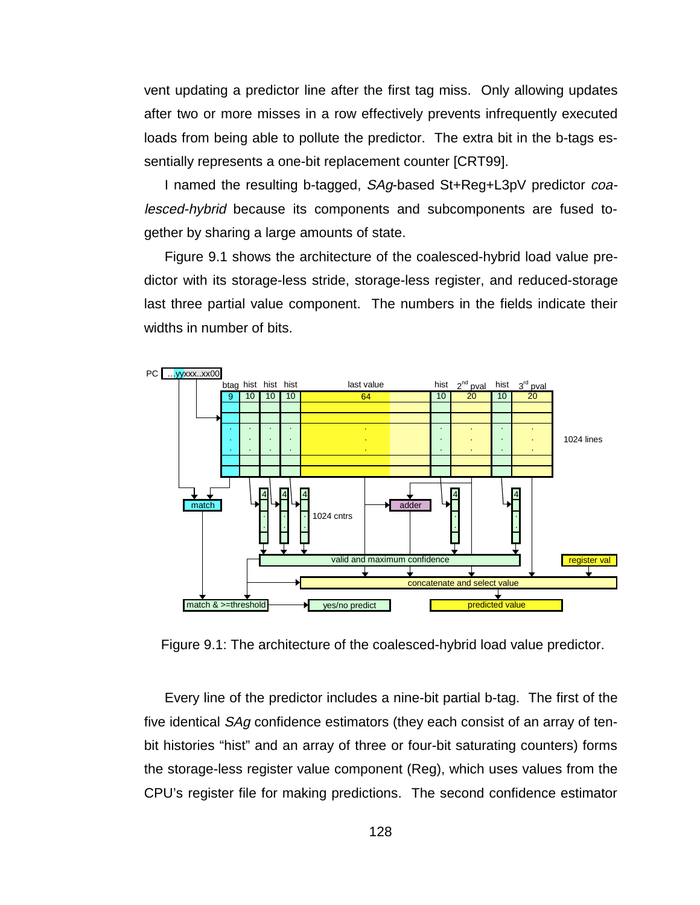vent updating a predictor line after the first tag miss. Only allowing updates after two or more misses in a row effectively prevents infrequently executed loads from being able to pollute the predictor. The extra bit in the b-tags essentially represents a one-bit replacement counter [CRT99].

I named the resulting b-tagged, *SAg*-based St+Reg+L3pV predictor *coalesced-hybrid* because its components and subcomponents are fused together by sharing a large amounts of state.

Figure 9.1 shows the architecture of the coalesced-hybrid load value predictor with its storage-less stride, storage-less register, and reduced-storage last three partial value component. The numbers in the fields indicate their widths in number of bits.

Figure 9.1: The architecture of the coalesced-hybrid load value predictor.

Every line of the predictor includes a nine-bit partial b-tag. The first of the five identical *SAg* confidence estimators (they each consist of an array of ten-bit histories "hist" and an array of three or four-bit saturating counters) forms the storage-less register value component (Reg), which uses values from the CPU's register file for making predictions. The second confidence estimator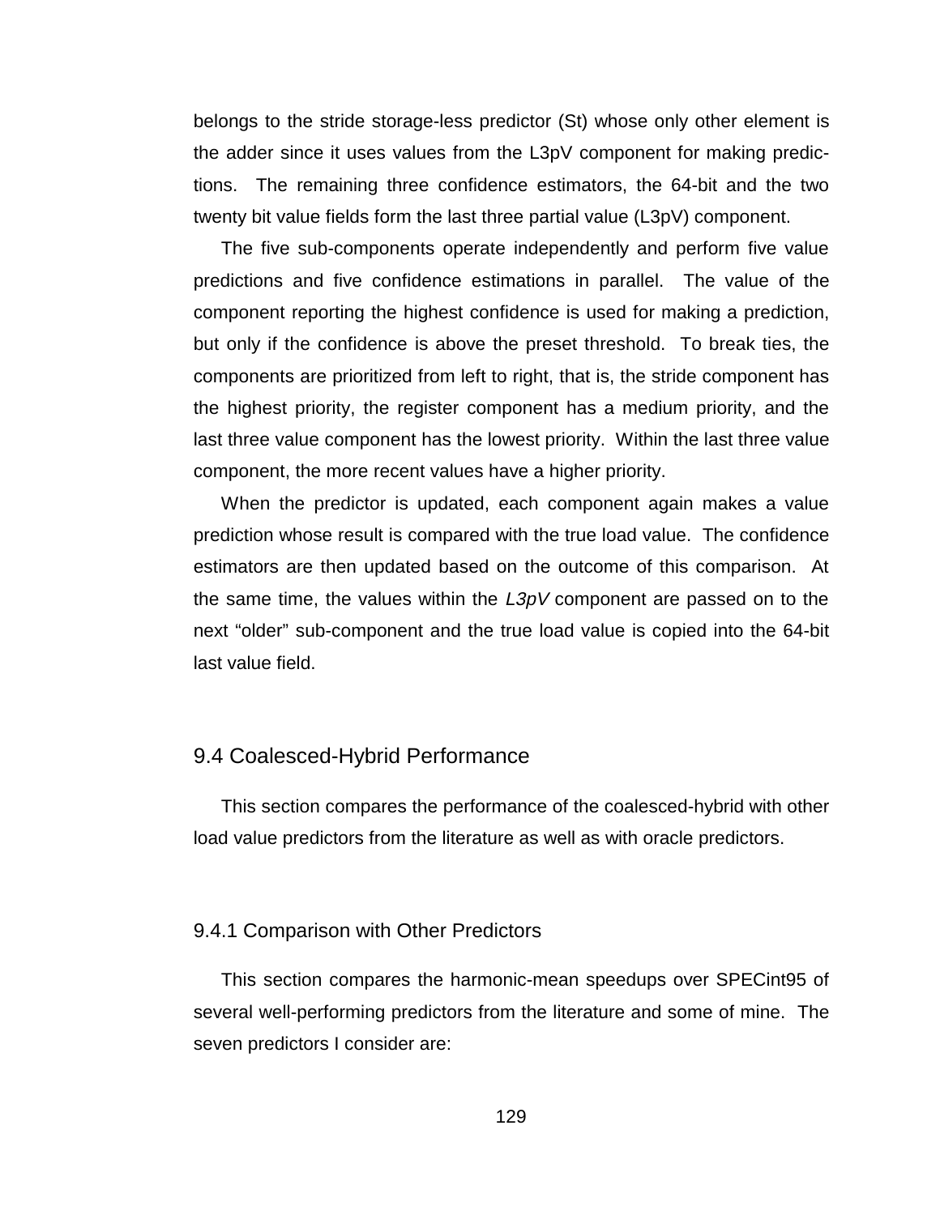belongs to the stride storage-less predictor (St) whose only other element is the adder since it uses values from the L3pV component for making predictions. The remaining three confidence estimators, the 64-bit and the two twenty bit value fields form the last three partial value (L3pV) component.

The five sub-components operate independently and perform five value predictions and five confidence estimations in parallel. The value of the component reporting the highest confidence is used for making a prediction, but only if the confidence is above the preset threshold. To break ties, the components are prioritized from left to right, that is, the stride component has the highest priority, the register component has a medium priority, and the last three value component has the lowest priority. Within the last three value component, the more recent values have a higher priority.

When the predictor is updated, each component again makes a value prediction whose result is compared with the true load value. The confidence estimators are then updated based on the outcome of this comparison. At the same time, the values within the *L3pV* component are passed on to the next "older" sub-component and the true load value is copied into the 64-bit last value field.

## 9.4 Coalesced-Hybrid Performance

This section compares the performance of the coalesced-hybrid with other load value predictors from the literature as well as with oracle predictors.

### 9.4.1 Comparison with Other Predictors

This section compares the harmonic-mean speedups over SPECint95 of several well-performing predictors from the literature and some of mine. The seven predictors I consider are: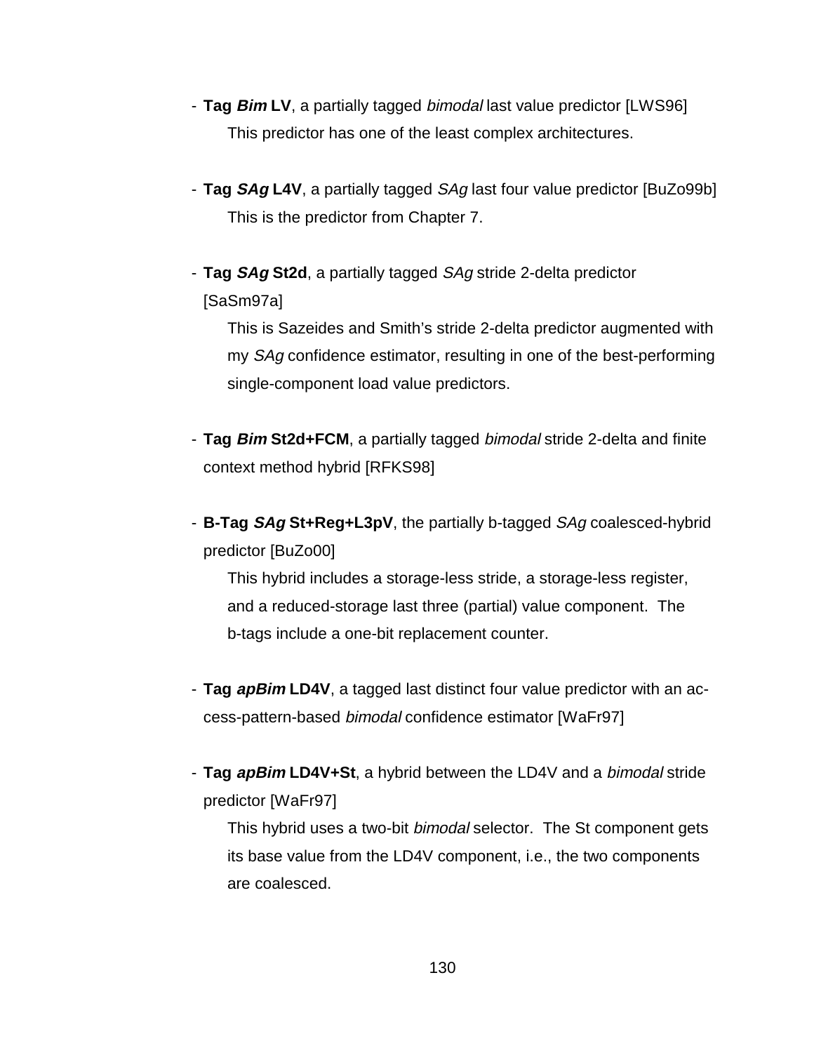- **Tag *Bim* LV**, a partially tagged *bimodal* last value predictor [LWS96]

  This predictor has one of the least complex architectures.

- **Tag *SAg* L4V**, a partially tagged *SAg* last four value predictor [BuZo99b]

  This is the predictor from Chapter 7.

- **Tag *SAg* St2d**, a partially tagged *SAg* stride 2-delta predictor [SaSm97a]

  This is Sazeides and Smith's stride 2-delta predictor augmented with my *SAg* confidence estimator, resulting in one of the best-performing single-component load value predictors.

- **Tag *Bim* St2d+FCM**, a partially tagged *bimodal* stride 2-delta and finite context method hybrid [RFKS98]

- **B-Tag *SAg* St+Reg+L3pV**, the partially b-tagged *SAg* coalesced-hybrid predictor [BuZo00]

  This hybrid includes a storage-less stride, a storage-less register, and a reduced-storage last three (partial) value component. The b-tags include a one-bit replacement counter.

- **Tag *apBim* LD4V**, a tagged last distinct four value predictor with an access-pattern-based *bimodal* confidence estimator [WaFr97]

- **Tag *apBim* LD4V+St**, a hybrid between the LD4V and a *bimodal* stride predictor [WaFr97]

  This hybrid uses a two-bit *bimodal* selector. The St component gets its base value from the LD4V component, i.e., the two components are coalesced.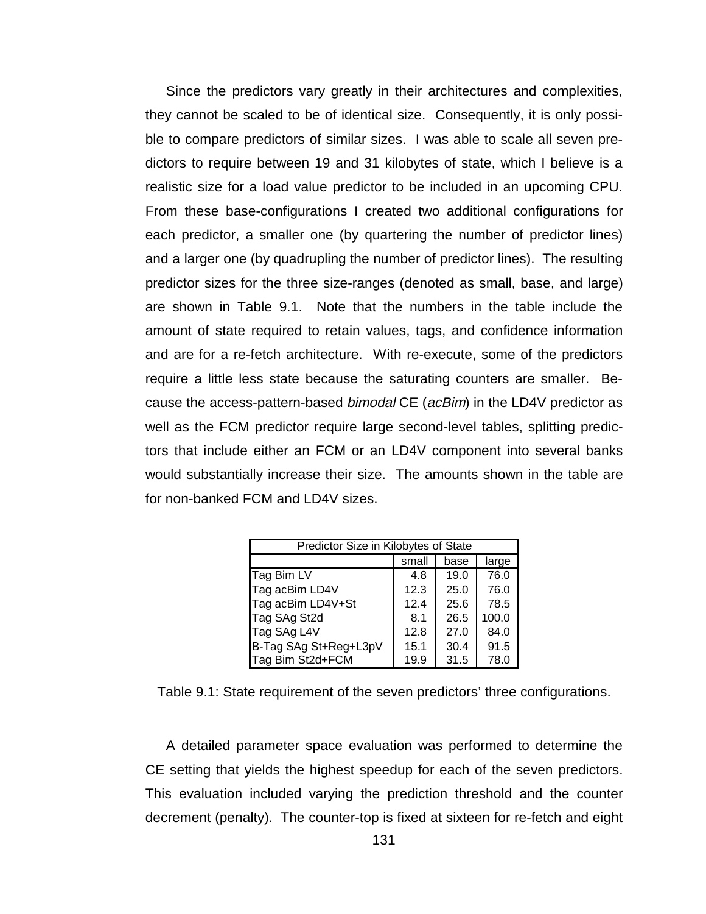Since the predictors vary greatly in their architectures and complexities, they cannot be scaled to be of identical size. Consequently, it is only possible to compare predictors of similar sizes. I was able to scale all seven predictors to require between 19 and 31 kilobytes of state, which I believe is a realistic size for a load value predictor to be included in an upcoming CPU. From these base-configurations I created two additional configurations for each predictor, a smaller one (by quartering the number of predictor lines) and a larger one (by quadrupling the number of predictor lines). The resulting predictor sizes for the three size-ranges (denoted as small, base, and large) are shown in Table 9.1. Note that the numbers in the table include the amount of state required to retain values, tags, and confidence information and are for a re-fetch architecture. With re-execute, some of the predictors require a little less state because the saturating counters are smaller. Because the access-pattern-based *bimodal* CE (*acBim*) in the LD4V predictor as well as the FCM predictor require large second-level tables, splitting predictors that include either an FCM or an LD4V component into several banks would substantially increase their size. The amounts shown in the table are for non-banked FCM and LD4V sizes.

| Predictor Size in Kilobytes of State | | | |
|---|---|---|---|
| | small | base | large |
| Tag Bim LV | 4.8 | 19.0 | 76.0 |
| Tag acBim LD4V | 12.3 | 25.0 | 76.0 |
| Tag acBim LD4V+St | 12.4 | 25.6 | 78.5 |
| Tag SAg St2d | 8.1 | 26.5 | 100.0 |
| Tag SAg L4V | 12.8 | 27.0 | 84.0 |
| B-Tag SAg St+Reg+L3pV | 15.1 | 30.4 | 91.5 |
| Tag Bim St2d+FCM | 19.9 | 31.5 | 78.0 |

Table 9.1: State requirement of the seven predictors' three configurations.

A detailed parameter space evaluation was performed to determine the CE setting that yields the highest speedup for each of the seven predictors. This evaluation included varying the prediction threshold and the counter decrement (penalty). The counter-top is fixed at sixteen for re-fetch and eight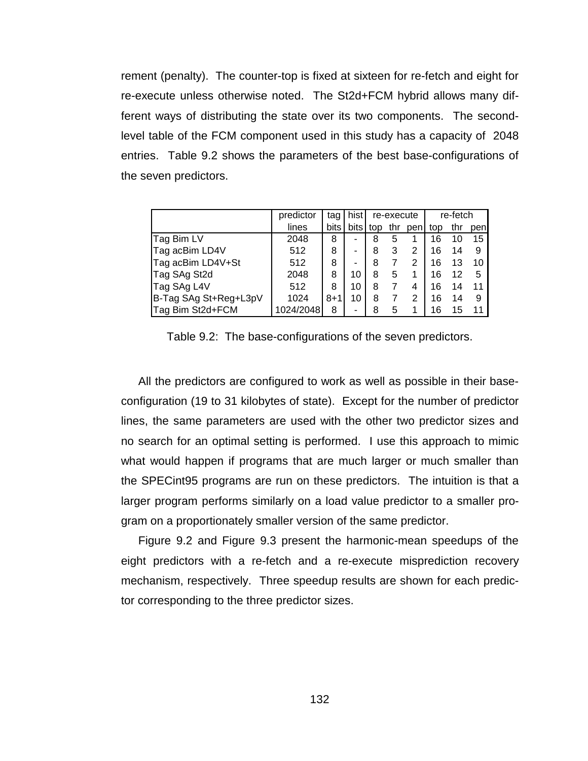rement (penalty). The counter-top is fixed at sixteen for re-fetch and eight for re-execute unless otherwise noted. The St2d+FCM hybrid allows many different ways of distributing the state over its two components. The second-level table of the FCM component used in this study has a capacity of 2048 entries. Table 9.2 shows the parameters of the best base-configurations of the seven predictors.

| | predictor lines | tag bits | hist bits | re-execute top | re-execute thr | re-execute pen | re-fetch top | re-fetch thr | re-fetch pen |
|---|---|---|---|---|---|---|---|---|---|
| Tag Bim LV | 2048 | 8 | - | 8 | 5 | 1 | 16 | 10 | 15 |
| Tag acBim LD4V | 512 | 8 | - | 8 | 3 | 2 | 16 | 14 | 9 |
| Tag acBim LD4V+St | 512 | 8 | - | 8 | 7 | 2 | 16 | 13 | 10 |
| Tag SAg St2d | 2048 | 8 | 10 | 8 | 5 | 1 | 16 | 12 | 5 |
| Tag SAg L4V | 512 | 8 | 10 | 8 | 7 | 4 | 16 | 14 | 11 |
| B-Tag SAg St+Reg+L3pV | 1024 | 8+1 | 10 | 8 | 7 | 2 | 16 | 14 | 9 |
| Tag Bim St2d+FCM | 1024/2048 | 8 | - | 8 | 5 | 1 | 16 | 15 | 11 |

Table 9.2: The base-configurations of the seven predictors.

All the predictors are configured to work as well as possible in their base-configuration (19 to 31 kilobytes of state). Except for the number of predictor lines, the same parameters are used with the other two predictor sizes and no search for an optimal setting is performed. I use this approach to mimic what would happen if programs that are much larger or much smaller than the SPECint95 programs are run on these predictors. The intuition is that a larger program performs similarly on a load value predictor to a smaller program on a proportionately smaller version of the same predictor.

Figure 9.2 and Figure 9.3 present the harmonic-mean speedups of the eight predictors with a re-fetch and a re-execute misprediction recovery mechanism, respectively. Three speedup results are shown for each predictor corresponding to the three predictor sizes.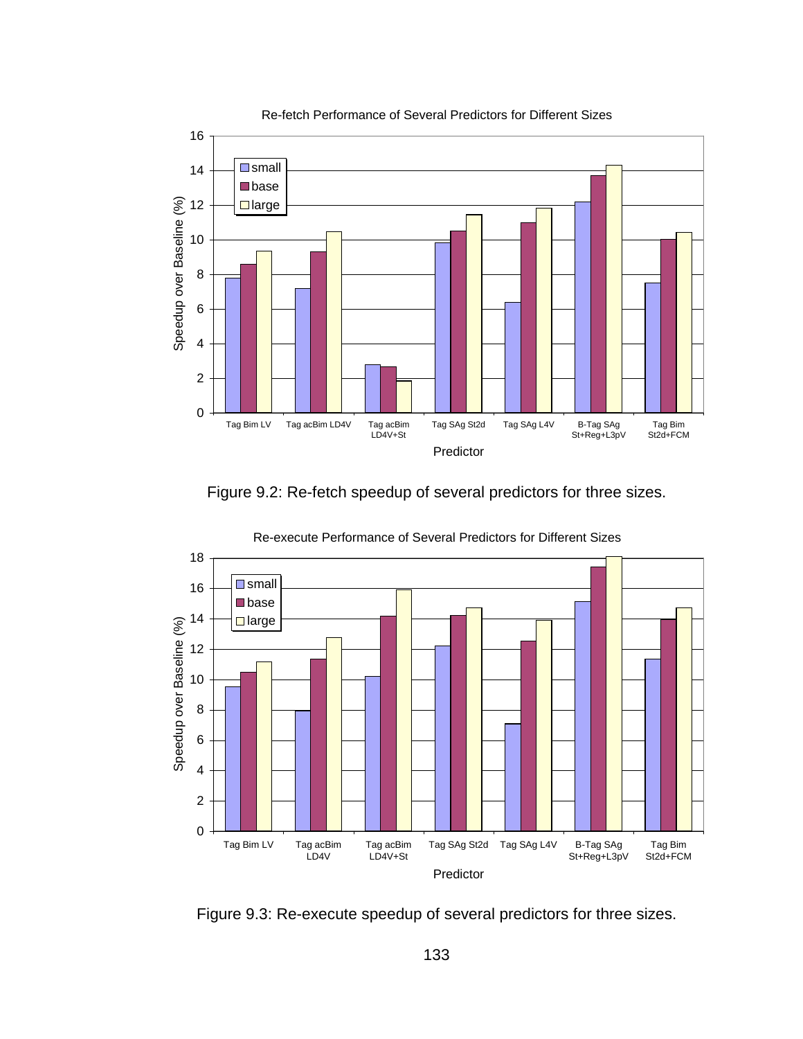Figure 9.2: Re-fetch speedup of several predictors for three sizes.

Figure 9.3: Re-execute speedup of several predictors for three sizes.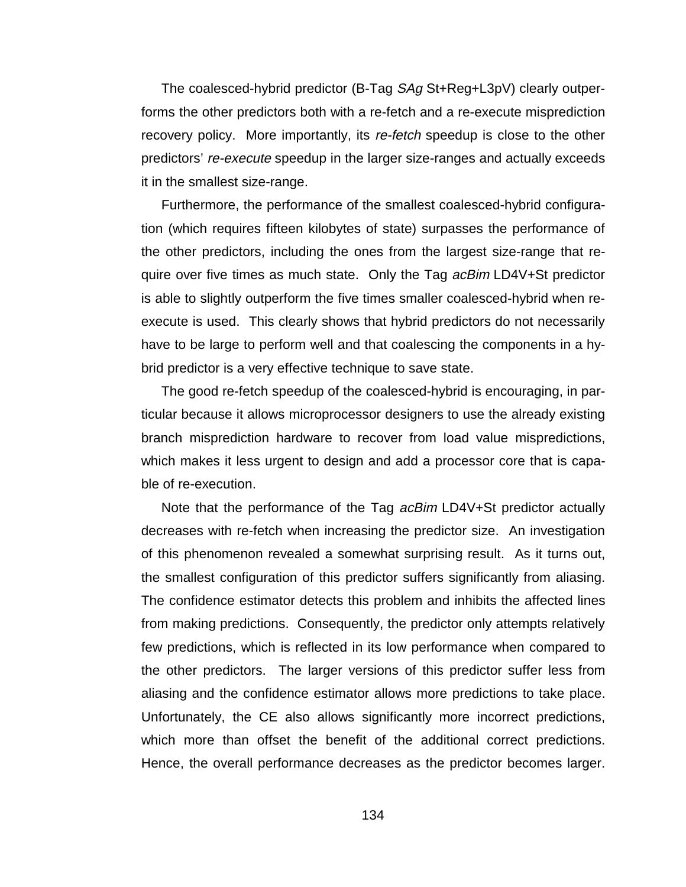The coalesced-hybrid predictor (B-Tag *SAg* St+Reg+L3pV) clearly outperforms the other predictors both with a re-fetch and a re-execute misprediction recovery policy. More importantly, its *re-fetch* speedup is close to the other predictors' *re-execute* speedup in the larger size-ranges and actually exceeds it in the smallest size-range.

Furthermore, the performance of the smallest coalesced-hybrid configuration (which requires fifteen kilobytes of state) surpasses the performance of the other predictors, including the ones from the largest size-range that require over five times as much state. Only the Tag *acBim* LD4V+St predictor is able to slightly outperform the five times smaller coalesced-hybrid when re-execute is used. This clearly shows that hybrid predictors do not necessarily have to be large to perform well and that coalescing the components in a hybrid predictor is a very effective technique to save state.

The good re-fetch speedup of the coalesced-hybrid is encouraging, in particular because it allows microprocessor designers to use the already existing branch misprediction hardware to recover from load value mispredictions, which makes it less urgent to design and add a processor core that is capable of re-execution.

Note that the performance of the Tag *acBim* LD4V+St predictor actually decreases with re-fetch when increasing the predictor size. An investigation of this phenomenon revealed a somewhat surprising result. As it turns out, the smallest configuration of this predictor suffers significantly from aliasing. The confidence estimator detects this problem and inhibits the affected lines from making predictions. Consequently, the predictor only attempts relatively few predictions, which is reflected in its low performance when compared to the other predictors. The larger versions of this predictor suffer less from aliasing and the confidence estimator allows more predictions to take place. Unfortunately, the CE also allows significantly more incorrect predictions, which more than offset the benefit of the additional correct predictions. Hence, the overall performance decreases as the predictor becomes larger.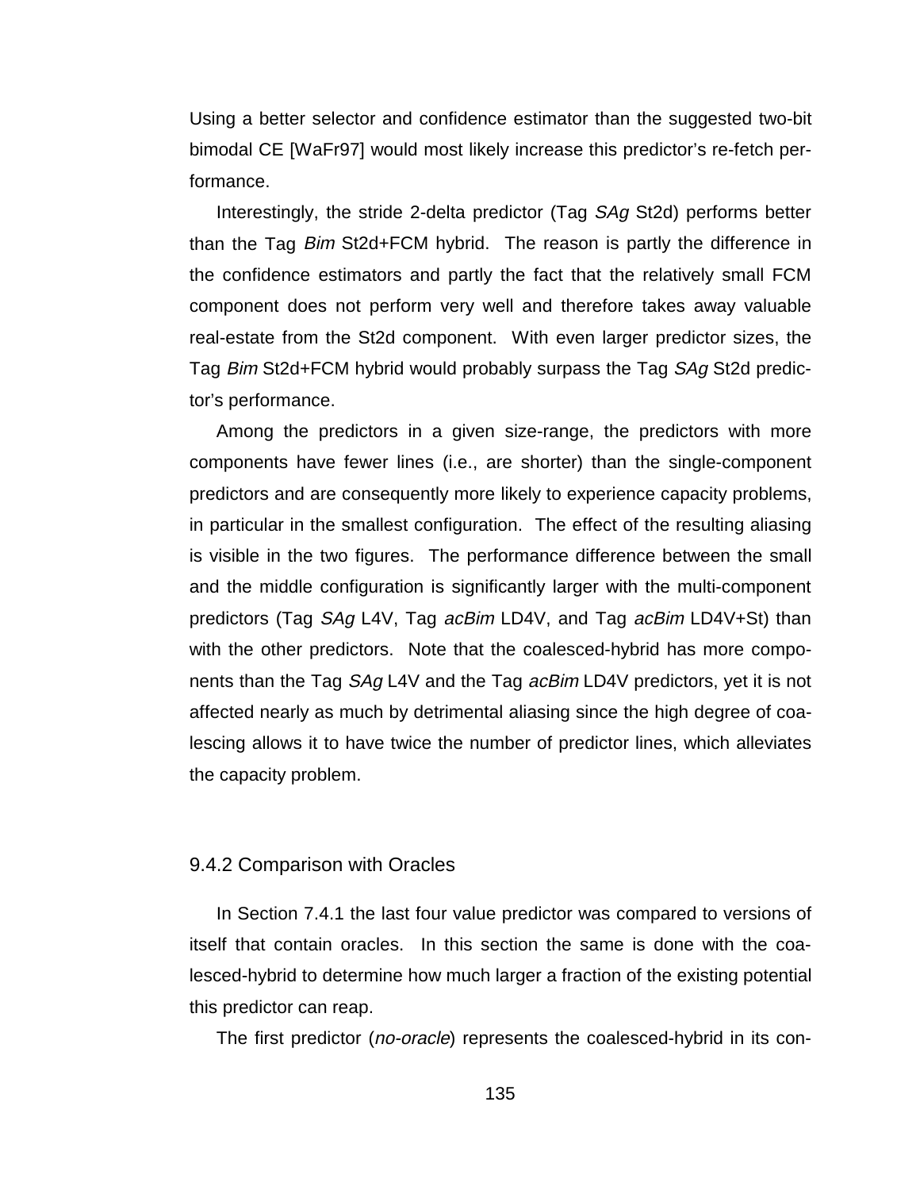Using a better selector and confidence estimator than the suggested two-bit bimodal CE [WaFr97] would most likely increase this predictor's re-fetch performance.

Interestingly, the stride 2-delta predictor (Tag *SAg* St2d) performs better than the Tag *Bim* St2d+FCM hybrid. The reason is partly the difference in the confidence estimators and partly the fact that the relatively small FCM component does not perform very well and therefore takes away valuable real-estate from the St2d component. With even larger predictor sizes, the Tag *Bim* St2d+FCM hybrid would probably surpass the Tag *SAg* St2d predictor's performance.

Among the predictors in a given size-range, the predictors with more components have fewer lines (i.e., are shorter) than the single-component predictors and are consequently more likely to experience capacity problems, in particular in the smallest configuration. The effect of the resulting aliasing is visible in the two figures. The performance difference between the small and the middle configuration is significantly larger with the multi-component predictors (Tag *SAg* L4V, Tag *acBim* LD4V, and Tag *acBim* LD4V+St) than with the other predictors. Note that the coalesced-hybrid has more components than the Tag *SAg* L4V and the Tag *acBim* LD4V predictors, yet it is not affected nearly as much by detrimental aliasing since the high degree of coalescing allows it to have twice the number of predictor lines, which alleviates the capacity problem.

### 9.4.2 Comparison with Oracles

In Section 7.4.1 the last four value predictor was compared to versions of itself that contain oracles. In this section the same is done with the coalesced-hybrid to determine how much larger a fraction of the existing potential this predictor can reap.

The first predictor (*no-oracle*) represents the coalesced-hybrid in its con-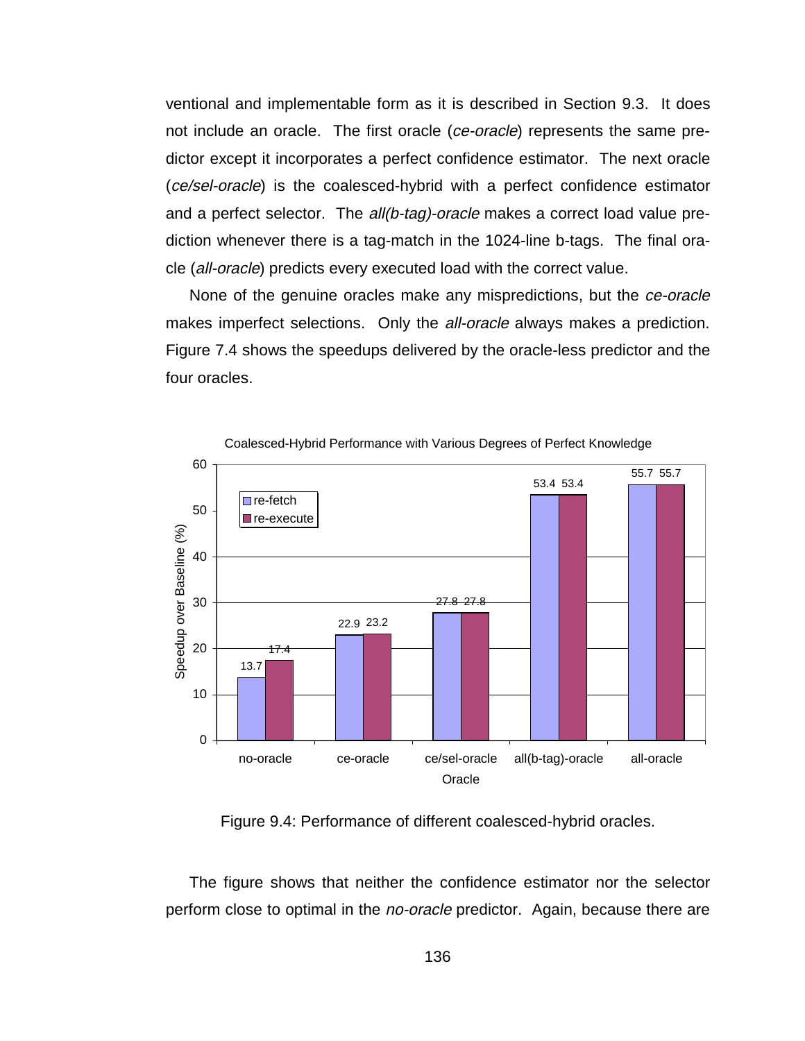ventional and implementable form as it is described in Section 9.3. It does not include an oracle. The first oracle (*ce-oracle*) represents the same predictor except it incorporates a perfect confidence estimator. The next oracle (*ce/sel-oracle*) is the coalesced-hybrid with a perfect confidence estimator and a perfect selector. The *all(b-tag)-oracle* makes a correct load value prediction whenever there is a tag-match in the 1024-line b-tags. The final oracle (*all-oracle*) predicts every executed load with the correct value.

None of the genuine oracles make any mispredictions, but the *ce-oracle* makes imperfect selections. Only the *all-oracle* always makes a prediction. Figure 7.4 shows the speedups delivered by the oracle-less predictor and the four oracles.

Coalesced-Hybrid Performance with Various Degrees of Perfect Knowledge

| Oracle | re-fetch | re-execute |
| --- | --- | --- |
| no-oracle | 13.7 | 17.4 |
| ce-oracle | 22.9 | 23.2 |
| ce/sel-oracle | 27.8 | 27.8 |
| all(b-tag)-oracle | 53.4 | 53.4 |
| all-oracle | 55.7 | 55.7 |

Figure 9.4: Performance of different coalesced-hybrid oracles.

The figure shows that neither the confidence estimator nor the selector perform close to optimal in the *no-oracle* predictor. Again, because there are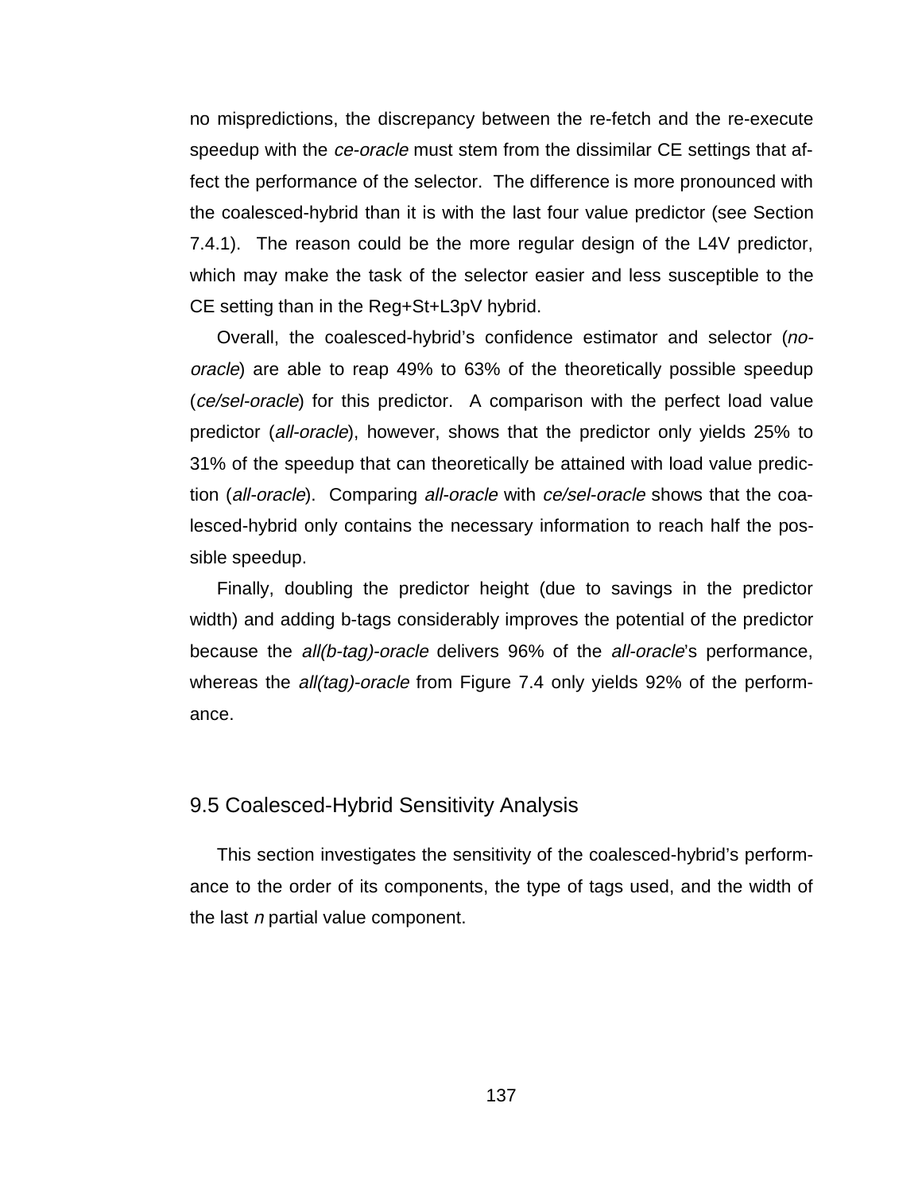no mispredictions, the discrepancy between the re-fetch and the re-execute speedup with the *ce-oracle* must stem from the dissimilar CE settings that affect the performance of the selector. The difference is more pronounced with the coalesced-hybrid than it is with the last four value predictor (see Section 7.4.1). The reason could be the more regular design of the L4V predictor, which may make the task of the selector easier and less susceptible to the CE setting than in the Reg+St+L3pV hybrid.

Overall, the coalesced-hybrid's confidence estimator and selector (*no-oracle*) are able to reap 49% to 63% of the theoretically possible speedup (*ce/sel-oracle*) for this predictor. A comparison with the perfect load value predictor (*all-oracle*), however, shows that the predictor only yields 25% to 31% of the speedup that can theoretically be attained with load value prediction (*all-oracle*). Comparing *all-oracle* with *ce/sel-oracle* shows that the coalesced-hybrid only contains the necessary information to reach half the possible speedup.

Finally, doubling the predictor height (due to savings in the predictor width) and adding b-tags considerably improves the potential of the predictor because the *all(b-tag)-oracle* delivers 96% of the *all-oracle*'s performance, whereas the *all(tag)-oracle* from Figure 7.4 only yields 92% of the performance.

## 9.5 Coalesced-Hybrid Sensitivity Analysis

This section investigates the sensitivity of the coalesced-hybrid's performance to the order of its components, the type of tags used, and the width of the last *n* partial value component.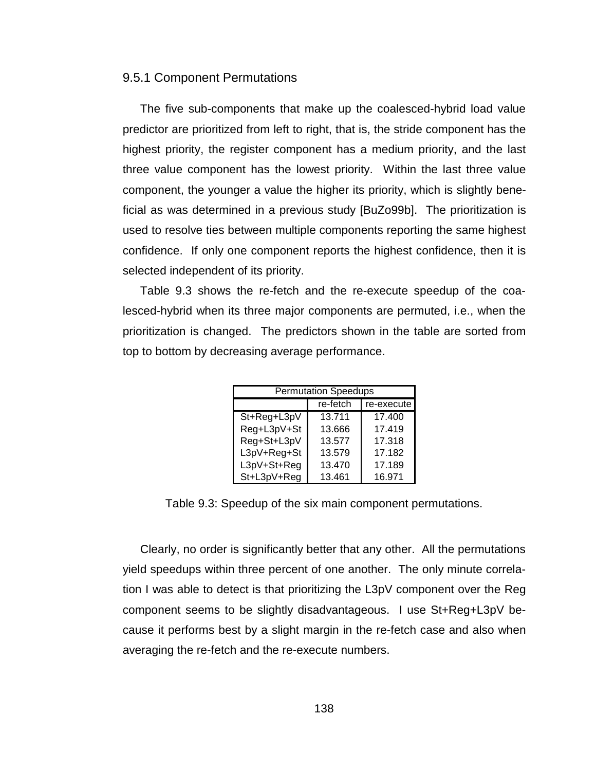### 9.5.1 Component Permutations

The five sub-components that make up the coalesced-hybrid load value predictor are prioritized from left to right, that is, the stride component has the highest priority, the register component has a medium priority, and the last three value component has the lowest priority. Within the last three value component, the younger a value the higher its priority, which is slightly beneficial as was determined in a previous study [BuZo99b]. The prioritization is used to resolve ties between multiple components reporting the same highest confidence. If only one component reports the highest confidence, then it is selected independent of its priority.

Table 9.3 shows the re-fetch and the re-execute speedup of the coalesced-hybrid when its three major components are permuted, i.e., when the prioritization is changed. The predictors shown in the table are sorted from top to bottom by decreasing average performance.

| Permutation Speedups | | |
|---|---|---|
| | re-fetch | re-execute |
| St+Reg+L3pV | 13.711 | 17.400 |
| Reg+L3pV+St | 13.666 | 17.419 |
| Reg+St+L3pV | 13.577 | 17.318 |
| L3pV+Reg+St | 13.579 | 17.182 |
| L3pV+St+Reg | 13.470 | 17.189 |
| St+L3pV+Reg | 13.461 | 16.971 |

Table 9.3: Speedup of the six main component permutations.

Clearly, no order is significantly better that any other. All the permutations yield speedups within three percent of one another. The only minute correlation I was able to detect is that prioritizing the L3pV component over the Reg component seems to be slightly disadvantageous. I use St+Reg+L3pV because it performs best by a slight margin in the re-fetch case and also when averaging the re-fetch and the re-execute numbers.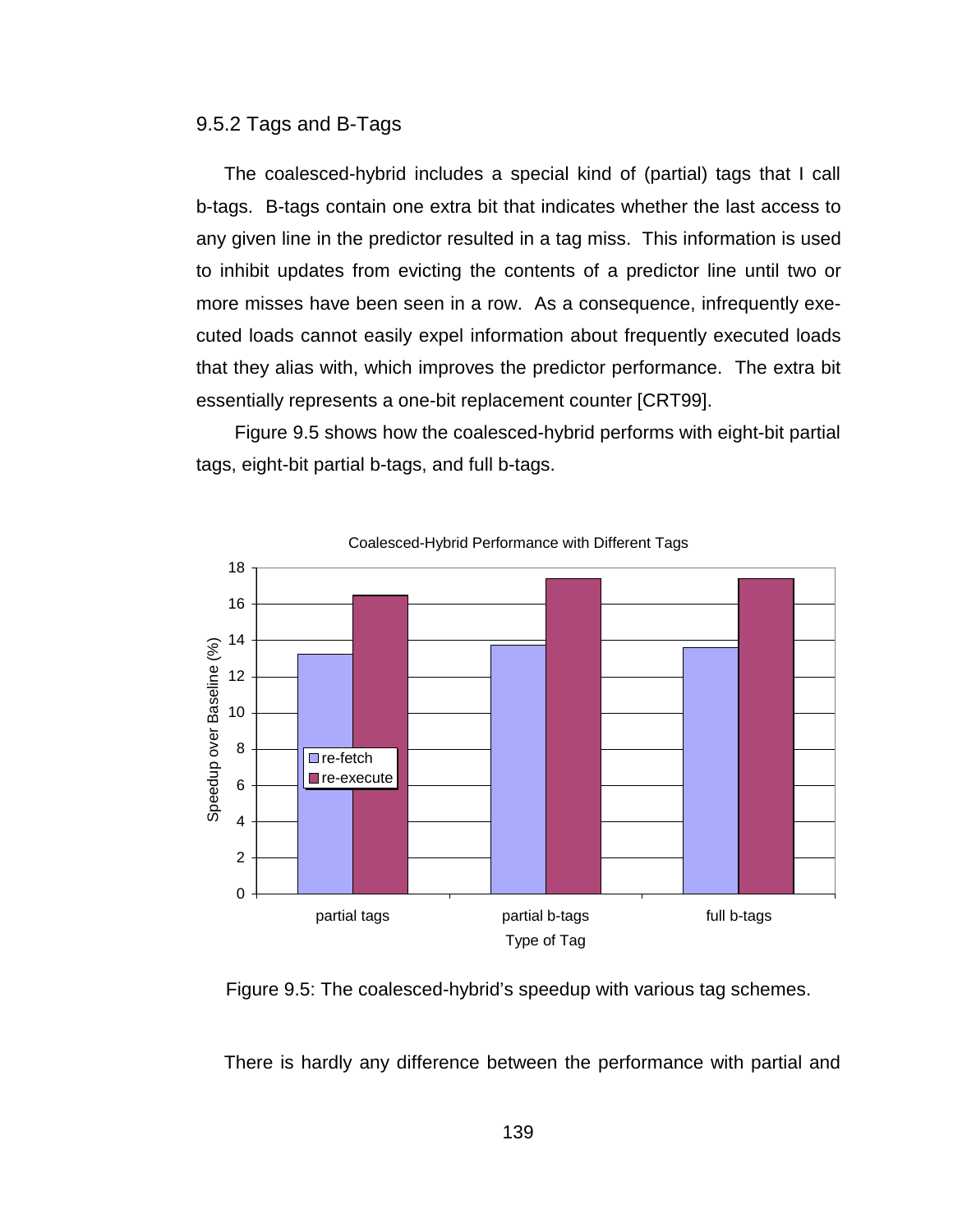### 9.5.2 Tags and B-Tags

The coalesced-hybrid includes a special kind of (partial) tags that I call b-tags. B-tags contain one extra bit that indicates whether the last access to any given line in the predictor resulted in a tag miss. This information is used to inhibit updates from evicting the contents of a predictor line until two or more misses have been seen in a row. As a consequence, infrequently executed loads cannot easily expel information about frequently executed loads that they alias with, which improves the predictor performance. The extra bit essentially represents a one-bit replacement counter [CRT99].

Figure 9.5 shows how the coalesced-hybrid performs with eight-bit partial tags, eight-bit partial b-tags, and full b-tags.

Figure 9.5: The coalesced-hybrid's speedup with various tag schemes.

There is hardly any difference between the performance with partial and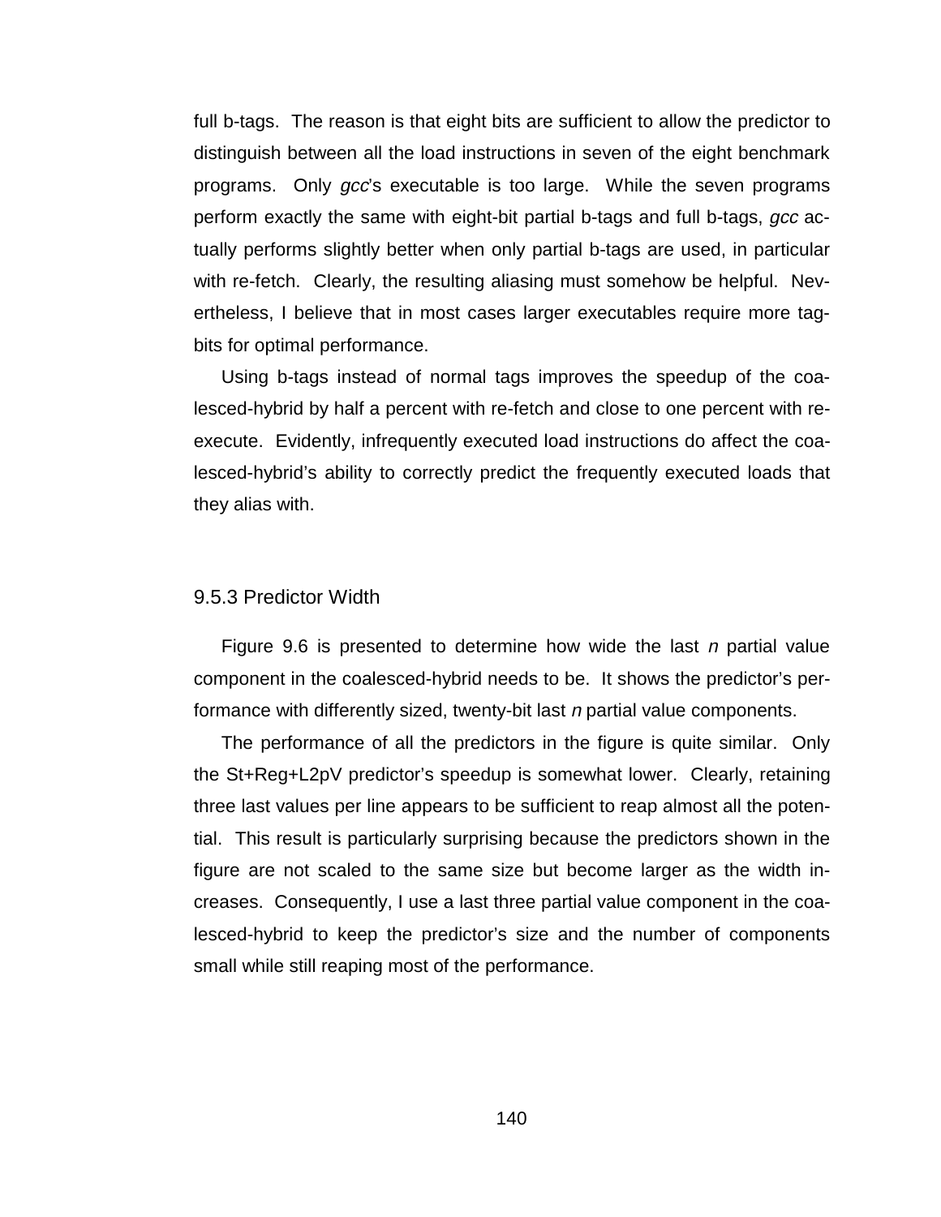full b-tags. The reason is that eight bits are sufficient to allow the predictor to distinguish between all the load instructions in seven of the eight benchmark programs. Only *gcc*'s executable is too large. While the seven programs perform exactly the same with eight-bit partial b-tags and full b-tags, *gcc* actually performs slightly better when only partial b-tags are used, in particular with re-fetch. Clearly, the resulting aliasing must somehow be helpful. Nevertheless, I believe that in most cases larger executables require more tag-bits for optimal performance.

Using b-tags instead of normal tags improves the speedup of the coalesced-hybrid by half a percent with re-fetch and close to one percent with re-execute. Evidently, infrequently executed load instructions do affect the coalesced-hybrid's ability to correctly predict the frequently executed loads that they alias with.

### 9.5.3 Predictor Width

Figure 9.6 is presented to determine how wide the last *n* partial value component in the coalesced-hybrid needs to be. It shows the predictor's performance with differently sized, twenty-bit last *n* partial value components.

The performance of all the predictors in the figure is quite similar. Only the St+Reg+L2pV predictor's speedup is somewhat lower. Clearly, retaining three last values per line appears to be sufficient to reap almost all the potential. This result is particularly surprising because the predictors shown in the figure are not scaled to the same size but become larger as the width increases. Consequently, I use a last three partial value component in the coalesced-hybrid to keep the predictor's size and the number of components small while still reaping most of the performance.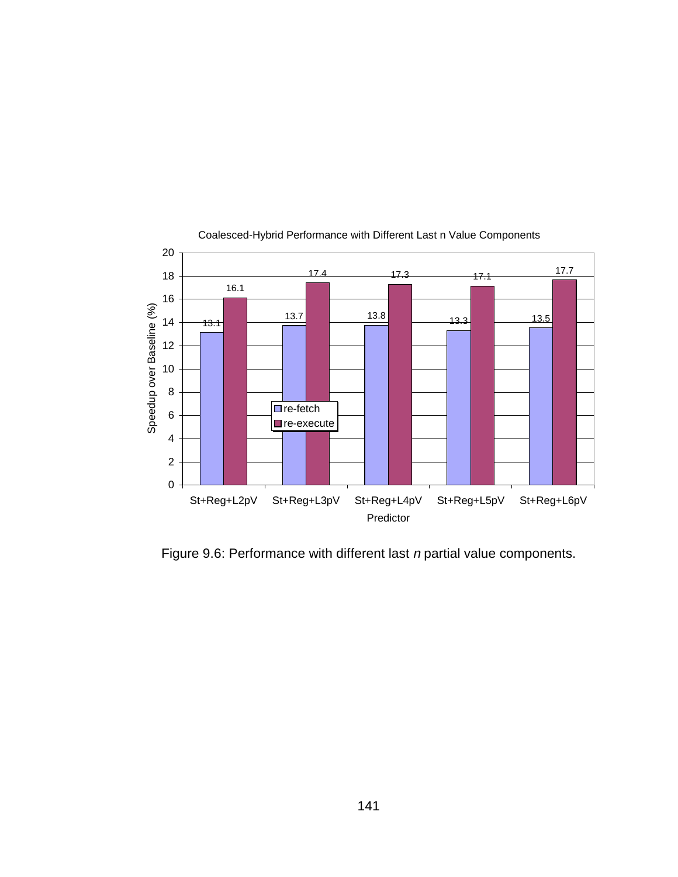Coalesced-Hybrid Performance with Different Last n Value Components

| Predictor | re-fetch | re-execute |
|---|---|---|
| St+Reg+L2pV | 13.1 | 16.1 |
| St+Reg+L3pV | 13.7 | 17.4 |
| St+Reg+L4pV | 13.8 | 17.3 |
| St+Reg+L5pV | 13.3 | 17.1 |
| St+Reg+L6pV | 13.5 | 17.7 |

Figure 9.6: Performance with different last *n* partial value components.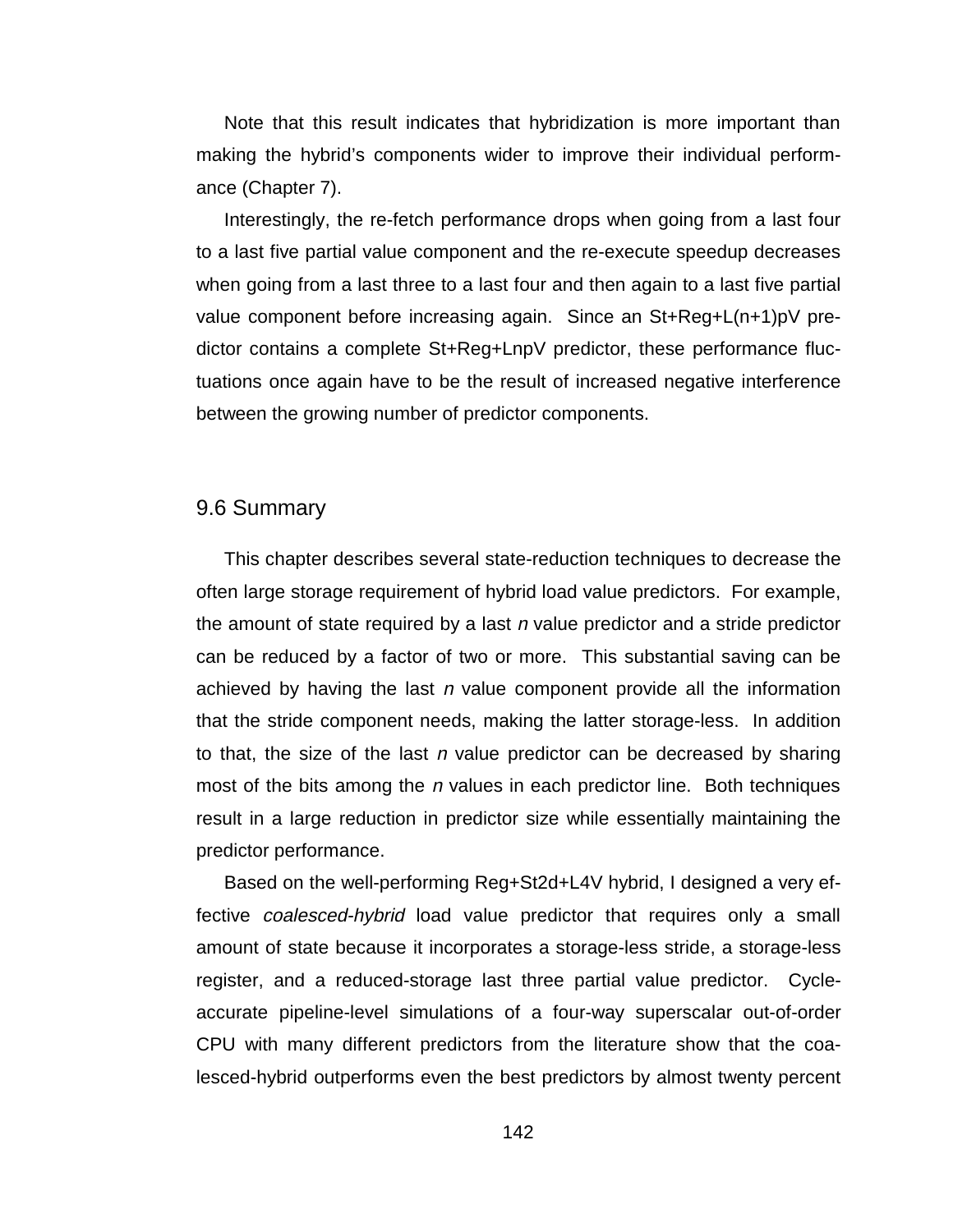Note that this result indicates that hybridization is more important than making the hybrid's components wider to improve their individual performance (Chapter 7).

Interestingly, the re-fetch performance drops when going from a last four to a last five partial value component and the re-execute speedup decreases when going from a last three to a last four and then again to a last five partial value component before increasing again. Since an St+Reg+L(n+1)pV predictor contains a complete St+Reg+LnpV predictor, these performance fluctuations once again have to be the result of increased negative interference between the growing number of predictor components.

## 9.6 Summary

This chapter describes several state-reduction techniques to decrease the often large storage requirement of hybrid load value predictors. For example, the amount of state required by a last *n* value predictor and a stride predictor can be reduced by a factor of two or more. This substantial saving can be achieved by having the last *n* value component provide all the information that the stride component needs, making the latter storage-less. In addition to that, the size of the last *n* value predictor can be decreased by sharing most of the bits among the *n* values in each predictor line. Both techniques result in a large reduction in predictor size while essentially maintaining the predictor performance.

Based on the well-performing Reg+St2d+L4V hybrid, I designed a very effective *coalesced-hybrid* load value predictor that requires only a small amount of state because it incorporates a storage-less stride, a storage-less register, and a reduced-storage last three partial value predictor. Cycle-accurate pipeline-level simulations of a four-way superscalar out-of-order CPU with many different predictors from the literature show that the coalesced-hybrid outperforms even the best predictors by almost twenty percent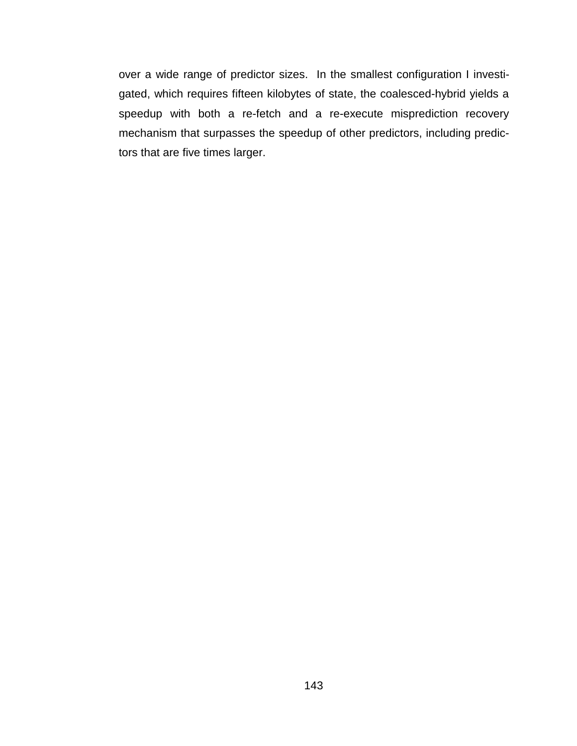over a wide range of predictor sizes. In the smallest configuration I investigated, which requires fifteen kilobytes of state, the coalesced-hybrid yields a speedup with both a re-fetch and a re-execute misprediction recovery mechanism that surpasses the speedup of other predictors, including predictors that are five times larger.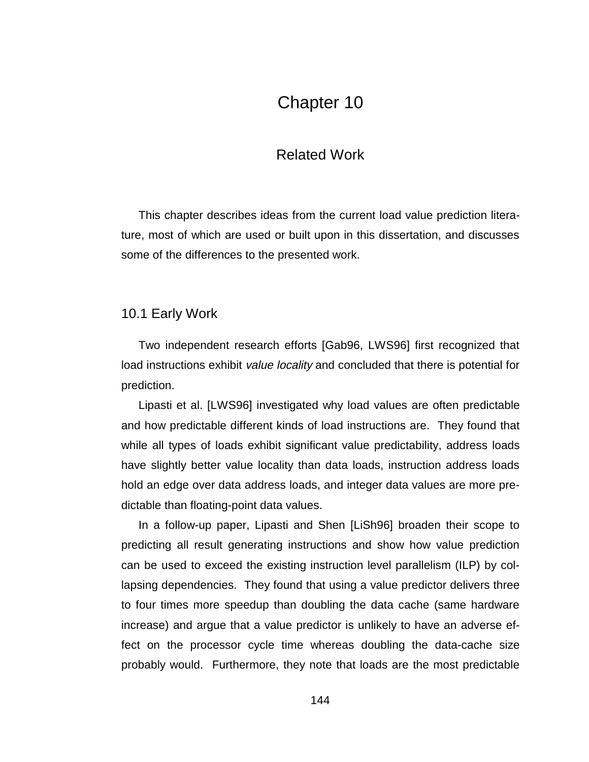# Chapter 10

## Related Work

This chapter describes ideas from the current load value prediction literature, most of which are used or built upon in this dissertation, and discusses some of the differences to the presented work.

### 10.1 Early Work

Two independent research efforts [Gab96, LWS96] first recognized that load instructions exhibit *value locality* and concluded that there is potential for prediction.

Lipasti et al. [LWS96] investigated why load values are often predictable and how predictable different kinds of load instructions are. They found that while all types of loads exhibit significant value predictability, address loads have slightly better value locality than data loads, instruction address loads hold an edge over data address loads, and integer data values are more predictable than floating-point data values.

In a follow-up paper, Lipasti and Shen [LiSh96] broaden their scope to predicting all result generating instructions and show how value prediction can be used to exceed the existing instruction level parallelism (ILP) by collapsing dependencies. They found that using a value predictor delivers three to four times more speedup than doubling the data cache (same hardware increase) and argue that a value predictor is unlikely to have an adverse effect on the processor cycle time whereas doubling the data-cache size probably would. Furthermore, they note that loads are the most predictable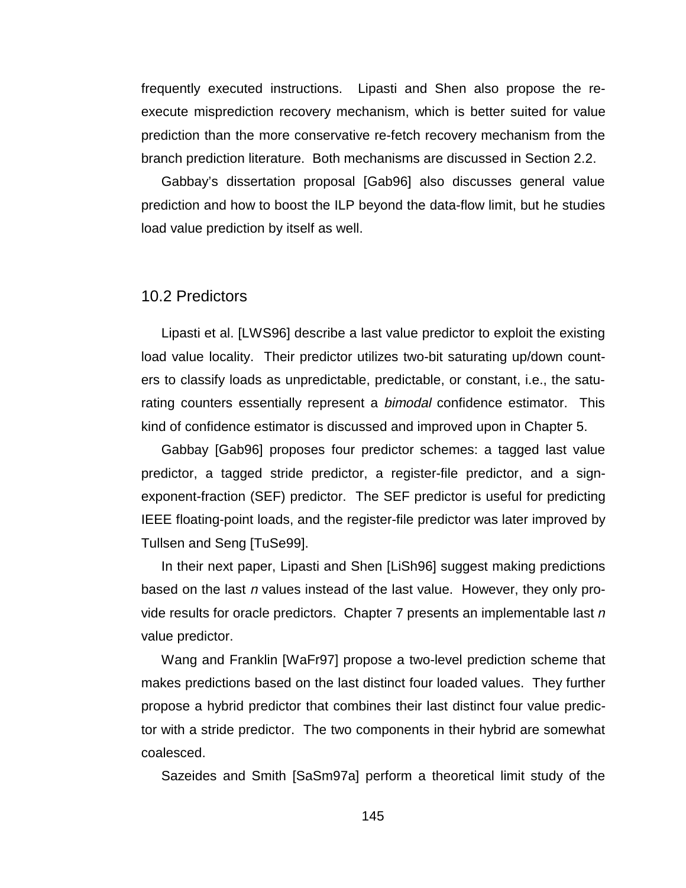frequently executed instructions. Lipasti and Shen also propose the re-execute misprediction recovery mechanism, which is better suited for value prediction than the more conservative re-fetch recovery mechanism from the branch prediction literature. Both mechanisms are discussed in Section 2.2.

Gabbay's dissertation proposal [Gab96] also discusses general value prediction and how to boost the ILP beyond the data-flow limit, but he studies load value prediction by itself as well.

## 10.2 Predictors

Lipasti et al. [LWS96] describe a last value predictor to exploit the existing load value locality. Their predictor utilizes two-bit saturating up/down counters to classify loads as unpredictable, predictable, or constant, i.e., the saturating counters essentially represent a *bimodal* confidence estimator. This kind of confidence estimator is discussed and improved upon in Chapter 5.

Gabbay [Gab96] proposes four predictor schemes: a tagged last value predictor, a tagged stride predictor, a register-file predictor, and a sign-exponent-fraction (SEF) predictor. The SEF predictor is useful for predicting IEEE floating-point loads, and the register-file predictor was later improved by Tullsen and Seng [TuSe99].

In their next paper, Lipasti and Shen [LiSh96] suggest making predictions based on the last *n* values instead of the last value. However, they only provide results for oracle predictors. Chapter 7 presents an implementable last *n* value predictor.

Wang and Franklin [WaFr97] propose a two-level prediction scheme that makes predictions based on the last distinct four loaded values. They further propose a hybrid predictor that combines their last distinct four value predictor with a stride predictor. The two components in their hybrid are somewhat coalesced.

Sazeides and Smith [SaSm97a] perform a theoretical limit study of the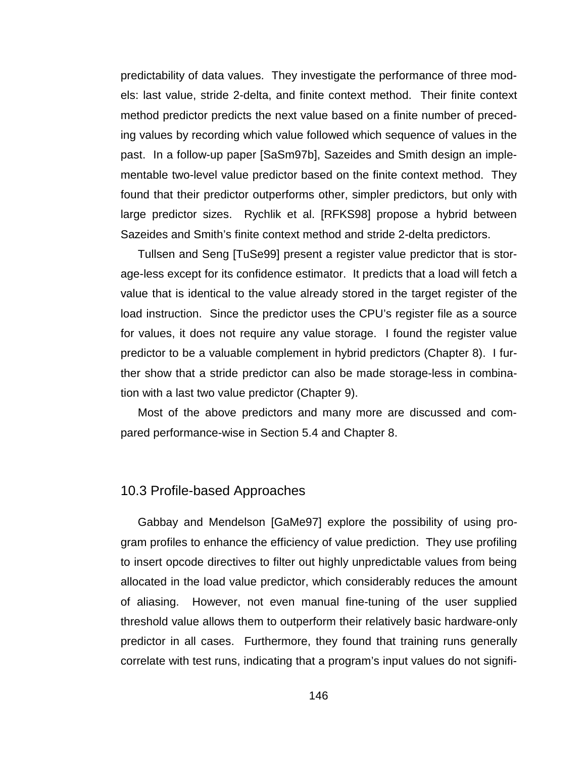predictability of data values. They investigate the performance of three models: last value, stride 2-delta, and finite context method. Their finite context method predictor predicts the next value based on a finite number of preceding values by recording which value followed which sequence of values in the past. In a follow-up paper [SaSm97b], Sazeides and Smith design an implementable two-level value predictor based on the finite context method. They found that their predictor outperforms other, simpler predictors, but only with large predictor sizes. Rychlik et al. [RFKS98] propose a hybrid between Sazeides and Smith's finite context method and stride 2-delta predictors.

Tullsen and Seng [TuSe99] present a register value predictor that is storage-less except for its confidence estimator. It predicts that a load will fetch a value that is identical to the value already stored in the target register of the load instruction. Since the predictor uses the CPU's register file as a source for values, it does not require any value storage. I found the register value predictor to be a valuable complement in hybrid predictors (Chapter 8). I further show that a stride predictor can also be made storage-less in combination with a last two value predictor (Chapter 9).

Most of the above predictors and many more are discussed and compared performance-wise in Section 5.4 and Chapter 8.

## 10.3 Profile-based Approaches

Gabbay and Mendelson [GaMe97] explore the possibility of using program profiles to enhance the efficiency of value prediction. They use profiling to insert opcode directives to filter out highly unpredictable values from being allocated in the load value predictor, which considerably reduces the amount of aliasing. However, not even manual fine-tuning of the user supplied threshold value allows them to outperform their relatively basic hardware-only predictor in all cases. Furthermore, they found that training runs generally correlate with test runs, indicating that a program's input values do not signifi-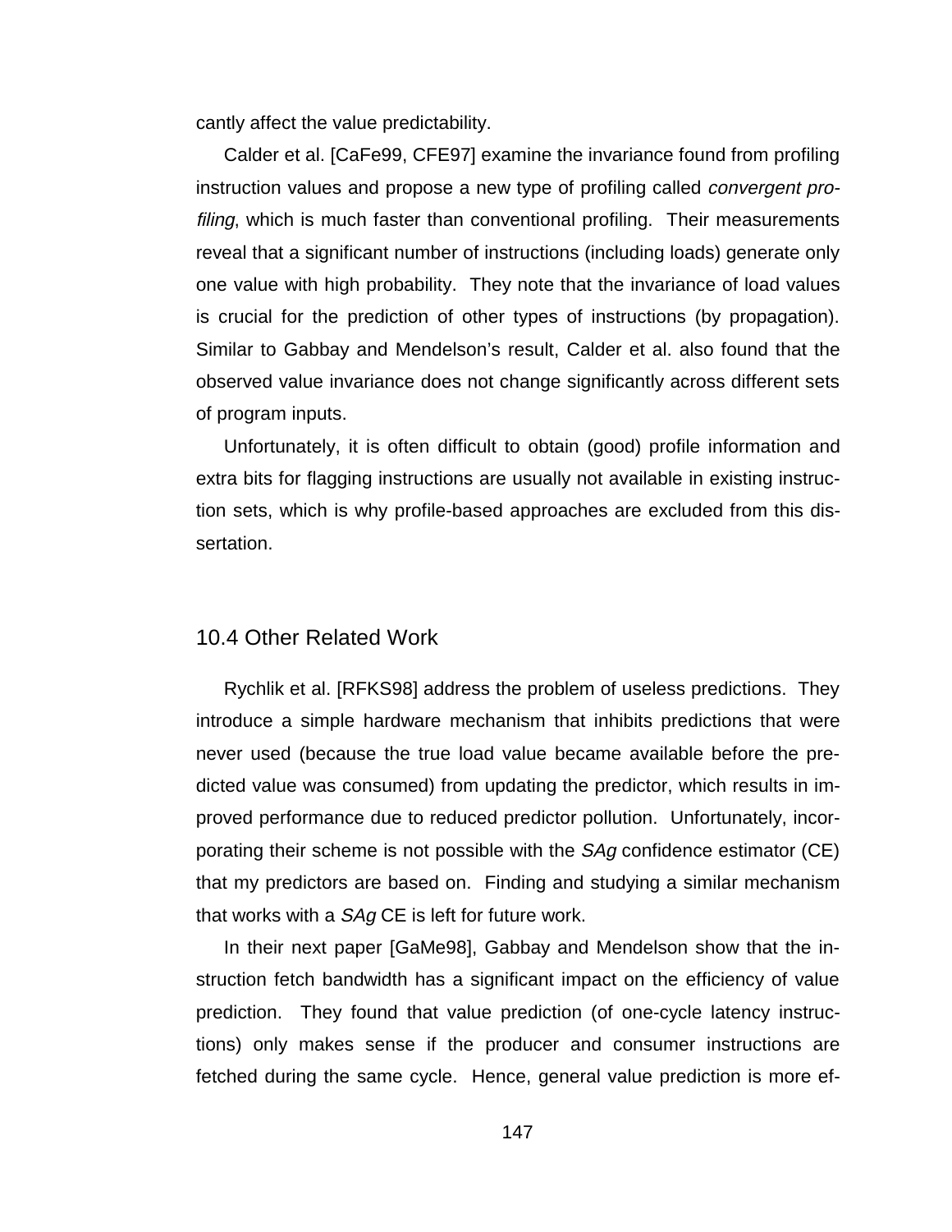cantly affect the value predictability.

Calder et al. [CaFe99, CFE97] examine the invariance found from profiling instruction values and propose a new type of profiling called *convergent profiling*, which is much faster than conventional profiling. Their measurements reveal that a significant number of instructions (including loads) generate only one value with high probability. They note that the invariance of load values is crucial for the prediction of other types of instructions (by propagation). Similar to Gabbay and Mendelson's result, Calder et al. also found that the observed value invariance does not change significantly across different sets of program inputs.

Unfortunately, it is often difficult to obtain (good) profile information and extra bits for flagging instructions are usually not available in existing instruction sets, which is why profile-based approaches are excluded from this dissertation.

## 10.4 Other Related Work

Rychlik et al. [RFKS98] address the problem of useless predictions. They introduce a simple hardware mechanism that inhibits predictions that were never used (because the true load value became available before the predicted value was consumed) from updating the predictor, which results in improved performance due to reduced predictor pollution. Unfortunately, incorporating their scheme is not possible with the *SAg* confidence estimator (CE) that my predictors are based on. Finding and studying a similar mechanism that works with a *SAg* CE is left for future work.

In their next paper [GaMe98], Gabbay and Mendelson show that the instruction fetch bandwidth has a significant impact on the efficiency of value prediction. They found that value prediction (of one-cycle latency instructions) only makes sense if the producer and consumer instructions are fetched during the same cycle. Hence, general value prediction is more ef-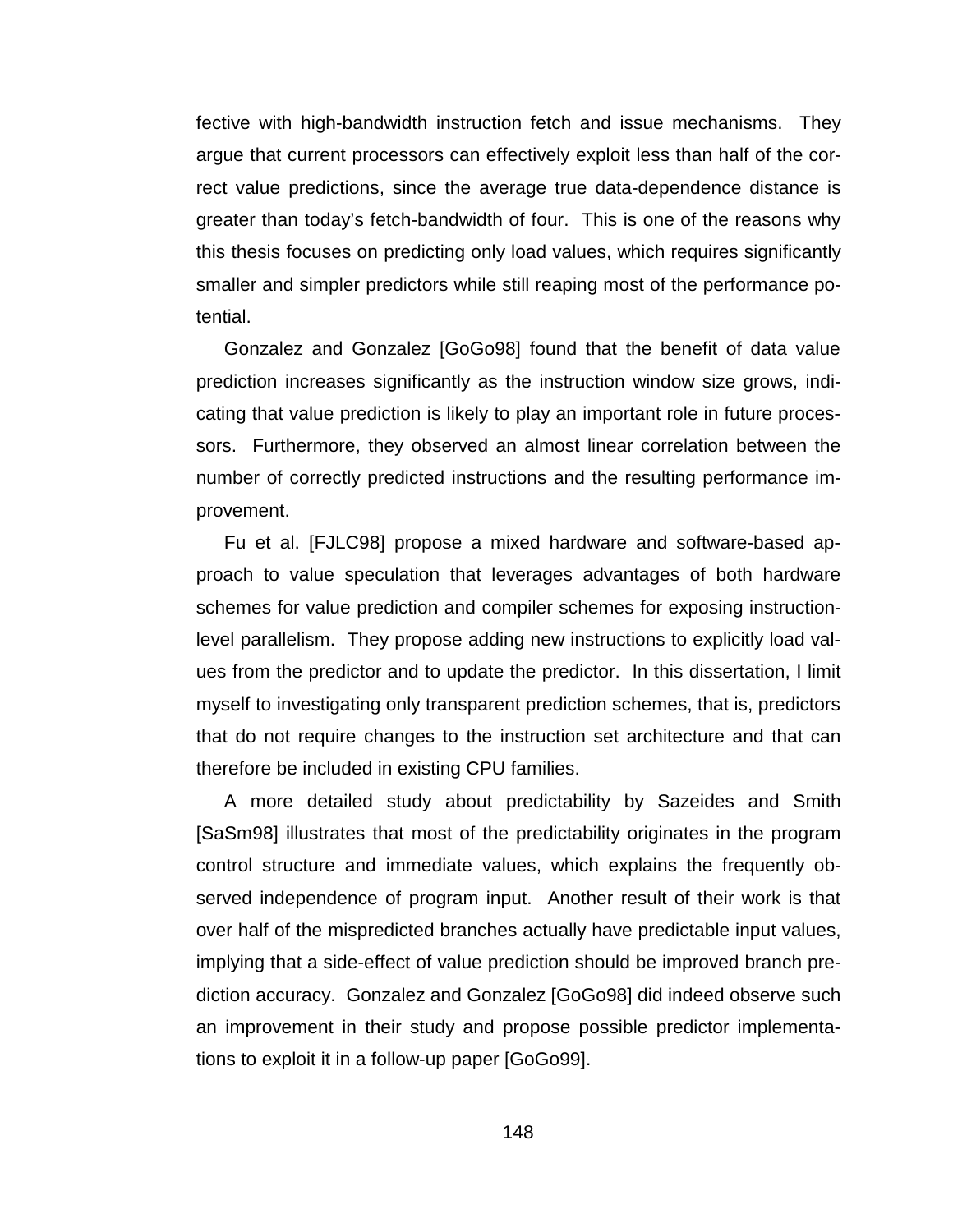fective with high-bandwidth instruction fetch and issue mechanisms. They argue that current processors can effectively exploit less than half of the correct value predictions, since the average true data-dependence distance is greater than today's fetch-bandwidth of four. This is one of the reasons why this thesis focuses on predicting only load values, which requires significantly smaller and simpler predictors while still reaping most of the performance potential.

Gonzalez and Gonzalez [GoGo98] found that the benefit of data value prediction increases significantly as the instruction window size grows, indicating that value prediction is likely to play an important role in future processors. Furthermore, they observed an almost linear correlation between the number of correctly predicted instructions and the resulting performance improvement.

Fu et al. [FJLC98] propose a mixed hardware and software-based approach to value speculation that leverages advantages of both hardware schemes for value prediction and compiler schemes for exposing instruction-level parallelism. They propose adding new instructions to explicitly load values from the predictor and to update the predictor. In this dissertation, I limit myself to investigating only transparent prediction schemes, that is, predictors that do not require changes to the instruction set architecture and that can therefore be included in existing CPU families.

A more detailed study about predictability by Sazeides and Smith [SaSm98] illustrates that most of the predictability originates in the program control structure and immediate values, which explains the frequently observed independence of program input. Another result of their work is that over half of the mispredicted branches actually have predictable input values, implying that a side-effect of value prediction should be improved branch prediction accuracy. Gonzalez and Gonzalez [GoGo98] did indeed observe such an improvement in their study and propose possible predictor implementations to exploit it in a follow-up paper [GoGo99].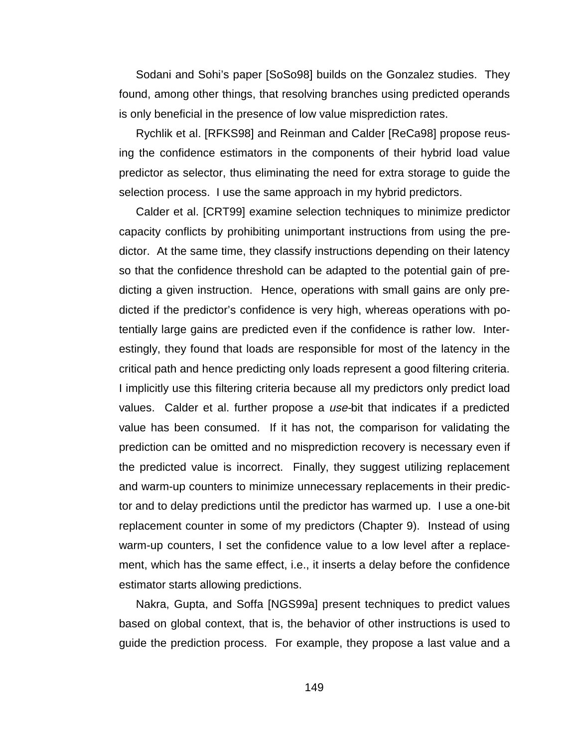Sodani and Sohi's paper [SoSo98] builds on the Gonzalez studies. They found, among other things, that resolving branches using predicted operands is only beneficial in the presence of low value misprediction rates.

Rychlik et al. [RFKS98] and Reinman and Calder [ReCa98] propose reusing the confidence estimators in the components of their hybrid load value predictor as selector, thus eliminating the need for extra storage to guide the selection process. I use the same approach in my hybrid predictors.

Calder et al. [CRT99] examine selection techniques to minimize predictor capacity conflicts by prohibiting unimportant instructions from using the predictor. At the same time, they classify instructions depending on their latency so that the confidence threshold can be adapted to the potential gain of predicting a given instruction. Hence, operations with small gains are only predicted if the predictor's confidence is very high, whereas operations with potentially large gains are predicted even if the confidence is rather low. Interestingly, they found that loads are responsible for most of the latency in the critical path and hence predicting only loads represent a good filtering criteria. I implicitly use this filtering criteria because all my predictors only predict load values. Calder et al. further propose a *use*-bit that indicates if a predicted value has been consumed. If it has not, the comparison for validating the prediction can be omitted and no misprediction recovery is necessary even if the predicted value is incorrect. Finally, they suggest utilizing replacement and warm-up counters to minimize unnecessary replacements in their predictor and to delay predictions until the predictor has warmed up. I use a one-bit replacement counter in some of my predictors (Chapter 9). Instead of using warm-up counters, I set the confidence value to a low level after a replacement, which has the same effect, i.e., it inserts a delay before the confidence estimator starts allowing predictions.

Nakra, Gupta, and Soffa [NGS99a] present techniques to predict values based on global context, that is, the behavior of other instructions is used to guide the prediction process. For example, they propose a last value and a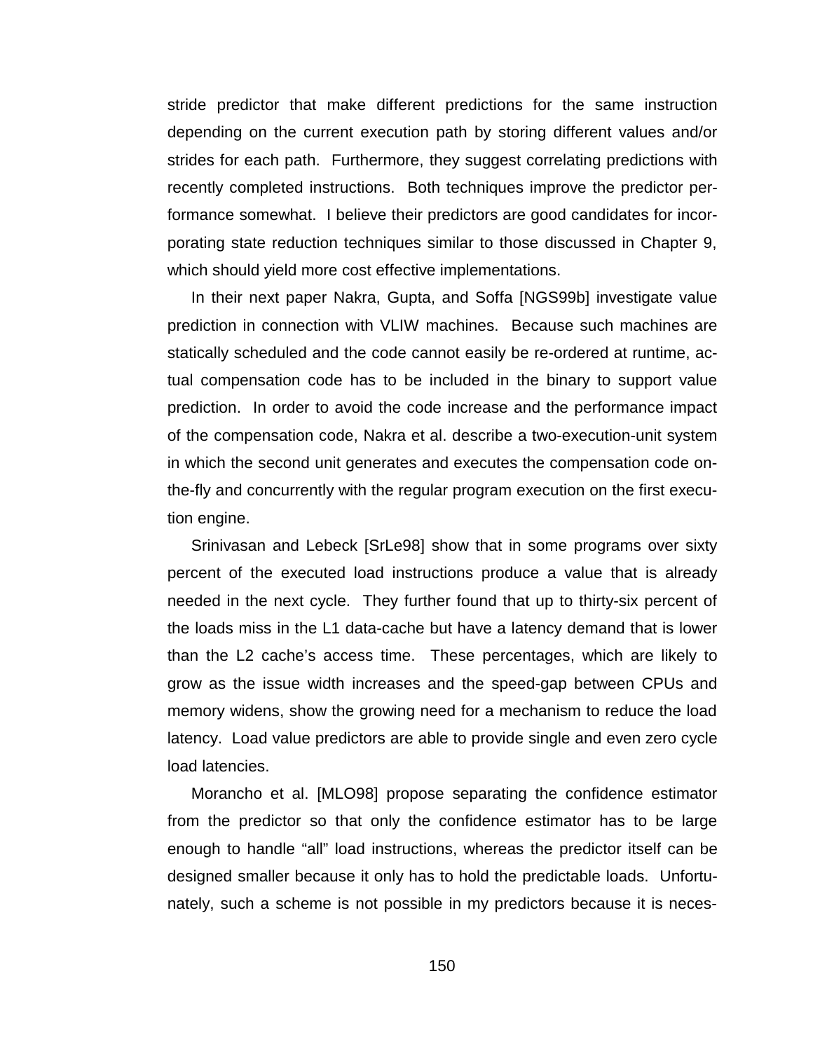stride predictor that make different predictions for the same instruction depending on the current execution path by storing different values and/or strides for each path. Furthermore, they suggest correlating predictions with recently completed instructions. Both techniques improve the predictor performance somewhat. I believe their predictors are good candidates for incorporating state reduction techniques similar to those discussed in Chapter 9, which should yield more cost effective implementations.

In their next paper Nakra, Gupta, and Soffa [NGS99b] investigate value prediction in connection with VLIW machines. Because such machines are statically scheduled and the code cannot easily be re-ordered at runtime, actual compensation code has to be included in the binary to support value prediction. In order to avoid the code increase and the performance impact of the compensation code, Nakra et al. describe a two-execution-unit system in which the second unit generates and executes the compensation code on-the-fly and concurrently with the regular program execution on the first execution engine.

Srinivasan and Lebeck [SrLe98] show that in some programs over sixty percent of the executed load instructions produce a value that is already needed in the next cycle. They further found that up to thirty-six percent of the loads miss in the L1 data-cache but have a latency demand that is lower than the L2 cache's access time. These percentages, which are likely to grow as the issue width increases and the speed-gap between CPUs and memory widens, show the growing need for a mechanism to reduce the load latency. Load value predictors are able to provide single and even zero cycle load latencies.

Morancho et al. [MLO98] propose separating the confidence estimator from the predictor so that only the confidence estimator has to be large enough to handle "all" load instructions, whereas the predictor itself can be designed smaller because it only has to hold the predictable loads. Unfortunately, such a scheme is not possible in my predictors because it is neces-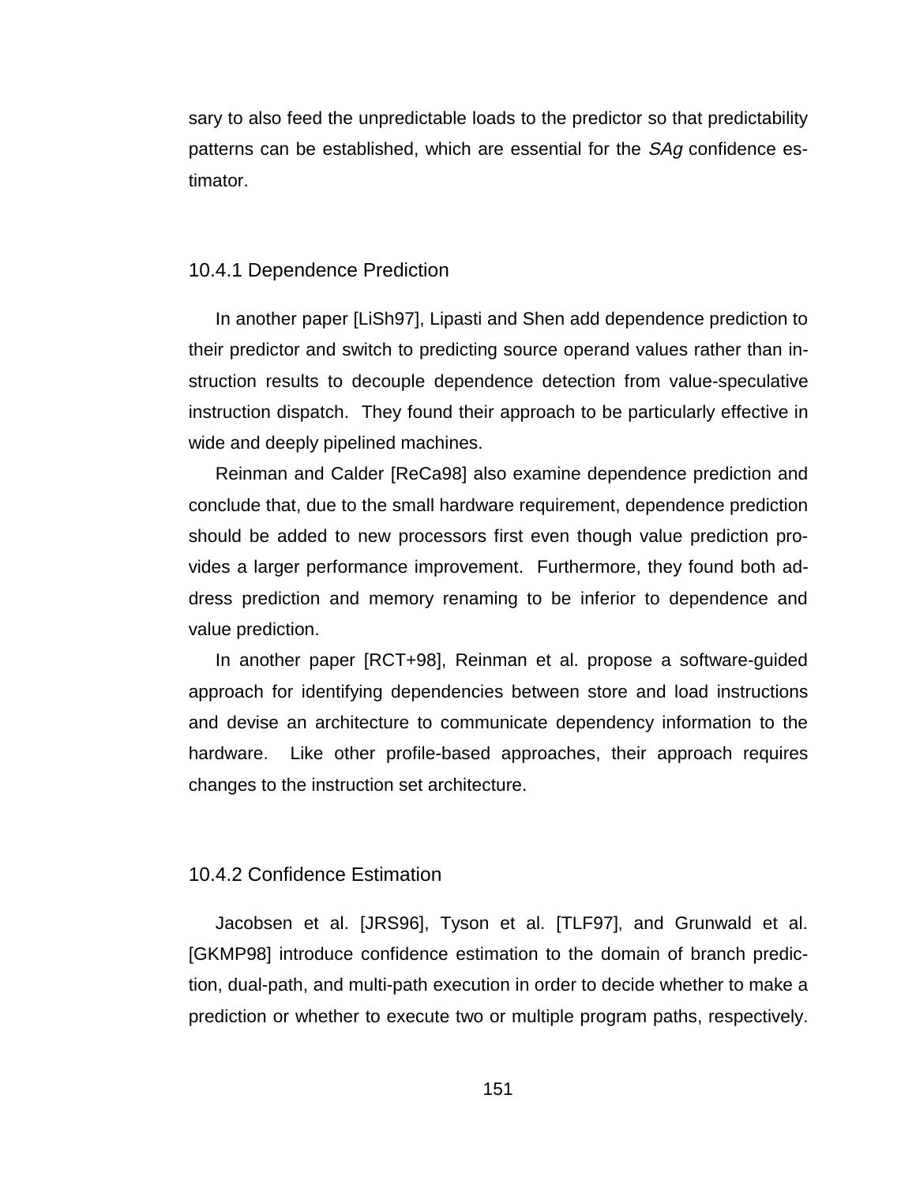sary to also feed the unpredictable loads to the predictor so that predictability patterns can be established, which are essential for the *SAg* confidence estimator.

### 10.4.1 Dependence Prediction

In another paper [LiSh97], Lipasti and Shen add dependence prediction to their predictor and switch to predicting source operand values rather than instruction results to decouple dependence detection from value-speculative instruction dispatch. They found their approach to be particularly effective in wide and deeply pipelined machines.

Reinman and Calder [ReCa98] also examine dependence prediction and conclude that, due to the small hardware requirement, dependence prediction should be added to new processors first even though value prediction provides a larger performance improvement. Furthermore, they found both address prediction and memory renaming to be inferior to dependence and value prediction.

In another paper [RCT+98], Reinman et al. propose a software-guided approach for identifying dependencies between store and load instructions and devise an architecture to communicate dependency information to the hardware. Like other profile-based approaches, their approach requires changes to the instruction set architecture.

### 10.4.2 Confidence Estimation

Jacobsen et al. [JRS96], Tyson et al. [TLF97], and Grunwald et al. [GKMP98] introduce confidence estimation to the domain of branch prediction, dual-path, and multi-path execution in order to decide whether to make a prediction or whether to execute two or multiple program paths, respectively.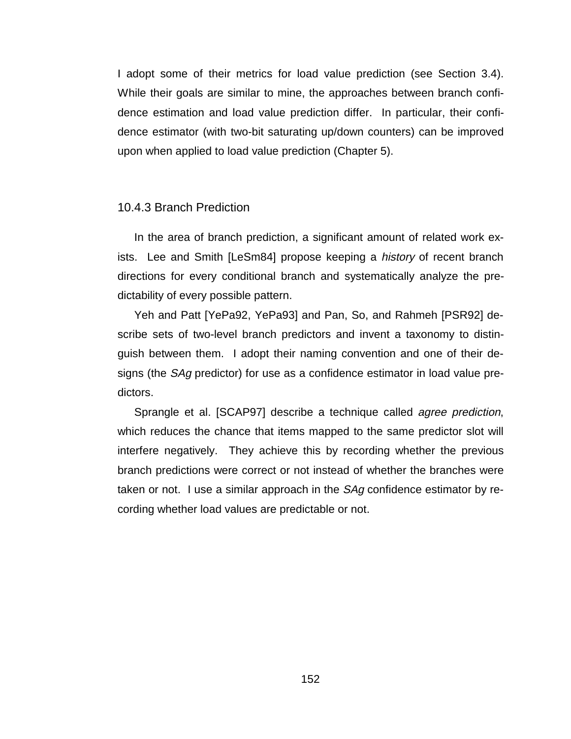I adopt some of their metrics for load value prediction (see Section 3.4). While their goals are similar to mine, the approaches between branch confidence estimation and load value prediction differ. In particular, their confidence estimator (with two-bit saturating up/down counters) can be improved upon when applied to load value prediction (Chapter 5).

### 10.4.3 Branch Prediction

In the area of branch prediction, a significant amount of related work exists. Lee and Smith [LeSm84] propose keeping a *history* of recent branch directions for every conditional branch and systematically analyze the predictability of every possible pattern.

Yeh and Patt [YePa92, YePa93] and Pan, So, and Rahmeh [PSR92] describe sets of two-level branch predictors and invent a taxonomy to distinguish between them. I adopt their naming convention and one of their designs (the *SAg* predictor) for use as a confidence estimator in load value predictors.

Sprangle et al. [SCAP97] describe a technique called *agree prediction*, which reduces the chance that items mapped to the same predictor slot will interfere negatively. They achieve this by recording whether the previous branch predictions were correct or not instead of whether the branches were taken or not. I use a similar approach in the *SAg* confidence estimator by recording whether load values are predictable or not.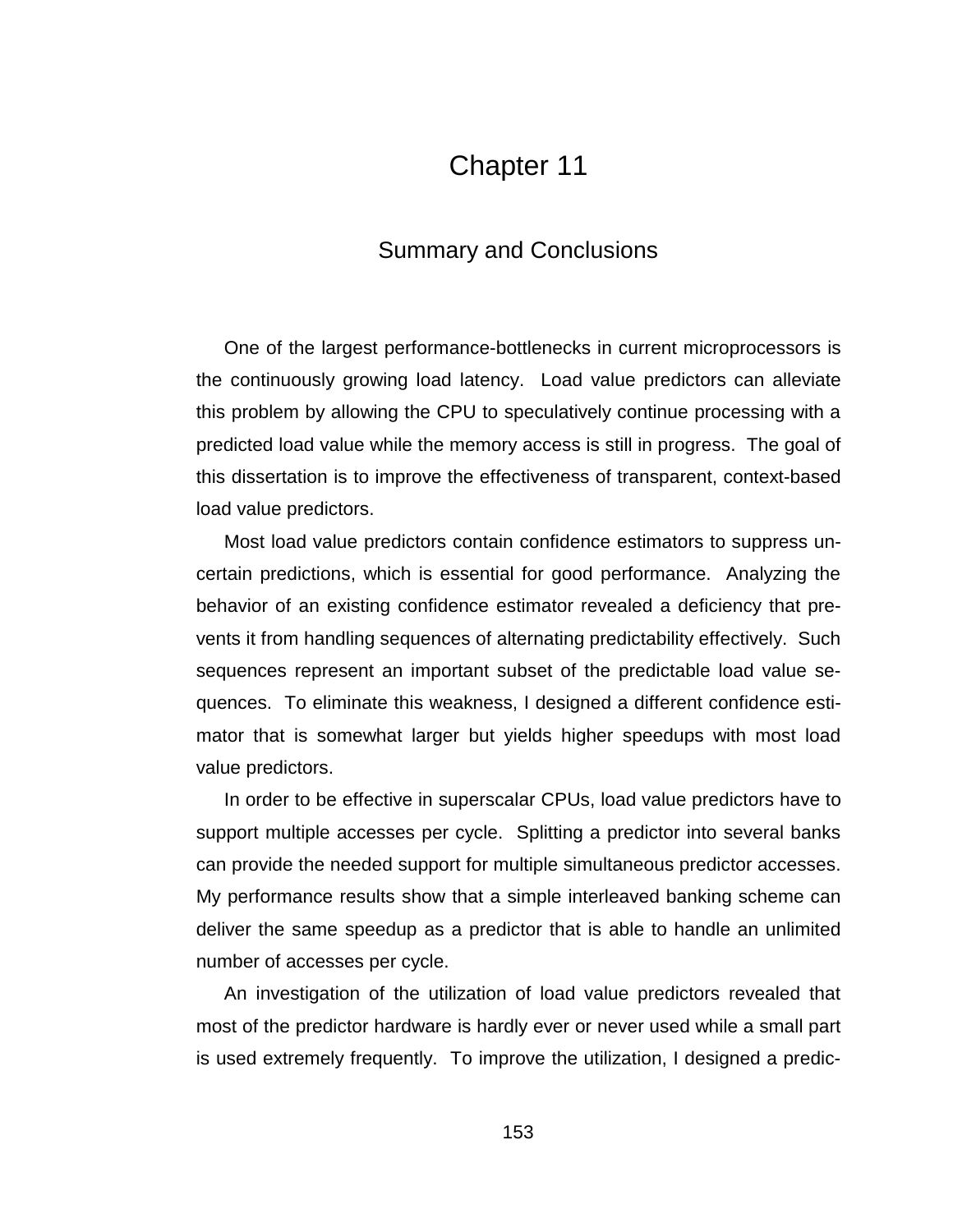# Chapter 11

## Summary and Conclusions

One of the largest performance-bottlenecks in current microprocessors is the continuously growing load latency. Load value predictors can alleviate this problem by allowing the CPU to speculatively continue processing with a predicted load value while the memory access is still in progress. The goal of this dissertation is to improve the effectiveness of transparent, context-based load value predictors.

Most load value predictors contain confidence estimators to suppress uncertain predictions, which is essential for good performance. Analyzing the behavior of an existing confidence estimator revealed a deficiency that prevents it from handling sequences of alternating predictability effectively. Such sequences represent an important subset of the predictable load value sequences. To eliminate this weakness, I designed a different confidence estimator that is somewhat larger but yields higher speedups with most load value predictors.

In order to be effective in superscalar CPUs, load value predictors have to support multiple accesses per cycle. Splitting a predictor into several banks can provide the needed support for multiple simultaneous predictor accesses. My performance results show that a simple interleaved banking scheme can deliver the same speedup as a predictor that is able to handle an unlimited number of accesses per cycle.

An investigation of the utilization of load value predictors revealed that most of the predictor hardware is hardly ever or never used while a small part is used extremely frequently. To improve the utilization, I designed a predic-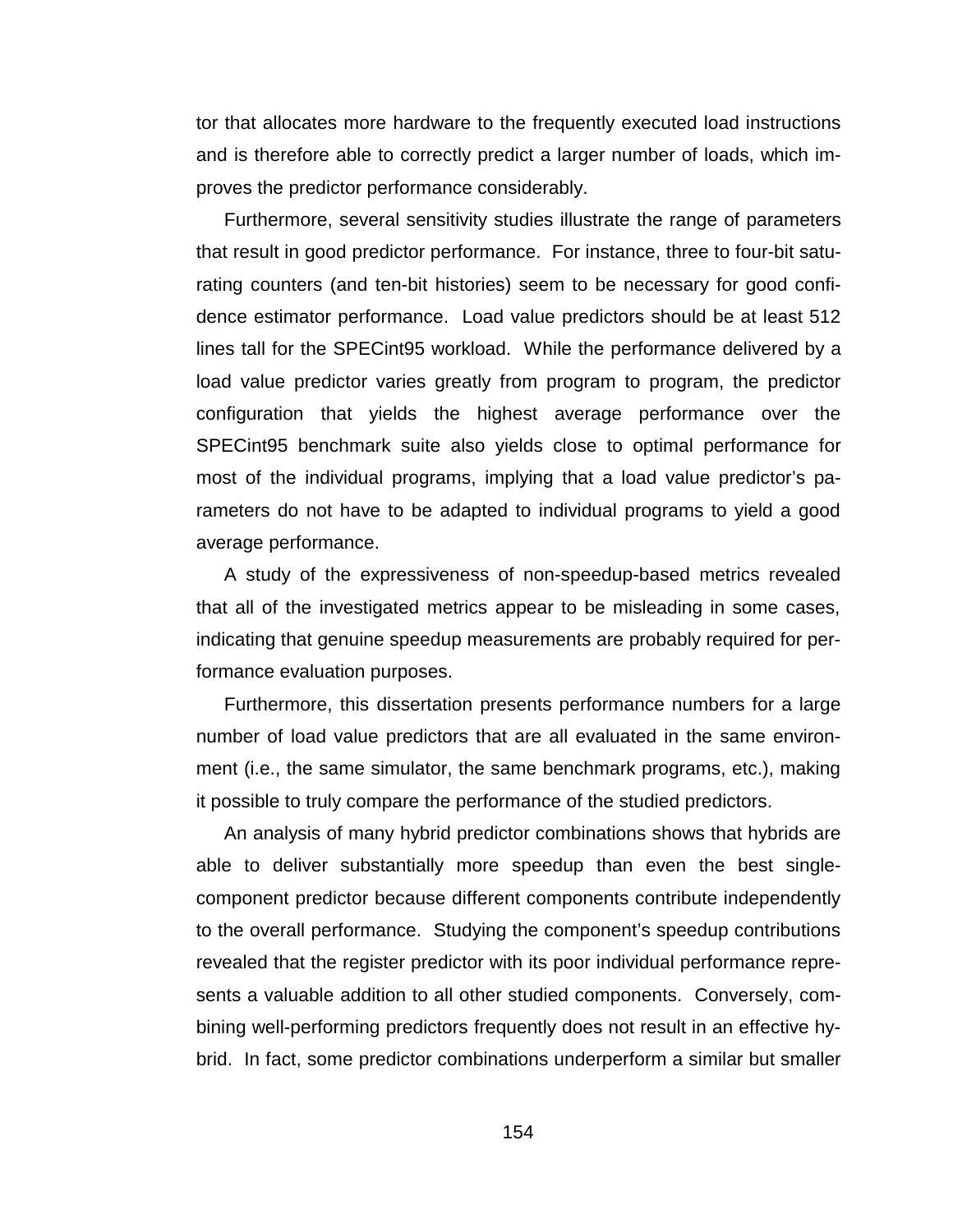tor that allocates more hardware to the frequently executed load instructions and is therefore able to correctly predict a larger number of loads, which improves the predictor performance considerably.

Furthermore, several sensitivity studies illustrate the range of parameters that result in good predictor performance. For instance, three to four-bit saturating counters (and ten-bit histories) seem to be necessary for good confidence estimator performance. Load value predictors should be at least 512 lines tall for the SPECint95 workload. While the performance delivered by a load value predictor varies greatly from program to program, the predictor configuration that yields the highest average performance over the SPECint95 benchmark suite also yields close to optimal performance for most of the individual programs, implying that a load value predictor's parameters do not have to be adapted to individual programs to yield a good average performance.

A study of the expressiveness of non-speedup-based metrics revealed that all of the investigated metrics appear to be misleading in some cases, indicating that genuine speedup measurements are probably required for performance evaluation purposes.

Furthermore, this dissertation presents performance numbers for a large number of load value predictors that are all evaluated in the same environment (i.e., the same simulator, the same benchmark programs, etc.), making it possible to truly compare the performance of the studied predictors.

An analysis of many hybrid predictor combinations shows that hybrids are able to deliver substantially more speedup than even the best single-component predictor because different components contribute independently to the overall performance. Studying the component's speedup contributions revealed that the register predictor with its poor individual performance represents a valuable addition to all other studied components. Conversely, combining well-performing predictors frequently does not result in an effective hybrid. In fact, some predictor combinations underperform a similar but smaller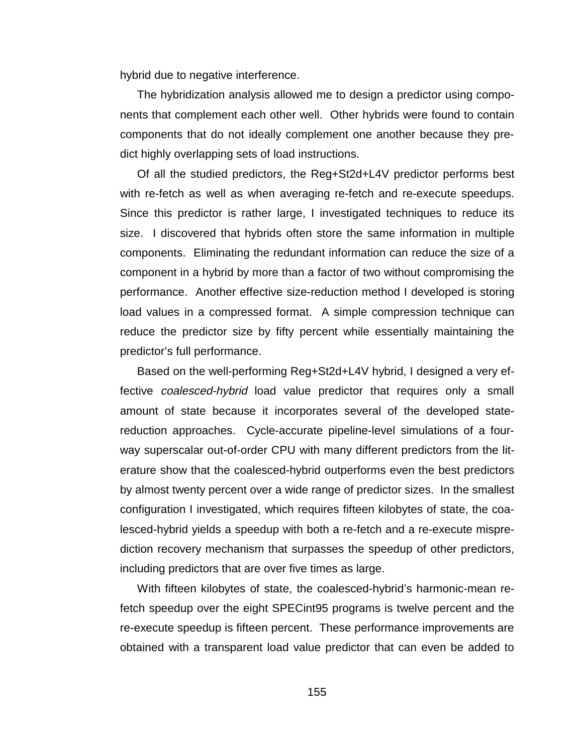hybrid due to negative interference.

The hybridization analysis allowed me to design a predictor using components that complement each other well. Other hybrids were found to contain components that do not ideally complement one another because they predict highly overlapping sets of load instructions.

Of all the studied predictors, the Reg+St2d+L4V predictor performs best with re-fetch as well as when averaging re-fetch and re-execute speedups. Since this predictor is rather large, I investigated techniques to reduce its size. I discovered that hybrids often store the same information in multiple components. Eliminating the redundant information can reduce the size of a component in a hybrid by more than a factor of two without compromising the performance. Another effective size-reduction method I developed is storing load values in a compressed format. A simple compression technique can reduce the predictor size by fifty percent while essentially maintaining the predictor's full performance.

Based on the well-performing Reg+St2d+L4V hybrid, I designed a very effective *coalesced-hybrid* load value predictor that requires only a small amount of state because it incorporates several of the developed state-reduction approaches. Cycle-accurate pipeline-level simulations of a four-way superscalar out-of-order CPU with many different predictors from the literature show that the coalesced-hybrid outperforms even the best predictors by almost twenty percent over a wide range of predictor sizes. In the smallest configuration I investigated, which requires fifteen kilobytes of state, the coalesced-hybrid yields a speedup with both a re-fetch and a re-execute misprediction recovery mechanism that surpasses the speedup of other predictors, including predictors that are over five times as large.

With fifteen kilobytes of state, the coalesced-hybrid's harmonic-mean re-fetch speedup over the eight SPECint95 programs is twelve percent and the re-execute speedup is fifteen percent. These performance improvements are obtained with a transparent load value predictor that can even be added to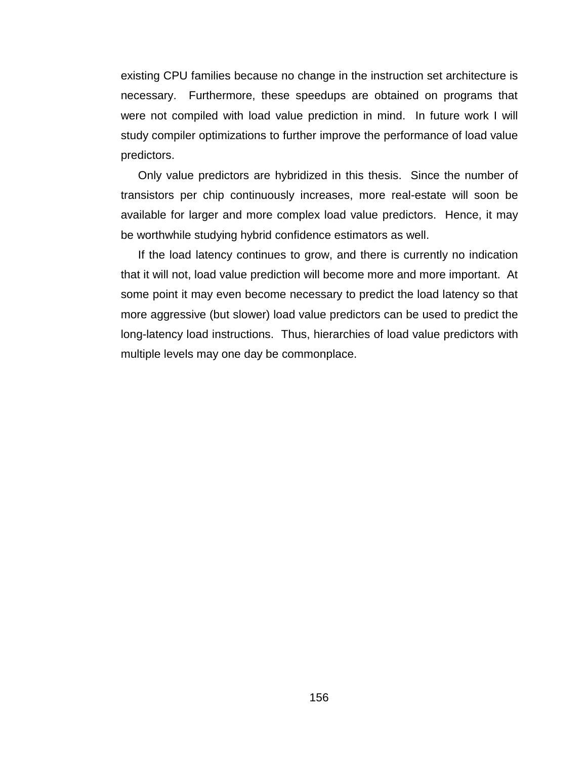existing CPU families because no change in the instruction set architecture is necessary. Furthermore, these speedups are obtained on programs that were not compiled with load value prediction in mind. In future work I will study compiler optimizations to further improve the performance of load value predictors.

Only value predictors are hybridized in this thesis. Since the number of transistors per chip continuously increases, more real-estate will soon be available for larger and more complex load value predictors. Hence, it may be worthwhile studying hybrid confidence estimators as well.

If the load latency continues to grow, and there is currently no indication that it will not, load value prediction will become more and more important. At some point it may even become necessary to predict the load latency so that more aggressive (but slower) load value predictors can be used to predict the long-latency load instructions. Thus, hierarchies of load value predictors with multiple levels may one day be commonplace.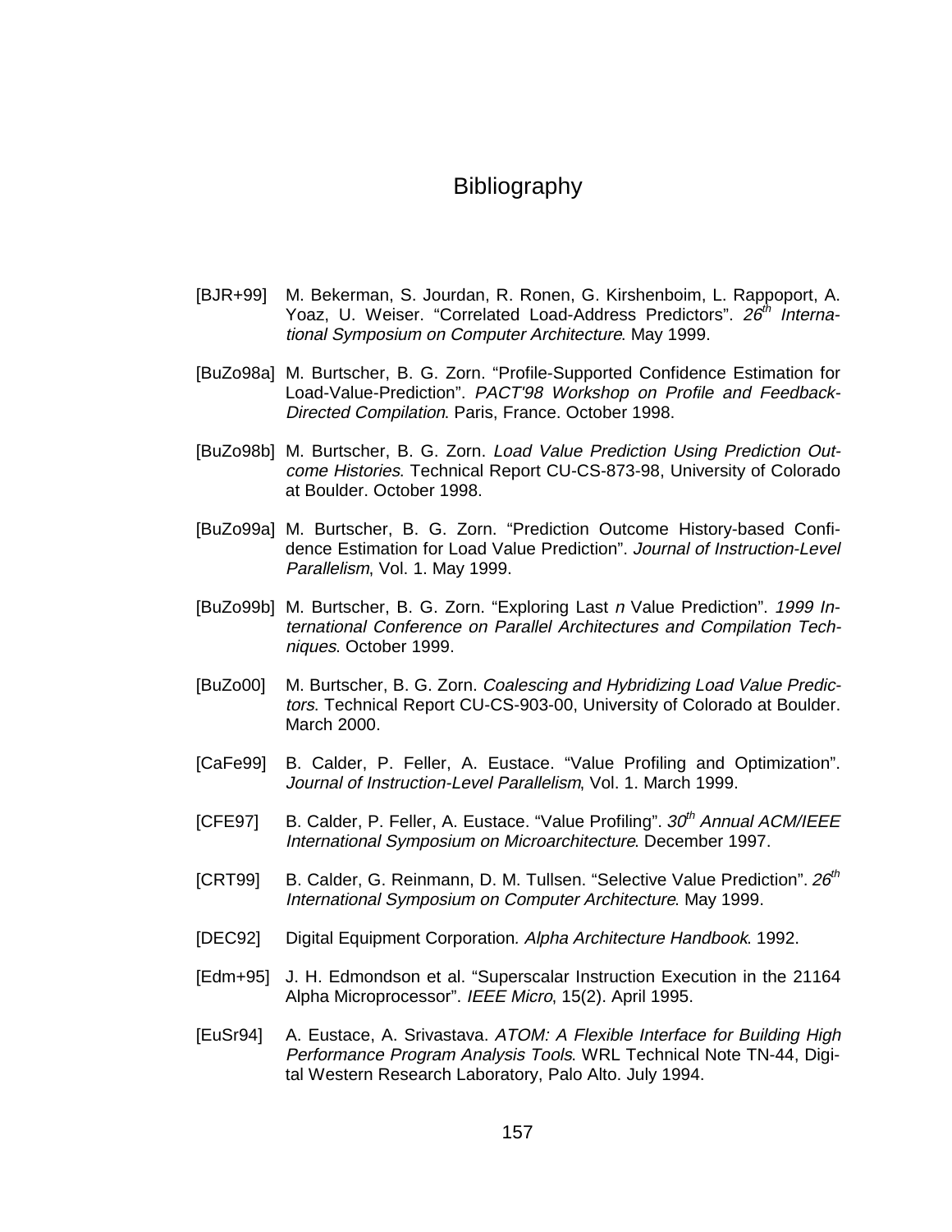# Bibliography

[BJR+99] M. Bekerman, S. Jourdan, R. Ronen, G. Kirshenboim, L. Rappoport, A. Yoaz, U. Weiser. "Correlated Load-Address Predictors". *26th International Symposium on Computer Architecture*. May 1999.

[BuZo98a] M. Burtscher, B. G. Zorn. "Profile-Supported Confidence Estimation for Load-Value-Prediction". *PACT'98 Workshop on Profile and Feedback-Directed Compilation*. Paris, France. October 1998.

[BuZo98b] M. Burtscher, B. G. Zorn. *Load Value Prediction Using Prediction Outcome Histories*. Technical Report CU-CS-873-98, University of Colorado at Boulder. October 1998.

[BuZo99a] M. Burtscher, B. G. Zorn. "Prediction Outcome History-based Confidence Estimation for Load Value Prediction". *Journal of Instruction-Level Parallelism*, Vol. 1. May 1999.

[BuZo99b] M. Burtscher, B. G. Zorn. "Exploring Last *n* Value Prediction". *1999 International Conference on Parallel Architectures and Compilation Techniques*. October 1999.

[BuZo00] M. Burtscher, B. G. Zorn. *Coalescing and Hybridizing Load Value Predictors*. Technical Report CU-CS-903-00, University of Colorado at Boulder. March 2000.

[CaFe99] B. Calder, P. Feller, A. Eustace. "Value Profiling and Optimization". *Journal of Instruction-Level Parallelism*, Vol. 1. March 1999.

[CFE97] B. Calder, P. Feller, A. Eustace. "Value Profiling". *30th Annual ACM/IEEE International Symposium on Microarchitecture*. December 1997.

[CRT99] B. Calder, G. Reinmann, D. M. Tullsen. "Selective Value Prediction". *26th International Symposium on Computer Architecture*. May 1999.

[DEC92] Digital Equipment Corporation. *Alpha Architecture Handbook*. 1992.

[Edm+95] J. H. Edmondson et al. "Superscalar Instruction Execution in the 21164 Alpha Microprocessor". *IEEE Micro*, 15(2). April 1995.

[EuSr94] A. Eustace, A. Srivastava. *ATOM: A Flexible Interface for Building High Performance Program Analysis Tools*. WRL Technical Note TN-44, Digital Western Research Laboratory, Palo Alto. July 1994.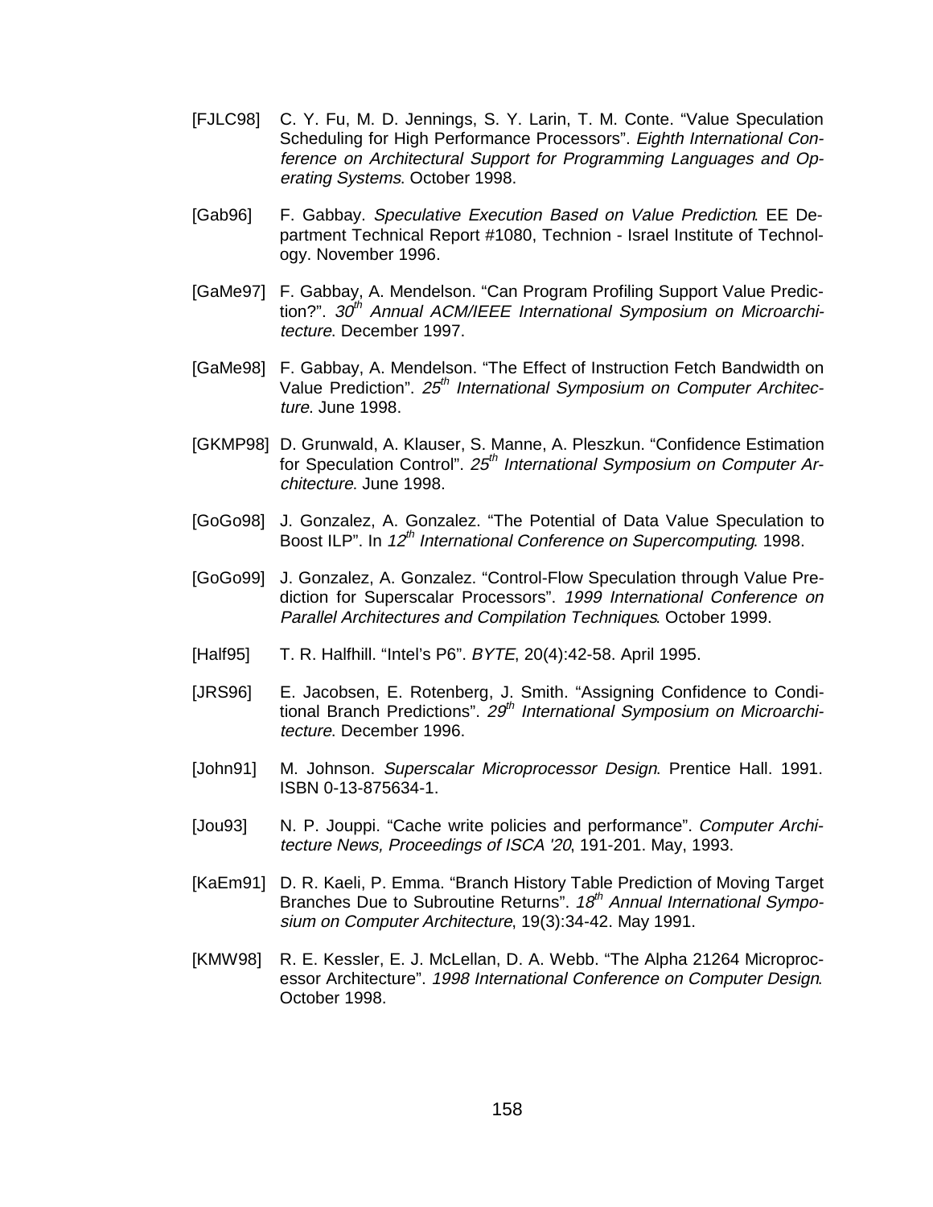[FJLC98] C. Y. Fu, M. D. Jennings, S. Y. Larin, T. M. Conte. "Value Speculation Scheduling for High Performance Processors". *Eighth International Conference on Architectural Support for Programming Languages and Operating Systems*. October 1998.

[Gab96] F. Gabbay. *Speculative Execution Based on Value Prediction*. EE Department Technical Report #1080, Technion - Israel Institute of Technology. November 1996.

[GaMe97] F. Gabbay, A. Mendelson. "Can Program Profiling Support Value Prediction?". *30th Annual ACM/IEEE International Symposium on Microarchitecture*. December 1997.

[GaMe98] F. Gabbay, A. Mendelson. "The Effect of Instruction Fetch Bandwidth on Value Prediction". *25th International Symposium on Computer Architecture*. June 1998.

[GKMP98] D. Grunwald, A. Klauser, S. Manne, A. Pleszkun. "Confidence Estimation for Speculation Control". *25th International Symposium on Computer Architecture*. June 1998.

[GoGo98] J. Gonzalez, A. Gonzalez. "The Potential of Data Value Speculation to Boost ILP". In *12th International Conference on Supercomputing*. 1998.

[GoGo99] J. Gonzalez, A. Gonzalez. "Control-Flow Speculation through Value Prediction for Superscalar Processors". *1999 International Conference on Parallel Architectures and Compilation Techniques*. October 1999.

[Half95] T. R. Halfhill. "Intel's P6". *BYTE*, 20(4):42-58. April 1995.

[JRS96] E. Jacobsen, E. Rotenberg, J. Smith. "Assigning Confidence to Conditional Branch Predictions". *29th International Symposium on Microarchitecture*. December 1996.

[John91] M. Johnson. *Superscalar Microprocessor Design*. Prentice Hall. 1991. ISBN 0-13-875634-1.

[Jou93] N. P. Jouppi. "Cache write policies and performance". *Computer Architecture News, Proceedings of ISCA '20*, 191-201. May, 1993.

[KaEm91] D. R. Kaeli, P. Emma. "Branch History Table Prediction of Moving Target Branches Due to Subroutine Returns". *18th Annual International Symposium on Computer Architecture*, 19(3):34-42. May 1991.

[KMW98] R. E. Kessler, E. J. McLellan, D. A. Webb. "The Alpha 21264 Microprocessor Architecture". *1998 International Conference on Computer Design*. October 1998.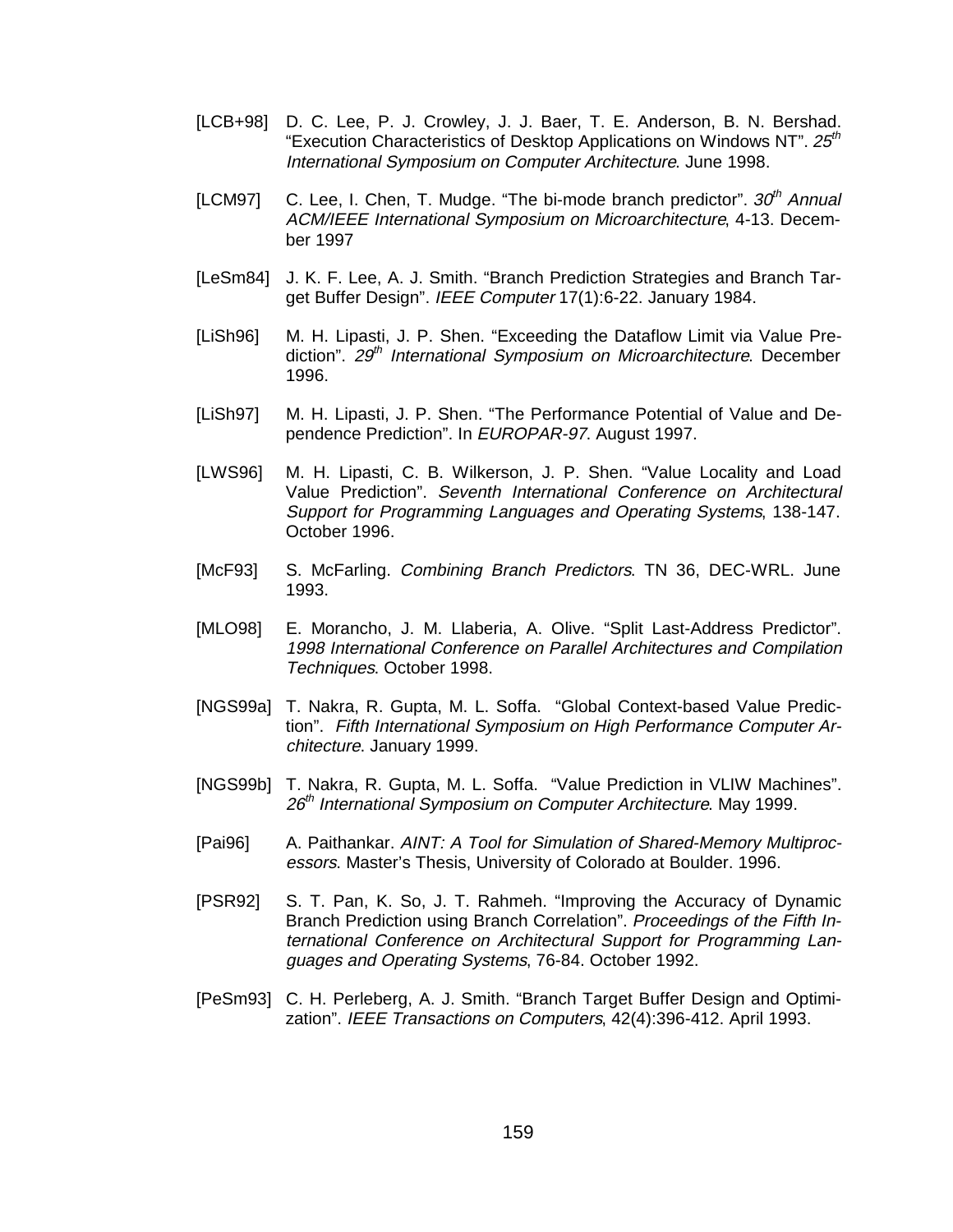[LCB+98] D. C. Lee, P. J. Crowley, J. J. Baer, T. E. Anderson, B. N. Bershad. "Execution Characteristics of Desktop Applications on Windows NT". *25th International Symposium on Computer Architecture*. June 1998.

[LCM97] C. Lee, I. Chen, T. Mudge. "The bi-mode branch predictor". *30th Annual ACM/IEEE International Symposium on Microarchitecture*, 4-13. December 1997

[LeSm84] J. K. F. Lee, A. J. Smith. "Branch Prediction Strategies and Branch Target Buffer Design". *IEEE Computer* 17(1):6-22. January 1984.

[LiSh96] M. H. Lipasti, J. P. Shen. "Exceeding the Dataflow Limit via Value Prediction". *29th International Symposium on Microarchitecture*. December 1996.

[LiSh97] M. H. Lipasti, J. P. Shen. "The Performance Potential of Value and Dependence Prediction". In *EUROPAR-97*. August 1997.

[LWS96] M. H. Lipasti, C. B. Wilkerson, J. P. Shen. "Value Locality and Load Value Prediction". *Seventh International Conference on Architectural Support for Programming Languages and Operating Systems*, 138-147. October 1996.

[McF93] S. McFarling. *Combining Branch Predictors*. TN 36, DEC-WRL. June 1993.

[MLO98] E. Morancho, J. M. Llaberia, A. Olive. "Split Last-Address Predictor". *1998 International Conference on Parallel Architectures and Compilation Techniques*. October 1998.

[NGS99a] T. Nakra, R. Gupta, M. L. Soffa. "Global Context-based Value Prediction". *Fifth International Symposium on High Performance Computer Architecture*. January 1999.

[NGS99b] T. Nakra, R. Gupta, M. L. Soffa. "Value Prediction in VLIW Machines". *26th International Symposium on Computer Architecture*. May 1999.

[Pai96] A. Paithankar. *AINT: A Tool for Simulation of Shared-Memory Multiprocessors*. Master's Thesis, University of Colorado at Boulder. 1996.

[PSR92] S. T. Pan, K. So, J. T. Rahmeh. "Improving the Accuracy of Dynamic Branch Prediction using Branch Correlation". *Proceedings of the Fifth International Conference on Architectural Support for Programming Languages and Operating Systems*, 76-84. October 1992.

[PeSm93] C. H. Perleberg, A. J. Smith. "Branch Target Buffer Design and Optimization". *IEEE Transactions on Computers*, 42(4):396-412. April 1993.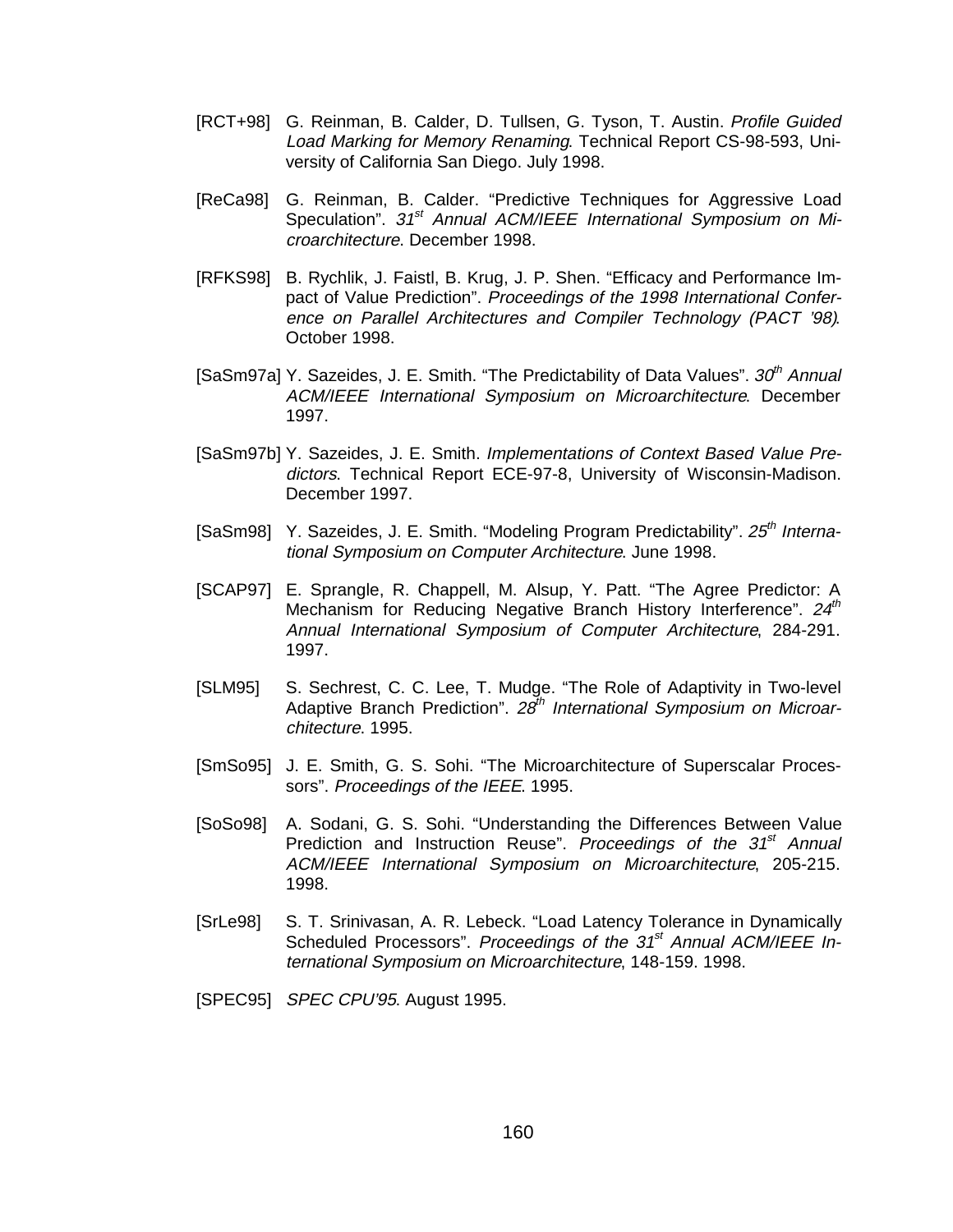[RCT+98] G. Reinman, B. Calder, D. Tullsen, G. Tyson, T. Austin. *Profile Guided Load Marking for Memory Renaming*. Technical Report CS-98-593, University of California San Diego. July 1998.

[ReCa98] G. Reinman, B. Calder. "Predictive Techniques for Aggressive Load Speculation". *31st Annual ACM/IEEE International Symposium on Microarchitecture*. December 1998.

[RFKS98] B. Rychlik, J. Faistl, B. Krug, J. P. Shen. "Efficacy and Performance Impact of Value Prediction". *Proceedings of the 1998 International Conference on Parallel Architectures and Compiler Technology (PACT '98)*. October 1998.

[SaSm97a] Y. Sazeides, J. E. Smith. "The Predictability of Data Values". *30th Annual ACM/IEEE International Symposium on Microarchitecture*. December 1997.

[SaSm97b] Y. Sazeides, J. E. Smith. *Implementations of Context Based Value Predictors*. Technical Report ECE-97-8, University of Wisconsin-Madison. December 1997.

[SaSm98] Y. Sazeides, J. E. Smith. "Modeling Program Predictability". *25th International Symposium on Computer Architecture*. June 1998.

[SCAP97] E. Sprangle, R. Chappell, M. Alsup, Y. Patt. "The Agree Predictor: A Mechanism for Reducing Negative Branch History Interference". *24th Annual International Symposium of Computer Architecture*, 284-291. 1997.

[SLM95] S. Sechrest, C. C. Lee, T. Mudge. "The Role of Adaptivity in Two-level Adaptive Branch Prediction". *28th International Symposium on Microarchitecture*. 1995.

[SmSo95] J. E. Smith, G. S. Sohi. "The Microarchitecture of Superscalar Processors". *Proceedings of the IEEE*. 1995.

[SoSo98] A. Sodani, G. S. Sohi. "Understanding the Differences Between Value Prediction and Instruction Reuse". *Proceedings of the 31st Annual ACM/IEEE International Symposium on Microarchitecture*, 205-215. 1998.

[SrLe98] S. T. Srinivasan, A. R. Lebeck. "Load Latency Tolerance in Dynamically Scheduled Processors". *Proceedings of the 31st Annual ACM/IEEE International Symposium on Microarchitecture*, 148-159. 1998.

[SPEC95] *SPEC CPU'95*. August 1995.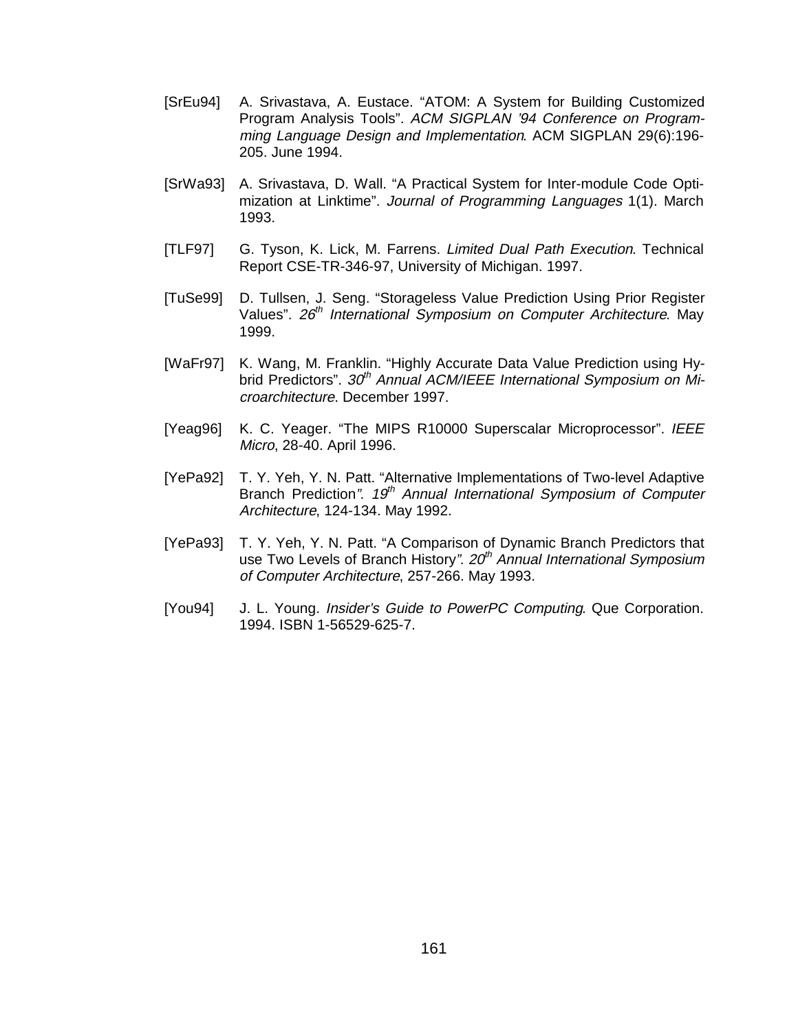[SrEu94] A. Srivastava, A. Eustace. “ATOM: A System for Building Customized Program Analysis Tools”. *ACM SIGPLAN ’94 Conference on Programming Language Design and Implementation*. ACM SIGPLAN 29(6):196-205. June 1994.

[SrWa93] A. Srivastava, D. Wall. “A Practical System for Inter-module Code Optimization at Linktime”. *Journal of Programming Languages* 1(1). March 1993.

[TLF97] G. Tyson, K. Lick, M. Farrens. *Limited Dual Path Execution*. Technical Report CSE-TR-346-97, University of Michigan. 1997.

[TuSe99] D. Tullsen, J. Seng. “Storageless Value Prediction Using Prior Register Values”. *26th International Symposium on Computer Architecture*. May 1999.

[WaFr97] K. Wang, M. Franklin. “Highly Accurate Data Value Prediction using Hybrid Predictors”. *30th Annual ACM/IEEE International Symposium on Microarchitecture*. December 1997.

[Yeag96] K. C. Yeager. “The MIPS R10000 Superscalar Microprocessor”. *IEEE Micro*, 28-40. April 1996.

[YePa92] T. Y. Yeh, Y. N. Patt. “Alternative Implementations of Two-level Adaptive Branch Prediction”. *19th Annual International Symposium of Computer Architecture*, 124-134. May 1992.

[YePa93] T. Y. Yeh, Y. N. Patt. “A Comparison of Dynamic Branch Predictors that use Two Levels of Branch History”. *20th Annual International Symposium of Computer Architecture*, 257-266. May 1993.

[You94] J. L. Young. *Insider’s Guide to PowerPC Computing*. Que Corporation. 1994. ISBN 1-56529-625-7.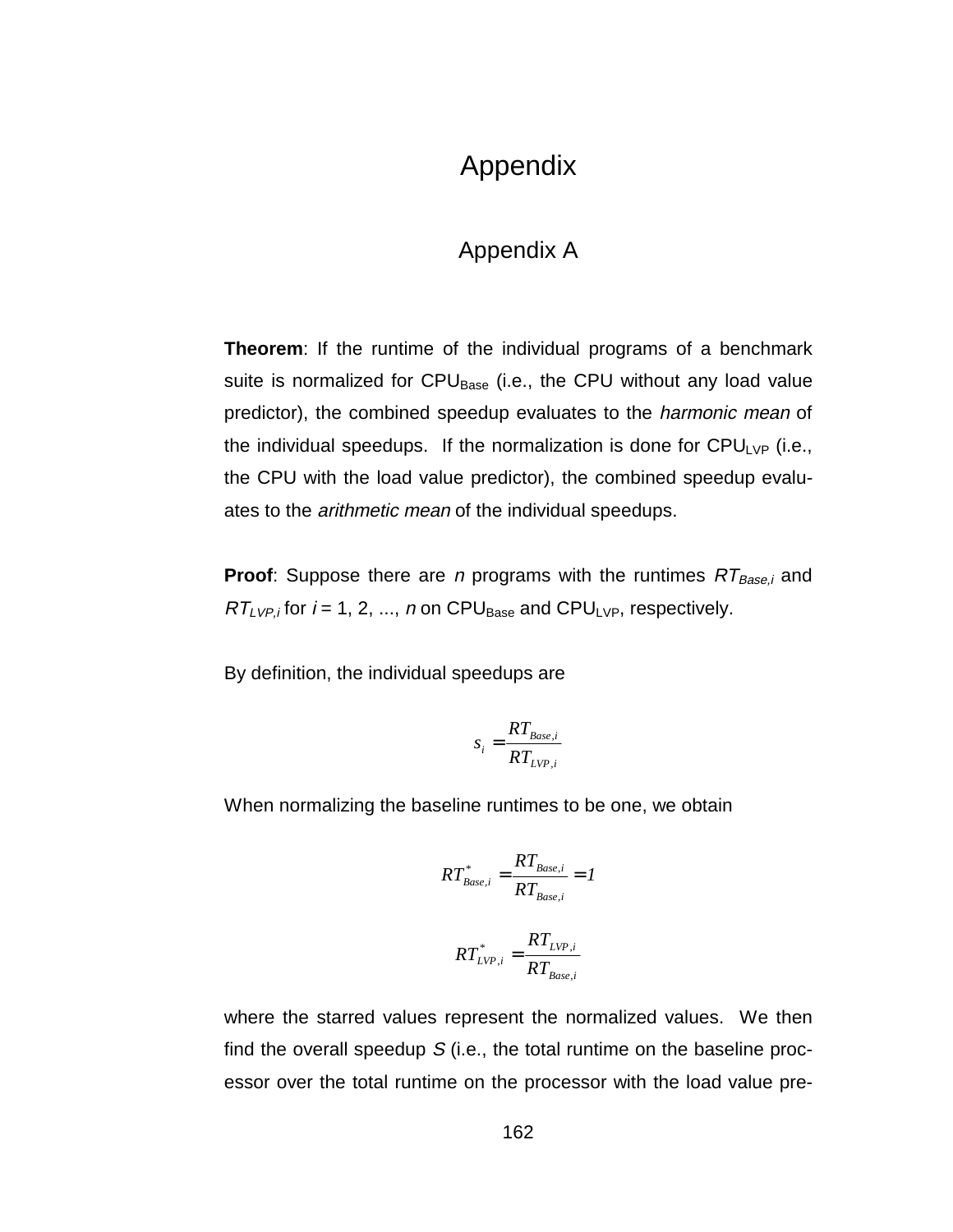# Appendix

## Appendix A

**Theorem**: If the runtime of the individual programs of a benchmark suite is normalized for $CPU_{Base}$ (i.e., the CPU without any load value predictor), the combined speedup evaluates to the *harmonic mean* of the individual speedups. If the normalization is done for $CPU_{LVP}$ (i.e., the CPU with the load value predictor), the combined speedup evaluates to the *arithmetic mean* of the individual speedups.

**Proof**: Suppose there are *n* programs with the runtimes $RT_{Base,i}$ and $RT_{LVP,i}$ for $i = 1, 2, ..., n$ on $CPU_{Base}$ and $CPU_{LVP}$, respectively.

By definition, the individual speedups are

$$s_i = \frac{RT_{Base,i}}{RT_{LVP,i}}$$

When normalizing the baseline runtimes to be one, we obtain

$$RT^*_{Base,i} = \frac{RT_{Base,i}}{RT_{Base,i}} = 1$$

$$RT^*_{LVP,i} = \frac{RT_{LVP,i}}{RT_{Base,i}}$$

where the starred values represent the normalized values. We then find the overall speedup $S$ (i.e., the total runtime on the baseline processor over the total runtime on the processor with the load value pre-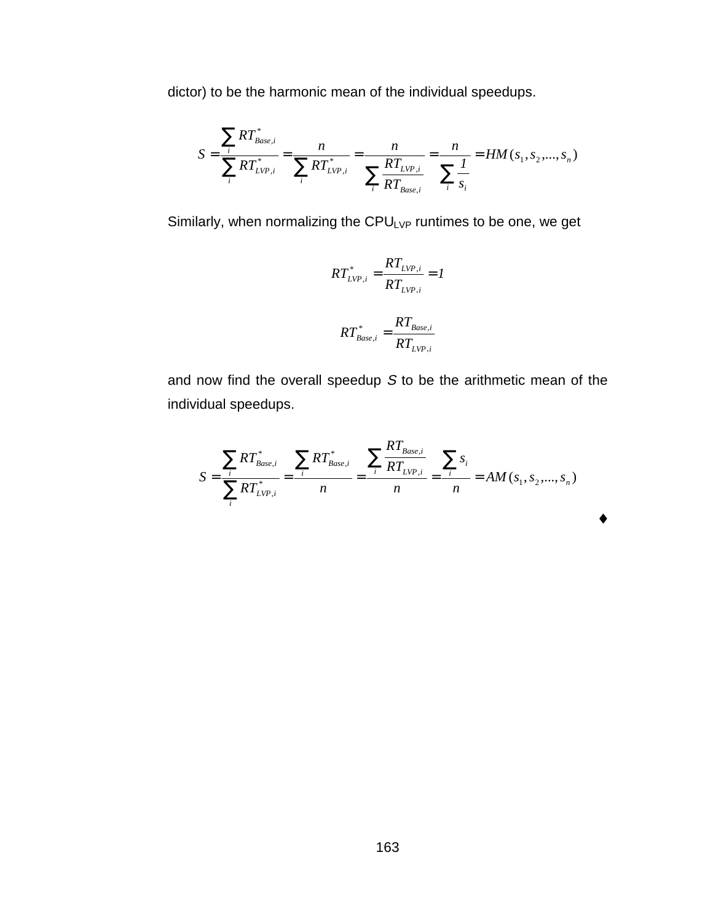dictor) to be the harmonic mean of the individual speedups.

$$S = \frac{\sum_i RT^*_{Base,i}}{\sum_i RT^*_{LVP,i}} = \frac{n}{\sum_i RT^*_{LVP,i}} = \frac{n}{\sum_i \frac{RT_{LVP,i}}{RT_{Base,i}}} = \frac{n}{\sum_i \frac{1}{s_i}} = HM(s_1, s_2, ..., s_n)$$

Similarly, when normalizing the $CPU_{LVP}$ runtimes to be one, we get

$$RT^*_{LVP,i} = \frac{RT_{LVP,i}}{RT_{LVP,i}} = 1$$

$$RT^*_{Base,i} = \frac{RT_{Base,i}}{RT_{LVP,i}}$$

and now find the overall speedup $S$ to be the arithmetic mean of the individual speedups.

$$S = \frac{\sum_i RT^*_{Base,i}}{\sum_i RT^*_{LVP,i}} = \frac{\sum_i RT^*_{Base,i}}{n} = \frac{\sum_i \frac{RT_{Base,i}}{RT_{LVP,i}}}{n} = \frac{\sum_i s_i}{n} = AM(s_1, s_2, ..., s_n)$$

♦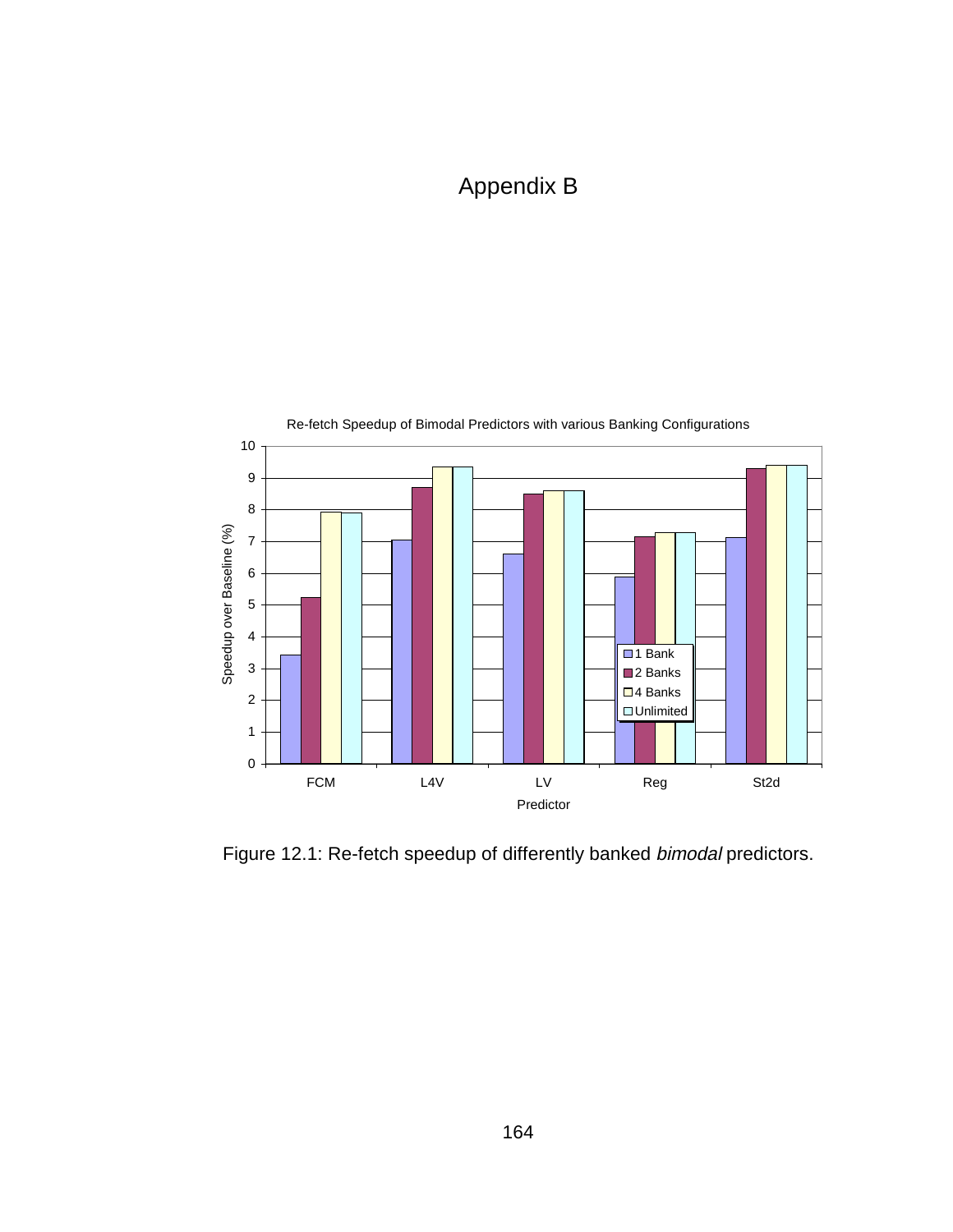# Appendix B

Re-fetch Speedup of Bimodal Predictors with various Banking Configurations

Figure 12.1: Re-fetch speedup of differently banked *bimodal* predictors.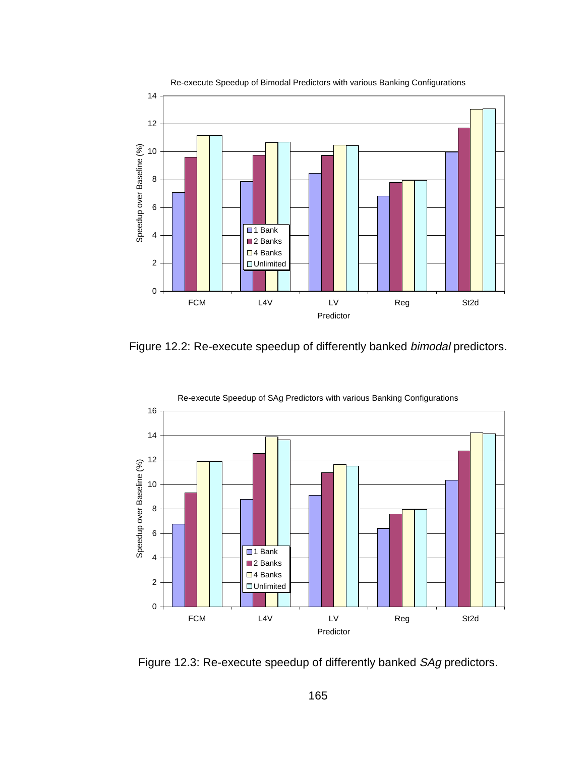Re-execute Speedup of Bimodal Predictors with various Banking Configurations

Figure 12.2: Re-execute speedup of differently banked *bimodal* predictors.

Re-execute Speedup of SAg Predictors with various Banking Configurations

Figure 12.3: Re-execute speedup of differently banked *SAg* predictors.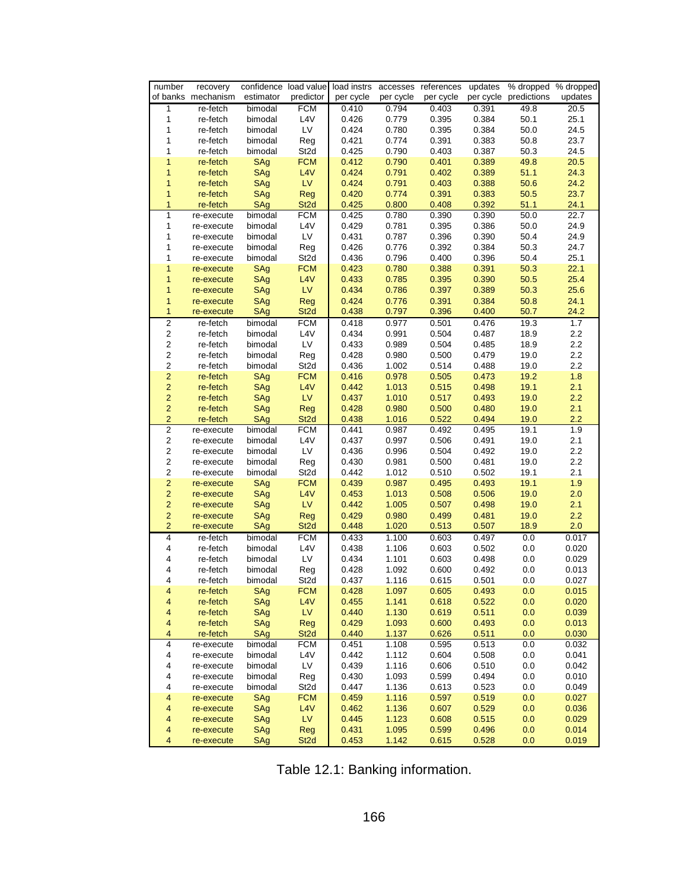| number of banks | recovery mechanism | confidence estimator | load value predictor | load instrs per cycle | accesses per cycle | references per cycle | updates per cycle | % dropped predictions | % dropped updates |
|---|---|---|---|---|---|---|---|---|---|
| 1 | re-fetch | bimodal | FCM | 0.410 | 0.794 | 0.403 | 0.391 | 49.8 | 20.5 |
| 1 | re-fetch | bimodal | L4V | 0.426 | 0.779 | 0.395 | 0.384 | 50.1 | 25.1 |
| 1 | re-fetch | bimodal | LV | 0.424 | 0.780 | 0.395 | 0.384 | 50.0 | 24.5 |
| 1 | re-fetch | bimodal | Reg | 0.421 | 0.774 | 0.391 | 0.383 | 50.8 | 23.7 |
| 1 | re-fetch | bimodal | St2d | 0.425 | 0.790 | 0.403 | 0.387 | 50.3 | 24.5 |
| 1 | re-fetch | SAg | FCM | 0.412 | 0.790 | 0.401 | 0.389 | 49.8 | 20.5 |
| 1 | re-fetch | SAg | L4V | 0.424 | 0.791 | 0.402 | 0.389 | 51.1 | 24.3 |
| 1 | re-fetch | SAg | LV | 0.424 | 0.791 | 0.403 | 0.388 | 50.6 | 24.2 |
| 1 | re-fetch | SAg | Reg | 0.420 | 0.774 | 0.391 | 0.383 | 50.5 | 23.7 |
| 1 | re-fetch | SAg | St2d | 0.425 | 0.800 | 0.408 | 0.392 | 51.1 | 24.1 |
| 1 | re-execute | bimodal | FCM | 0.425 | 0.780 | 0.390 | 0.390 | 50.0 | 22.7 |
| 1 | re-execute | bimodal | L4V | 0.429 | 0.781 | 0.395 | 0.386 | 50.0 | 24.9 |
| 1 | re-execute | bimodal | LV | 0.431 | 0.787 | 0.396 | 0.390 | 50.4 | 24.9 |
| 1 | re-execute | bimodal | Reg | 0.426 | 0.776 | 0.392 | 0.384 | 50.3 | 24.7 |
| 1 | re-execute | bimodal | St2d | 0.436 | 0.796 | 0.400 | 0.396 | 50.4 | 25.1 |
| 1 | re-execute | SAg | FCM | 0.423 | 0.780 | 0.388 | 0.391 | 50.3 | 22.1 |
| 1 | re-execute | SAg | L4V | 0.433 | 0.785 | 0.395 | 0.390 | 50.5 | 25.4 |
| 1 | re-execute | SAg | LV | 0.434 | 0.786 | 0.397 | 0.389 | 50.3 | 25.6 |
| 1 | re-execute | SAg | Reg | 0.424 | 0.776 | 0.391 | 0.384 | 50.8 | 24.1 |
| 1 | re-execute | SAg | St2d | 0.438 | 0.797 | 0.396 | 0.400 | 50.7 | 24.2 |
| 2 | re-fetch | bimodal | FCM | 0.418 | 0.977 | 0.501 | 0.476 | 19.3 | 1.7 |
| 2 | re-fetch | bimodal | L4V | 0.434 | 0.991 | 0.504 | 0.487 | 18.9 | 2.2 |
| 2 | re-fetch | bimodal | LV | 0.433 | 0.989 | 0.504 | 0.485 | 18.9 | 2.2 |
| 2 | re-fetch | bimodal | Reg | 0.428 | 0.980 | 0.500 | 0.479 | 19.0 | 2.2 |
| 2 | re-fetch | bimodal | St2d | 0.436 | 1.002 | 0.514 | 0.488 | 19.0 | 2.2 |
| 2 | re-fetch | SAg | FCM | 0.416 | 0.978 | 0.505 | 0.473 | 19.2 | 1.8 |
| 2 | re-fetch | SAg | L4V | 0.442 | 1.013 | 0.515 | 0.498 | 19.1 | 2.1 |
| 2 | re-fetch | SAg | LV | 0.437 | 1.010 | 0.517 | 0.493 | 19.0 | 2.2 |
| 2 | re-fetch | SAg | Reg | 0.428 | 0.980 | 0.500 | 0.480 | 19.0 | 2.1 |
| 2 | re-fetch | SAg | St2d | 0.438 | 1.016 | 0.522 | 0.494 | 19.0 | 2.2 |
| 2 | re-execute | bimodal | FCM | 0.441 | 0.987 | 0.492 | 0.495 | 19.1 | 1.9 |
| 2 | re-execute | bimodal | L4V | 0.437 | 0.997 | 0.506 | 0.491 | 19.0 | 2.1 |
| 2 | re-execute | bimodal | LV | 0.436 | 0.996 | 0.504 | 0.492 | 19.0 | 2.2 |
| 2 | re-execute | bimodal | Reg | 0.430 | 0.981 | 0.500 | 0.481 | 19.0 | 2.2 |
| 2 | re-execute | bimodal | St2d | 0.442 | 1.012 | 0.510 | 0.502 | 19.1 | 2.1 |
| 2 | re-execute | SAg | FCM | 0.439 | 0.987 | 0.495 | 0.493 | 19.1 | 1.9 |
| 2 | re-execute | SAg | L4V | 0.453 | 1.013 | 0.508 | 0.506 | 19.0 | 2.0 |
| 2 | re-execute | SAg | LV | 0.442 | 1.005 | 0.507 | 0.498 | 19.0 | 2.1 |
| 2 | re-execute | SAg | Reg | 0.429 | 0.980 | 0.499 | 0.481 | 19.0 | 2.2 |
| 2 | re-execute | SAg | St2d | 0.448 | 1.020 | 0.513 | 0.507 | 18.9 | 2.0 |
| 4 | re-fetch | bimodal | FCM | 0.433 | 1.100 | 0.603 | 0.497 | 0.0 | 0.017 |
| 4 | re-fetch | bimodal | L4V | 0.438 | 1.106 | 0.603 | 0.502 | 0.0 | 0.020 |
| 4 | re-fetch | bimodal | LV | 0.434 | 1.101 | 0.603 | 0.498 | 0.0 | 0.029 |
| 4 | re-fetch | bimodal | Reg | 0.428 | 1.092 | 0.600 | 0.492 | 0.0 | 0.013 |
| 4 | re-fetch | bimodal | St2d | 0.437 | 1.116 | 0.615 | 0.501 | 0.0 | 0.027 |
| 4 | re-fetch | SAg | FCM | 0.428 | 1.097 | 0.605 | 0.493 | 0.0 | 0.015 |
| 4 | re-fetch | SAg | L4V | 0.455 | 1.141 | 0.618 | 0.522 | 0.0 | 0.020 |
| 4 | re-fetch | SAg | LV | 0.440 | 1.130 | 0.619 | 0.511 | 0.0 | 0.039 |
| 4 | re-fetch | SAg | Reg | 0.429 | 1.093 | 0.600 | 0.493 | 0.0 | 0.013 |
| 4 | re-fetch | SAg | St2d | 0.440 | 1.137 | 0.626 | 0.511 | 0.0 | 0.030 |
| 4 | re-execute | bimodal | FCM | 0.451 | 1.108 | 0.595 | 0.513 | 0.0 | 0.032 |
| 4 | re-execute | bimodal | L4V | 0.442 | 1.112 | 0.604 | 0.508 | 0.0 | 0.041 |
| 4 | re-execute | bimodal | LV | 0.439 | 1.116 | 0.606 | 0.510 | 0.0 | 0.042 |
| 4 | re-execute | bimodal | Reg | 0.430 | 1.093 | 0.599 | 0.494 | 0.0 | 0.010 |
| 4 | re-execute | bimodal | St2d | 0.447 | 1.136 | 0.613 | 0.523 | 0.0 | 0.049 |
| 4 | re-execute | SAg | FCM | 0.459 | 1.116 | 0.597 | 0.519 | 0.0 | 0.027 |
| 4 | re-execute | SAg | L4V | 0.462 | 1.136 | 0.607 | 0.529 | 0.0 | 0.036 |
| 4 | re-execute | SAg | LV | 0.445 | 1.123 | 0.608 | 0.515 | 0.0 | 0.029 |
| 4 | re-execute | SAg | Reg | 0.431 | 1.095 | 0.599 | 0.496 | 0.0 | 0.014 |
| 4 | re-execute | SAg | St2d | 0.453 | 1.142 | 0.615 | 0.528 | 0.0 | 0.019 |

Table 12.1: Banking information.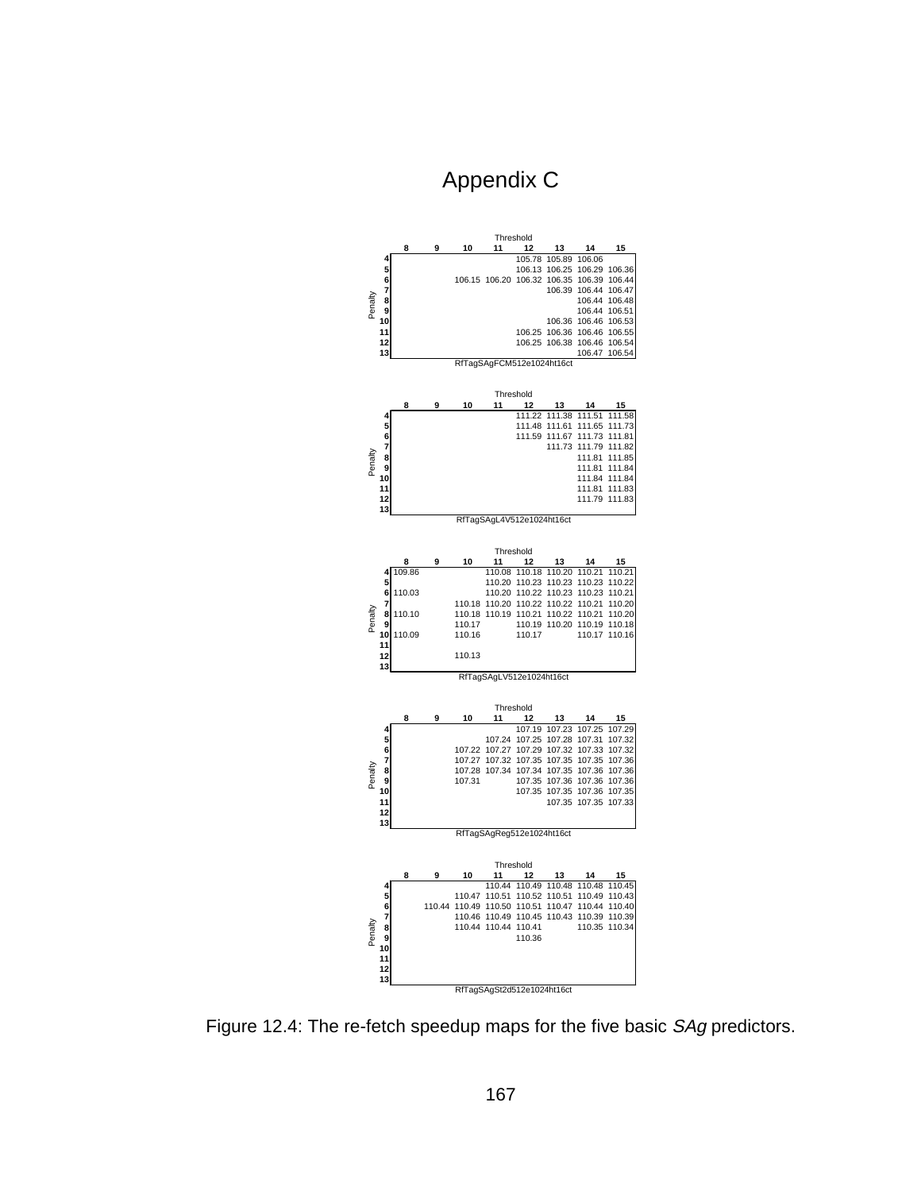# Appendix C

| Penalty \ Threshold | 8 | 9 | 10 | 11 | 12 | 13 | 14 | 15 |
|---|---|---|---|---|---|---|---|---|
| 4 | | | | | 105.78 | 105.89 | 106.06 | |
| 5 | | | | | 106.13 | 106.25 | 106.29 | 106.36 |
| 6 | | | 106.15 | 106.20 | 106.32 | 106.35 | 106.39 | 106.44 |
| 7 | | | | | | 106.39 | 106.44 | 106.47 |
| 8 | | | | | | | 106.44 | 106.48 |
| 9 | | | | | | | 106.44 | 106.51 |
| 10 | | | | | | 106.36 | 106.46 | 106.53 |
| 11 | | | | | 106.25 | 106.36 | 106.46 | 106.55 |
| 12 | | | | | 106.25 | 106.38 | 106.46 | 106.54 |
| 13 | | | | | | | 106.47 | 106.54 |

RfTagSAgFCM512e1024ht16ct

| Penalty \ Threshold | 8 | 9 | 10 | 11 | 12 | 13 | 14 | 15 |
|---|---|---|---|---|---|---|---|---|
| 4 | | | | | 111.22 | 111.38 | 111.51 | 111.58 |
| 5 | | | | | 111.48 | 111.61 | 111.65 | 111.73 |
| 6 | | | | | 111.59 | 111.67 | 111.73 | 111.81 |
| 7 | | | | | | 111.73 | 111.79 | 111.82 |
| 8 | | | | | | | 111.81 | 111.85 |
| 9 | | | | | | | 111.81 | 111.84 |
| 10 | | | | | | | 111.84 | 111.84 |
| 11 | | | | | | | 111.81 | 111.83 |
| 12 | | | | | | | 111.79 | 111.83 |
| 13 | | | | | | | | |

RfTagSAgL4V512e1024ht16ct

| Penalty \ Threshold | 8 | 9 | 10 | 11 | 12 | 13 | 14 | 15 |
|---|---|---|---|---|---|---|---|---|
| 4 | 109.86 | | | 110.08 | 110.18 | 110.20 | 110.21 | 110.21 |
| 5 | | | | 110.20 | 110.23 | 110.23 | 110.23 | 110.22 |
| 6 | 110.03 | | | 110.20 | 110.22 | 110.23 | 110.23 | 110.21 |
| 7 | | | 110.18 | 110.20 | 110.22 | 110.22 | 110.21 | 110.20 |
| 8 | 110.10 | | 110.18 | 110.19 | 110.21 | 110.22 | 110.21 | 110.20 |
| 9 | | | 110.17 | | 110.19 | 110.20 | 110.19 | 110.18 |
| 10 | 110.09 | | 110.16 | | 110.17 | | 110.17 | 110.16 |
| 11 | | | | | | | | |
| 12 | | | 110.13 | | | | | |
| 13 | | | | | | | | |

RfTagSAgLV512e1024ht16ct

| Penalty \ Threshold | 8 | 9 | 10 | 11 | 12 | 13 | 14 | 15 |
|---|---|---|---|---|---|---|---|---|
| 4 | | | | | 107.19 | 107.23 | 107.25 | 107.29 |
| 5 | | | | 107.24 | 107.25 | 107.28 | 107.31 | 107.32 |
| 6 | | | 107.22 | 107.27 | 107.29 | 107.32 | 107.33 | 107.32 |
| 7 | | | 107.27 | 107.32 | 107.35 | 107.35 | 107.35 | 107.36 |
| 8 | | | 107.28 | 107.34 | 107.34 | 107.35 | 107.36 | 107.36 |
| 9 | | | 107.31 | | 107.35 | 107.36 | 107.36 | 107.36 |
| 10 | | | | | 107.35 | 107.35 | 107.36 | 107.35 |
| 11 | | | | | | 107.35 | 107.35 | 107.33 |
| 12 | | | | | | | | |
| 13 | | | | | | | | |

RfTagSAgReg512e1024ht16ct

| Penalty \ Threshold | 8 | 9 | 10 | 11 | 12 | 13 | 14 | 15 |
|---|---|---|---|---|---|---|---|---|
| 4 | | | | 110.44 | 110.49 | 110.48 | 110.48 | 110.45 |
| 5 | | | 110.47 | 110.51 | 110.52 | 110.51 | 110.49 | 110.43 |
| 6 | | 110.44 | 110.49 | 110.50 | 110.51 | 110.47 | 110.44 | 110.40 |
| 7 | | | 110.46 | 110.49 | 110.45 | 110.43 | 110.39 | 110.39 |
| 8 | | | 110.44 | 110.44 | 110.41 | | 110.35 | 110.34 |
| 9 | | | | | 110.36 | | | |
| 10 | | | | | | | | |
| 11 | | | | | | | | |
| 12 | | | | | | | | |
| 13 | | | | | | | | |

RfTagSAgSt2d512e1024ht16ct

Figure 12.4: The re-fetch speedup maps for the five basic *SAg* predictors.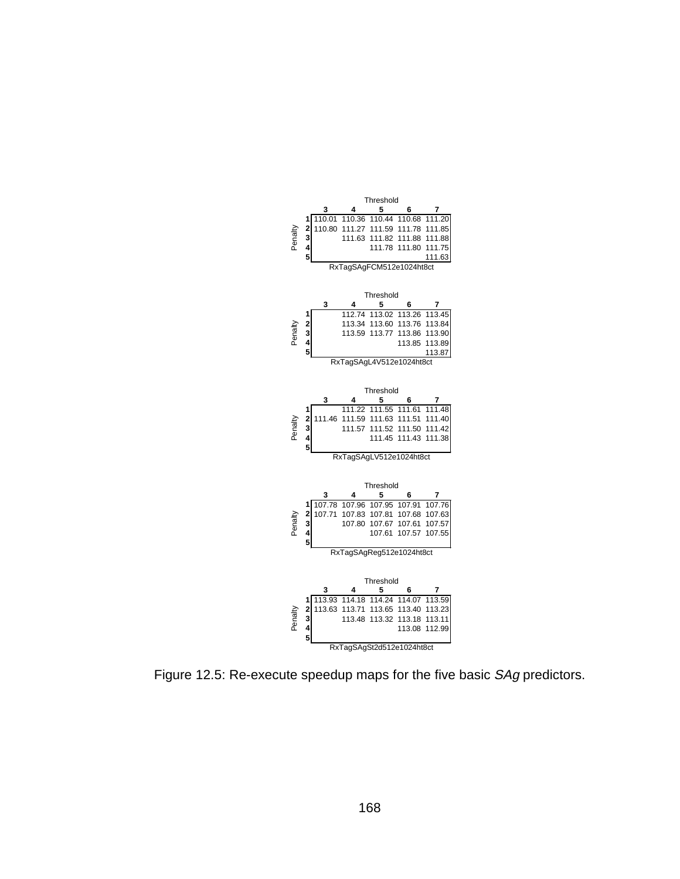| Penalty \ Threshold | 3 | 4 | 5 | 6 | 7 |
|---|---|---|---|---|---|
| 1 | 110.01 | 110.36 | 110.44 | 110.68 | 111.20 |
| 2 | 110.80 | 111.27 | 111.59 | 111.78 | 111.85 |
| 3 | | 111.63 | 111.82 | 111.88 | 111.88 |
| 4 | | | 111.78 | 111.80 | 111.75 |
| 5 | | | | | 111.63 |

RxTagSAgFCM512e1024ht8ct

| Penalty \ Threshold | 3 | 4 | 5 | 6 | 7 |
|---|---|---|---|---|---|
| 1 | | 112.74 | 113.02 | 113.26 | 113.45 |
| 2 | | 113.34 | 113.60 | 113.76 | 113.84 |
| 3 | | 113.59 | 113.77 | 113.86 | 113.90 |
| 4 | | | | 113.85 | 113.89 |
| 5 | | | | | 113.87 |

RxTagSAgL4V512e1024ht8ct

| Penalty \ Threshold | 3 | 4 | 5 | 6 | 7 |
|---|---|---|---|---|---|
| 1 | | 111.22 | 111.55 | 111.61 | 111.48 |
| 2 | 111.46 | 111.59 | 111.63 | 111.51 | 111.40 |
| 3 | | 111.57 | 111.52 | 111.50 | 111.42 |
| 4 | | | 111.45 | 111.43 | 111.38 |
| 5 | | | | | |

RxTagSAgLV512e1024ht8ct

| Penalty \ Threshold | 3 | 4 | 5 | 6 | 7 |
|---|---|---|---|---|---|
| 1 | 107.78 | 107.96 | 107.95 | 107.91 | 107.76 |
| 2 | 107.71 | 107.83 | 107.81 | 107.68 | 107.63 |
| 3 | | 107.80 | 107.67 | 107.61 | 107.57 |
| 4 | | | 107.61 | 107.57 | 107.55 |
| 5 | | | | | |

RxTagSAgReg512e1024ht8ct

| Penalty \ Threshold | 3 | 4 | 5 | 6 | 7 |
|---|---|---|---|---|---|
| 1 | 113.93 | 114.18 | 114.24 | 114.07 | 113.59 |
| 2 | 113.63 | 113.71 | 113.65 | 113.40 | 113.23 |
| 3 | | 113.48 | 113.32 | 113.18 | 113.11 |
| 4 | | | | 113.08 | 112.99 |
| 5 | | | | | |

RxTagSAgSt2d512e1024ht8ct

Figure 12.5: Re-execute speedup maps for the five basic *SAg* predictors.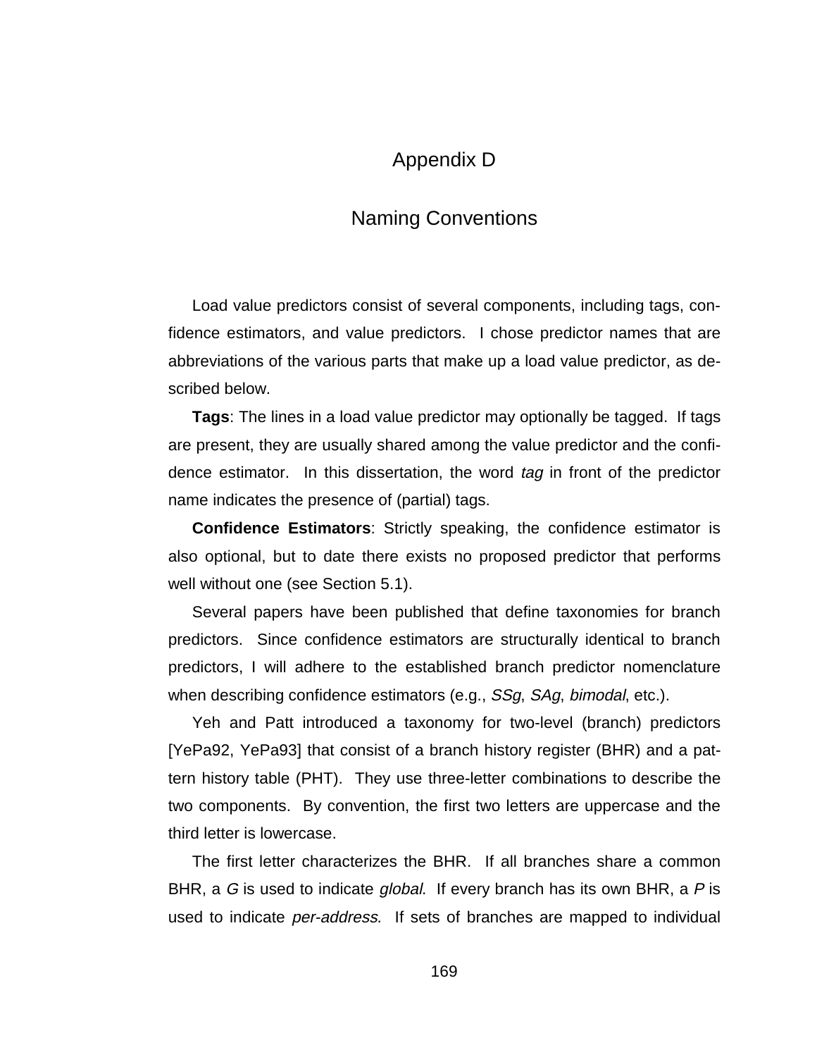# Appendix D

# Naming Conventions

Load value predictors consist of several components, including tags, confidence estimators, and value predictors. I chose predictor names that are abbreviations of the various parts that make up a load value predictor, as described below.

**Tags**: The lines in a load value predictor may optionally be tagged. If tags are present, they are usually shared among the value predictor and the confidence estimator. In this dissertation, the word *tag* in front of the predictor name indicates the presence of (partial) tags.

**Confidence Estimators**: Strictly speaking, the confidence estimator is also optional, but to date there exists no proposed predictor that performs well without one (see Section 5.1).

Several papers have been published that define taxonomies for branch predictors. Since confidence estimators are structurally identical to branch predictors, I will adhere to the established branch predictor nomenclature when describing confidence estimators (e.g., *SSg*, *SAg*, *bimodal*, etc.).

Yeh and Patt introduced a taxonomy for two-level (branch) predictors [YePa92, YePa93] that consist of a branch history register (BHR) and a pattern history table (PHT). They use three-letter combinations to describe the two components. By convention, the first two letters are uppercase and the third letter is lowercase.

The first letter characterizes the BHR. If all branches share a common BHR, a *G* is used to indicate *global*. If every branch has its own BHR, a *P* is used to indicate *per-address*. If sets of branches are mapped to individual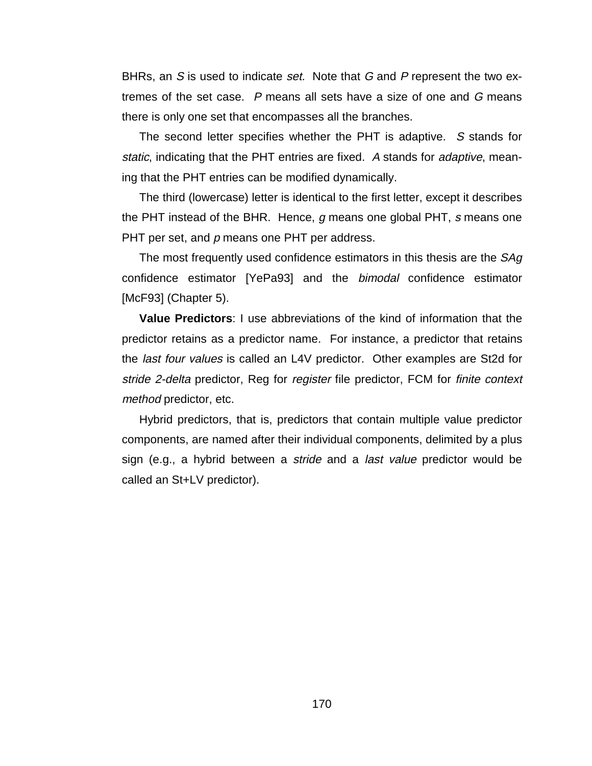BHRs, an *S* is used to indicate *set*. Note that *G* and *P* represent the two extremes of the set case. *P* means all sets have a size of one and *G* means there is only one set that encompasses all the branches.

The second letter specifies whether the PHT is adaptive. *S* stands for *static*, indicating that the PHT entries are fixed. *A* stands for *adaptive*, meaning that the PHT entries can be modified dynamically.

The third (lowercase) letter is identical to the first letter, except it describes the PHT instead of the BHR. Hence, *g* means one global PHT, *s* means one PHT per set, and *p* means one PHT per address.

The most frequently used confidence estimators in this thesis are the *SAg* confidence estimator [YePa93] and the *bimodal* confidence estimator [McF93] (Chapter 5).

**Value Predictors**: I use abbreviations of the kind of information that the predictor retains as a predictor name. For instance, a predictor that retains the *last four values* is called an L4V predictor. Other examples are St2d for *stride 2-delta* predictor, Reg for *register* file predictor, FCM for *finite context method* predictor, etc.

Hybrid predictors, that is, predictors that contain multiple value predictor components, are named after their individual components, delimited by a plus sign (e.g., a hybrid between a *stride* and a *last value* predictor would be called an St+LV predictor).